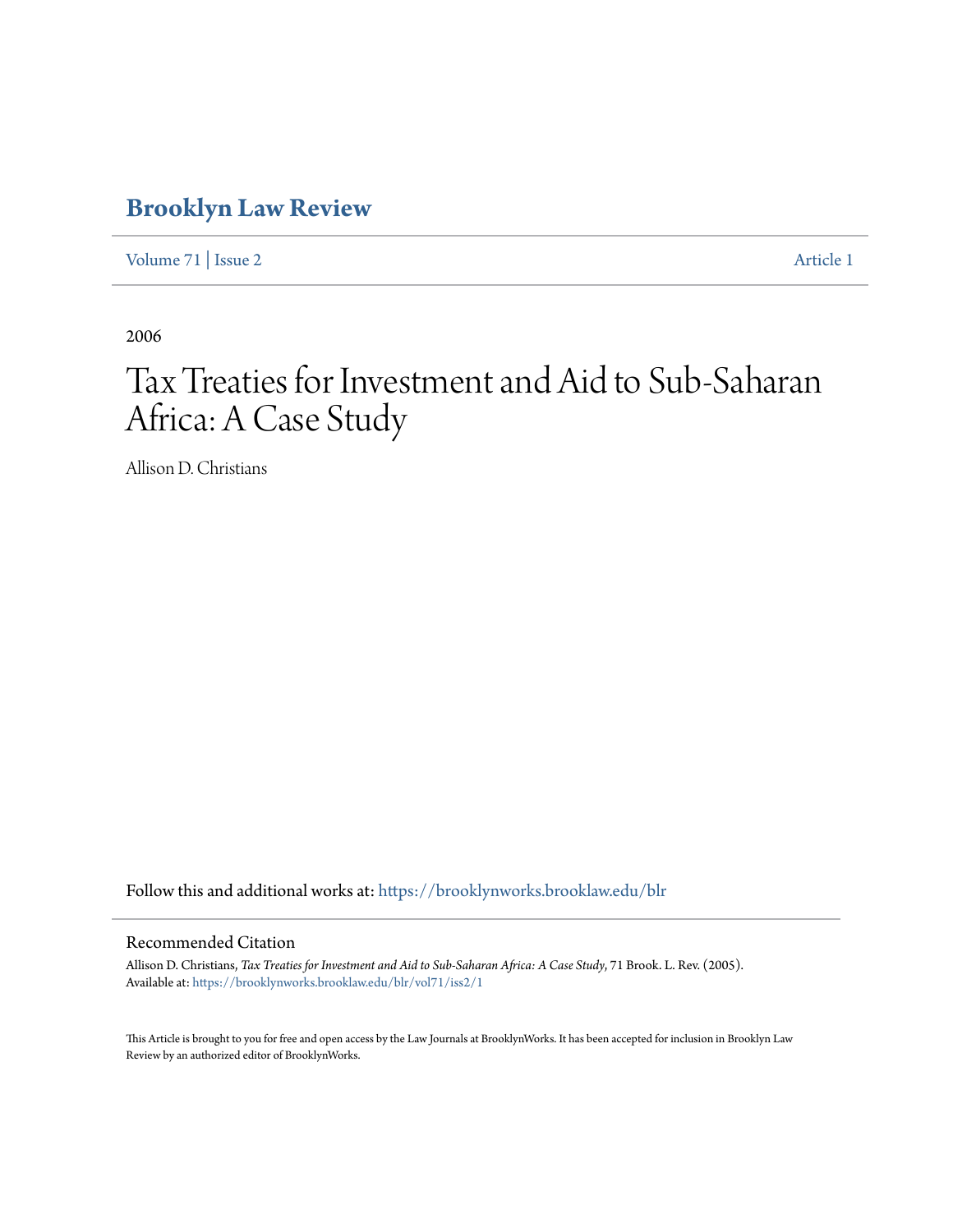# Brooklyn Law Review

Volume 71 | Issue 2 Article 1

2006

# Tax Treaties for Investment and Aid to Sub-Saharan Africa: A Case Study

Allison D. Christians

Follow this and additional works at: https://brooklynworks.brooklaw.edu/blr

## Recommended Citation

Allison D. Christians, *Tax Treaties for Investment and Aid to Sub-Saharan Africa: A Case Study*, 71 Brook. L. Rev. (2005).
Available at: https://brooklynworks.brooklaw.edu/blr/vol71/iss2/1

This Article is brought to you for free and open access by the Law Journals at BrooklynWorks. It has been accepted for inclusion in Brooklyn Law Review by an authorized editor of BrooklynWorks.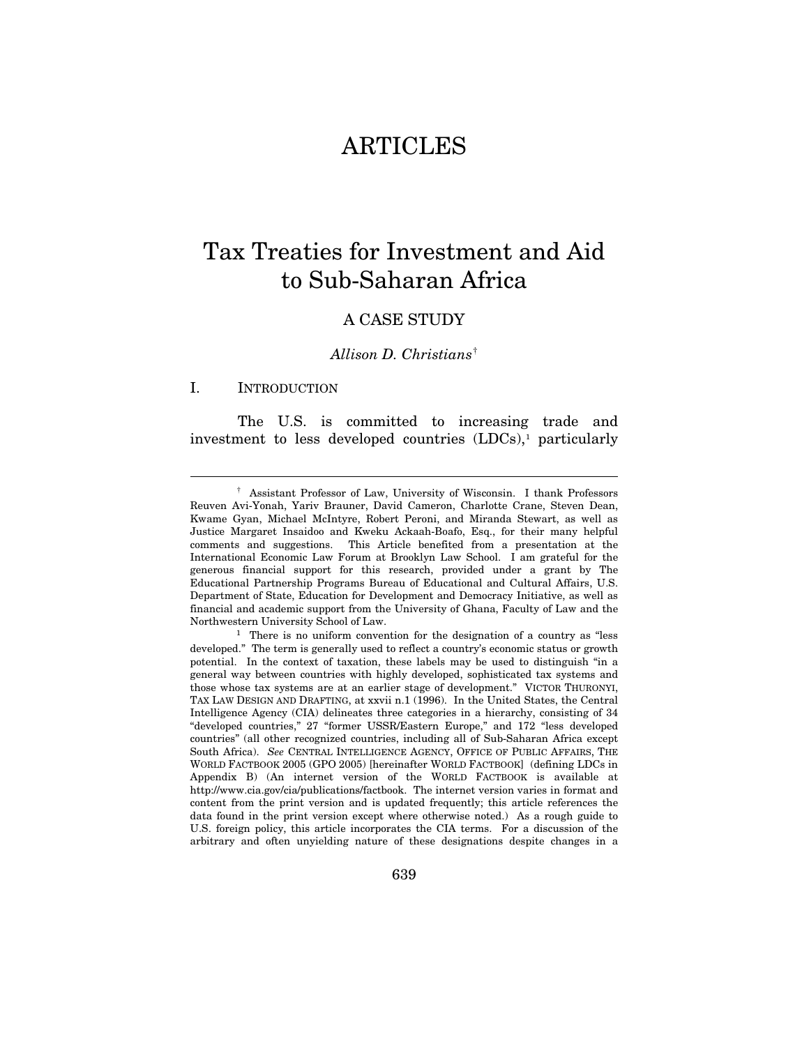# ARTICLES

# Tax Treaties for Investment and Aid to Sub-Saharan Africa

## A CASE STUDY

*Allison D. Christians*[†]

## I. INTRODUCTION

The U.S. is committed to increasing trade and investment to less developed countries (LDCs),[1] particularly

---

[†] Assistant Professor of Law, University of Wisconsin. I thank Professors Reuven Avi-Yonah, Yariv Brauner, David Cameron, Charlotte Crane, Steven Dean, Kwame Gyan, Michael McIntyre, Robert Peroni, and Miranda Stewart, as well as Justice Margaret Insaidoo and Kweku Ackaah-Boafo, Esq., for their many helpful comments and suggestions. This Article benefited from a presentation at the International Economic Law Forum at Brooklyn Law School. I am grateful for the generous financial support for this research, provided under a grant by The Educational Partnership Programs Bureau of Educational and Cultural Affairs, U.S. Department of State, Education for Development and Democracy Initiative, as well as financial and academic support from the University of Ghana, Faculty of Law and the Northwestern University School of Law.

[1] There is no uniform convention for the designation of a country as "less developed." The term is generally used to reflect a country's economic status or growth potential. In the context of taxation, these labels may be used to distinguish "in a general way between countries with highly developed, sophisticated tax systems and those whose tax systems are at an earlier stage of development." VICTOR THURONYI, TAX LAW DESIGN AND DRAFTING, at xxvii n.1 (1996). In the United States, the Central Intelligence Agency (CIA) delineates three categories in a hierarchy, consisting of 34 "developed countries," 27 "former USSR/Eastern Europe," and 172 "less developed countries" (all other recognized countries, including all of Sub-Saharan Africa except South Africa). *See* CENTRAL INTELLIGENCE AGENCY, OFFICE OF PUBLIC AFFAIRS, THE WORLD FACTBOOK 2005 (GPO 2005) [hereinafter WORLD FACTBOOK] (defining LDCs in Appendix B) (An internet version of the WORLD FACTBOOK is available at http://www.cia.gov/cia/publications/factbook. The internet version varies in format and content from the print version and is updated frequently; this article references the data found in the print version except where otherwise noted.) As a rough guide to U.S. foreign policy, this article incorporates the CIA terms. For a discussion of the arbitrary and often unyielding nature of these designations despite changes in a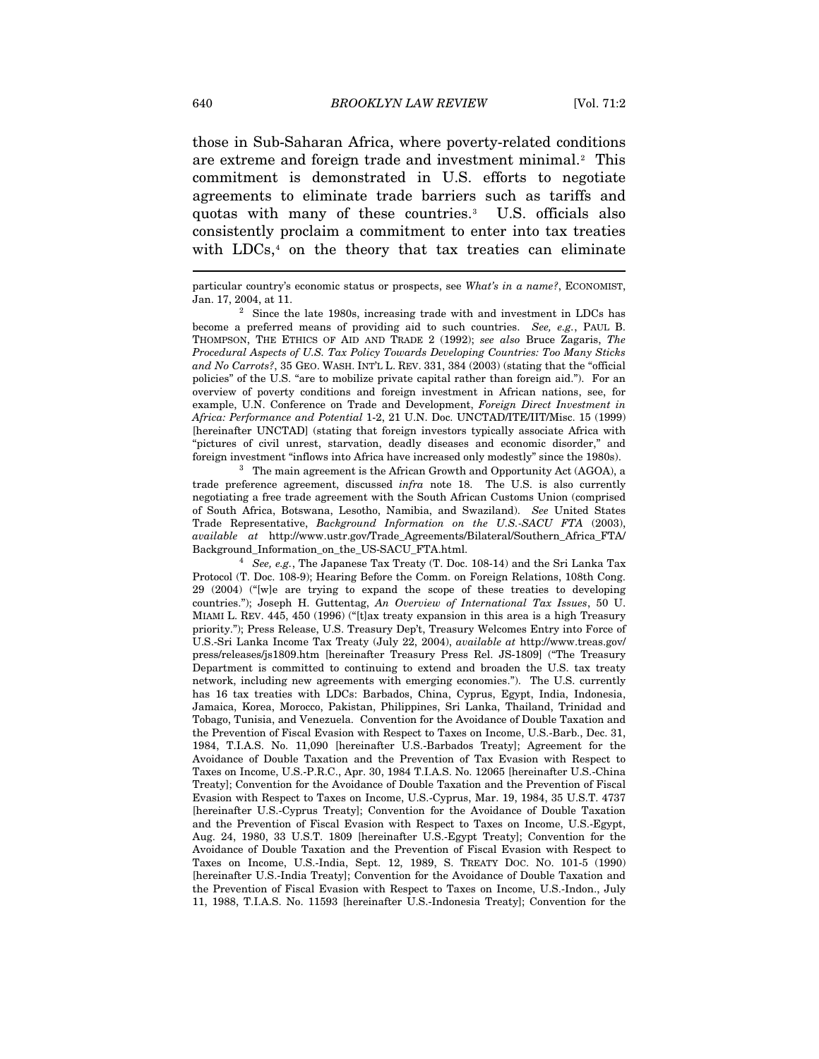those in Sub-Saharan Africa, where poverty-related conditions are extreme and foreign trade and investment minimal.[2] This commitment is demonstrated in U.S. efforts to negotiate agreements to eliminate trade barriers such as tariffs and quotas with many of these countries.[3] U.S. officials also consistently proclaim a commitment to enter into tax treaties with LDCs,[4] on the theory that tax treaties can eliminate

---

particular country's economic status or prospects, see *What's in a name?*, ECONOMIST, Jan. 17, 2004, at 11.

[2] Since the late 1980s, increasing trade with and investment in LDCs has become a preferred means of providing aid to such countries. *See, e.g.*, PAUL B. THOMPSON, THE ETHICS OF AID AND TRADE 2 (1992); *see also* Bruce Zagaris, *The Procedural Aspects of U.S. Tax Policy Towards Developing Countries: Too Many Sticks and No Carrots?*, 35 GEO. WASH. INT'L L. REV. 331, 384 (2003) (stating that the "official policies" of the U.S. "are to mobilize private capital rather than foreign aid."). For an overview of poverty conditions and foreign investment in African nations, see, for example, U.N. Conference on Trade and Development, *Foreign Direct Investment in Africa: Performance and Potential* 1-2, 21 U.N. Doc. UNCTAD/ITE/IIT/Misc. 15 (1999) [hereinafter UNCTAD] (stating that foreign investors typically associate Africa with "pictures of civil unrest, starvation, deadly diseases and economic disorder," and foreign investment "inflows into Africa have increased only modestly" since the 1980s).

[3] The main agreement is the African Growth and Opportunity Act (AGOA), a trade preference agreement, discussed *infra* note 18. The U.S. is also currently negotiating a free trade agreement with the South African Customs Union (comprised of South Africa, Botswana, Lesotho, Namibia, and Swaziland). *See* United States Trade Representative, *Background Information on the U.S.-SACU FTA* (2003), *available at* http://www.ustr.gov/Trade_Agreements/Bilateral/Southern_Africa_FTA/Background_Information_on_the_US-SACU_FTA.html.

[4] *See, e.g.*, The Japanese Tax Treaty (T. Doc. 108-14) and the Sri Lanka Tax Protocol (T. Doc. 108-9); Hearing Before the Comm. on Foreign Relations, 108th Cong. 29 (2004) ("[w]e are trying to expand the scope of these treaties to developing countries."); Joseph H. Guttentag, *An Overview of International Tax Issues*, 50 U. MIAMI L. REV. 445, 450 (1996) ("[t]ax treaty expansion in this area is a high Treasury priority."); Press Release, U.S. Treasury Dep't, Treasury Welcomes Entry into Force of U.S.-Sri Lanka Income Tax Treaty (July 22, 2004), *available at* http://www.treas.gov/press/releases/js1809.htm [hereinafter Treasury Press Rel. JS-1809] ("The Treasury Department is committed to continuing to extend and broaden the U.S. tax treaty network, including new agreements with emerging economies."). The U.S. currently has 16 tax treaties with LDCs: Barbados, China, Cyprus, Egypt, India, Indonesia, Jamaica, Korea, Morocco, Pakistan, Philippines, Sri Lanka, Thailand, Trinidad and Tobago, Tunisia, and Venezuela. Convention for the Avoidance of Double Taxation and the Prevention of Fiscal Evasion with Respect to Taxes on Income, U.S.-Barb., Dec. 31, 1984, T.I.A.S. No. 11,090 [hereinafter U.S.-Barbados Treaty]; Agreement for the Avoidance of Double Taxation and the Prevention of Tax Evasion with Respect to Taxes on Income, U.S.-P.R.C., Apr. 30, 1984 T.I.A.S. No. 12065 [hereinafter U.S.-China Treaty]; Convention for the Avoidance of Double Taxation and the Prevention of Fiscal Evasion with Respect to Taxes on Income, U.S.-Cyprus, Mar. 19, 1984, 35 U.S.T. 4737 [hereinafter U.S.-Cyprus Treaty]; Convention for the Avoidance of Double Taxation and the Prevention of Fiscal Evasion with Respect to Taxes on Income, U.S.-Egypt, Aug. 24, 1980, 33 U.S.T. 1809 [hereinafter U.S.-Egypt Treaty]; Convention for the Avoidance of Double Taxation and the Prevention of Fiscal Evasion with Respect to Taxes on Income, U.S.-India, Sept. 12, 1989, S. TREATY DOC. NO. 101-5 (1990) [hereinafter U.S.-India Treaty]; Convention for the Avoidance of Double Taxation and the Prevention of Fiscal Evasion with Respect to Taxes on Income, U.S.-Indon., July 11, 1988, T.I.A.S. No. 11593 [hereinafter U.S.-Indonesia Treaty]; Convention for the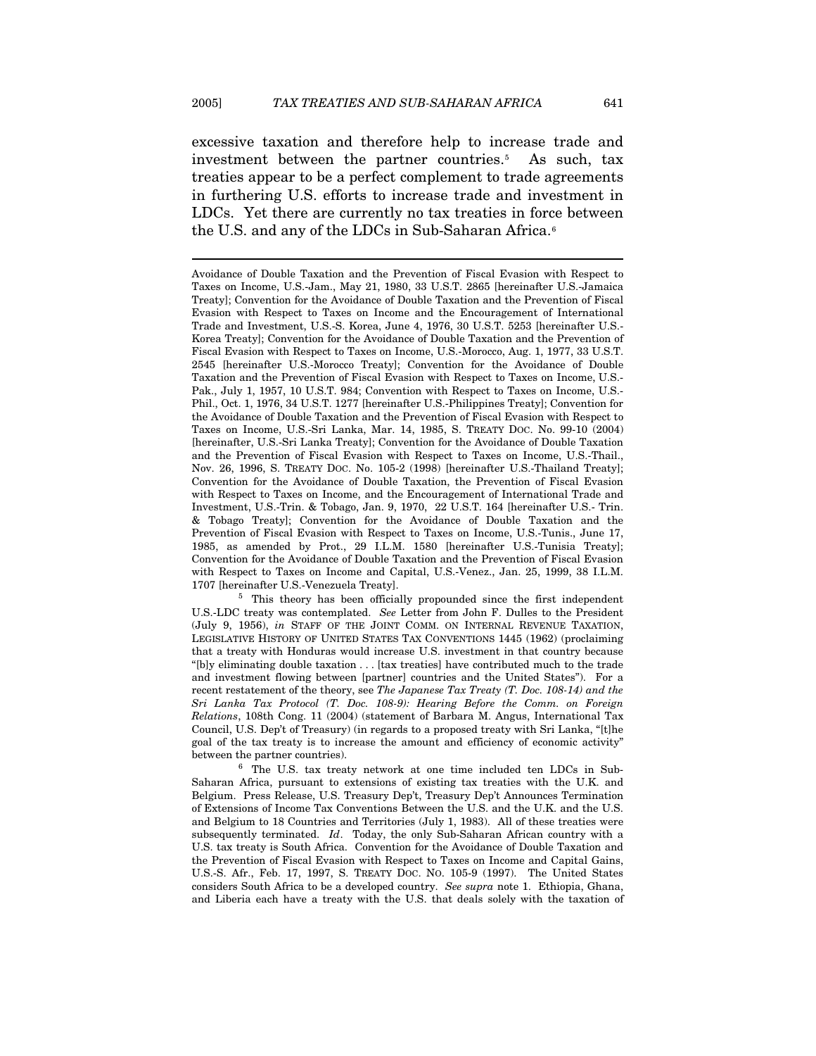excessive taxation and therefore help to increase trade and investment between the partner countries.[5] As such, tax treaties appear to be a perfect complement to trade agreements in furthering U.S. efforts to increase trade and investment in LDCs. Yet there are currently no tax treaties in force between the U.S. and any of the LDCs in Sub-Saharan Africa.[6]

---

Avoidance of Double Taxation and the Prevention of Fiscal Evasion with Respect to Taxes on Income, U.S.-Jam., May 21, 1980, 33 U.S.T. 2865 [hereinafter U.S.-Jamaica Treaty]; Convention for the Avoidance of Double Taxation and the Prevention of Fiscal Evasion with Respect to Taxes on Income and the Encouragement of International Trade and Investment, U.S.-S. Korea, June 4, 1976, 30 U.S.T. 5253 [hereinafter U.S.-Korea Treaty]; Convention for the Avoidance of Double Taxation and the Prevention of Fiscal Evasion with Respect to Taxes on Income, U.S.-Morocco, Aug. 1, 1977, 33 U.S.T. 2545 [hereinafter U.S.-Morocco Treaty]; Convention for the Avoidance of Double Taxation and the Prevention of Fiscal Evasion with Respect to Taxes on Income, U.S.-Pak., July 1, 1957, 10 U.S.T. 984; Convention with Respect to Taxes on Income, U.S.-Phil., Oct. 1, 1976, 34 U.S.T. 1277 [hereinafter U.S.-Philippines Treaty]; Convention for the Avoidance of Double Taxation and the Prevention of Fiscal Evasion with Respect to Taxes on Income, U.S.-Sri Lanka, Mar. 14, 1985, S. TREATY DOC. No. 99-10 (2004) [hereinafter, U.S.-Sri Lanka Treaty]; Convention for the Avoidance of Double Taxation and the Prevention of Fiscal Evasion with Respect to Taxes on Income, U.S.-Thail., Nov. 26, 1996, S. TREATY DOC. No. 105-2 (1998) [hereinafter U.S.-Thailand Treaty]; Convention for the Avoidance of Double Taxation, the Prevention of Fiscal Evasion with Respect to Taxes on Income, and the Encouragement of International Trade and Investment, U.S.-Trin. & Tobago, Jan. 9, 1970, 22 U.S.T. 164 [hereinafter U.S.- Trin. & Tobago Treaty]; Convention for the Avoidance of Double Taxation and the Prevention of Fiscal Evasion with Respect to Taxes on Income, U.S.-Tunis., June 17, 1985, as amended by Prot., 29 I.L.M. 1580 [hereinafter U.S.-Tunisia Treaty]; Convention for the Avoidance of Double Taxation and the Prevention of Fiscal Evasion with Respect to Taxes on Income and Capital, U.S.-Venez., Jan. 25, 1999, 38 I.L.M. 1707 [hereinafter U.S.-Venezuela Treaty].

[5] This theory has been officially propounded since the first independent U.S.-LDC treaty was contemplated. *See* Letter from John F. Dulles to the President (July 9, 1956), *in* STAFF OF THE JOINT COMM. ON INTERNAL REVENUE TAXATION, LEGISLATIVE HISTORY OF UNITED STATES TAX CONVENTIONS 1445 (1962) (proclaiming that a treaty with Honduras would increase U.S. investment in that country because "[b]y eliminating double taxation . . . [tax treaties] have contributed much to the trade and investment flowing between [partner] countries and the United States"). For a recent restatement of the theory, see *The Japanese Tax Treaty (T. Doc. 108-14) and the Sri Lanka Tax Protocol (T. Doc. 108-9): Hearing Before the Comm. on Foreign Relations*, 108th Cong. 11 (2004) (statement of Barbara M. Angus, International Tax Council, U.S. Dep't of Treasury) (in regards to a proposed treaty with Sri Lanka, "[t]he goal of the tax treaty is to increase the amount and efficiency of economic activity" between the partner countries).

[6] The U.S. tax treaty network at one time included ten LDCs in Sub-Saharan Africa, pursuant to extensions of existing tax treaties with the U.K. and Belgium. Press Release, U.S. Treasury Dep't, Treasury Dep't Announces Termination of Extensions of Income Tax Conventions Between the U.S. and the U.K. and the U.S. and Belgium to 18 Countries and Territories (July 1, 1983). All of these treaties were subsequently terminated. *Id*. Today, the only Sub-Saharan African country with a U.S. tax treaty is South Africa. Convention for the Avoidance of Double Taxation and the Prevention of Fiscal Evasion with Respect to Taxes on Income and Capital Gains, U.S.-S. Afr., Feb. 17, 1997, S. TREATY DOC. NO. 105-9 (1997). The United States considers South Africa to be a developed country. *See supra* note 1. Ethiopia, Ghana, and Liberia each have a treaty with the U.S. that deals solely with the taxation of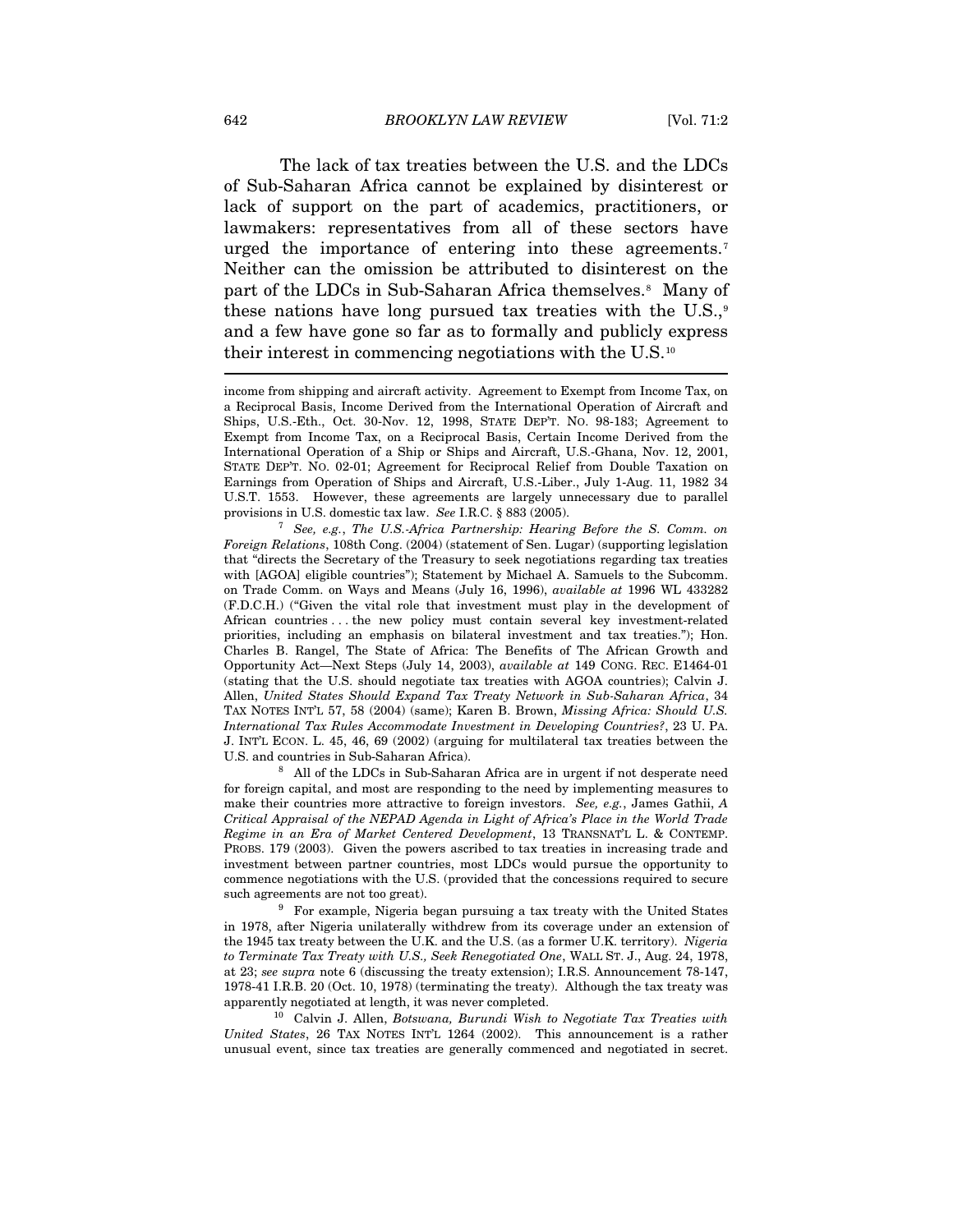The lack of tax treaties between the U.S. and the LDCs of Sub-Saharan Africa cannot be explained by disinterest or lack of support on the part of academics, practitioners, or lawmakers: representatives from all of these sectors have urged the importance of entering into these agreements.[7] Neither can the omission be attributed to disinterest on the part of the LDCs in Sub-Saharan Africa themselves.[8] Many of these nations have long pursued tax treaties with the U.S.,[9] and a few have gone so far as to formally and publicly express their interest in commencing negotiations with the U.S.[10]

---

income from shipping and aircraft activity. Agreement to Exempt from Income Tax, on a Reciprocal Basis, Income Derived from the International Operation of Aircraft and Ships, U.S.-Eth., Oct. 30-Nov. 12, 1998, STATE DEP'T. NO. 98-183; Agreement to Exempt from Income Tax, on a Reciprocal Basis, Certain Income Derived from the International Operation of a Ship or Ships and Aircraft, U.S.-Ghana, Nov. 12, 2001, STATE DEP'T. NO. 02-01; Agreement for Reciprocal Relief from Double Taxation on Earnings from Operation of Ships and Aircraft, U.S.-Liber., July 1-Aug. 11, 1982 34 U.S.T. 1553. However, these agreements are largely unnecessary due to parallel provisions in U.S. domestic tax law. *See* I.R.C. § 883 (2005).

[7] *See, e.g.*, *The U.S.-Africa Partnership: Hearing Before the S. Comm. on Foreign Relations*, 108th Cong. (2004) (statement of Sen. Lugar) (supporting legislation that "directs the Secretary of the Treasury to seek negotiations regarding tax treaties with [AGOA] eligible countries"); Statement by Michael A. Samuels to the Subcomm. on Trade Comm. on Ways and Means (July 16, 1996), *available at* 1996 WL 433282 (F.D.C.H.) ("Given the vital role that investment must play in the development of African countries . . . the new policy must contain several key investment-related priorities, including an emphasis on bilateral investment and tax treaties."); Hon. Charles B. Rangel, The State of Africa: The Benefits of The African Growth and Opportunity Act—Next Steps (July 14, 2003), *available at* 149 CONG. REC. E1464-01 (stating that the U.S. should negotiate tax treaties with AGOA countries); Calvin J. Allen, *United States Should Expand Tax Treaty Network in Sub-Saharan Africa*, 34 TAX NOTES INT'L 57, 58 (2004) (same); Karen B. Brown, *Missing Africa: Should U.S. International Tax Rules Accommodate Investment in Developing Countries?*, 23 U. PA. J. INT'L ECON. L. 45, 46, 69 (2002) (arguing for multilateral tax treaties between the U.S. and countries in Sub-Saharan Africa).

[8] All of the LDCs in Sub-Saharan Africa are in urgent if not desperate need for foreign capital, and most are responding to the need by implementing measures to make their countries more attractive to foreign investors. *See, e.g.*, James Gathii, *A Critical Appraisal of the NEPAD Agenda in Light of Africa's Place in the World Trade Regime in an Era of Market Centered Development*, 13 TRANSNAT'L L. & CONTEMP. PROBS. 179 (2003). Given the powers ascribed to tax treaties in increasing trade and investment between partner countries, most LDCs would pursue the opportunity to commence negotiations with the U.S. (provided that the concessions required to secure such agreements are not too great).

[9] For example, Nigeria began pursuing a tax treaty with the United States in 1978, after Nigeria unilaterally withdrew from its coverage under an extension of the 1945 tax treaty between the U.K. and the U.S. (as a former U.K. territory). *Nigeria to Terminate Tax Treaty with U.S., Seek Renegotiated One*, WALL ST. J., Aug. 24, 1978, at 23; *see supra* note 6 (discussing the treaty extension); I.R.S. Announcement 78-147, 1978-41 I.R.B. 20 (Oct. 10, 1978) (terminating the treaty). Although the tax treaty was apparently negotiated at length, it was never completed.

[10] Calvin J. Allen, *Botswana, Burundi Wish to Negotiate Tax Treaties with United States*, 26 TAX NOTES INT'L 1264 (2002). This announcement is a rather unusual event, since tax treaties are generally commenced and negotiated in secret.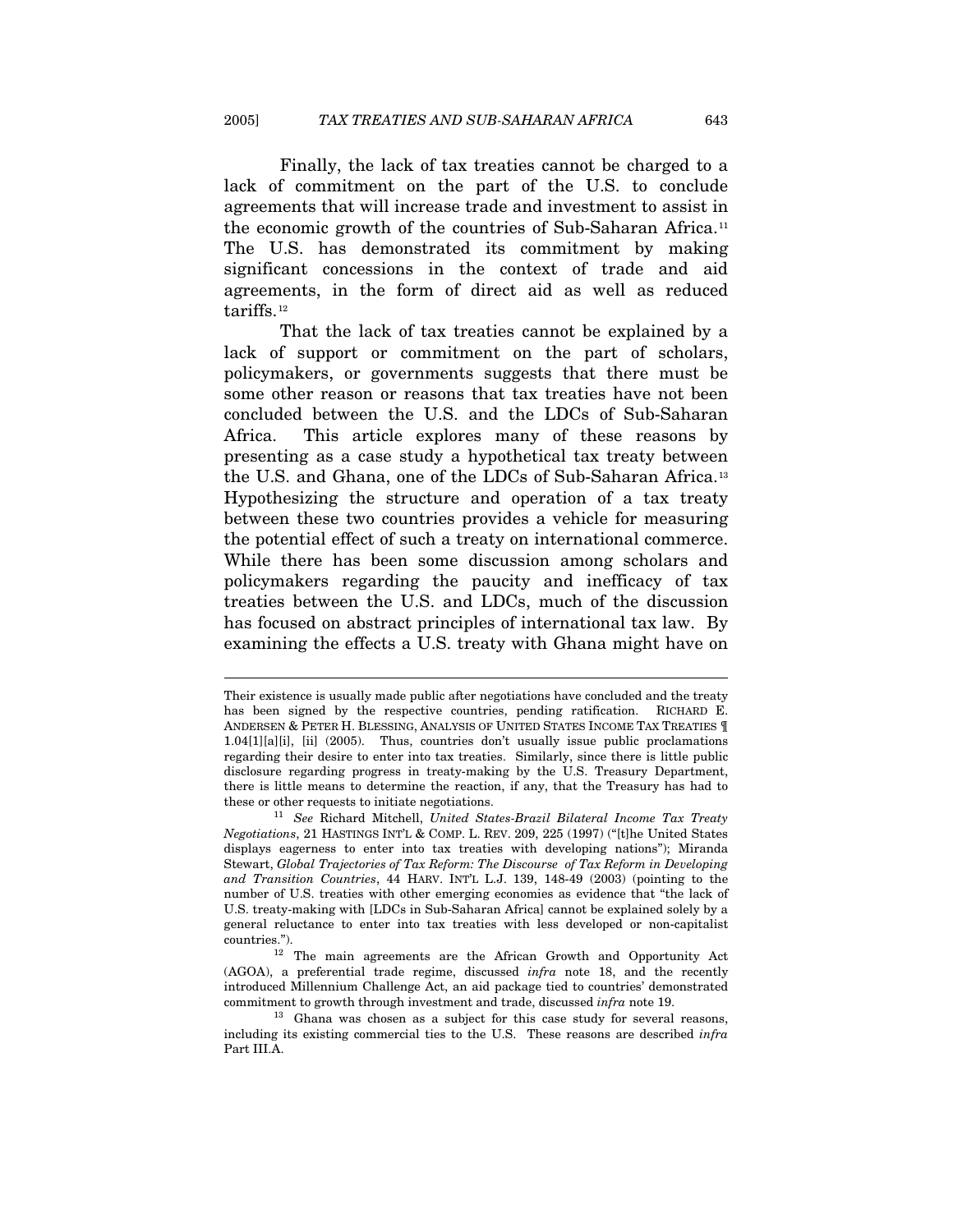Finally, the lack of tax treaties cannot be charged to a lack of commitment on the part of the U.S. to conclude agreements that will increase trade and investment to assist in the economic growth of the countries of Sub-Saharan Africa.[11] The U.S. has demonstrated its commitment by making significant concessions in the context of trade and aid agreements, in the form of direct aid as well as reduced tariffs.[12]

That the lack of tax treaties cannot be explained by a lack of support or commitment on the part of scholars, policymakers, or governments suggests that there must be some other reason or reasons that tax treaties have not been concluded between the U.S. and the LDCs of Sub-Saharan Africa. This article explores many of these reasons by presenting as a case study a hypothetical tax treaty between the U.S. and Ghana, one of the LDCs of Sub-Saharan Africa.[13] Hypothesizing the structure and operation of a tax treaty between these two countries provides a vehicle for measuring the potential effect of such a treaty on international commerce. While there has been some discussion among scholars and policymakers regarding the paucity and inefficacy of tax treaties between the U.S. and LDCs, much of the discussion has focused on abstract principles of international tax law. By examining the effects a U.S. treaty with Ghana might have on

---

Their existence is usually made public after negotiations have concluded and the treaty has been signed by the respective countries, pending ratification. RICHARD E. ANDERSEN & PETER H. BLESSING, ANALYSIS OF UNITED STATES INCOME TAX TREATIES ¶ 1.04[1][a][i], [ii] (2005). Thus, countries don't usually issue public proclamations regarding their desire to enter into tax treaties. Similarly, since there is little public disclosure regarding progress in treaty-making by the U.S. Treasury Department, there is little means to determine the reaction, if any, that the Treasury has had to these or other requests to initiate negotiations.

[11] *See* Richard Mitchell, *United States-Brazil Bilateral Income Tax Treaty Negotiations*, 21 HASTINGS INT'L & COMP. L. REV. 209, 225 (1997) ("[t]he United States displays eagerness to enter into tax treaties with developing nations"); Miranda Stewart, *Global Trajectories of Tax Reform: The Discourse of Tax Reform in Developing and Transition Countries*, 44 HARV. INT'L L.J. 139, 148-49 (2003) (pointing to the number of U.S. treaties with other emerging economies as evidence that "the lack of U.S. treaty-making with [LDCs in Sub-Saharan Africa] cannot be explained solely by a general reluctance to enter into tax treaties with less developed or non-capitalist countries.").

[12] The main agreements are the African Growth and Opportunity Act (AGOA), a preferential trade regime, discussed *infra* note 18, and the recently introduced Millennium Challenge Act, an aid package tied to countries' demonstrated commitment to growth through investment and trade, discussed *infra* note 19.

[13] Ghana was chosen as a subject for this case study for several reasons, including its existing commercial ties to the U.S. These reasons are described *infra* Part III.A.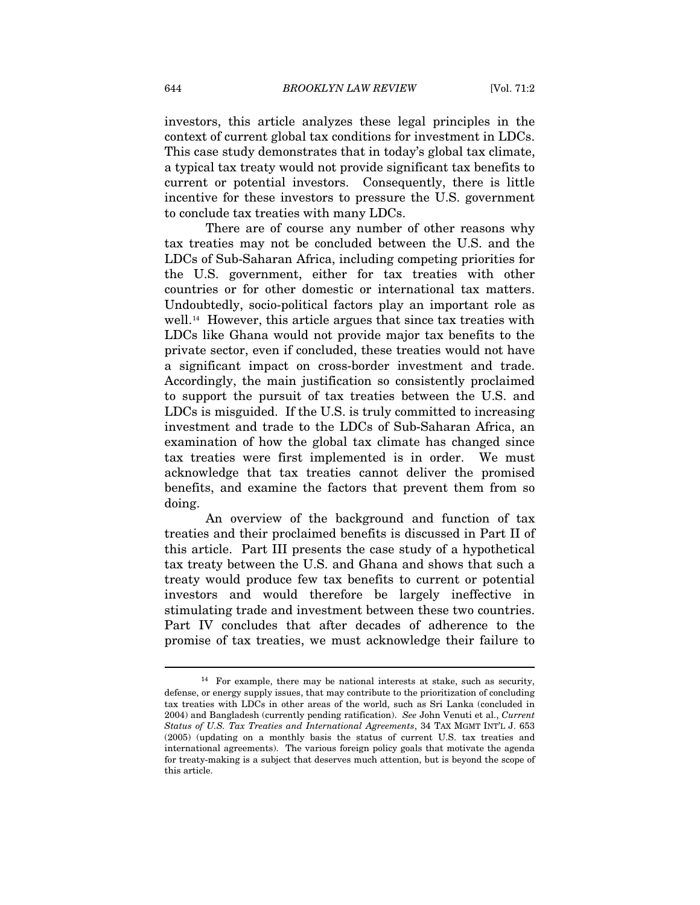investors, this article analyzes these legal principles in the context of current global tax conditions for investment in LDCs. This case study demonstrates that in today's global tax climate, a typical tax treaty would not provide significant tax benefits to current or potential investors. Consequently, there is little incentive for these investors to pressure the U.S. government to conclude tax treaties with many LDCs.

There are of course any number of other reasons why tax treaties may not be concluded between the U.S. and the LDCs of Sub-Saharan Africa, including competing priorities for the U.S. government, either for tax treaties with other countries or for other domestic or international tax matters. Undoubtedly, socio-political factors play an important role as well.[14] However, this article argues that since tax treaties with LDCs like Ghana would not provide major tax benefits to the private sector, even if concluded, these treaties would not have a significant impact on cross-border investment and trade. Accordingly, the main justification so consistently proclaimed to support the pursuit of tax treaties between the U.S. and LDCs is misguided. If the U.S. is truly committed to increasing investment and trade to the LDCs of Sub-Saharan Africa, an examination of how the global tax climate has changed since tax treaties were first implemented is in order. We must acknowledge that tax treaties cannot deliver the promised benefits, and examine the factors that prevent them from so doing.

An overview of the background and function of tax treaties and their proclaimed benefits is discussed in Part II of this article. Part III presents the case study of a hypothetical tax treaty between the U.S. and Ghana and shows that such a treaty would produce few tax benefits to current or potential investors and would therefore be largely ineffective in stimulating trade and investment between these two countries. Part IV concludes that after decades of adherence to the promise of tax treaties, we must acknowledge their failure to

---

[14] For example, there may be national interests at stake, such as security, defense, or energy supply issues, that may contribute to the prioritization of concluding tax treaties with LDCs in other areas of the world, such as Sri Lanka (concluded in 2004) and Bangladesh (currently pending ratification). *See* John Venuti et al., *Current Status of U.S. Tax Treaties and International Agreements*, 34 TAX MGMT INT'L J. 653 (2005) (updating on a monthly basis the status of current U.S. tax treaties and international agreements). The various foreign policy goals that motivate the agenda for treaty-making is a subject that deserves much attention, but is beyond the scope of this article.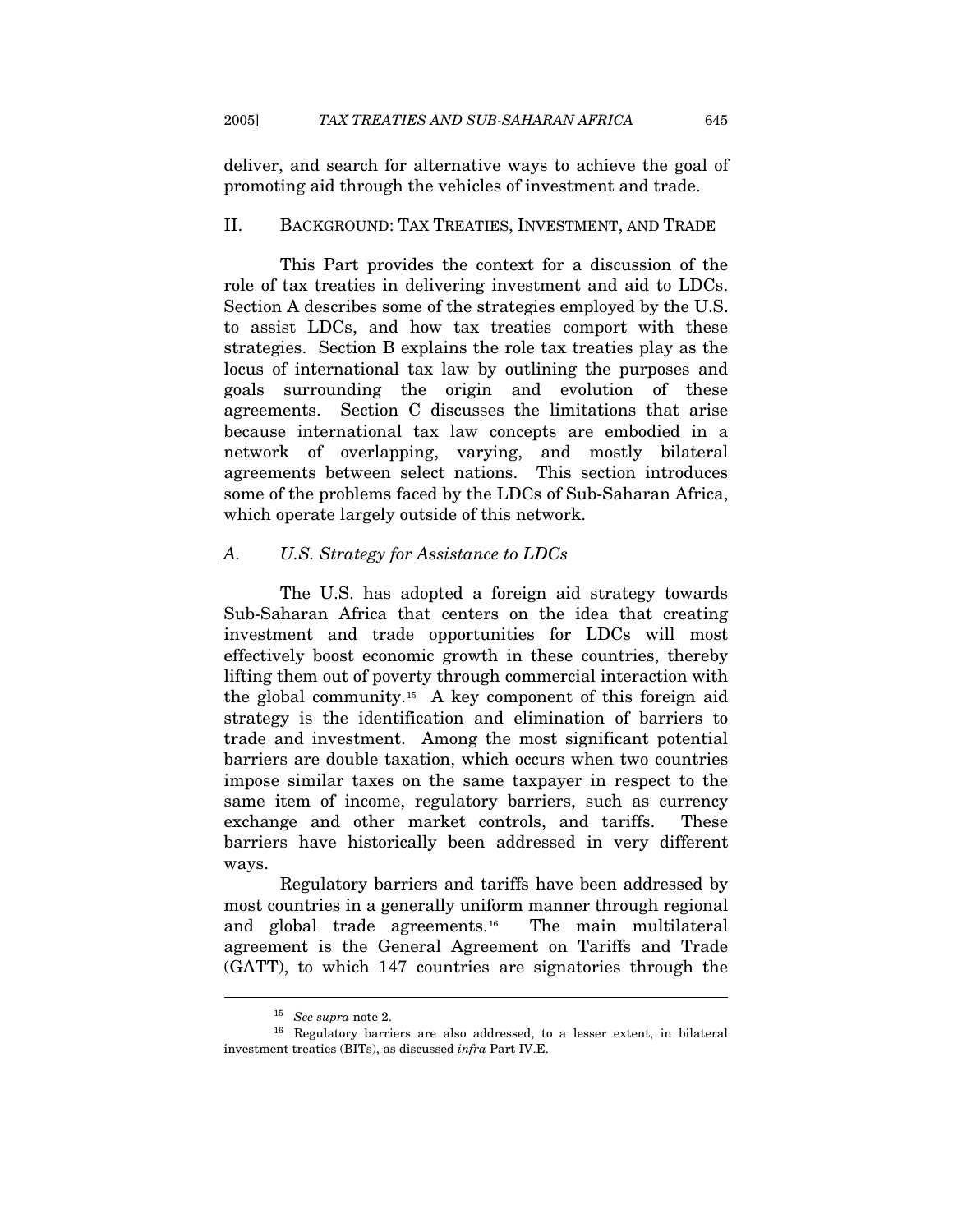deliver, and search for alternative ways to achieve the goal of promoting aid through the vehicles of investment and trade.

## II. BACKGROUND: TAX TREATIES, INVESTMENT, AND TRADE

This Part provides the context for a discussion of the role of tax treaties in delivering investment and aid to LDCs. Section A describes some of the strategies employed by the U.S. to assist LDCs, and how tax treaties comport with these strategies. Section B explains the role tax treaties play as the locus of international tax law by outlining the purposes and goals surrounding the origin and evolution of these agreements. Section C discusses the limitations that arise because international tax law concepts are embodied in a network of overlapping, varying, and mostly bilateral agreements between select nations. This section introduces some of the problems faced by the LDCs of Sub-Saharan Africa, which operate largely outside of this network.

### *A. U.S. Strategy for Assistance to LDCs*

The U.S. has adopted a foreign aid strategy towards Sub-Saharan Africa that centers on the idea that creating investment and trade opportunities for LDCs will most effectively boost economic growth in these countries, thereby lifting them out of poverty through commercial interaction with the global community.[15] A key component of this foreign aid strategy is the identification and elimination of barriers to trade and investment. Among the most significant potential barriers are double taxation, which occurs when two countries impose similar taxes on the same taxpayer in respect to the same item of income, regulatory barriers, such as currency exchange and other market controls, and tariffs. These barriers have historically been addressed in very different ways.

Regulatory barriers and tariffs have been addressed by most countries in a generally uniform manner through regional and global trade agreements.[16] The main multilateral agreement is the General Agreement on Tariffs and Trade (GATT), to which 147 countries are signatories through the

---

[15] *See supra* note 2.

[16] Regulatory barriers are also addressed, to a lesser extent, in bilateral investment treaties (BITs), as discussed *infra* Part IV.E.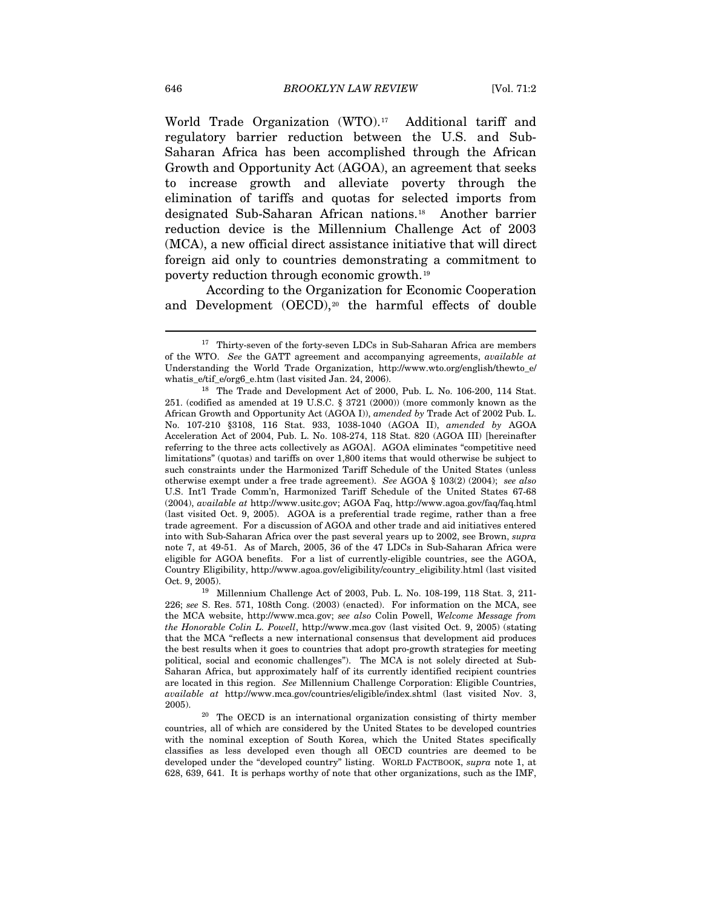World Trade Organization (WTO).[17] Additional tariff and regulatory barrier reduction between the U.S. and Sub-Saharan Africa has been accomplished through the African Growth and Opportunity Act (AGOA), an agreement that seeks to increase growth and alleviate poverty through the elimination of tariffs and quotas for selected imports from designated Sub-Saharan African nations.[18] Another barrier reduction device is the Millennium Challenge Act of 2003 (MCA), a new official direct assistance initiative that will direct foreign aid only to countries demonstrating a commitment to poverty reduction through economic growth.[19]

According to the Organization for Economic Cooperation and Development (OECD),[20] the harmful effects of double

---

[17] Thirty-seven of the forty-seven LDCs in Sub-Saharan Africa are members of the WTO. *See* the GATT agreement and accompanying agreements, *available at* Understanding the World Trade Organization, http://www.wto.org/english/thewto_e/whatis_e/tif_e/org6_e.htm (last visited Jan. 24, 2006).

[18] The Trade and Development Act of 2000, Pub. L. No. 106-200, 114 Stat. 251. (codified as amended at 19 U.S.C. § 3721 (2000)) (more commonly known as the African Growth and Opportunity Act (AGOA I)), *amended by* Trade Act of 2002 Pub. L. No. 107-210 §3108, 116 Stat. 933, 1038-1040 (AGOA II), *amended by* AGOA Acceleration Act of 2004, Pub. L. No. 108-274, 118 Stat. 820 (AGOA III) [hereinafter referring to the three acts collectively as AGOA]. AGOA eliminates "competitive need limitations" (quotas) and tariffs on over 1,800 items that would otherwise be subject to such constraints under the Harmonized Tariff Schedule of the United States (unless otherwise exempt under a free trade agreement). *See* AGOA § 103(2) (2004); *see also* U.S. Int'l Trade Comm'n, Harmonized Tariff Schedule of the United States 67-68 (2004), *available at* http://www.usitc.gov; AGOA Faq, http://www.agoa.gov/faq/faq.html (last visited Oct. 9, 2005). AGOA is a preferential trade regime, rather than a free trade agreement. For a discussion of AGOA and other trade and aid initiatives entered into with Sub-Saharan Africa over the past several years up to 2002, see Brown, *supra* note 7, at 49-51. As of March, 2005, 36 of the 47 LDCs in Sub-Saharan Africa were eligible for AGOA benefits. For a list of currently-eligible countries, see the AGOA, Country Eligibility, http://www.agoa.gov/eligibility/country_eligibility.html (last visited Oct. 9, 2005).

[19] Millennium Challenge Act of 2003, Pub. L. No. 108-199, 118 Stat. 3, 211-226; *see* S. Res. 571, 108th Cong. (2003) (enacted). For information on the MCA, see the MCA website, http://www.mca.gov; *see also* Colin Powell, *Welcome Message from the Honorable Colin L. Powell*, http://www.mca.gov (last visited Oct. 9, 2005) (stating that the MCA "reflects a new international consensus that development aid produces the best results when it goes to countries that adopt pro-growth strategies for meeting political, social and economic challenges"). The MCA is not solely directed at Sub-Saharan Africa, but approximately half of its currently identified recipient countries are located in this region. *See* Millennium Challenge Corporation: Eligible Countries, *available at* http://www.mca.gov/countries/eligible/index.shtml (last visited Nov. 3, 2005).

[20] The OECD is an international organization consisting of thirty member countries, all of which are considered by the United States to be developed countries with the nominal exception of South Korea, which the United States specifically classifies as less developed even though all OECD countries are deemed to be developed under the "developed country" listing. WORLD FACTBOOK, *supra* note 1, at 628, 639, 641. It is perhaps worthy of note that other organizations, such as the IMF,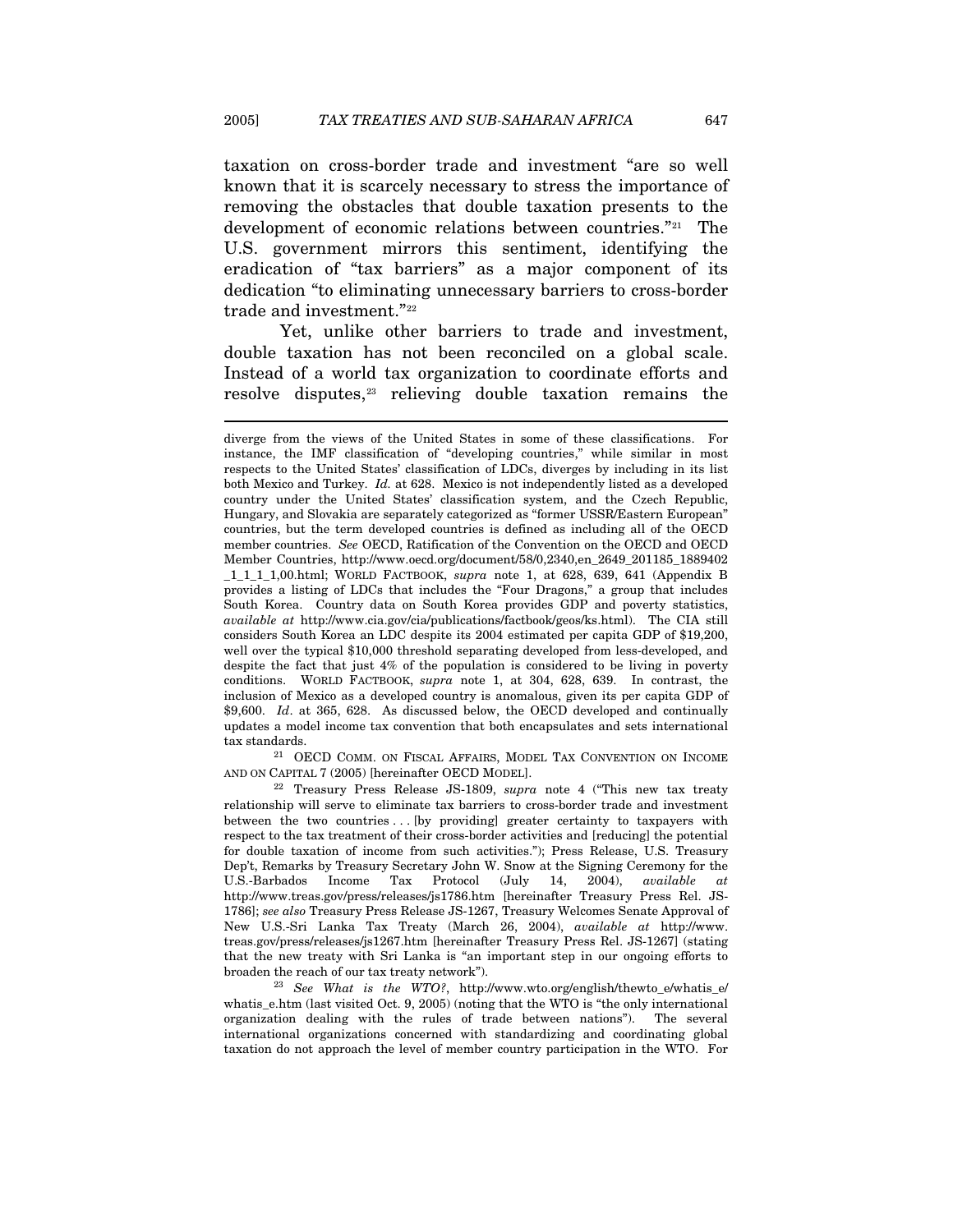taxation on cross-border trade and investment "are so well known that it is scarcely necessary to stress the importance of removing the obstacles that double taxation presents to the development of economic relations between countries."[21] The U.S. government mirrors this sentiment, identifying the eradication of "tax barriers" as a major component of its dedication "to eliminating unnecessary barriers to cross-border trade and investment."[22]

Yet, unlike other barriers to trade and investment, double taxation has not been reconciled on a global scale. Instead of a world tax organization to coordinate efforts and resolve disputes,[23] relieving double taxation remains the

---

diverge from the views of the United States in some of these classifications. For instance, the IMF classification of "developing countries," while similar in most respects to the United States' classification of LDCs, diverges by including in its list both Mexico and Turkey. *Id.* at 628. Mexico is not independently listed as a developed country under the United States' classification system, and the Czech Republic, Hungary, and Slovakia are separately categorized as "former USSR/Eastern European" countries, but the term developed countries is defined as including all of the OECD member countries. *See* OECD, Ratification of the Convention on the OECD and OECD Member Countries, http://www.oecd.org/document/58/0,2340,en_2649_201185_1889402_1_1_1_1,00.html; WORLD FACTBOOK, *supra* note 1, at 628, 639, 641 (Appendix B provides a listing of LDCs that includes the "Four Dragons," a group that includes South Korea. Country data on South Korea provides GDP and poverty statistics, *available at* http://www.cia.gov/cia/publications/factbook/geos/ks.html). The CIA still considers South Korea an LDC despite its 2004 estimated per capita GDP of $19,200, well over the typical $10,000 threshold separating developed from less-developed, and despite the fact that just 4% of the population is considered to be living in poverty conditions. WORLD FACTBOOK, *supra* note 1, at 304, 628, 639. In contrast, the inclusion of Mexico as a developed country is anomalous, given its per capita GDP of $9,600. *Id*. at 365, 628. As discussed below, the OECD developed and continually updates a model income tax convention that both encapsulates and sets international tax standards.

[21] OECD COMM. ON FISCAL AFFAIRS, MODEL TAX CONVENTION ON INCOME AND ON CAPITAL 7 (2005) [hereinafter OECD MODEL].

[22] Treasury Press Release JS-1809, *supra* note 4 ("This new tax treaty relationship will serve to eliminate tax barriers to cross-border trade and investment between the two countries . . . [by providing] greater certainty to taxpayers with respect to the tax treatment of their cross-border activities and [reducing] the potential for double taxation of income from such activities."); Press Release, U.S. Treasury Dep't, Remarks by Treasury Secretary John W. Snow at the Signing Ceremony for the U.S.-Barbados Income Tax Protocol (July 14, 2004), *available at* http://www.treas.gov/press/releases/js1786.htm [hereinafter Treasury Press Rel. JS-1786]; *see also* Treasury Press Release JS-1267, Treasury Welcomes Senate Approval of New U.S.-Sri Lanka Tax Treaty (March 26, 2004), *available at* http://www.treas.gov/press/releases/js1267.htm [hereinafter Treasury Press Rel. JS-1267] (stating that the new treaty with Sri Lanka is "an important step in our ongoing efforts to broaden the reach of our tax treaty network").

[23] *See What is the WTO?*, http://www.wto.org/english/thewto_e/whatis_e/whatis_e.htm (last visited Oct. 9, 2005) (noting that the WTO is "the only international organization dealing with the rules of trade between nations"). The several international organizations concerned with standardizing and coordinating global taxation do not approach the level of member country participation in the WTO. For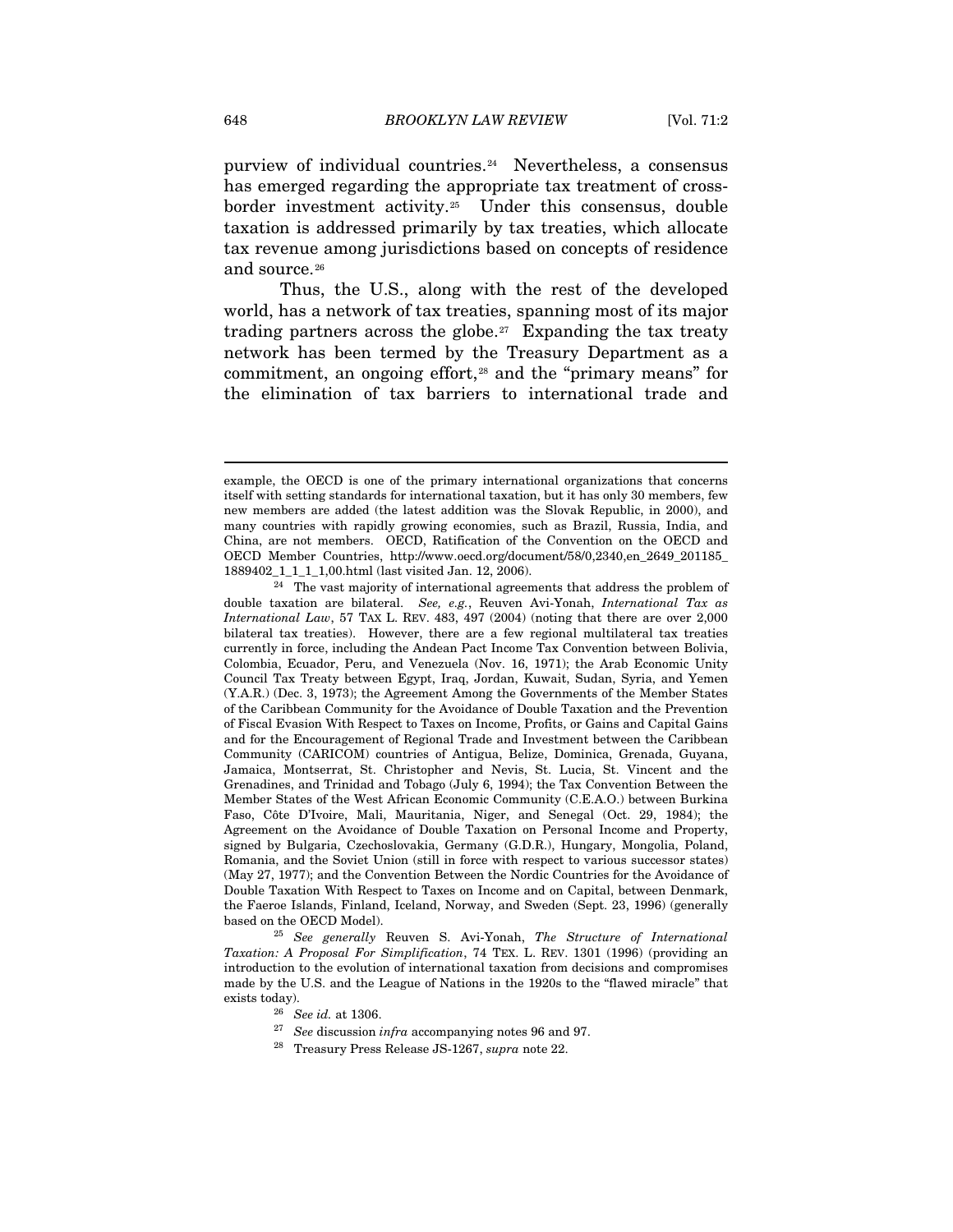purview of individual countries.[24] Nevertheless, a consensus has emerged regarding the appropriate tax treatment of cross-border investment activity.[25] Under this consensus, double taxation is addressed primarily by tax treaties, which allocate tax revenue among jurisdictions based on concepts of residence and source.[26]

Thus, the U.S., along with the rest of the developed world, has a network of tax treaties, spanning most of its major trading partners across the globe.[27] Expanding the tax treaty network has been termed by the Treasury Department as a commitment, an ongoing effort,[28] and the "primary means" for the elimination of tax barriers to international trade and

---

example, the OECD is one of the primary international organizations that concerns itself with setting standards for international taxation, but it has only 30 members, few new members are added (the latest addition was the Slovak Republic, in 2000), and many countries with rapidly growing economies, such as Brazil, Russia, India, and China, are not members. OECD, Ratification of the Convention on the OECD and OECD Member Countries, http://www.oecd.org/document/58/0,2340,en_2649_201185_1889402_1_1_1_1,00.html (last visited Jan. 12, 2006).

[24] The vast majority of international agreements that address the problem of double taxation are bilateral. *See, e.g.*, Reuven Avi-Yonah, *International Tax as International Law*, 57 TAX L. REV. 483, 497 (2004) (noting that there are over 2,000 bilateral tax treaties). However, there are a few regional multilateral tax treaties currently in force, including the Andean Pact Income Tax Convention between Bolivia, Colombia, Ecuador, Peru, and Venezuela (Nov. 16, 1971); the Arab Economic Unity Council Tax Treaty between Egypt, Iraq, Jordan, Kuwait, Sudan, Syria, and Yemen (Y.A.R.) (Dec. 3, 1973); the Agreement Among the Governments of the Member States of the Caribbean Community for the Avoidance of Double Taxation and the Prevention of Fiscal Evasion With Respect to Taxes on Income, Profits, or Gains and Capital Gains and for the Encouragement of Regional Trade and Investment between the Caribbean Community (CARICOM) countries of Antigua, Belize, Dominica, Grenada, Guyana, Jamaica, Montserrat, St. Christopher and Nevis, St. Lucia, St. Vincent and the Grenadines, and Trinidad and Tobago (July 6, 1994); the Tax Convention Between the Member States of the West African Economic Community (C.E.A.O.) between Burkina Faso, Côte D'Ivoire, Mali, Mauritania, Niger, and Senegal (Oct. 29, 1984); the Agreement on the Avoidance of Double Taxation on Personal Income and Property, signed by Bulgaria, Czechoslovakia, Germany (G.D.R.), Hungary, Mongolia, Poland, Romania, and the Soviet Union (still in force with respect to various successor states) (May 27, 1977); and the Convention Between the Nordic Countries for the Avoidance of Double Taxation With Respect to Taxes on Income and on Capital, between Denmark, the Faeroe Islands, Finland, Iceland, Norway, and Sweden (Sept. 23, 1996) (generally based on the OECD Model).

[25] *See generally* Reuven S. Avi-Yonah, *The Structure of International Taxation: A Proposal For Simplification*, 74 TEX. L. REV. 1301 (1996) (providing an introduction to the evolution of international taxation from decisions and compromises made by the U.S. and the League of Nations in the 1920s to the "flawed miracle" that exists today).

[26] *See id.* at 1306.

[27] *See* discussion *infra* accompanying notes 96 and 97.

[28] Treasury Press Release JS-1267, *supra* note 22.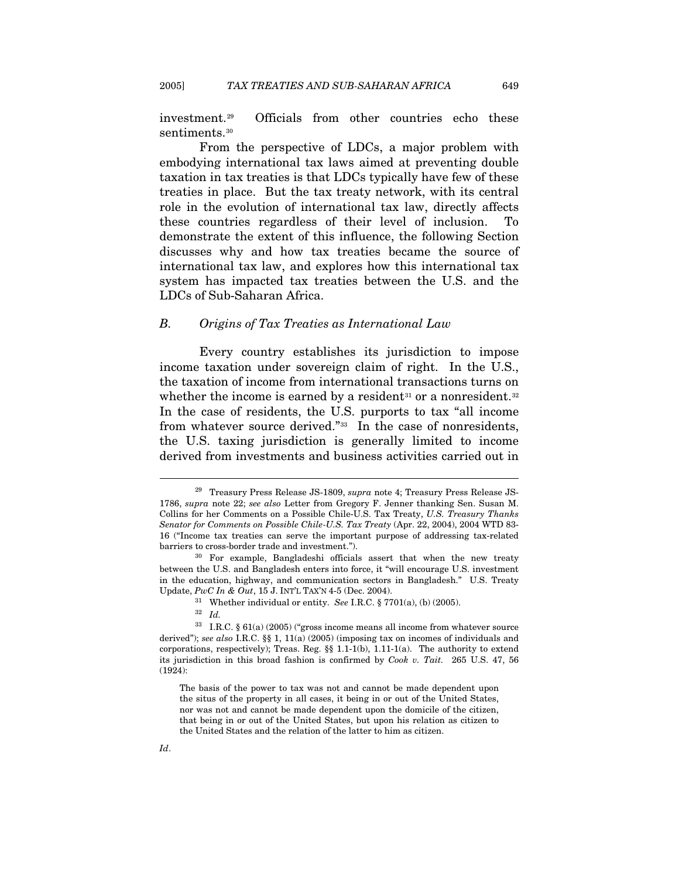investment.[29] Officials from other countries echo these sentiments.[30]

From the perspective of LDCs, a major problem with embodying international tax laws aimed at preventing double taxation in tax treaties is that LDCs typically have few of these treaties in place. But the tax treaty network, with its central role in the evolution of international tax law, directly affects these countries regardless of their level of inclusion. To demonstrate the extent of this influence, the following Section discusses why and how tax treaties became the source of international tax law, and explores how this international tax system has impacted tax treaties between the U.S. and the LDCs of Sub-Saharan Africa.

### *B. Origins of Tax Treaties as International Law*

Every country establishes its jurisdiction to impose income taxation under sovereign claim of right. In the U.S., the taxation of income from international transactions turns on whether the income is earned by a resident[31] or a nonresident.[32] In the case of residents, the U.S. purports to tax "all income from whatever source derived."[33] In the case of nonresidents, the U.S. taxing jurisdiction is generally limited to income derived from investments and business activities carried out in

---

[29] Treasury Press Release JS-1809, *supra* note 4; Treasury Press Release JS-1786, *supra* note 22; *see also* Letter from Gregory F. Jenner thanking Sen. Susan M. Collins for her Comments on a Possible Chile-U.S. Tax Treaty, *U.S. Treasury Thanks Senator for Comments on Possible Chile-U.S. Tax Treaty* (Apr. 22, 2004), 2004 WTD 83-16 ("Income tax treaties can serve the important purpose of addressing tax-related barriers to cross-border trade and investment.").

[30] For example, Bangladeshi officials assert that when the new treaty between the U.S. and Bangladesh enters into force, it "will encourage U.S. investment in the education, highway, and communication sectors in Bangladesh." U.S. Treaty Update, *PwC In & Out*, 15 J. INT'L TAX'N 4-5 (Dec. 2004).

[31] Whether individual or entity. *See* I.R.C. § 7701(a), (b) (2005).

[32] *Id.*

[33] I.R.C. § 61(a) (2005) ("gross income means all income from whatever source derived"); *see also* I.R.C. §§ 1, 11(a) (2005) (imposing tax on incomes of individuals and corporations, respectively); Treas. Reg. §§ 1.1-1(b), 1.11-1(a). The authority to extend its jurisdiction in this broad fashion is confirmed by *Cook v. Tait*. 265 U.S. 47, 56 (1924):

> The basis of the power to tax was not and cannot be made dependent upon the situs of the property in all cases, it being in or out of the United States, nor was not and cannot be made dependent upon the domicile of the citizen, that being in or out of the United States, but upon his relation as citizen to the United States and the relation of the latter to him as citizen.

*Id*.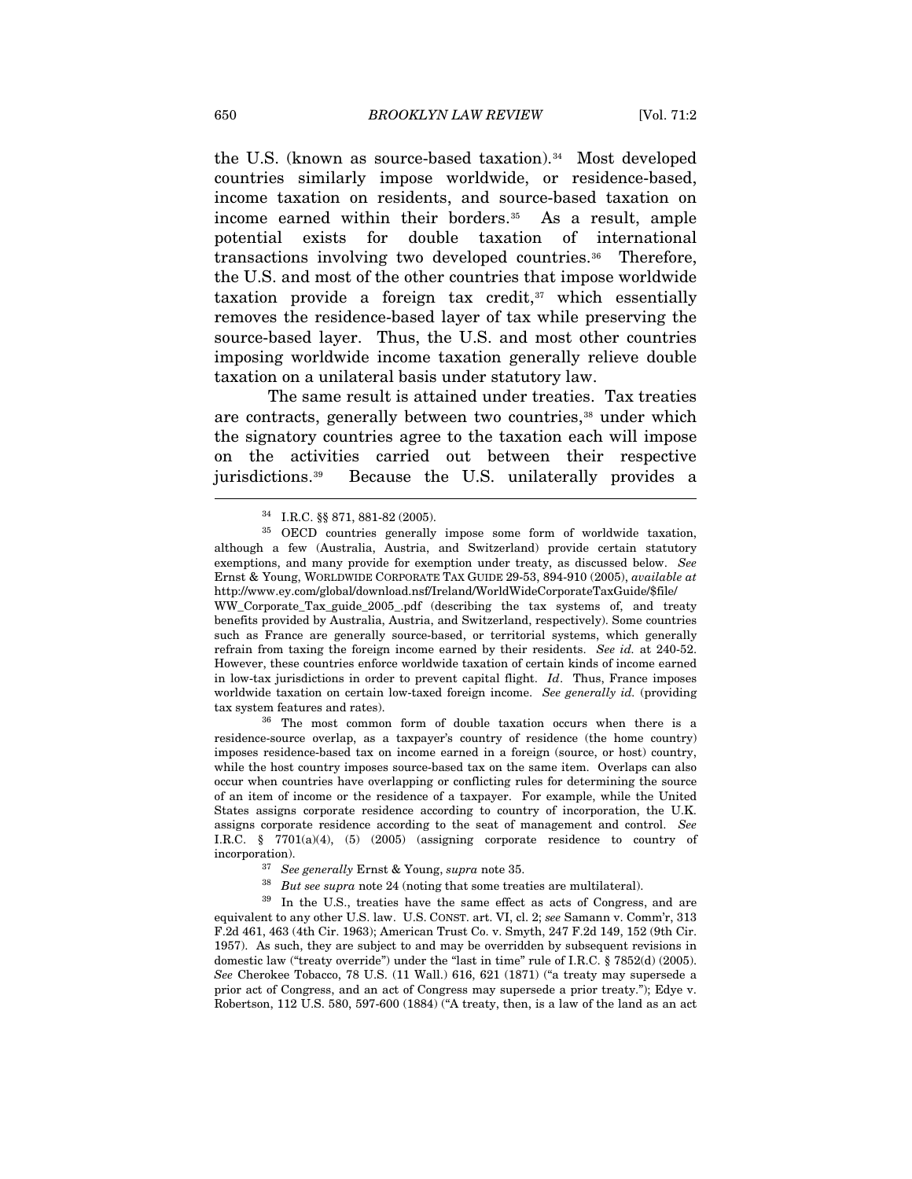the U.S. (known as source-based taxation).[34] Most developed countries similarly impose worldwide, or residence-based, income taxation on residents, and source-based taxation on income earned within their borders.[35] As a result, ample potential exists for double taxation of international transactions involving two developed countries.[36] Therefore, the U.S. and most of the other countries that impose worldwide taxation provide a foreign tax credit,[37] which essentially removes the residence-based layer of tax while preserving the source-based layer. Thus, the U.S. and most other countries imposing worldwide income taxation generally relieve double taxation on a unilateral basis under statutory law.

The same result is attained under treaties. Tax treaties are contracts, generally between two countries,[38] under which the signatory countries agree to the taxation each will impose on the activities carried out between their respective jurisdictions.[39] Because the U.S. unilaterally provides a

---

[34] I.R.C. §§ 871, 881-82 (2005).

[35] OECD countries generally impose some form of worldwide taxation, although a few (Australia, Austria, and Switzerland) provide certain statutory exemptions, and many provide for exemption under treaty, as discussed below. *See* Ernst & Young, WORLDWIDE CORPORATE TAX GUIDE 29-53, 894-910 (2005), *available at* http://www.ey.com/global/download.nsf/Ireland/WorldWideCorporateTaxGuide/$file/WW_Corporate_Tax_guide_2005_.pdf (describing the tax systems of, and treaty benefits provided by Australia, Austria, and Switzerland, respectively). Some countries such as France are generally source-based, or territorial systems, which generally refrain from taxing the foreign income earned by their residents. *See id.* at 240-52. However, these countries enforce worldwide taxation of certain kinds of income earned in low-tax jurisdictions in order to prevent capital flight. *Id*. Thus, France imposes worldwide taxation on certain low-taxed foreign income. *See generally id.* (providing tax system features and rates).

[36] The most common form of double taxation occurs when there is a residence-source overlap, as a taxpayer's country of residence (the home country) imposes residence-based tax on income earned in a foreign (source, or host) country, while the host country imposes source-based tax on the same item. Overlaps can also occur when countries have overlapping or conflicting rules for determining the source of an item of income or the residence of a taxpayer. For example, while the United States assigns corporate residence according to country of incorporation, the U.K. assigns corporate residence according to the seat of management and control. *See* I.R.C. § 7701(a)(4), (5) (2005) (assigning corporate residence to country of incorporation).

[37] *See generally* Ernst & Young, *supra* note 35.

[38] *But see supra* note 24 (noting that some treaties are multilateral).

[39] In the U.S., treaties have the same effect as acts of Congress, and are equivalent to any other U.S. law. U.S. CONST. art. VI, cl. 2; *see* Samann v. Comm'r, 313 F.2d 461, 463 (4th Cir. 1963); American Trust Co. v. Smyth, 247 F.2d 149, 152 (9th Cir. 1957). As such, they are subject to and may be overridden by subsequent revisions in domestic law ("treaty override") under the "last in time" rule of I.R.C. § 7852(d) (2005). *See* Cherokee Tobacco, 78 U.S. (11 Wall.) 616, 621 (1871) ("a treaty may supersede a prior act of Congress, and an act of Congress may supersede a prior treaty."); Edye v. Robertson, 112 U.S. 580, 597-600 (1884) ("A treaty, then, is a law of the land as an act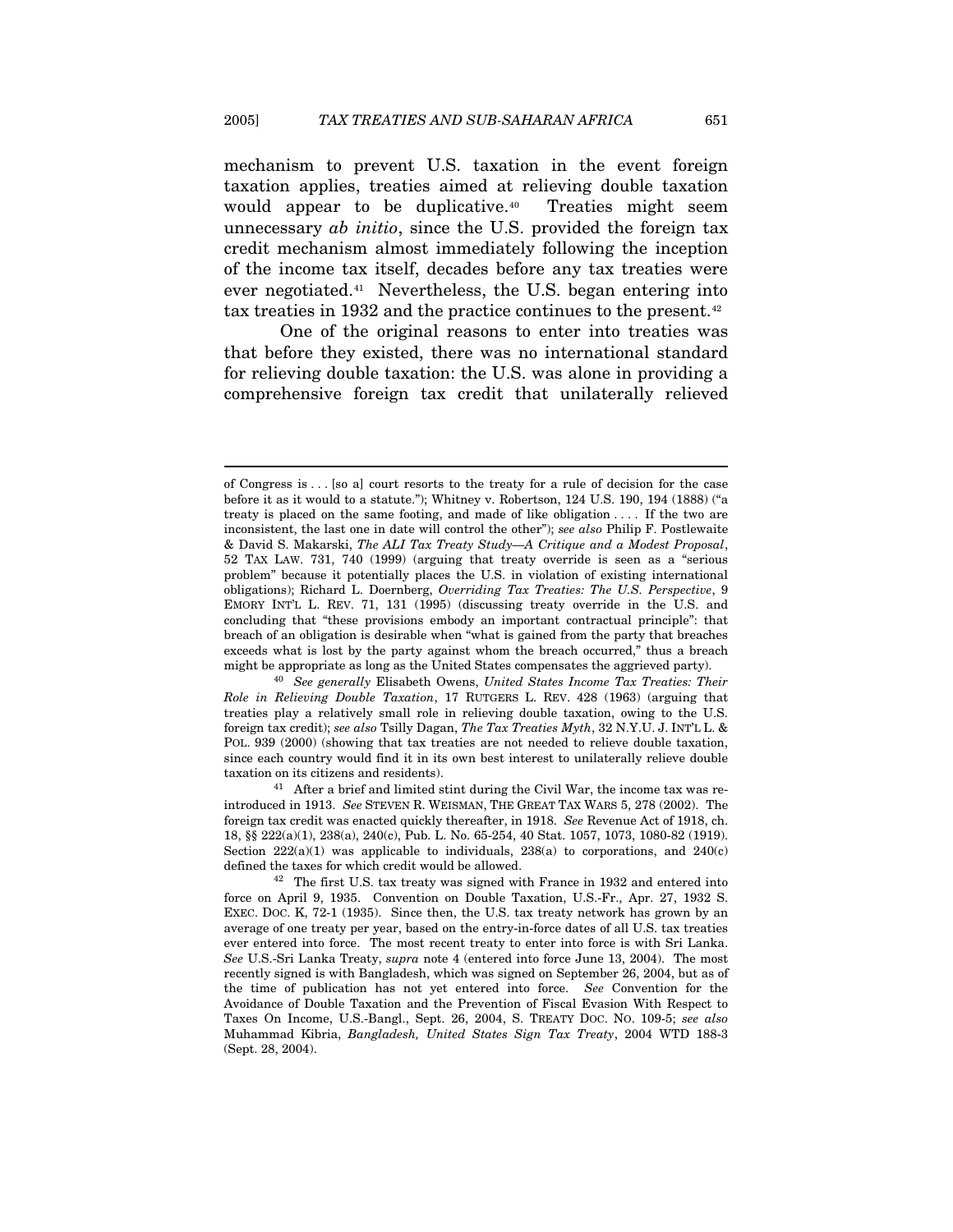mechanism to prevent U.S. taxation in the event foreign taxation applies, treaties aimed at relieving double taxation would appear to be duplicative.[40] Treaties might seem unnecessary *ab initio*, since the U.S. provided the foreign tax credit mechanism almost immediately following the inception of the income tax itself, decades before any tax treaties were ever negotiated.[41] Nevertheless, the U.S. began entering into tax treaties in 1932 and the practice continues to the present.[42]

One of the original reasons to enter into treaties was that before they existed, there was no international standard for relieving double taxation: the U.S. was alone in providing a comprehensive foreign tax credit that unilaterally relieved

---

of Congress is . . . [so a] court resorts to the treaty for a rule of decision for the case before it as it would to a statute."); Whitney v. Robertson, 124 U.S. 190, 194 (1888) ("a treaty is placed on the same footing, and made of like obligation . . . . If the two are inconsistent, the last one in date will control the other"); *see also* Philip F. Postlewaite & David S. Makarski, *The ALI Tax Treaty Study—A Critique and a Modest Proposal*, 52 TAX LAW. 731, 740 (1999) (arguing that treaty override is seen as a "serious problem" because it potentially places the U.S. in violation of existing international obligations); Richard L. Doernberg, *Overriding Tax Treaties: The U.S. Perspective*, 9 EMORY INT'L L. REV. 71, 131 (1995) (discussing treaty override in the U.S. and concluding that "these provisions embody an important contractual principle": that breach of an obligation is desirable when "what is gained from the party that breaches exceeds what is lost by the party against whom the breach occurred," thus a breach might be appropriate as long as the United States compensates the aggrieved party).

[40] *See generally* Elisabeth Owens, *United States Income Tax Treaties: Their Role in Relieving Double Taxation*, 17 RUTGERS L. REV. 428 (1963) (arguing that treaties play a relatively small role in relieving double taxation, owing to the U.S. foreign tax credit); *see also* Tsilly Dagan, *The Tax Treaties Myth*, 32 N.Y.U. J. INT'L L. & POL. 939 (2000) (showing that tax treaties are not needed to relieve double taxation, since each country would find it in its own best interest to unilaterally relieve double taxation on its citizens and residents).

[41] After a brief and limited stint during the Civil War, the income tax was re-introduced in 1913. *See* STEVEN R. WEISMAN, THE GREAT TAX WARS 5, 278 (2002). The foreign tax credit was enacted quickly thereafter, in 1918. *See* Revenue Act of 1918, ch. 18, §§ 222(a)(1), 238(a), 240(c), Pub. L. No. 65-254, 40 Stat. 1057, 1073, 1080-82 (1919). Section 222(a)(1) was applicable to individuals, 238(a) to corporations, and 240(c) defined the taxes for which credit would be allowed.

[42] The first U.S. tax treaty was signed with France in 1932 and entered into force on April 9, 1935. Convention on Double Taxation, U.S.-Fr., Apr. 27, 1932 S. EXEC. DOC. K, 72-1 (1935). Since then, the U.S. tax treaty network has grown by an average of one treaty per year, based on the entry-in-force dates of all U.S. tax treaties ever entered into force. The most recent treaty to enter into force is with Sri Lanka. *See* U.S.-Sri Lanka Treaty, *supra* note 4 (entered into force June 13, 2004). The most recently signed is with Bangladesh, which was signed on September 26, 2004, but as of the time of publication has not yet entered into force. *See* Convention for the Avoidance of Double Taxation and the Prevention of Fiscal Evasion With Respect to Taxes On Income, U.S.-Bangl., Sept. 26, 2004, S. TREATY DOC. NO. 109-5; *see also* Muhammad Kibria, *Bangladesh, United States Sign Tax Treaty*, 2004 WTD 188-3 (Sept. 28, 2004).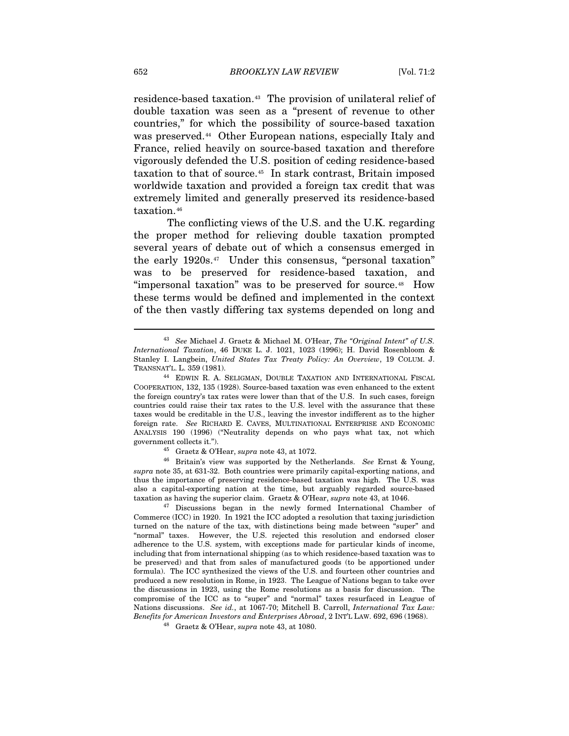residence-based taxation.[43] The provision of unilateral relief of double taxation was seen as a "present of revenue to other countries," for which the possibility of source-based taxation was preserved.[44] Other European nations, especially Italy and France, relied heavily on source-based taxation and therefore vigorously defended the U.S. position of ceding residence-based taxation to that of source.[45] In stark contrast, Britain imposed worldwide taxation and provided a foreign tax credit that was extremely limited and generally preserved its residence-based taxation.[46]

The conflicting views of the U.S. and the U.K. regarding the proper method for relieving double taxation prompted several years of debate out of which a consensus emerged in the early 1920s.[47] Under this consensus, "personal taxation" was to be preserved for residence-based taxation, and "impersonal taxation" was to be preserved for source.[48] How these terms would be defined and implemented in the context of the then vastly differing tax systems depended on long and

---

[43] *See* Michael J. Graetz & Michael M. O'Hear, *The "Original Intent" of U.S. International Taxation*, 46 DUKE L. J. 1021, 1023 (1996); H. David Rosenbloom & Stanley I. Langbein, *United States Tax Treaty Policy: An Overview*, 19 COLUM. J. TRANSNAT'L. L. 359 (1981).

[44] EDWIN R. A. SELIGMAN, DOUBLE TAXATION AND INTERNATIONAL FISCAL COOPERATION, 132, 135 (1928). Source-based taxation was even enhanced to the extent the foreign country's tax rates were lower than that of the U.S. In such cases, foreign countries could raise their tax rates to the U.S. level with the assurance that these taxes would be creditable in the U.S., leaving the investor indifferent as to the higher foreign rate. *See* RICHARD E. CAVES, MULTINATIONAL ENTERPRISE AND ECONOMIC ANALYSIS 190 (1996) ("Neutrality depends on who pays what tax, not which government collects it.").

[45] Graetz & O'Hear, *supra* note 43, at 1072.

[46] Britain's view was supported by the Netherlands. *See* Ernst & Young, *supra* note 35, at 631-32. Both countries were primarily capital-exporting nations, and thus the importance of preserving residence-based taxation was high. The U.S. was also a capital-exporting nation at the time, but arguably regarded source-based taxation as having the superior claim. Graetz & O'Hear, *supra* note 43, at 1046.

[47] Discussions began in the newly formed International Chamber of Commerce (ICC) in 1920. In 1921 the ICC adopted a resolution that taxing jurisdiction turned on the nature of the tax, with distinctions being made between "super" and "normal" taxes. However, the U.S. rejected this resolution and endorsed closer adherence to the U.S. system, with exceptions made for particular kinds of income, including that from international shipping (as to which residence-based taxation was to be preserved) and that from sales of manufactured goods (to be apportioned under formula). The ICC synthesized the views of the U.S. and fourteen other countries and produced a new resolution in Rome, in 1923. The League of Nations began to take over the discussions in 1923, using the Rome resolutions as a basis for discussion. The compromise of the ICC as to "super" and "normal" taxes resurfaced in League of Nations discussions. *See id.*, at 1067-70; Mitchell B. Carroll, *International Tax Law: Benefits for American Investors and Enterprises Abroad*, 2 INT'L LAW. 692, 696 (1968).

[48] Graetz & O'Hear, *supra* note 43, at 1080.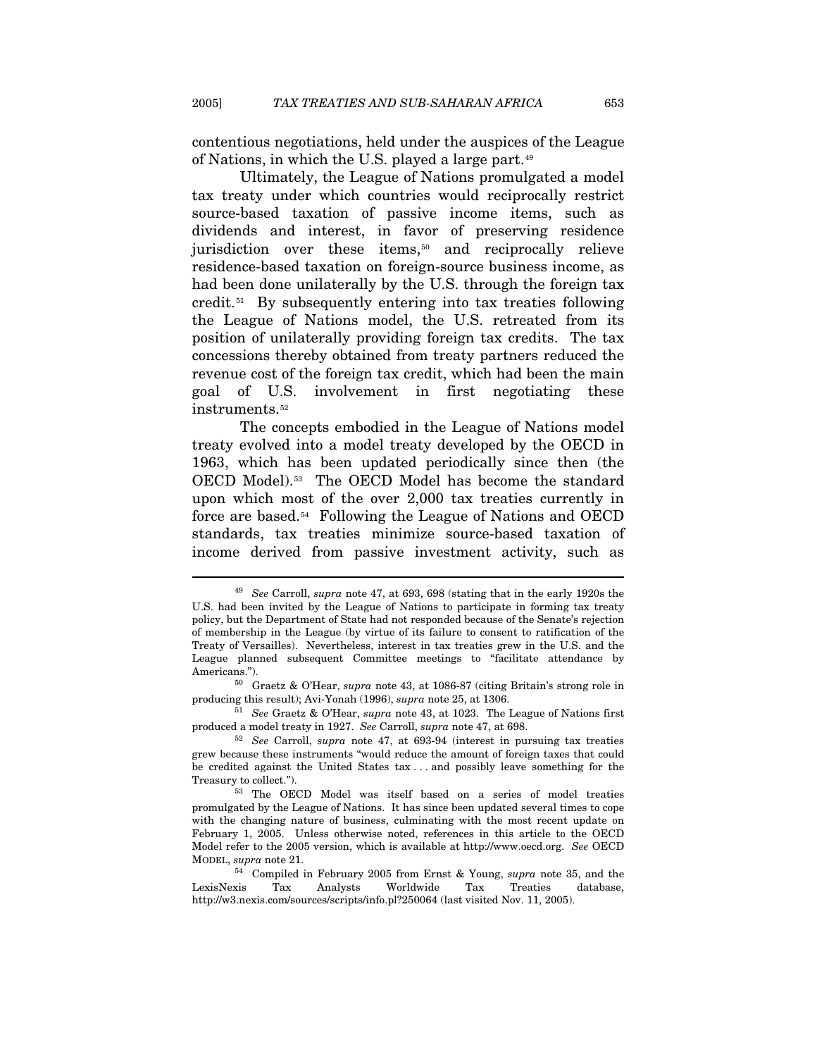contentious negotiations, held under the auspices of the League of Nations, in which the U.S. played a large part.[49]

Ultimately, the League of Nations promulgated a model tax treaty under which countries would reciprocally restrict source-based taxation of passive income items, such as dividends and interest, in favor of preserving residence jurisdiction over these items,[50] and reciprocally relieve residence-based taxation on foreign-source business income, as had been done unilaterally by the U.S. through the foreign tax credit.[51] By subsequently entering into tax treaties following the League of Nations model, the U.S. retreated from its position of unilaterally providing foreign tax credits. The tax concessions thereby obtained from treaty partners reduced the revenue cost of the foreign tax credit, which had been the main goal of U.S. involvement in first negotiating these instruments.[52]

The concepts embodied in the League of Nations model treaty evolved into a model treaty developed by the OECD in 1963, which has been updated periodically since then (the OECD Model).[53] The OECD Model has become the standard upon which most of the over 2,000 tax treaties currently in force are based.[54] Following the League of Nations and OECD standards, tax treaties minimize source-based taxation of income derived from passive investment activity, such as

---

[49] *See* Carroll, *supra* note 47, at 693, 698 (stating that in the early 1920s the U.S. had been invited by the League of Nations to participate in forming tax treaty policy, but the Department of State had not responded because of the Senate's rejection of membership in the League (by virtue of its failure to consent to ratification of the Treaty of Versailles). Nevertheless, interest in tax treaties grew in the U.S. and the League planned subsequent Committee meetings to "facilitate attendance by Americans.").

[50] Graetz & O'Hear, *supra* note 43, at 1086-87 (citing Britain's strong role in producing this result); Avi-Yonah (1996), *supra* note 25, at 1306.

[51] *See* Graetz & O'Hear, *supra* note 43, at 1023. The League of Nations first produced a model treaty in 1927. *See* Carroll, *supra* note 47, at 698.

[52] *See* Carroll, *supra* note 47, at 693-94 (interest in pursuing tax treaties grew because these instruments "would reduce the amount of foreign taxes that could be credited against the United States tax . . . and possibly leave something for the Treasury to collect.").

[53] The OECD Model was itself based on a series of model treaties promulgated by the League of Nations. It has since been updated several times to cope with the changing nature of business, culminating with the most recent update on February 1, 2005. Unless otherwise noted, references in this article to the OECD Model refer to the 2005 version, which is available at http://www.oecd.org. *See* OECD MODEL, *supra* note 21.

[54] Compiled in February 2005 from Ernst & Young, *supra* note 35, and the LexisNexis Tax Analysts Worldwide Tax Treaties database, http://w3.nexis.com/sources/scripts/info.pl?250064 (last visited Nov. 11, 2005).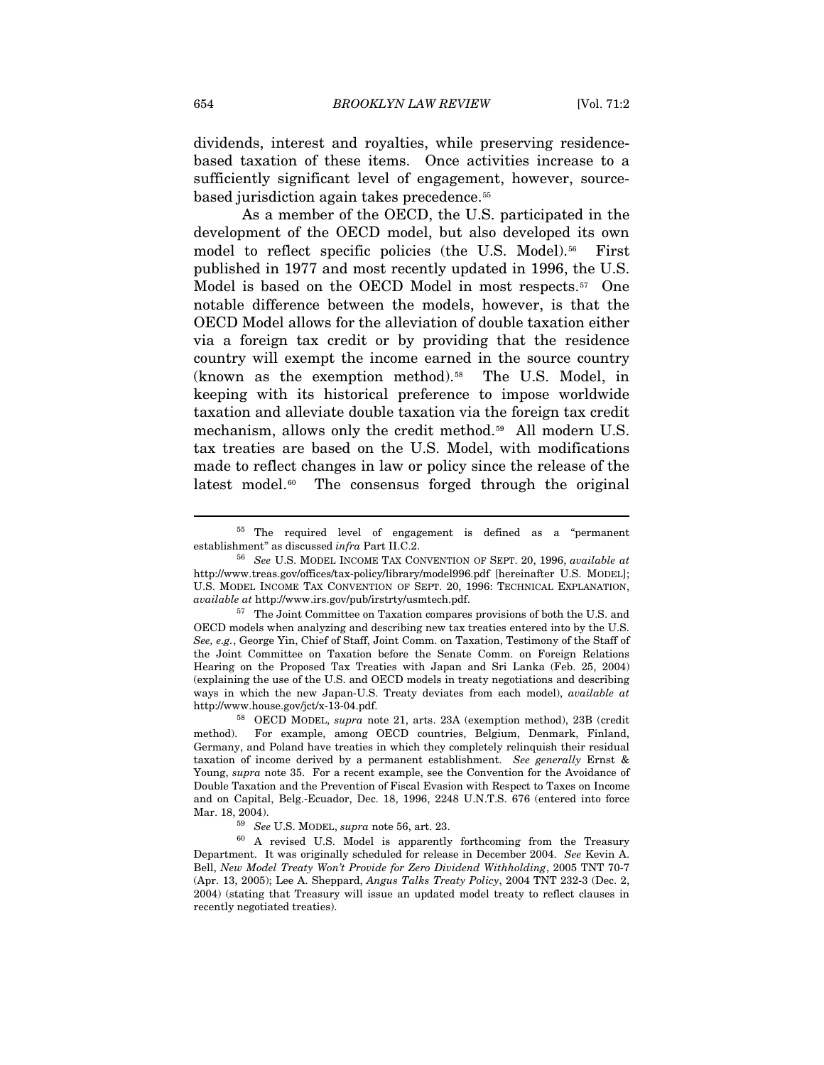dividends, interest and royalties, while preserving residence-based taxation of these items. Once activities increase to a sufficiently significant level of engagement, however, source-based jurisdiction again takes precedence.[55]

As a member of the OECD, the U.S. participated in the development of the OECD model, but also developed its own model to reflect specific policies (the U.S. Model).[56] First published in 1977 and most recently updated in 1996, the U.S. Model is based on the OECD Model in most respects.[57] One notable difference between the models, however, is that the OECD Model allows for the alleviation of double taxation either via a foreign tax credit or by providing that the residence country will exempt the income earned in the source country (known as the exemption method).[58] The U.S. Model, in keeping with its historical preference to impose worldwide taxation and alleviate double taxation via the foreign tax credit mechanism, allows only the credit method.[59] All modern U.S. tax treaties are based on the U.S. Model, with modifications made to reflect changes in law or policy since the release of the latest model.[60] The consensus forged through the original

---

[55] The required level of engagement is defined as a "permanent establishment" as discussed *infra* Part II.C.2.

[56] *See* U.S. MODEL INCOME TAX CONVENTION OF SEPT. 20, 1996, *available at* http://www.treas.gov/offices/tax-policy/library/model996.pdf [hereinafter U.S. MODEL]; U.S. MODEL INCOME TAX CONVENTION OF SEPT. 20, 1996: TECHNICAL EXPLANATION, *available at* http://www.irs.gov/pub/irstrty/usmtech.pdf.

[57] The Joint Committee on Taxation compares provisions of both the U.S. and OECD models when analyzing and describing new tax treaties entered into by the U.S. *See, e.g.*, George Yin, Chief of Staff, Joint Comm. on Taxation, Testimony of the Staff of the Joint Committee on Taxation before the Senate Comm. on Foreign Relations Hearing on the Proposed Tax Treaties with Japan and Sri Lanka (Feb. 25, 2004) (explaining the use of the U.S. and OECD models in treaty negotiations and describing ways in which the new Japan-U.S. Treaty deviates from each model), *available at* http://www.house.gov/jct/x-13-04.pdf.

[58] OECD MODEL, *supra* note 21, arts. 23A (exemption method), 23B (credit method). For example, among OECD countries, Belgium, Denmark, Finland, Germany, and Poland have treaties in which they completely relinquish their residual taxation of income derived by a permanent establishment. *See generally* Ernst & Young, *supra* note 35. For a recent example, see the Convention for the Avoidance of Double Taxation and the Prevention of Fiscal Evasion with Respect to Taxes on Income and on Capital, Belg.-Ecuador, Dec. 18, 1996, 2248 U.N.T.S. 676 (entered into force Mar. 18, 2004).

[59] *See* U.S. MODEL, *supra* note 56, art. 23.

[60] A revised U.S. Model is apparently forthcoming from the Treasury Department. It was originally scheduled for release in December 2004. *See* Kevin A. Bell, *New Model Treaty Won't Provide for Zero Dividend Withholding*, 2005 TNT 70-7 (Apr. 13, 2005); Lee A. Sheppard, *Angus Talks Treaty Policy*, 2004 TNT 232-3 (Dec. 2, 2004) (stating that Treasury will issue an updated model treaty to reflect clauses in recently negotiated treaties).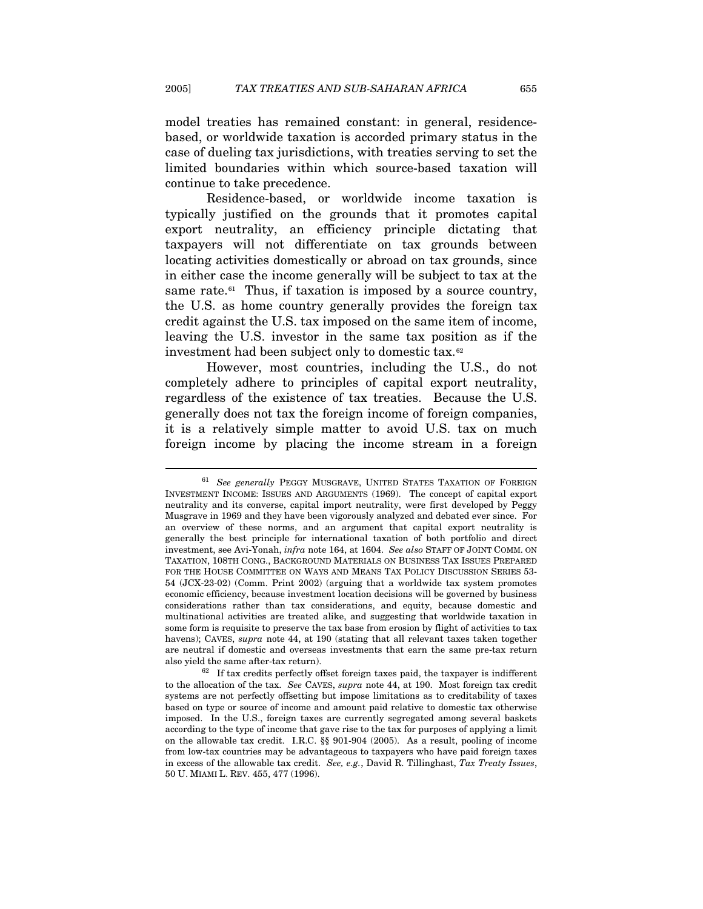model treaties has remained constant: in general, residence-based, or worldwide taxation is accorded primary status in the case of dueling tax jurisdictions, with treaties serving to set the limited boundaries within which source-based taxation will continue to take precedence.

Residence-based, or worldwide income taxation is typically justified on the grounds that it promotes capital export neutrality, an efficiency principle dictating that taxpayers will not differentiate on tax grounds between locating activities domestically or abroad on tax grounds, since in either case the income generally will be subject to tax at the same rate.[61] Thus, if taxation is imposed by a source country, the U.S. as home country generally provides the foreign tax credit against the U.S. tax imposed on the same item of income, leaving the U.S. investor in the same tax position as if the investment had been subject only to domestic tax.[62]

However, most countries, including the U.S., do not completely adhere to principles of capital export neutrality, regardless of the existence of tax treaties. Because the U.S. generally does not tax the foreign income of foreign companies, it is a relatively simple matter to avoid U.S. tax on much foreign income by placing the income stream in a foreign

---

[61] *See generally* PEGGY MUSGRAVE, UNITED STATES TAXATION OF FOREIGN INVESTMENT INCOME: ISSUES AND ARGUMENTS (1969). The concept of capital export neutrality and its converse, capital import neutrality, were first developed by Peggy Musgrave in 1969 and they have been vigorously analyzed and debated ever since. For an overview of these norms, and an argument that capital export neutrality is generally the best principle for international taxation of both portfolio and direct investment, see Avi-Yonah, *infra* note 164, at 1604. *See also* STAFF OF JOINT COMM. ON TAXATION, 108TH CONG., BACKGROUND MATERIALS ON BUSINESS TAX ISSUES PREPARED FOR THE HOUSE COMMITTEE ON WAYS AND MEANS TAX POLICY DISCUSSION SERIES 53-54 (JCX-23-02) (Comm. Print 2002) (arguing that a worldwide tax system promotes economic efficiency, because investment location decisions will be governed by business considerations rather than tax considerations, and equity, because domestic and multinational activities are treated alike, and suggesting that worldwide taxation in some form is requisite to preserve the tax base from erosion by flight of activities to tax havens); CAVES, *supra* note 44, at 190 (stating that all relevant taxes taken together are neutral if domestic and overseas investments that earn the same pre-tax return also yield the same after-tax return).

[62] If tax credits perfectly offset foreign taxes paid, the taxpayer is indifferent to the allocation of the tax. *See* CAVES, *supra* note 44, at 190. Most foreign tax credit systems are not perfectly offsetting but impose limitations as to creditability of taxes based on type or source of income and amount paid relative to domestic tax otherwise imposed. In the U.S., foreign taxes are currently segregated among several baskets according to the type of income that gave rise to the tax for purposes of applying a limit on the allowable tax credit. I.R.C. §§ 901-904 (2005). As a result, pooling of income from low-tax countries may be advantageous to taxpayers who have paid foreign taxes in excess of the allowable tax credit. *See, e.g.*, David R. Tillinghast, *Tax Treaty Issues*, 50 U. MIAMI L. REV. 455, 477 (1996).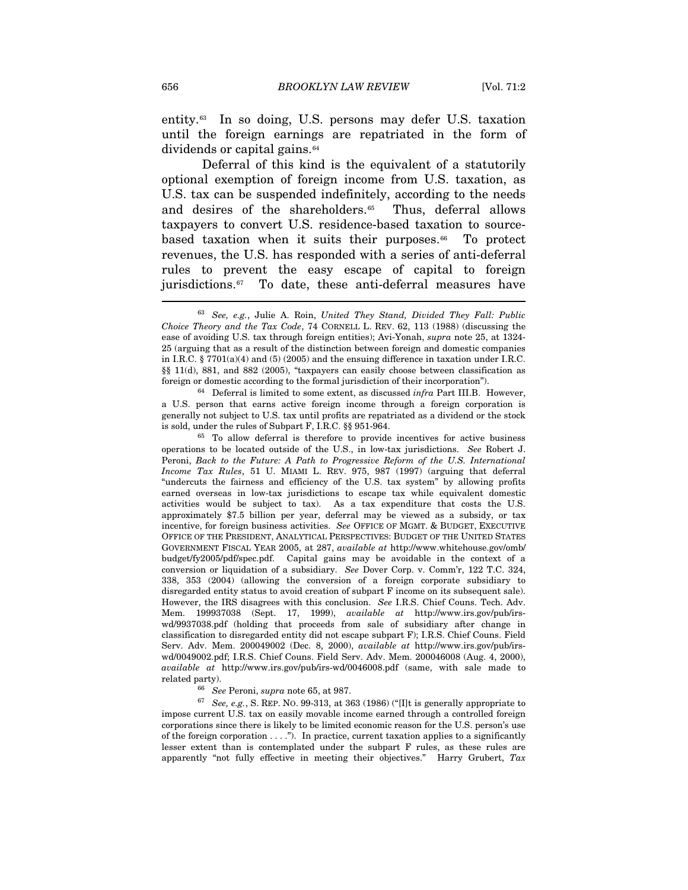entity.[63] In so doing, U.S. persons may defer U.S. taxation until the foreign earnings are repatriated in the form of dividends or capital gains.[64]

Deferral of this kind is the equivalent of a statutorily optional exemption of foreign income from U.S. taxation, as U.S. tax can be suspended indefinitely, according to the needs and desires of the shareholders.[65] Thus, deferral allows taxpayers to convert U.S. residence-based taxation to source-based taxation when it suits their purposes.[66] To protect revenues, the U.S. has responded with a series of anti-deferral rules to prevent the easy escape of capital to foreign jurisdictions.[67] To date, these anti-deferral measures have

---

[63] *See, e.g.*, Julie A. Roin, *United They Stand, Divided They Fall: Public Choice Theory and the Tax Code*, 74 CORNELL L. REV. 62, 113 (1988) (discussing the ease of avoiding U.S. tax through foreign entities); Avi-Yonah, *supra* note 25, at 1324-25 (arguing that as a result of the distinction between foreign and domestic companies in I.R.C. § 7701(a)(4) and (5) (2005) and the ensuing difference in taxation under I.R.C. §§ 11(d), 881, and 882 (2005), "taxpayers can easily choose between classification as foreign or domestic according to the formal jurisdiction of their incorporation").

[64] Deferral is limited to some extent, as discussed *infra* Part III.B. However, a U.S. person that earns active foreign income through a foreign corporation is generally not subject to U.S. tax until profits are repatriated as a dividend or the stock is sold, under the rules of Subpart F, I.R.C. §§ 951-964.

[65] To allow deferral is therefore to provide incentives for active business operations to be located outside of the U.S., in low-tax jurisdictions. *See* Robert J. Peroni, *Back to the Future: A Path to Progressive Reform of the U.S. International Income Tax Rules*, 51 U. MIAMI L. REV. 975, 987 (1997) (arguing that deferral "undercuts the fairness and efficiency of the U.S. tax system" by allowing profits earned overseas in low-tax jurisdictions to escape tax while equivalent domestic activities would be subject to tax). As a tax expenditure that costs the U.S. approximately $7.5 billion per year, deferral may be viewed as a subsidy, or tax incentive, for foreign business activities. *See* OFFICE OF MGMT. & BUDGET, EXECUTIVE OFFICE OF THE PRESIDENT, ANALYTICAL PERSPECTIVES: BUDGET OF THE UNITED STATES GOVERNMENT FISCAL YEAR 2005, at 287, *available at* http://www.whitehouse.gov/omb/budget/fy2005/pdf/spec.pdf. Capital gains may be avoidable in the context of a conversion or liquidation of a subsidiary. *See* Dover Corp. v. Comm'r, 122 T.C. 324, 338, 353 (2004) (allowing the conversion of a foreign corporate subsidiary to disregarded entity status to avoid creation of subpart F income on its subsequent sale). However, the IRS disagrees with this conclusion. *See* I.R.S. Chief Couns. Tech. Adv. Mem. 199937038 (Sept. 17, 1999), *available at* http://www.irs.gov/pub/irs-wd/9937038.pdf (holding that proceeds from sale of subsidiary after change in classification to disregarded entity did not escape subpart F); I.R.S. Chief Couns. Field Serv. Adv. Mem. 200049002 (Dec. 8, 2000), *available at* http://www.irs.gov/pub/irs-wd/0049002.pdf; I.R.S. Chief Couns. Field Serv. Adv. Mem. 200046008 (Aug. 4, 2000), *available at* http://www.irs.gov/pub/irs-wd/0046008.pdf (same, with sale made to related party).

[66] *See* Peroni, *supra* note 65, at 987.

[67] *See, e.g.*, S. REP. NO. 99-313, at 363 (1986) ("[I]t is generally appropriate to impose current U.S. tax on easily movable income earned through a controlled foreign corporations since there is likely to be limited economic reason for the U.S. person's use of the foreign corporation . . . ."). In practice, current taxation applies to a significantly lesser extent than is contemplated under the subpart F rules, as these rules are apparently "not fully effective in meeting their objectives." Harry Grubert, *Tax*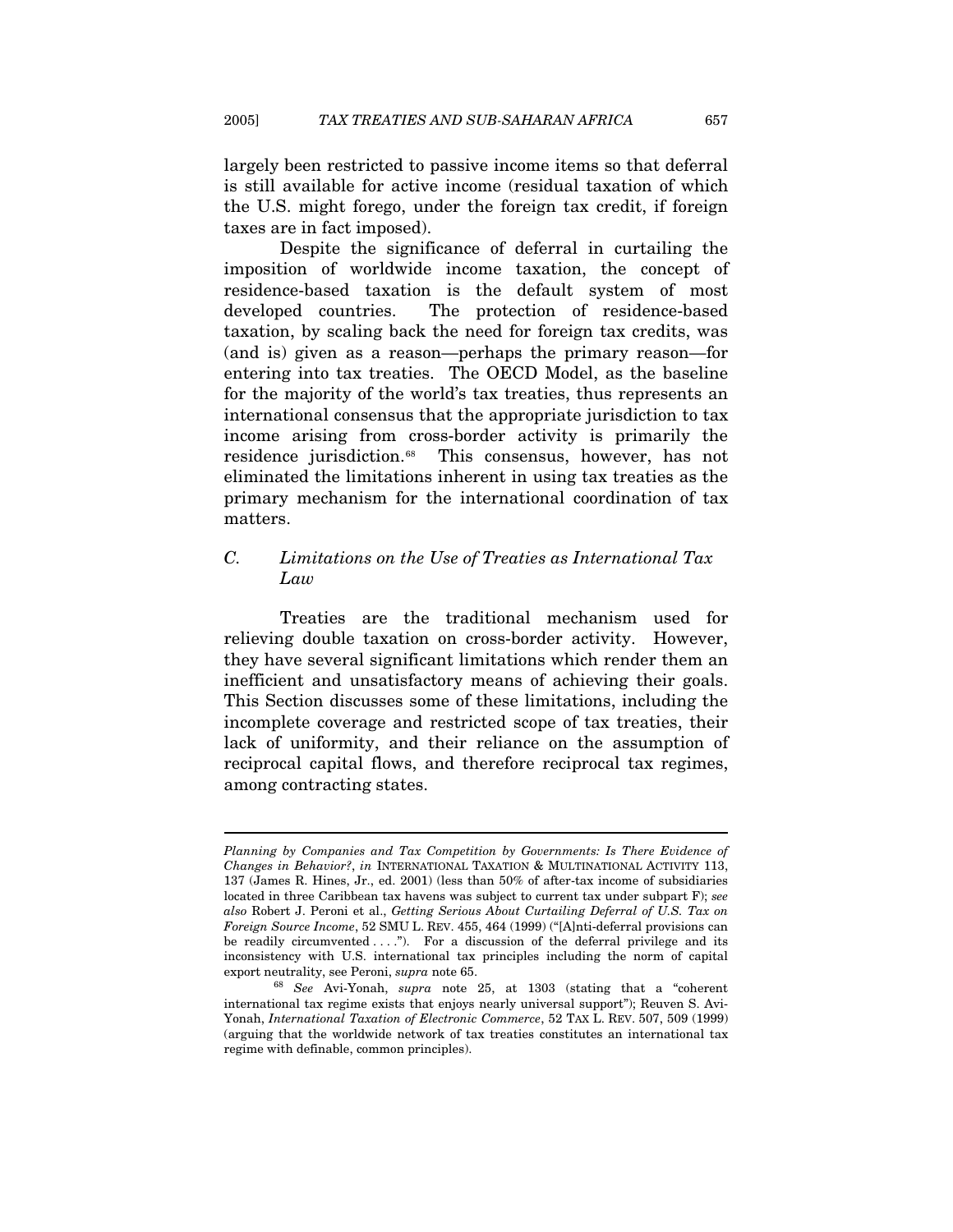largely been restricted to passive income items so that deferral is still available for active income (residual taxation of which the U.S. might forego, under the foreign tax credit, if foreign taxes are in fact imposed).

Despite the significance of deferral in curtailing the imposition of worldwide income taxation, the concept of residence-based taxation is the default system of most developed countries. The protection of residence-based taxation, by scaling back the need for foreign tax credits, was (and is) given as a reason—perhaps the primary reason—for entering into tax treaties. The OECD Model, as the baseline for the majority of the world's tax treaties, thus represents an international consensus that the appropriate jurisdiction to tax income arising from cross-border activity is primarily the residence jurisdiction.[68] This consensus, however, has not eliminated the limitations inherent in using tax treaties as the primary mechanism for the international coordination of tax matters.

### C. *Limitations on the Use of Treaties as International Tax Law*

Treaties are the traditional mechanism used for relieving double taxation on cross-border activity. However, they have several significant limitations which render them an inefficient and unsatisfactory means of achieving their goals. This Section discusses some of these limitations, including the incomplete coverage and restricted scope of tax treaties, their lack of uniformity, and their reliance on the assumption of reciprocal capital flows, and therefore reciprocal tax regimes, among contracting states.

---

*Planning by Companies and Tax Competition by Governments: Is There Evidence of Changes in Behavior?*, *in* INTERNATIONAL TAXATION & MULTINATIONAL ACTIVITY 113, 137 (James R. Hines, Jr., ed. 2001) (less than 50% of after-tax income of subsidiaries located in three Caribbean tax havens was subject to current tax under subpart F); *see also* Robert J. Peroni et al., *Getting Serious About Curtailing Deferral of U.S. Tax on Foreign Source Income*, 52 SMU L. REV. 455, 464 (1999) ("[A]nti-deferral provisions can be readily circumvented . . . ."). For a discussion of the deferral privilege and its inconsistency with U.S. international tax principles including the norm of capital export neutrality, see Peroni, *supra* note 65.

[68] *See* Avi-Yonah, *supra* note 25, at 1303 (stating that a "coherent international tax regime exists that enjoys nearly universal support"); Reuven S. Avi-Yonah, *International Taxation of Electronic Commerce*, 52 TAX L. REV. 507, 509 (1999) (arguing that the worldwide network of tax treaties constitutes an international tax regime with definable, common principles).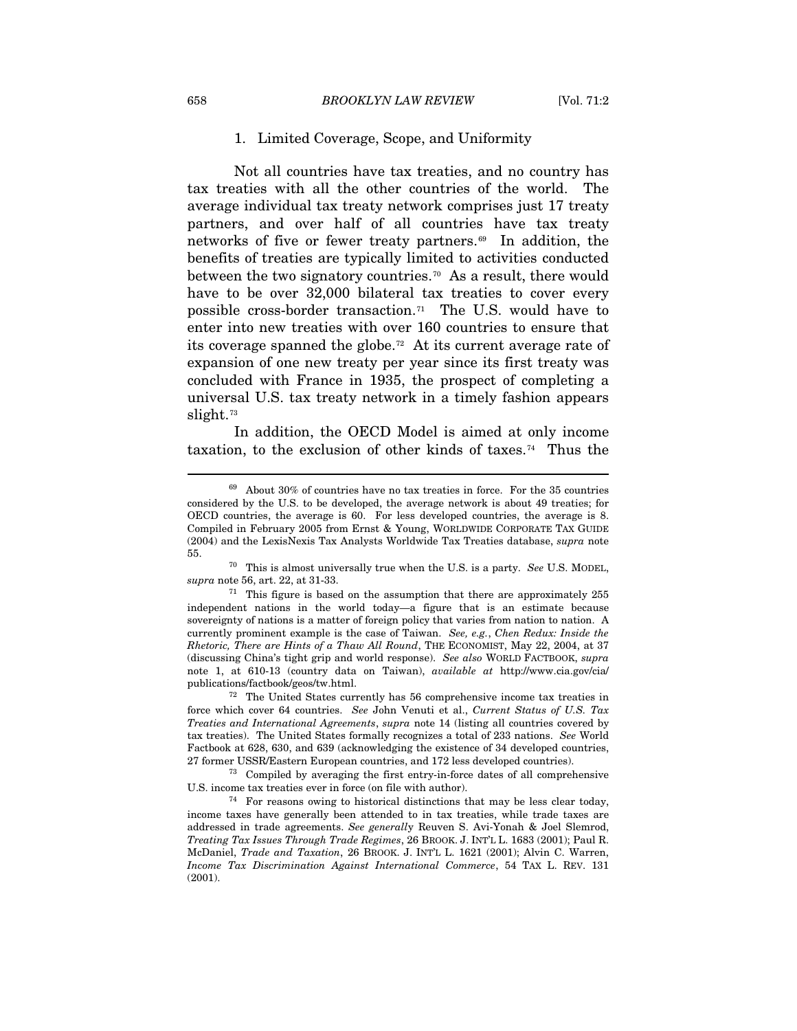### 1. Limited Coverage, Scope, and Uniformity

Not all countries have tax treaties, and no country has tax treaties with all the other countries of the world. The average individual tax treaty network comprises just 17 treaty partners, and over half of all countries have tax treaty networks of five or fewer treaty partners.[69] In addition, the benefits of treaties are typically limited to activities conducted between the two signatory countries.[70] As a result, there would have to be over 32,000 bilateral tax treaties to cover every possible cross-border transaction.[71] The U.S. would have to enter into new treaties with over 160 countries to ensure that its coverage spanned the globe.[72] At its current average rate of expansion of one new treaty per year since its first treaty was concluded with France in 1935, the prospect of completing a universal U.S. tax treaty network in a timely fashion appears slight.[73]

In addition, the OECD Model is aimed at only income taxation, to the exclusion of other kinds of taxes.[74] Thus the

---

[69] About 30% of countries have no tax treaties in force. For the 35 countries considered by the U.S. to be developed, the average network is about 49 treaties; for OECD countries, the average is 60. For less developed countries, the average is 8. Compiled in February 2005 from Ernst & Young, WORLDWIDE CORPORATE TAX GUIDE (2004) and the LexisNexis Tax Analysts Worldwide Tax Treaties database, *supra* note 55.

[70] This is almost universally true when the U.S. is a party. *See* U.S. MODEL, *supra* note 56, art. 22, at 31-33.

[71] This figure is based on the assumption that there are approximately 255 independent nations in the world today—a figure that is an estimate because sovereignty of nations is a matter of foreign policy that varies from nation to nation. A currently prominent example is the case of Taiwan. *See, e.g.*, *Chen Redux: Inside the Rhetoric, There are Hints of a Thaw All Round*, THE ECONOMIST, May 22, 2004, at 37 (discussing China's tight grip and world response). *See also* WORLD FACTBOOK, *supra* note 1, at 610-13 (country data on Taiwan), *available at* http://www.cia.gov/cia/publications/factbook/geos/tw.html.

[72] The United States currently has 56 comprehensive income tax treaties in force which cover 64 countries. *See* John Venuti et al., *Current Status of U.S. Tax Treaties and International Agreements*, *supra* note 14 (listing all countries covered by tax treaties). The United States formally recognizes a total of 233 nations. *See* World Factbook at 628, 630, and 639 (acknowledging the existence of 34 developed countries, 27 former USSR/Eastern European countries, and 172 less developed countries).

[73] Compiled by averaging the first entry-in-force dates of all comprehensive U.S. income tax treaties ever in force (on file with author).

[74] For reasons owing to historical distinctions that may be less clear today, income taxes have generally been attended to in tax treaties, while trade taxes are addressed in trade agreements. *See generally* Reuven S. Avi-Yonah & Joel Slemrod, *Treating Tax Issues Through Trade Regimes*, 26 BROOK. J. INT'L L. 1683 (2001); Paul R. McDaniel, *Trade and Taxation*, 26 BROOK. J. INT'L L. 1621 (2001); Alvin C. Warren, *Income Tax Discrimination Against International Commerce*, 54 TAX L. REV. 131 (2001).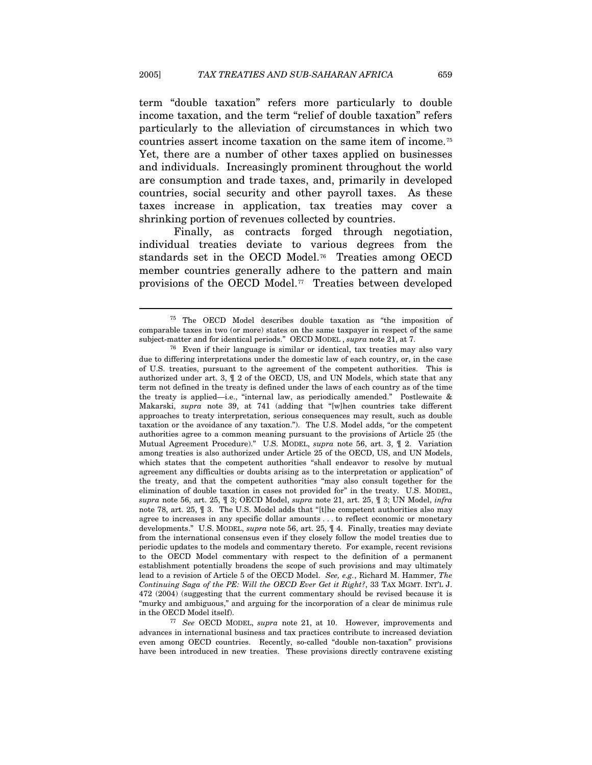term "double taxation" refers more particularly to double income taxation, and the term "relief of double taxation" refers particularly to the alleviation of circumstances in which two countries assert income taxation on the same item of income.[75] Yet, there are a number of other taxes applied on businesses and individuals. Increasingly prominent throughout the world are consumption and trade taxes, and, primarily in developed countries, social security and other payroll taxes. As these taxes increase in application, tax treaties may cover a shrinking portion of revenues collected by countries.

Finally, as contracts forged through negotiation, individual treaties deviate to various degrees from the standards set in the OECD Model.[76] Treaties among OECD member countries generally adhere to the pattern and main provisions of the OECD Model.[77] Treaties between developed

---

[75] The OECD Model describes double taxation as "the imposition of comparable taxes in two (or more) states on the same taxpayer in respect of the same subject-matter and for identical periods." OECD MODEL , *supra* note 21, at 7.

[76] Even if their language is similar or identical, tax treaties may also vary due to differing interpretations under the domestic law of each country, or, in the case of U.S. treaties, pursuant to the agreement of the competent authorities. This is authorized under art. 3, ¶ 2 of the OECD, US, and UN Models, which state that any term not defined in the treaty is defined under the laws of each country as of the time the treaty is applied—i.e., "internal law, as periodically amended." Postlewaite & Makarski, *supra* note 39, at 741 (adding that "[w]hen countries take different approaches to treaty interpretation, serious consequences may result, such as double taxation or the avoidance of any taxation."). The U.S. Model adds, "or the competent authorities agree to a common meaning pursuant to the provisions of Article 25 (the Mutual Agreement Procedure)." U.S. MODEL, *supra* note 56, art. 3, ¶ 2. Variation among treaties is also authorized under Article 25 of the OECD, US, and UN Models, which states that the competent authorities "shall endeavor to resolve by mutual agreement any difficulties or doubts arising as to the interpretation or application" of the treaty, and that the competent authorities "may also consult together for the elimination of double taxation in cases not provided for" in the treaty. U.S. MODEL, *supra* note 56, art. 25, ¶ 3; OECD Model, *supra* note 21, art. 25, ¶ 3; UN Model, *infra* note 78, art. 25, ¶ 3. The U.S. Model adds that "[t]he competent authorities also may agree to increases in any specific dollar amounts . . . to reflect economic or monetary developments." U.S. MODEL, *supra* note 56, art. 25, ¶ 4. Finally, treaties may deviate from the international consensus even if they closely follow the model treaties due to periodic updates to the models and commentary thereto. For example, recent revisions to the OECD Model commentary with respect to the definition of a permanent establishment potentially broadens the scope of such provisions and may ultimately lead to a revision of Article 5 of the OECD Model. *See, e.g.*, Richard M. Hammer, *The Continuing Saga of the PE: Will the OECD Ever Get it Right?*, 33 TAX MGMT. INT'L J. 472 (2004) (suggesting that the current commentary should be revised because it is "murky and ambiguous," and arguing for the incorporation of a clear de minimus rule in the OECD Model itself).

[77] *See* OECD MODEL, *supra* note 21, at 10. However, improvements and advances in international business and tax practices contribute to increased deviation even among OECD countries. Recently, so-called "double non-taxation" provisions have been introduced in new treaties. These provisions directly contravene existing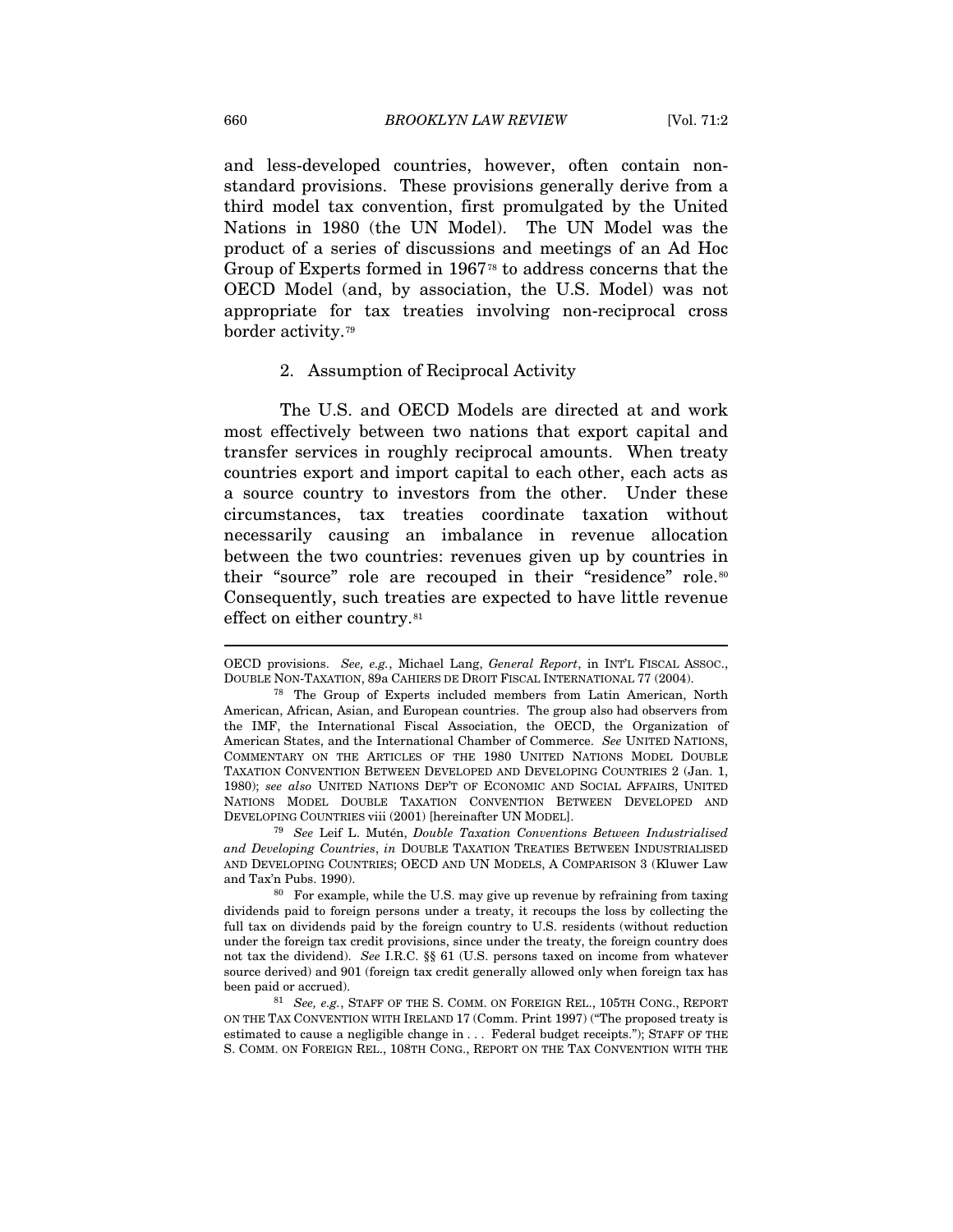and less-developed countries, however, often contain non-standard provisions. These provisions generally derive from a third model tax convention, first promulgated by the United Nations in 1980 (the UN Model). The UN Model was the product of a series of discussions and meetings of an Ad Hoc Group of Experts formed in 1967[78] to address concerns that the OECD Model (and, by association, the U.S. Model) was not appropriate for tax treaties involving non-reciprocal cross border activity.[79]

### 2. Assumption of Reciprocal Activity

The U.S. and OECD Models are directed at and work most effectively between two nations that export capital and transfer services in roughly reciprocal amounts. When treaty countries export and import capital to each other, each acts as a source country to investors from the other. Under these circumstances, tax treaties coordinate taxation without necessarily causing an imbalance in revenue allocation between the two countries: revenues given up by countries in their "source" role are recouped in their "residence" role.[80] Consequently, such treaties are expected to have little revenue effect on either country.[81]

---

OECD provisions. *See, e.g.*, Michael Lang, *General Report*, in INT'L FISCAL ASSOC., DOUBLE NON-TAXATION, 89a CAHIERS DE DROIT FISCAL INTERNATIONAL 77 (2004).

[78] The Group of Experts included members from Latin American, North American, African, Asian, and European countries. The group also had observers from the IMF, the International Fiscal Association, the OECD, the Organization of American States, and the International Chamber of Commerce. *See* UNITED NATIONS, COMMENTARY ON THE ARTICLES OF THE 1980 UNITED NATIONS MODEL DOUBLE TAXATION CONVENTION BETWEEN DEVELOPED AND DEVELOPING COUNTRIES 2 (Jan. 1, 1980); *see also* UNITED NATIONS DEP'T OF ECONOMIC AND SOCIAL AFFAIRS, UNITED NATIONS MODEL DOUBLE TAXATION CONVENTION BETWEEN DEVELOPED AND DEVELOPING COUNTRIES viii (2001) [hereinafter UN MODEL].

[79] *See* Leif L. Mutén, *Double Taxation Conventions Between Industrialised and Developing Countries*, *in* DOUBLE TAXATION TREATIES BETWEEN INDUSTRIALISED AND DEVELOPING COUNTRIES; OECD AND UN MODELS, A COMPARISON 3 (Kluwer Law and Tax'n Pubs. 1990).

[80] For example, while the U.S. may give up revenue by refraining from taxing dividends paid to foreign persons under a treaty, it recoups the loss by collecting the full tax on dividends paid by the foreign country to U.S. residents (without reduction under the foreign tax credit provisions, since under the treaty, the foreign country does not tax the dividend). *See* I.R.C. §§ 61 (U.S. persons taxed on income from whatever source derived) and 901 (foreign tax credit generally allowed only when foreign tax has been paid or accrued).

[81] *See, e.g.*, STAFF OF THE S. COMM. ON FOREIGN REL., 105TH CONG., REPORT ON THE TAX CONVENTION WITH IRELAND 17 (Comm. Print 1997) ("The proposed treaty is estimated to cause a negligible change in . . . Federal budget receipts."); STAFF OF THE S. COMM. ON FOREIGN REL., 108TH CONG., REPORT ON THE TAX CONVENTION WITH THE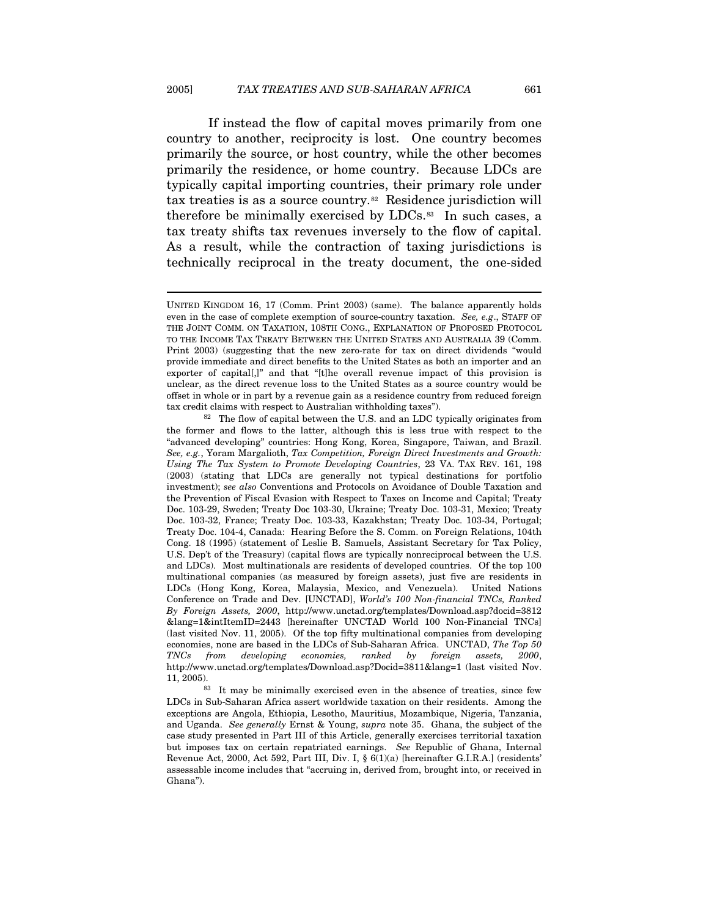If instead the flow of capital moves primarily from one country to another, reciprocity is lost. One country becomes primarily the source, or host country, while the other becomes primarily the residence, or home country. Because LDCs are typically capital importing countries, their primary role under tax treaties is as a source country.[82] Residence jurisdiction will therefore be minimally exercised by LDCs.[83] In such cases, a tax treaty shifts tax revenues inversely to the flow of capital. As a result, while the contraction of taxing jurisdictions is technically reciprocal in the treaty document, the one-sided

---

UNITED KINGDOM 16, 17 (Comm. Print 2003) (same). The balance apparently holds even in the case of complete exemption of source-country taxation. *See, e.g.*, STAFF OF THE JOINT COMM. ON TAXATION, 108TH CONG., EXPLANATION OF PROPOSED PROTOCOL TO THE INCOME TAX TREATY BETWEEN THE UNITED STATES AND AUSTRALIA 39 (Comm. Print 2003) (suggesting that the new zero-rate for tax on direct dividends "would provide immediate and direct benefits to the United States as both an importer and an exporter of capital[,]" and that "[t]he overall revenue impact of this provision is unclear, as the direct revenue loss to the United States as a source country would be offset in whole or in part by a revenue gain as a residence country from reduced foreign tax credit claims with respect to Australian withholding taxes").

[82] The flow of capital between the U.S. and an LDC typically originates from the former and flows to the latter, although this is less true with respect to the "advanced developing" countries: Hong Kong, Korea, Singapore, Taiwan, and Brazil. *See, e.g.*, Yoram Margalioth, *Tax Competition, Foreign Direct Investments and Growth: Using The Tax System to Promote Developing Countries*, 23 VA. TAX REV. 161, 198 (2003) (stating that LDCs are generally not typical destinations for portfolio investment); *see also* Conventions and Protocols on Avoidance of Double Taxation and the Prevention of Fiscal Evasion with Respect to Taxes on Income and Capital; Treaty Doc. 103-29, Sweden; Treaty Doc 103-30, Ukraine; Treaty Doc. 103-31, Mexico; Treaty Doc. 103-32, France; Treaty Doc. 103-33, Kazakhstan; Treaty Doc. 103-34, Portugal; Treaty Doc. 104-4, Canada: Hearing Before the S. Comm. on Foreign Relations, 104th Cong. 18 (1995) (statement of Leslie B. Samuels, Assistant Secretary for Tax Policy, U.S. Dep't of the Treasury) (capital flows are typically nonreciprocal between the U.S. and LDCs). Most multinationals are residents of developed countries. Of the top 100 multinational companies (as measured by foreign assets), just five are residents in LDCs (Hong Kong, Korea, Malaysia, Mexico, and Venezuela). United Nations Conference on Trade and Dev. [UNCTAD], *World's 100 Non-financial TNCs, Ranked By Foreign Assets, 2000*, http://www.unctad.org/templates/Download.asp?docid=3812&lang=1&intItemID=2443 [hereinafter UNCTAD World 100 Non-Financial TNCs] (last visited Nov. 11, 2005). Of the top fifty multinational companies from developing economies, none are based in the LDCs of Sub-Saharan Africa. UNCTAD, *The Top 50 TNCs from developing economies, ranked by foreign assets, 2000*, http://www.unctad.org/templates/Download.asp?Docid=3811&lang=1 (last visited Nov. 11, 2005).

[83] It may be minimally exercised even in the absence of treaties, since few LDCs in Sub-Saharan Africa assert worldwide taxation on their residents. Among the exceptions are Angola, Ethiopia, Lesotho, Mauritius, Mozambique, Nigeria, Tanzania, and Uganda. *See generally* Ernst & Young, *supra* note 35. Ghana, the subject of the case study presented in Part III of this Article, generally exercises territorial taxation but imposes tax on certain repatriated earnings. *See* Republic of Ghana, Internal Revenue Act, 2000, Act 592, Part III, Div. I, § 6(1)(a) [hereinafter G.I.R.A.] (residents' assessable income includes that "accruing in, derived from, brought into, or received in Ghana").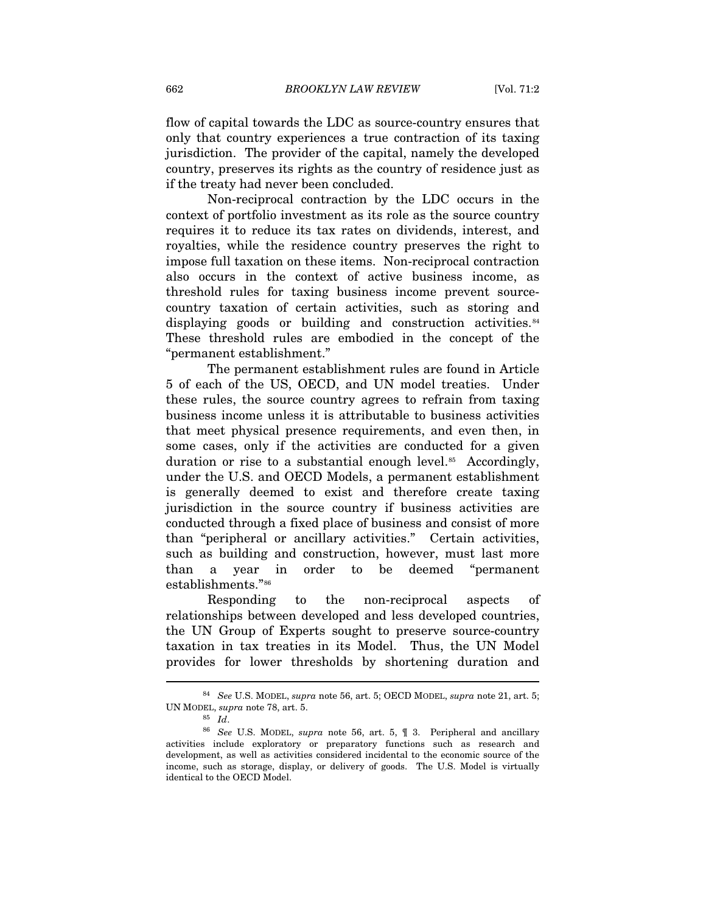flow of capital towards the LDC as source-country ensures that only that country experiences a true contraction of its taxing jurisdiction. The provider of the capital, namely the developed country, preserves its rights as the country of residence just as if the treaty had never been concluded.

Non-reciprocal contraction by the LDC occurs in the context of portfolio investment as its role as the source country requires it to reduce its tax rates on dividends, interest, and royalties, while the residence country preserves the right to impose full taxation on these items. Non-reciprocal contraction also occurs in the context of active business income, as threshold rules for taxing business income prevent source-country taxation of certain activities, such as storing and displaying goods or building and construction activities.[84] These threshold rules are embodied in the concept of the "permanent establishment."

The permanent establishment rules are found in Article 5 of each of the US, OECD, and UN model treaties. Under these rules, the source country agrees to refrain from taxing business income unless it is attributable to business activities that meet physical presence requirements, and even then, in some cases, only if the activities are conducted for a given duration or rise to a substantial enough level.[85] Accordingly, under the U.S. and OECD Models, a permanent establishment is generally deemed to exist and therefore create taxing jurisdiction in the source country if business activities are conducted through a fixed place of business and consist of more than "peripheral or ancillary activities." Certain activities, such as building and construction, however, must last more than a year in order to be deemed "permanent establishments."[86]

Responding to the non-reciprocal aspects of relationships between developed and less developed countries, the UN Group of Experts sought to preserve source-country taxation in tax treaties in its Model. Thus, the UN Model provides for lower thresholds by shortening duration and

---

[84] *See* U.S. MODEL, *supra* note 56, art. 5; OECD MODEL, *supra* note 21, art. 5; UN MODEL, *supra* note 78, art. 5.

[85] *Id*.

[86] *See* U.S. MODEL, *supra* note 56, art. 5, ¶ 3. Peripheral and ancillary activities include exploratory or preparatory functions such as research and development, as well as activities considered incidental to the economic source of the income, such as storage, display, or delivery of goods. The U.S. Model is virtually identical to the OECD Model.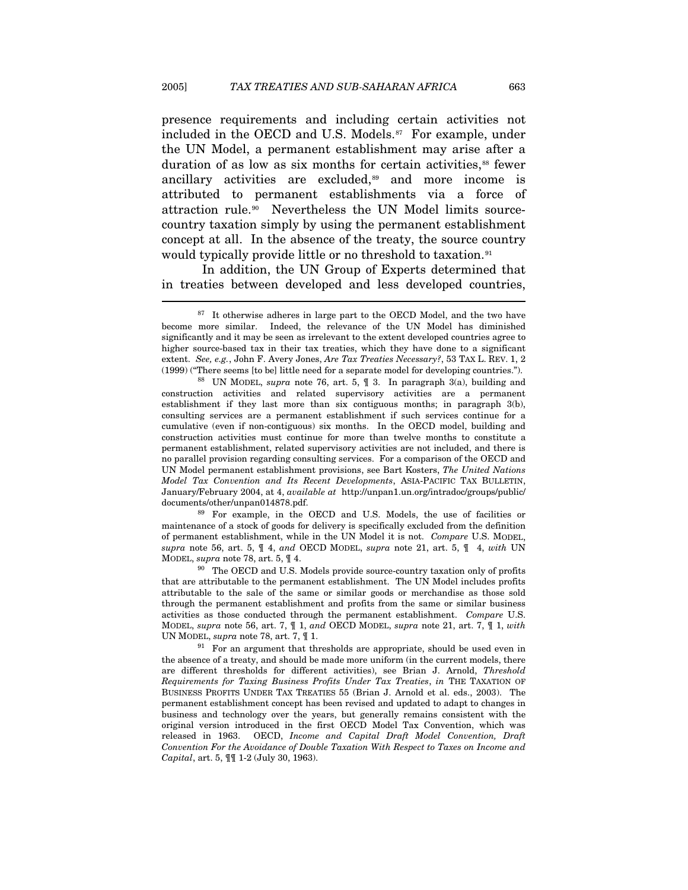presence requirements and including certain activities not included in the OECD and U.S. Models.[87] For example, under the UN Model, a permanent establishment may arise after a duration of as low as six months for certain activities,[88] fewer ancillary activities are excluded,[89] and more income is attributed to permanent establishments via a force of attraction rule.[90] Nevertheless the UN Model limits source-country taxation simply by using the permanent establishment concept at all. In the absence of the treaty, the source country would typically provide little or no threshold to taxation.[91]

In addition, the UN Group of Experts determined that in treaties between developed and less developed countries,

---

[87] It otherwise adheres in large part to the OECD Model, and the two have become more similar. Indeed, the relevance of the UN Model has diminished significantly and it may be seen as irrelevant to the extent developed countries agree to higher source-based tax in their tax treaties, which they have done to a significant extent. *See, e.g.*, John F. Avery Jones, *Are Tax Treaties Necessary?*, 53 TAX L. REV. 1, 2 (1999) ("There seems [to be] little need for a separate model for developing countries.").

[88] UN MODEL, *supra* note 76, art. 5, ¶ 3. In paragraph 3(a), building and construction activities and related supervisory activities are a permanent establishment if they last more than six contiguous months; in paragraph 3(b), consulting services are a permanent establishment if such services continue for a cumulative (even if non-contiguous) six months. In the OECD model, building and construction activities must continue for more than twelve months to constitute a permanent establishment, related supervisory activities are not included, and there is no parallel provision regarding consulting services. For a comparison of the OECD and UN Model permanent establishment provisions, see Bart Kosters, *The United Nations Model Tax Convention and Its Recent Developments*, ASIA-PACIFIC TAX BULLETIN, January/February 2004, at 4, *available at* http://unpan1.un.org/intradoc/groups/public/documents/other/unpan014878.pdf.

[89] For example, in the OECD and U.S. Models, the use of facilities or maintenance of a stock of goods for delivery is specifically excluded from the definition of permanent establishment, while in the UN Model it is not. *Compare* U.S. MODEL, *supra* note 56, art. 5, ¶ 4, *and* OECD MODEL, *supra* note 21, art. 5, ¶ 4, *with* UN MODEL, *supra* note 78, art. 5, ¶ 4.

[90] The OECD and U.S. Models provide source-country taxation only of profits that are attributable to the permanent establishment. The UN Model includes profits attributable to the sale of the same or similar goods or merchandise as those sold through the permanent establishment and profits from the same or similar business activities as those conducted through the permanent establishment. *Compare* U.S. MODEL, *supra* note 56, art. 7, ¶ 1, *and* OECD MODEL, *supra* note 21, art. 7, ¶ 1, *with* UN MODEL, *supra* note 78, art. 7, ¶ 1.

[91] For an argument that thresholds are appropriate, should be used even in the absence of a treaty, and should be made more uniform (in the current models, there are different thresholds for different activities), see Brian J. Arnold, *Threshold Requirements for Taxing Business Profits Under Tax Treaties*, *in* THE TAXATION OF BUSINESS PROFITS UNDER TAX TREATIES 55 (Brian J. Arnold et al. eds., 2003). The permanent establishment concept has been revised and updated to adapt to changes in business and technology over the years, but generally remains consistent with the original version introduced in the first OECD Model Tax Convention, which was released in 1963. OECD, *Income and Capital Draft Model Convention, Draft Convention For the Avoidance of Double Taxation With Respect to Taxes on Income and Capital*, art. 5, ¶¶ 1-2 (July 30, 1963).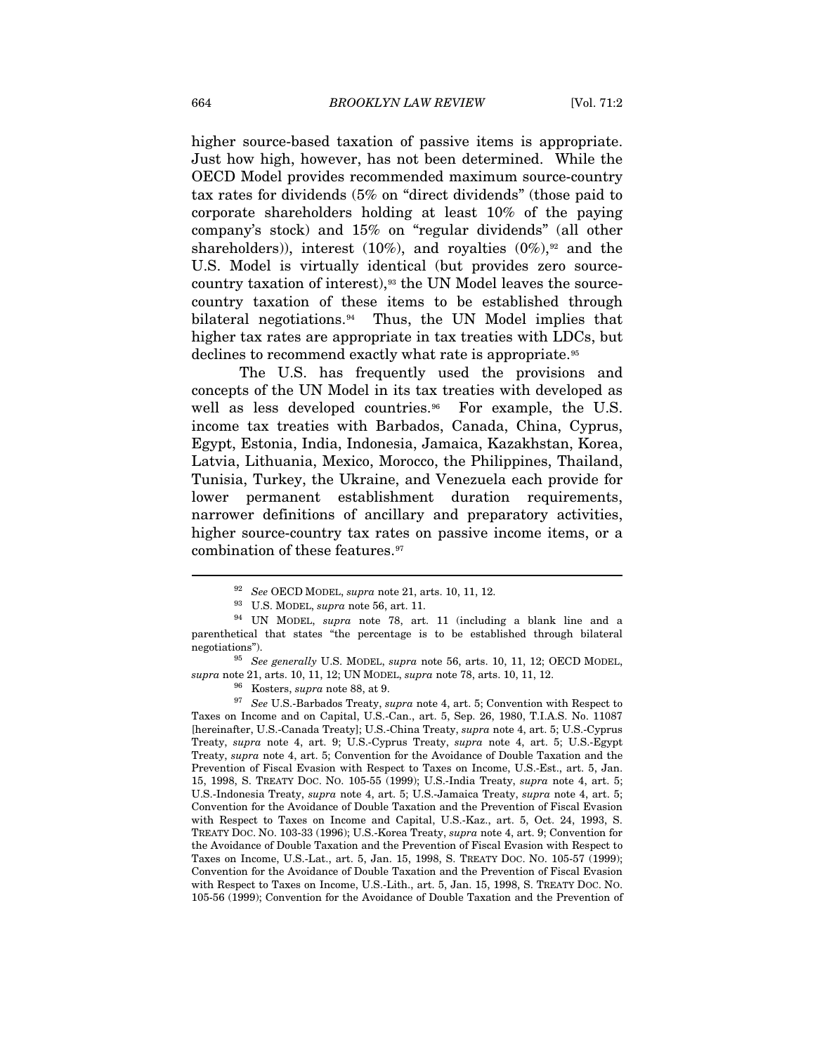higher source-based taxation of passive items is appropriate. Just how high, however, has not been determined. While the OECD Model provides recommended maximum source-country tax rates for dividends (5% on "direct dividends" (those paid to corporate shareholders holding at least 10% of the paying company's stock) and 15% on "regular dividends" (all other shareholders)), interest (10%), and royalties (0%),[92] and the U.S. Model is virtually identical (but provides zero source-country taxation of interest),[93] the UN Model leaves the source-country taxation of these items to be established through bilateral negotiations.[94] Thus, the UN Model implies that higher tax rates are appropriate in tax treaties with LDCs, but declines to recommend exactly what rate is appropriate.[95]

The U.S. has frequently used the provisions and concepts of the UN Model in its tax treaties with developed as well as less developed countries.[96] For example, the U.S. income tax treaties with Barbados, Canada, China, Cyprus, Egypt, Estonia, India, Indonesia, Jamaica, Kazakhstan, Korea, Latvia, Lithuania, Mexico, Morocco, the Philippines, Thailand, Tunisia, Turkey, the Ukraine, and Venezuela each provide for lower permanent establishment duration requirements, narrower definitions of ancillary and preparatory activities, higher source-country tax rates on passive income items, or a combination of these features.[97]

---

[92] *See* OECD MODEL, *supra* note 21, arts. 10, 11, 12.

[93] U.S. MODEL, *supra* note 56, art. 11.

[94] UN MODEL, *supra* note 78, art. 11 (including a blank line and a parenthetical that states "the percentage is to be established through bilateral negotiations").

[95] *See generally* U.S. MODEL, *supra* note 56, arts. 10, 11, 12; OECD MODEL, *supra* note 21, arts. 10, 11, 12; UN MODEL, *supra* note 78, arts. 10, 11, 12.

[96] Kosters, *supra* note 88, at 9.

[97] *See* U.S.-Barbados Treaty, *supra* note 4, art. 5; Convention with Respect to Taxes on Income and on Capital, U.S.-Can., art. 5, Sep. 26, 1980, T.I.A.S. No. 11087 [hereinafter, U.S.-Canada Treaty]; U.S.-China Treaty, *supra* note 4, art. 5; U.S.-Cyprus Treaty, *supra* note 4, art. 9; U.S.-Cyprus Treaty, *supra* note 4, art. 5; U.S.-Egypt Treaty, *supra* note 4, art. 5; Convention for the Avoidance of Double Taxation and the Prevention of Fiscal Evasion with Respect to Taxes on Income, U.S.-Est., art. 5, Jan. 15, 1998, S. TREATY DOC. NO. 105-55 (1999); U.S.-India Treaty, *supra* note 4, art. 5; U.S.-Indonesia Treaty, *supra* note 4, art. 5; U.S.-Jamaica Treaty, *supra* note 4, art. 5; Convention for the Avoidance of Double Taxation and the Prevention of Fiscal Evasion with Respect to Taxes on Income and Capital, U.S.-Kaz., art. 5, Oct. 24, 1993, S. TREATY DOC. NO. 103-33 (1996); U.S.-Korea Treaty, *supra* note 4, art. 9; Convention for the Avoidance of Double Taxation and the Prevention of Fiscal Evasion with Respect to Taxes on Income, U.S.-Lat., art. 5, Jan. 15, 1998, S. TREATY DOC. NO. 105-57 (1999); Convention for the Avoidance of Double Taxation and the Prevention of Fiscal Evasion with Respect to Taxes on Income, U.S.-Lith., art. 5, Jan. 15, 1998, S. TREATY DOC. NO. 105-56 (1999); Convention for the Avoidance of Double Taxation and the Prevention of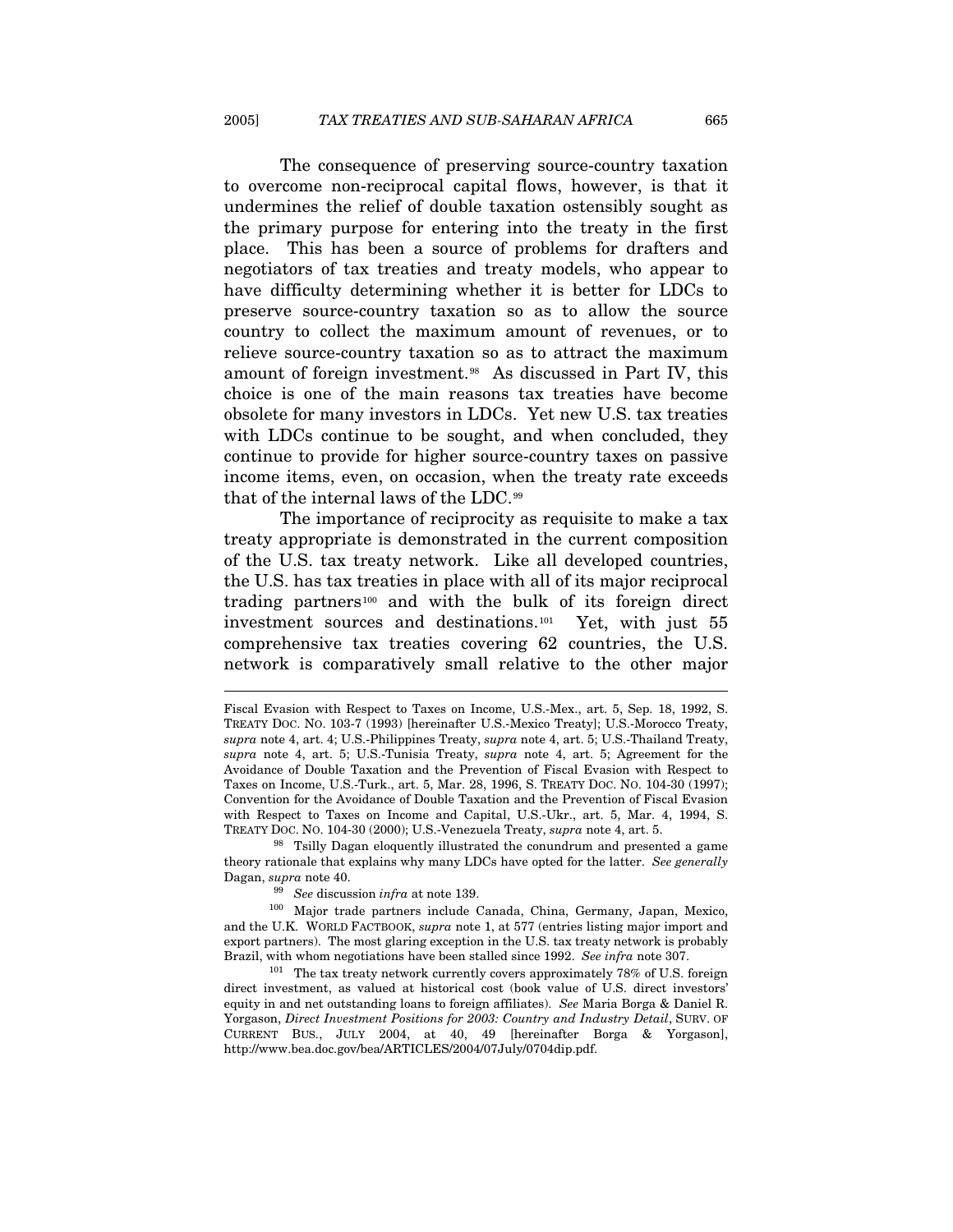The consequence of preserving source-country taxation to overcome non-reciprocal capital flows, however, is that it undermines the relief of double taxation ostensibly sought as the primary purpose for entering into the treaty in the first place. This has been a source of problems for drafters and negotiators of tax treaties and treaty models, who appear to have difficulty determining whether it is better for LDCs to preserve source-country taxation so as to allow the source country to collect the maximum amount of revenues, or to relieve source-country taxation so as to attract the maximum amount of foreign investment.[98] As discussed in Part IV, this choice is one of the main reasons tax treaties have become obsolete for many investors in LDCs. Yet new U.S. tax treaties with LDCs continue to be sought, and when concluded, they continue to provide for higher source-country taxes on passive income items, even, on occasion, when the treaty rate exceeds that of the internal laws of the LDC.[99]

The importance of reciprocity as requisite to make a tax treaty appropriate is demonstrated in the current composition of the U.S. tax treaty network. Like all developed countries, the U.S. has tax treaties in place with all of its major reciprocal trading partners[100] and with the bulk of its foreign direct investment sources and destinations.[101] Yet, with just 55 comprehensive tax treaties covering 62 countries, the U.S. network is comparatively small relative to the other major

---

Fiscal Evasion with Respect to Taxes on Income, U.S.-Mex., art. 5, Sep. 18, 1992, S. TREATY DOC. NO. 103-7 (1993) [hereinafter U.S.-Mexico Treaty]; U.S.-Morocco Treaty, *supra* note 4, art. 4; U.S.-Philippines Treaty, *supra* note 4, art. 5; U.S.-Thailand Treaty, *supra* note 4, art. 5; U.S.-Tunisia Treaty, *supra* note 4, art. 5; Agreement for the Avoidance of Double Taxation and the Prevention of Fiscal Evasion with Respect to Taxes on Income, U.S.-Turk., art. 5, Mar. 28, 1996, S. TREATY DOC. NO. 104-30 (1997); Convention for the Avoidance of Double Taxation and the Prevention of Fiscal Evasion with Respect to Taxes on Income and Capital, U.S.-Ukr., art. 5, Mar. 4, 1994, S. TREATY DOC. NO. 104-30 (2000); U.S.-Venezuela Treaty, *supra* note 4, art. 5.

[98] Tsilly Dagan eloquently illustrated the conundrum and presented a game theory rationale that explains why many LDCs have opted for the latter. *See generally* Dagan, *supra* note 40.

[99] *See* discussion *infra* at note 139.

[100] Major trade partners include Canada, China, Germany, Japan, Mexico, and the U.K. WORLD FACTBOOK, *supra* note 1, at 577 (entries listing major import and export partners). The most glaring exception in the U.S. tax treaty network is probably Brazil, with whom negotiations have been stalled since 1992. *See infra* note 307.

[101] The tax treaty network currently covers approximately 78% of U.S. foreign direct investment, as valued at historical cost (book value of U.S. direct investors' equity in and net outstanding loans to foreign affiliates). *See* Maria Borga & Daniel R. Yorgason, *Direct Investment Positions for 2003: Country and Industry Detail*, SURV. OF CURRENT BUS., JULY 2004, at 40, 49 [hereinafter Borga & Yorgason], http://www.bea.doc.gov/bea/ARTICLES/2004/07July/0704dip.pdf.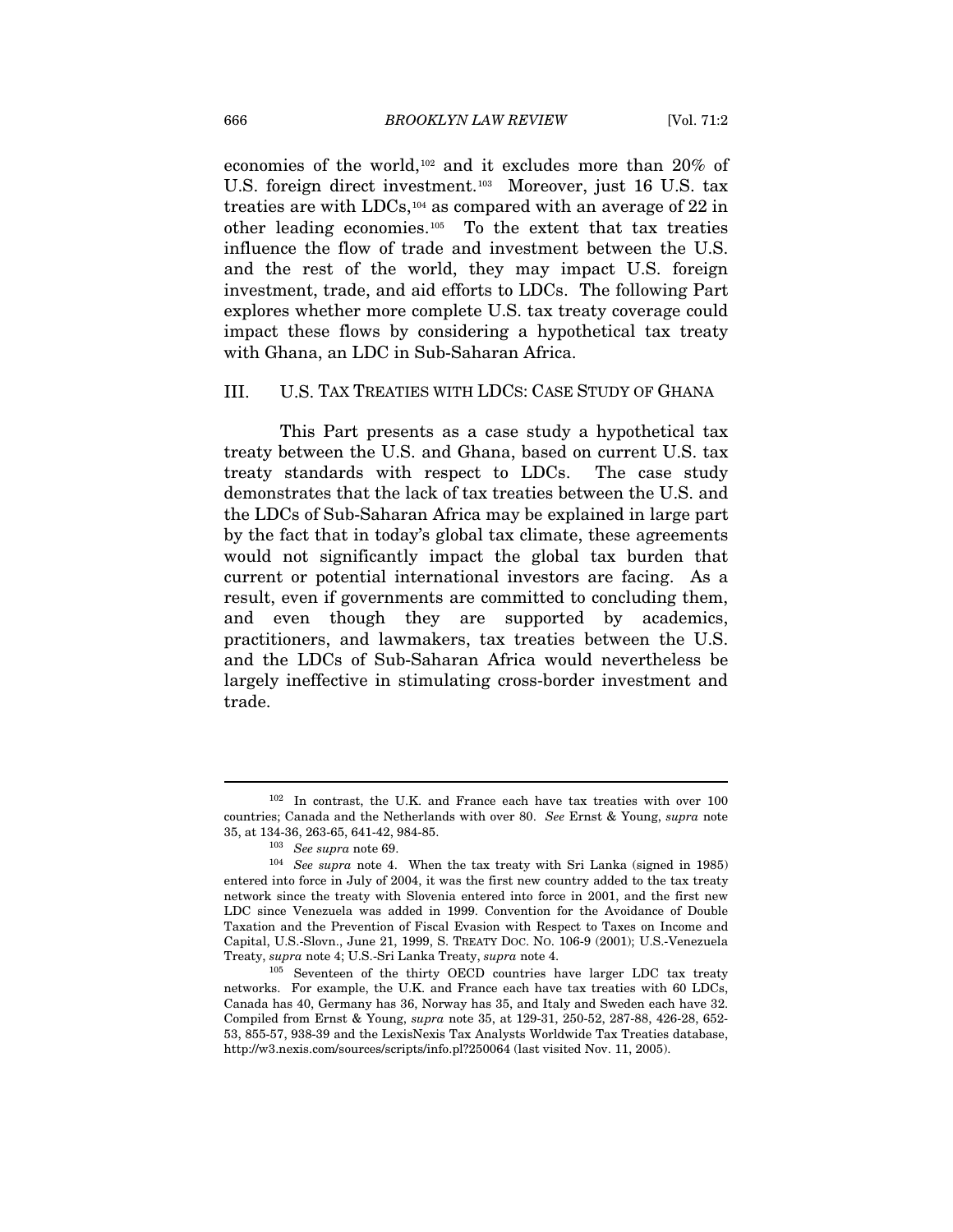economies of the world,[102] and it excludes more than 20% of U.S. foreign direct investment.[103] Moreover, just 16 U.S. tax treaties are with LDCs,[104] as compared with an average of 22 in other leading economies.[105] To the extent that tax treaties influence the flow of trade and investment between the U.S. and the rest of the world, they may impact U.S. foreign investment, trade, and aid efforts to LDCs. The following Part explores whether more complete U.S. tax treaty coverage could impact these flows by considering a hypothetical tax treaty with Ghana, an LDC in Sub-Saharan Africa.

## III. U.S. TAX TREATIES WITH LDCS: CASE STUDY OF GHANA

This Part presents as a case study a hypothetical tax treaty between the U.S. and Ghana, based on current U.S. tax treaty standards with respect to LDCs. The case study demonstrates that the lack of tax treaties between the U.S. and the LDCs of Sub-Saharan Africa may be explained in large part by the fact that in today's global tax climate, these agreements would not significantly impact the global tax burden that current or potential international investors are facing. As a result, even if governments are committed to concluding them, and even though they are supported by academics, practitioners, and lawmakers, tax treaties between the U.S. and the LDCs of Sub-Saharan Africa would nevertheless be largely ineffective in stimulating cross-border investment and trade.

---

[102] In contrast, the U.K. and France each have tax treaties with over 100 countries; Canada and the Netherlands with over 80. *See* Ernst & Young, *supra* note 35, at 134-36, 263-65, 641-42, 984-85.

[103] *See supra* note 69.

[104] *See supra* note 4. When the tax treaty with Sri Lanka (signed in 1985) entered into force in July of 2004, it was the first new country added to the tax treaty network since the treaty with Slovenia entered into force in 2001, and the first new LDC since Venezuela was added in 1999. Convention for the Avoidance of Double Taxation and the Prevention of Fiscal Evasion with Respect to Taxes on Income and Capital, U.S.-Slovn., June 21, 1999, S. TREATY DOC. NO. 106-9 (2001); U.S.-Venezuela Treaty, *supra* note 4; U.S.-Sri Lanka Treaty, *supra* note 4.

[105] Seventeen of the thirty OECD countries have larger LDC tax treaty networks. For example, the U.K. and France each have tax treaties with 60 LDCs, Canada has 40, Germany has 36, Norway has 35, and Italy and Sweden each have 32. Compiled from Ernst & Young, *supra* note 35, at 129-31, 250-52, 287-88, 426-28, 652-53, 855-57, 938-39 and the LexisNexis Tax Analysts Worldwide Tax Treaties database, http://w3.nexis.com/sources/scripts/info.pl?250064 (last visited Nov. 11, 2005).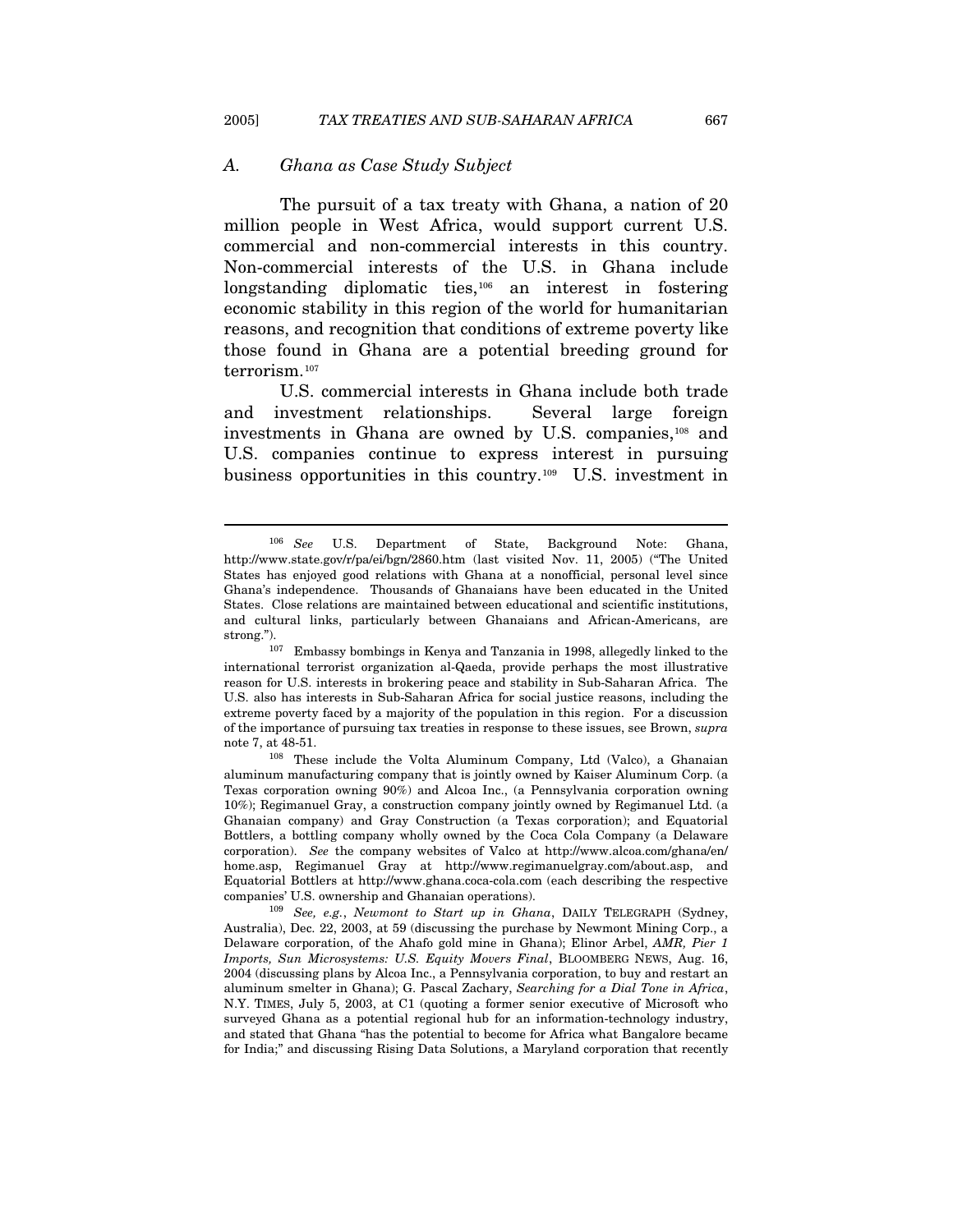### A. *Ghana as Case Study Subject*

The pursuit of a tax treaty with Ghana, a nation of 20 million people in West Africa, would support current U.S. commercial and non-commercial interests in this country. Non-commercial interests of the U.S. in Ghana include longstanding diplomatic ties,[106] an interest in fostering economic stability in this region of the world for humanitarian reasons, and recognition that conditions of extreme poverty like those found in Ghana are a potential breeding ground for terrorism.[107]

U.S. commercial interests in Ghana include both trade and investment relationships. Several large foreign investments in Ghana are owned by U.S. companies,[108] and U.S. companies continue to express interest in pursuing business opportunities in this country.[109] U.S. investment in

---

[106] *See* U.S. Department of State, Background Note: Ghana, http://www.state.gov/r/pa/ei/bgn/2860.htm (last visited Nov. 11, 2005) ("The United States has enjoyed good relations with Ghana at a nonofficial, personal level since Ghana's independence. Thousands of Ghanaians have been educated in the United States. Close relations are maintained between educational and scientific institutions, and cultural links, particularly between Ghanaians and African-Americans, are strong.").

[107] Embassy bombings in Kenya and Tanzania in 1998, allegedly linked to the international terrorist organization al-Qaeda, provide perhaps the most illustrative reason for U.S. interests in brokering peace and stability in Sub-Saharan Africa. The U.S. also has interests in Sub-Saharan Africa for social justice reasons, including the extreme poverty faced by a majority of the population in this region. For a discussion of the importance of pursuing tax treaties in response to these issues, see Brown, *supra* note 7, at 48-51.

[108] These include the Volta Aluminum Company, Ltd (Valco), a Ghanaian aluminum manufacturing company that is jointly owned by Kaiser Aluminum Corp. (a Texas corporation owning 90%) and Alcoa Inc., (a Pennsylvania corporation owning 10%); Regimanuel Gray, a construction company jointly owned by Regimanuel Ltd. (a Ghanaian company) and Gray Construction (a Texas corporation); and Equatorial Bottlers, a bottling company wholly owned by the Coca Cola Company (a Delaware corporation). *See* the company websites of Valco at http://www.alcoa.com/ghana/en/home.asp, Regimanuel Gray at http://www.regimanuelgray.com/about.asp, and Equatorial Bottlers at http://www.ghana.coca-cola.com (each describing the respective companies' U.S. ownership and Ghanaian operations).

[109] *See, e.g.*, *Newmont to Start up in Ghana*, DAILY TELEGRAPH (Sydney, Australia), Dec. 22, 2003, at 59 (discussing the purchase by Newmont Mining Corp., a Delaware corporation, of the Ahafo gold mine in Ghana); Elinor Arbel, *AMR, Pier 1 Imports, Sun Microsystems: U.S. Equity Movers Final*, BLOOMBERG NEWS, Aug. 16, 2004 (discussing plans by Alcoa Inc., a Pennsylvania corporation, to buy and restart an aluminum smelter in Ghana); G. Pascal Zachary, *Searching for a Dial Tone in Africa*, N.Y. TIMES, July 5, 2003, at C1 (quoting a former senior executive of Microsoft who surveyed Ghana as a potential regional hub for an information-technology industry, and stated that Ghana "has the potential to become for Africa what Bangalore became for India;" and discussing Rising Data Solutions, a Maryland corporation that recently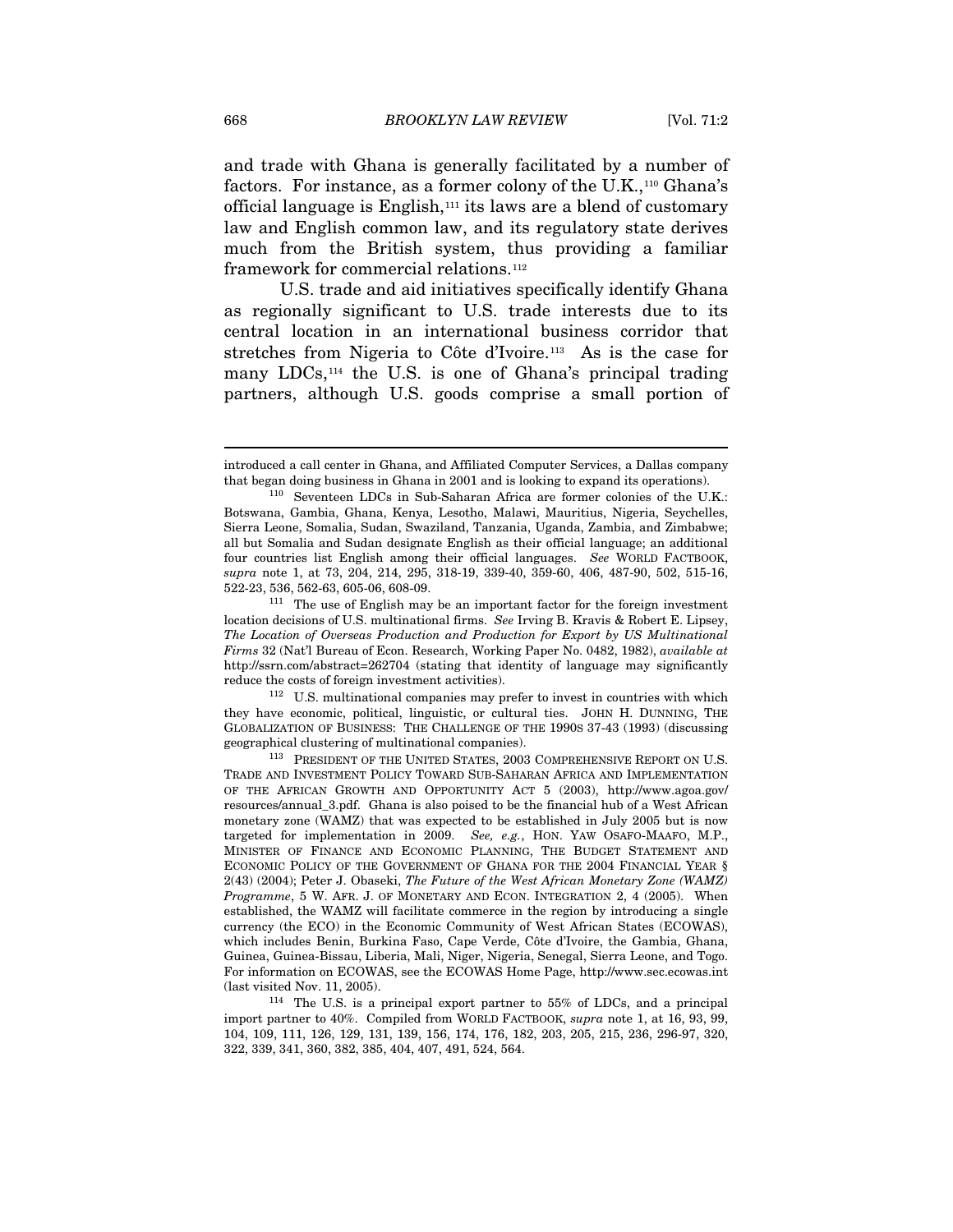and trade with Ghana is generally facilitated by a number of factors. For instance, as a former colony of the U.K.,[110] Ghana's official language is English,[111] its laws are a blend of customary law and English common law, and its regulatory state derives much from the British system, thus providing a familiar framework for commercial relations.[112]

U.S. trade and aid initiatives specifically identify Ghana as regionally significant to U.S. trade interests due to its central location in an international business corridor that stretches from Nigeria to Côte d'Ivoire.[113] As is the case for many LDCs,[114] the U.S. is one of Ghana's principal trading partners, although U.S. goods comprise a small portion of

---

introduced a call center in Ghana, and Affiliated Computer Services, a Dallas company that began doing business in Ghana in 2001 and is looking to expand its operations).

[110] Seventeen LDCs in Sub-Saharan Africa are former colonies of the U.K.: Botswana, Gambia, Ghana, Kenya, Lesotho, Malawi, Mauritius, Nigeria, Seychelles, Sierra Leone, Somalia, Sudan, Swaziland, Tanzania, Uganda, Zambia, and Zimbabwe; all but Somalia and Sudan designate English as their official language; an additional four countries list English among their official languages. *See* WORLD FACTBOOK, *supra* note 1, at 73, 204, 214, 295, 318-19, 339-40, 359-60, 406, 487-90, 502, 515-16, 522-23, 536, 562-63, 605-06, 608-09.

[111] The use of English may be an important factor for the foreign investment location decisions of U.S. multinational firms. *See* Irving B. Kravis & Robert E. Lipsey, *The Location of Overseas Production and Production for Export by US Multinational Firms* 32 (Nat'l Bureau of Econ. Research, Working Paper No. 0482, 1982), *available at* http://ssrn.com/abstract=262704 (stating that identity of language may significantly reduce the costs of foreign investment activities).

[112] U.S. multinational companies may prefer to invest in countries with which they have economic, political, linguistic, or cultural ties. JOHN H. DUNNING, THE GLOBALIZATION OF BUSINESS: THE CHALLENGE OF THE 1990S 37-43 (1993) (discussing geographical clustering of multinational companies).

[113] PRESIDENT OF THE UNITED STATES, 2003 COMPREHENSIVE REPORT ON U.S. TRADE AND INVESTMENT POLICY TOWARD SUB-SAHARAN AFRICA AND IMPLEMENTATION OF THE AFRICAN GROWTH AND OPPORTUNITY ACT 5 (2003), http://www.agoa.gov/resources/annual_3.pdf. Ghana is also poised to be the financial hub of a West African monetary zone (WAMZ) that was expected to be established in July 2005 but is now targeted for implementation in 2009. *See, e.g.*, HON. YAW OSAFO-MAAFO, M.P., MINISTER OF FINANCE AND ECONOMIC PLANNING, THE BUDGET STATEMENT AND ECONOMIC POLICY OF THE GOVERNMENT OF GHANA FOR THE 2004 FINANCIAL YEAR § 2(43) (2004); Peter J. Obaseki, *The Future of the West African Monetary Zone (WAMZ) Programme*, 5 W. AFR. J. OF MONETARY AND ECON. INTEGRATION 2, 4 (2005). When established, the WAMZ will facilitate commerce in the region by introducing a single currency (the ECO) in the Economic Community of West African States (ECOWAS), which includes Benin, Burkina Faso, Cape Verde, Côte d'Ivoire, the Gambia, Ghana, Guinea, Guinea-Bissau, Liberia, Mali, Niger, Nigeria, Senegal, Sierra Leone, and Togo. For information on ECOWAS, see the ECOWAS Home Page, http://www.sec.ecowas.int (last visited Nov. 11, 2005).

[114] The U.S. is a principal export partner to 55% of LDCs, and a principal import partner to 40%. Compiled from WORLD FACTBOOK, *supra* note 1, at 16, 93, 99, 104, 109, 111, 126, 129, 131, 139, 156, 174, 176, 182, 203, 205, 215, 236, 296-97, 320, 322, 339, 341, 360, 382, 385, 404, 407, 491, 524, 564.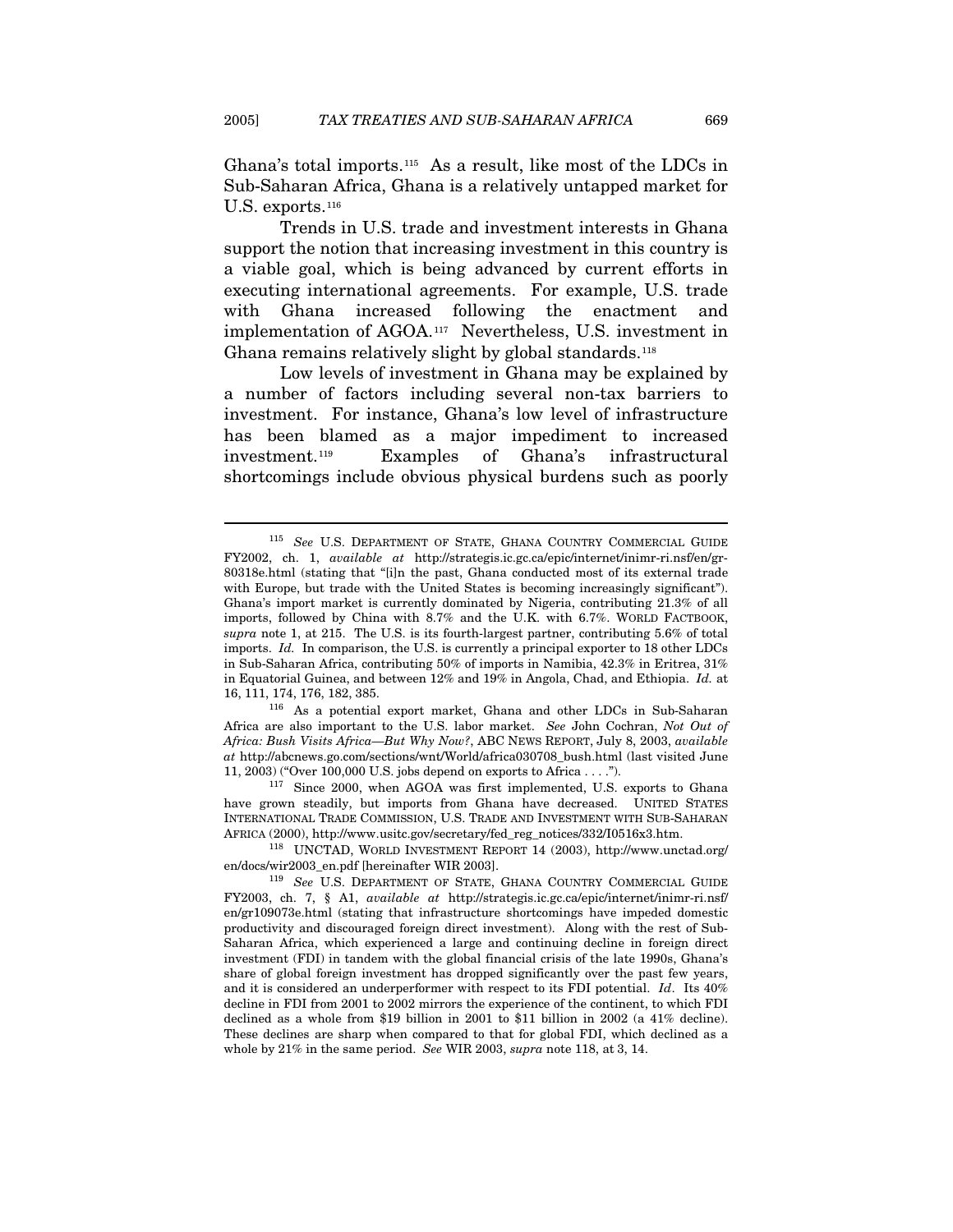Ghana's total imports.[115] As a result, like most of the LDCs in Sub-Saharan Africa, Ghana is a relatively untapped market for U.S. exports.[116]

Trends in U.S. trade and investment interests in Ghana support the notion that increasing investment in this country is a viable goal, which is being advanced by current efforts in executing international agreements. For example, U.S. trade with Ghana increased following the enactment and implementation of AGOA.[117] Nevertheless, U.S. investment in Ghana remains relatively slight by global standards.[118]

Low levels of investment in Ghana may be explained by a number of factors including several non-tax barriers to investment. For instance, Ghana's low level of infrastructure has been blamed as a major impediment to increased investment.[119] Examples of Ghana's infrastructural shortcomings include obvious physical burdens such as poorly

---

[115] *See* U.S. DEPARTMENT OF STATE, GHANA COUNTRY COMMERCIAL GUIDE FY2002, ch. 1, *available at* http://strategis.ic.gc.ca/epic/internet/inimr-ri.nsf/en/gr-80318e.html (stating that "[i]n the past, Ghana conducted most of its external trade with Europe, but trade with the United States is becoming increasingly significant"). Ghana's import market is currently dominated by Nigeria, contributing 21.3% of all imports, followed by China with 8.7% and the U.K. with 6.7%. WORLD FACTBOOK, *supra* note 1, at 215. The U.S. is its fourth-largest partner, contributing 5.6% of total imports. *Id.* In comparison, the U.S. is currently a principal exporter to 18 other LDCs in Sub-Saharan Africa, contributing 50% of imports in Namibia, 42.3% in Eritrea, 31% in Equatorial Guinea, and between 12% and 19% in Angola, Chad, and Ethiopia. *Id.* at 16, 111, 174, 176, 182, 385.

[116] As a potential export market, Ghana and other LDCs in Sub-Saharan Africa are also important to the U.S. labor market. *See* John Cochran, *Not Out of Africa: Bush Visits Africa—But Why Now?*, ABC NEWS REPORT, July 8, 2003, *available at* http://abcnews.go.com/sections/wnt/World/africa030708_bush.html (last visited June 11, 2003) ("Over 100,000 U.S. jobs depend on exports to Africa . . . .").

[117] Since 2000, when AGOA was first implemented, U.S. exports to Ghana have grown steadily, but imports from Ghana have decreased. UNITED STATES INTERNATIONAL TRADE COMMISSION, U.S. TRADE AND INVESTMENT WITH SUB-SAHARAN AFRICA (2000), http://www.usitc.gov/secretary/fed_reg_notices/332/I0516x3.htm.

[118] UNCTAD, WORLD INVESTMENT REPORT 14 (2003), http://www.unctad.org/en/docs/wir2003_en.pdf [hereinafter WIR 2003].

[119] *See* U.S. DEPARTMENT OF STATE, GHANA COUNTRY COMMERCIAL GUIDE FY2003, ch. 7, § A1, *available at* http://strategis.ic.gc.ca/epic/internet/inimr-ri.nsf/en/gr109073e.html (stating that infrastructure shortcomings have impeded domestic productivity and discouraged foreign direct investment). Along with the rest of Sub-Saharan Africa, which experienced a large and continuing decline in foreign direct investment (FDI) in tandem with the global financial crisis of the late 1990s, Ghana's share of global foreign investment has dropped significantly over the past few years, and it is considered an underperformer with respect to its FDI potential. *Id*. Its 40% decline in FDI from 2001 to 2002 mirrors the experience of the continent, to which FDI declined as a whole from $19 billion in 2001 to $11 billion in 2002 (a 41% decline). These declines are sharp when compared to that for global FDI, which declined as a whole by 21% in the same period. *See* WIR 2003, *supra* note 118, at 3, 14.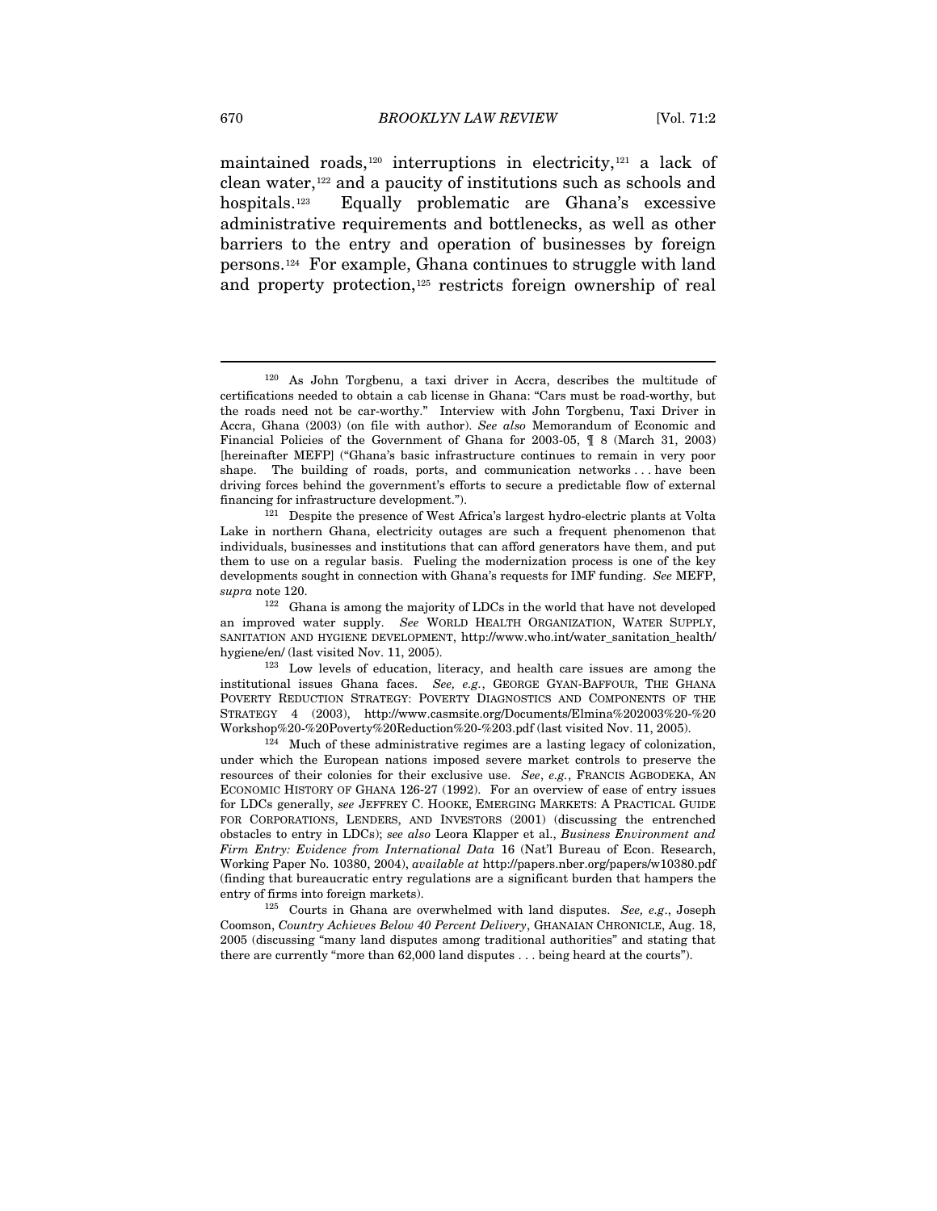maintained roads,[120] interruptions in electricity,[121] a lack of clean water,[122] and a paucity of institutions such as schools and hospitals.[123] Equally problematic are Ghana's excessive administrative requirements and bottlenecks, as well as other barriers to the entry and operation of businesses by foreign persons.[124] For example, Ghana continues to struggle with land and property protection,[125] restricts foreign ownership of real

---

[120] As John Torgbenu, a taxi driver in Accra, describes the multitude of certifications needed to obtain a cab license in Ghana: "Cars must be road-worthy, but the roads need not be car-worthy." Interview with John Torgbenu, Taxi Driver in Accra, Ghana (2003) (on file with author). *See also* Memorandum of Economic and Financial Policies of the Government of Ghana for 2003-05, ¶ 8 (March 31, 2003) [hereinafter MEFP] ("Ghana's basic infrastructure continues to remain in very poor shape. The building of roads, ports, and communication networks . . . have been driving forces behind the government's efforts to secure a predictable flow of external financing for infrastructure development.").

[121] Despite the presence of West Africa's largest hydro-electric plants at Volta Lake in northern Ghana, electricity outages are such a frequent phenomenon that individuals, businesses and institutions that can afford generators have them, and put them to use on a regular basis. Fueling the modernization process is one of the key developments sought in connection with Ghana's requests for IMF funding. *See* MEFP, *supra* note 120.

[122] Ghana is among the majority of LDCs in the world that have not developed an improved water supply. *See* WORLD HEALTH ORGANIZATION, WATER SUPPLY, SANITATION AND HYGIENE DEVELOPMENT, http://www.who.int/water_sanitation_health/hygiene/en/ (last visited Nov. 11, 2005).

[123] Low levels of education, literacy, and health care issues are among the institutional issues Ghana faces. *See, e.g.*, GEORGE GYAN-BAFFOUR, THE GHANA POVERTY REDUCTION STRATEGY: POVERTY DIAGNOSTICS AND COMPONENTS OF THE STRATEGY 4 (2003), http://www.casmsite.org/Documents/Elmina%202003%20-%20Workshop%20-%20Poverty%20Reduction%20-%203.pdf (last visited Nov. 11, 2005).

[124] Much of these administrative regimes are a lasting legacy of colonization, under which the European nations imposed severe market controls to preserve the resources of their colonies for their exclusive use. *See*, *e.g.*, FRANCIS AGBODEKA, AN ECONOMIC HISTORY OF GHANA 126-27 (1992). For an overview of ease of entry issues for LDCs generally, *see* JEFFREY C. HOOKE, EMERGING MARKETS: A PRACTICAL GUIDE FOR CORPORATIONS, LENDERS, AND INVESTORS (2001) (discussing the entrenched obstacles to entry in LDCs); *see also* Leora Klapper et al., *Business Environment and Firm Entry: Evidence from International Data* 16 (Nat'l Bureau of Econ. Research, Working Paper No. 10380, 2004), *available at* http://papers.nber.org/papers/w10380.pdf (finding that bureaucratic entry regulations are a significant burden that hampers the entry of firms into foreign markets).

[125] Courts in Ghana are overwhelmed with land disputes. *See, e.g*., Joseph Coomson, *Country Achieves Below 40 Percent Delivery*, GHANAIAN CHRONICLE, Aug. 18, 2005 (discussing "many land disputes among traditional authorities" and stating that there are currently "more than 62,000 land disputes . . . being heard at the courts").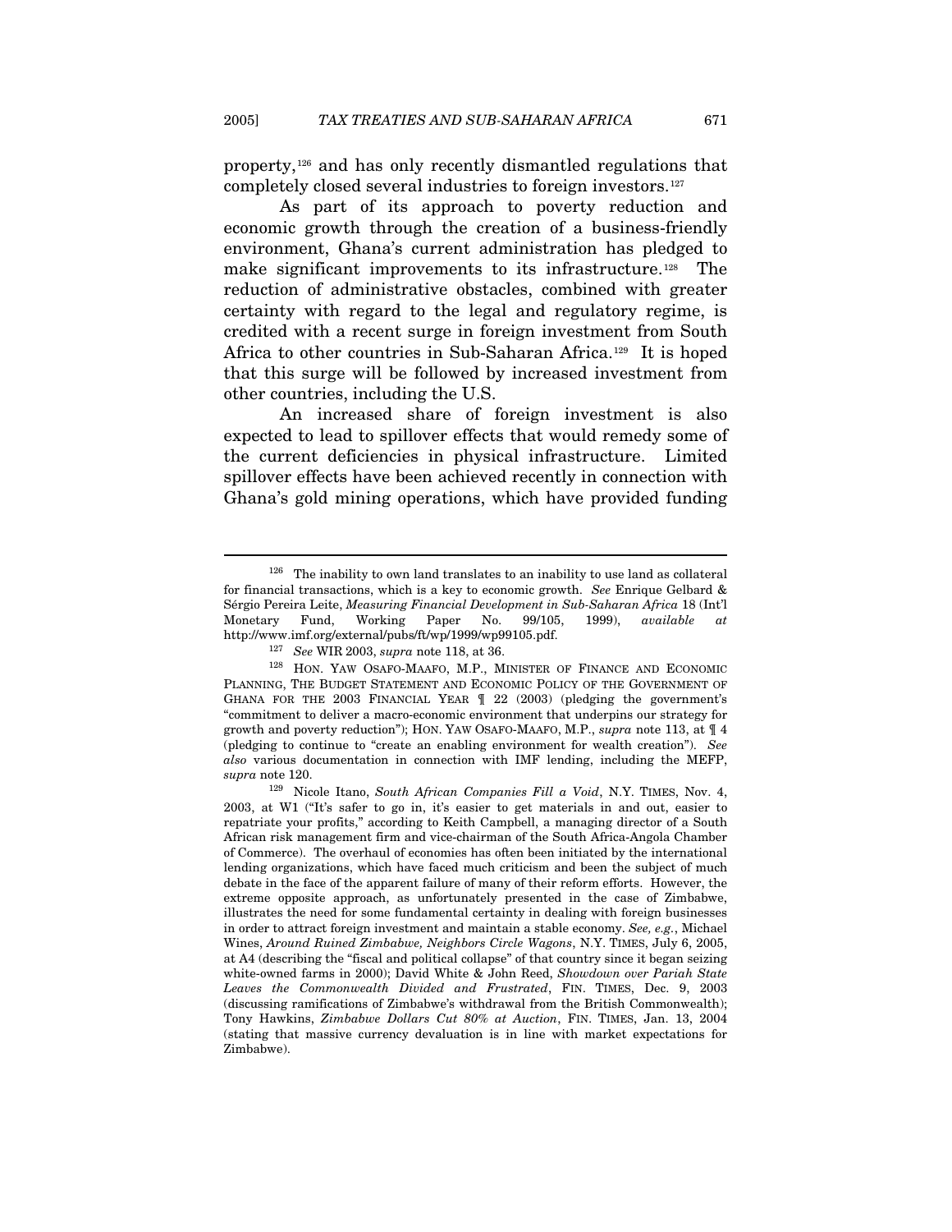property,[126] and has only recently dismantled regulations that completely closed several industries to foreign investors.[127]

As part of its approach to poverty reduction and economic growth through the creation of a business-friendly environment, Ghana's current administration has pledged to make significant improvements to its infrastructure.[128] The reduction of administrative obstacles, combined with greater certainty with regard to the legal and regulatory regime, is credited with a recent surge in foreign investment from South Africa to other countries in Sub-Saharan Africa.[129] It is hoped that this surge will be followed by increased investment from other countries, including the U.S.

An increased share of foreign investment is also expected to lead to spillover effects that would remedy some of the current deficiencies in physical infrastructure. Limited spillover effects have been achieved recently in connection with Ghana's gold mining operations, which have provided funding

---

[126] The inability to own land translates to an inability to use land as collateral for financial transactions, which is a key to economic growth. *See* Enrique Gelbard & Sérgio Pereira Leite, *Measuring Financial Development in Sub-Saharan Africa* 18 (Int'l Monetary Fund, Working Paper No. 99/105, 1999), *available at* http://www.imf.org/external/pubs/ft/wp/1999/wp99105.pdf.

[127] *See* WIR 2003, *supra* note 118, at 36.

[128] HON. YAW OSAFO-MAAFO, M.P., MINISTER OF FINANCE AND ECONOMIC PLANNING, THE BUDGET STATEMENT AND ECONOMIC POLICY OF THE GOVERNMENT OF GHANA FOR THE 2003 FINANCIAL YEAR ¶ 22 (2003) (pledging the government's "commitment to deliver a macro-economic environment that underpins our strategy for growth and poverty reduction"); HON. YAW OSAFO-MAAFO, M.P., *supra* note 113, at ¶ 4 (pledging to continue to "create an enabling environment for wealth creation"). *See also* various documentation in connection with IMF lending, including the MEFP, *supra* note 120.

[129] Nicole Itano, *South African Companies Fill a Void*, N.Y. TIMES, Nov. 4, 2003, at W1 ("It's safer to go in, it's easier to get materials in and out, easier to repatriate your profits," according to Keith Campbell, a managing director of a South African risk management firm and vice-chairman of the South Africa-Angola Chamber of Commerce). The overhaul of economies has often been initiated by the international lending organizations, which have faced much criticism and been the subject of much debate in the face of the apparent failure of many of their reform efforts. However, the extreme opposite approach, as unfortunately presented in the case of Zimbabwe, illustrates the need for some fundamental certainty in dealing with foreign businesses in order to attract foreign investment and maintain a stable economy. *See, e.g.*, Michael Wines, *Around Ruined Zimbabwe, Neighbors Circle Wagons*, N.Y. TIMES, July 6, 2005, at A4 (describing the "fiscal and political collapse" of that country since it began seizing white-owned farms in 2000); David White & John Reed, *Showdown over Pariah State Leaves the Commonwealth Divided and Frustrated*, FIN. TIMES, Dec. 9, 2003 (discussing ramifications of Zimbabwe's withdrawal from the British Commonwealth); Tony Hawkins, *Zimbabwe Dollars Cut 80% at Auction*, FIN. TIMES, Jan. 13, 2004 (stating that massive currency devaluation is in line with market expectations for Zimbabwe).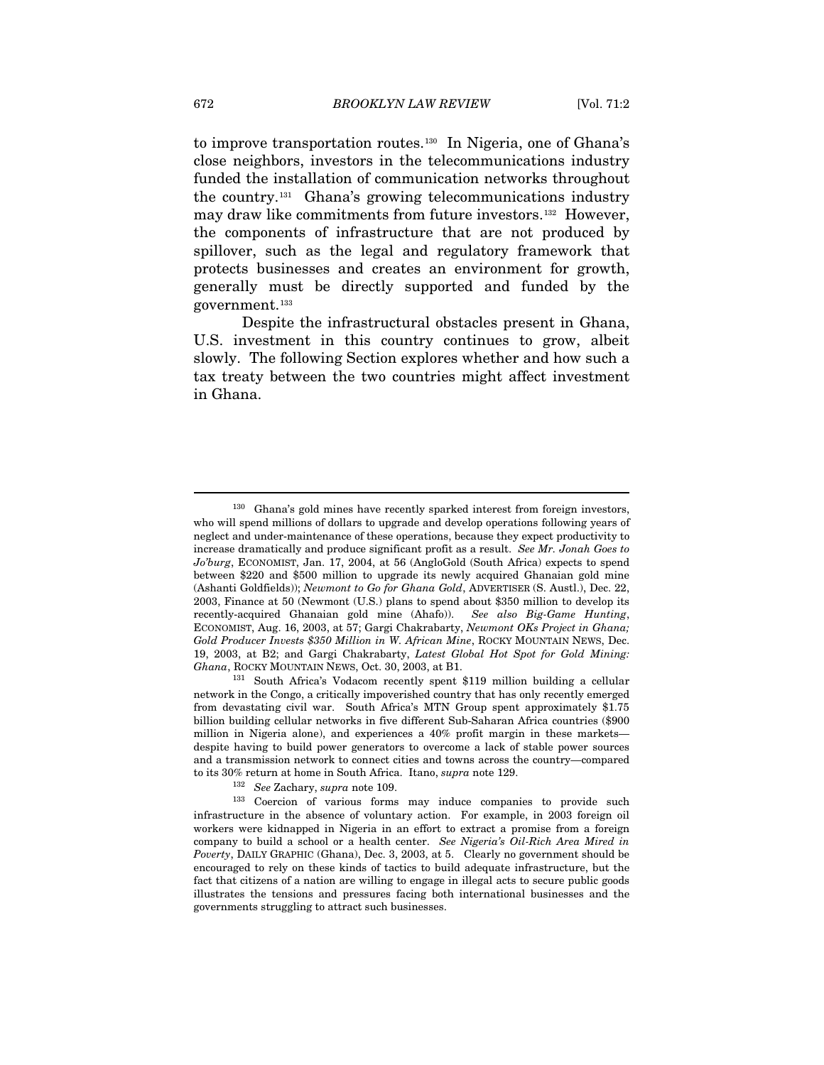to improve transportation routes.[130] In Nigeria, one of Ghana's close neighbors, investors in the telecommunications industry funded the installation of communication networks throughout the country.[131] Ghana's growing telecommunications industry may draw like commitments from future investors.[132] However, the components of infrastructure that are not produced by spillover, such as the legal and regulatory framework that protects businesses and creates an environment for growth, generally must be directly supported and funded by the government.[133]

Despite the infrastructural obstacles present in Ghana, U.S. investment in this country continues to grow, albeit slowly. The following Section explores whether and how such a tax treaty between the two countries might affect investment in Ghana.

---

[130] Ghana's gold mines have recently sparked interest from foreign investors, who will spend millions of dollars to upgrade and develop operations following years of neglect and under-maintenance of these operations, because they expect productivity to increase dramatically and produce significant profit as a result. *See Mr. Jonah Goes to Jo'burg*, ECONOMIST, Jan. 17, 2004, at 56 (AngloGold (South Africa) expects to spend between $220 and $500 million to upgrade its newly acquired Ghanaian gold mine (Ashanti Goldfields)); *Newmont to Go for Ghana Gold*, ADVERTISER (S. Austl.), Dec. 22, 2003, Finance at 50 (Newmont (U.S.) plans to spend about $350 million to develop its recently-acquired Ghanaian gold mine (Ahafo)). *See also Big-Game Hunting*, ECONOMIST, Aug. 16, 2003, at 57; Gargi Chakrabarty, *Newmont OKs Project in Ghana; Gold Producer Invests $350 Million in W. African Mine*, ROCKY MOUNTAIN NEWS, Dec. 19, 2003, at B2; and Gargi Chakrabarty, *Latest Global Hot Spot for Gold Mining: Ghana*, ROCKY MOUNTAIN NEWS, Oct. 30, 2003, at B1.

[131] South Africa's Vodacom recently spent $119 million building a cellular network in the Congo, a critically impoverished country that has only recently emerged from devastating civil war. South Africa's MTN Group spent approximately $1.75 billion building cellular networks in five different Sub-Saharan Africa countries ($900 million in Nigeria alone), and experiences a 40% profit margin in these markets—despite having to build power generators to overcome a lack of stable power sources and a transmission network to connect cities and towns across the country—compared to its 30% return at home in South Africa. Itano, *supra* note 129.

[132] *See* Zachary, *supra* note 109.

[133] Coercion of various forms may induce companies to provide such infrastructure in the absence of voluntary action. For example, in 2003 foreign oil workers were kidnapped in Nigeria in an effort to extract a promise from a foreign company to build a school or a health center. *See Nigeria's Oil-Rich Area Mired in Poverty*, DAILY GRAPHIC (Ghana), Dec. 3, 2003, at 5. Clearly no government should be encouraged to rely on these kinds of tactics to build adequate infrastructure, but the fact that citizens of a nation are willing to engage in illegal acts to secure public goods illustrates the tensions and pressures facing both international businesses and the governments struggling to attract such businesses.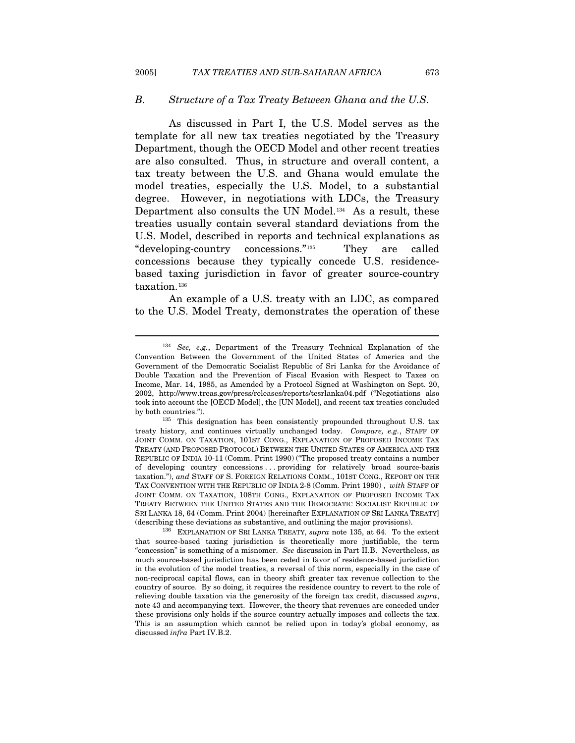### *B. Structure of a Tax Treaty Between Ghana and the U.S.*

As discussed in Part I, the U.S. Model serves as the template for all new tax treaties negotiated by the Treasury Department, though the OECD Model and other recent treaties are also consulted. Thus, in structure and overall content, a tax treaty between the U.S. and Ghana would emulate the model treaties, especially the U.S. Model, to a substantial degree. However, in negotiations with LDCs, the Treasury Department also consults the UN Model.[134] As a result, these treaties usually contain several standard deviations from the U.S. Model, described in reports and technical explanations as "developing-country concessions."[135] They are called concessions because they typically concede U.S. residence-based taxing jurisdiction in favor of greater source-country taxation.[136]

An example of a U.S. treaty with an LDC, as compared to the U.S. Model Treaty, demonstrates the operation of these

---

[134] *See, e.g.*, Department of the Treasury Technical Explanation of the Convention Between the Government of the United States of America and the Government of the Democratic Socialist Republic of Sri Lanka for the Avoidance of Double Taxation and the Prevention of Fiscal Evasion with Respect to Taxes on Income, Mar. 14, 1985, as Amended by a Protocol Signed at Washington on Sept. 20, 2002, http://www.treas.gov/press/releases/reports/tesrlanka04.pdf ("Negotiations also took into account the [OECD Model], the [UN Model], and recent tax treaties concluded by both countries.").

[135] This designation has been consistently propounded throughout U.S. tax treaty history, and continues virtually unchanged today. *Compare, e.g.*, STAFF OF JOINT COMM. ON TAXATION, 101ST CONG., EXPLANATION OF PROPOSED INCOME TAX TREATY (AND PROPOSED PROTOCOL) BETWEEN THE UNITED STATES OF AMERICA AND THE REPUBLIC OF INDIA 10-11 (Comm. Print 1990) ("The proposed treaty contains a number of developing country concessions . . . providing for relatively broad source-basis taxation."), *and* STAFF OF S. FOREIGN RELATIONS COMM., 101ST CONG., REPORT ON THE TAX CONVENTION WITH THE REPUBLIC OF INDIA 2-8 (Comm. Print 1990) , *with* STAFF OF JOINT COMM. ON TAXATION, 108TH CONG., EXPLANATION OF PROPOSED INCOME TAX TREATY BETWEEN THE UNITED STATES AND THE DEMOCRATIC SOCIALIST REPUBLIC OF SRI LANKA 18, 64 (Comm. Print 2004) [hereinafter EXPLANATION OF SRI LANKA TREATY] (describing these deviations as substantive, and outlining the major provisions).

[136] EXPLANATION OF SRI LANKA TREATY, *supra* note 135, at 64. To the extent that source-based taxing jurisdiction is theoretically more justifiable, the term "concession" is something of a misnomer. *See* discussion in Part II.B. Nevertheless, as much source-based jurisdiction has been ceded in favor of residence-based jurisdiction in the evolution of the model treaties, a reversal of this norm, especially in the case of non-reciprocal capital flows, can in theory shift greater tax revenue collection to the country of source. By so doing, it requires the residence country to revert to the role of relieving double taxation via the generosity of the foreign tax credit, discussed *supra*, note 43 and accompanying text. However, the theory that revenues are conceded under these provisions only holds if the source country actually imposes and collects the tax. This is an assumption which cannot be relied upon in today's global economy, as discussed *infra* Part IV.B.2.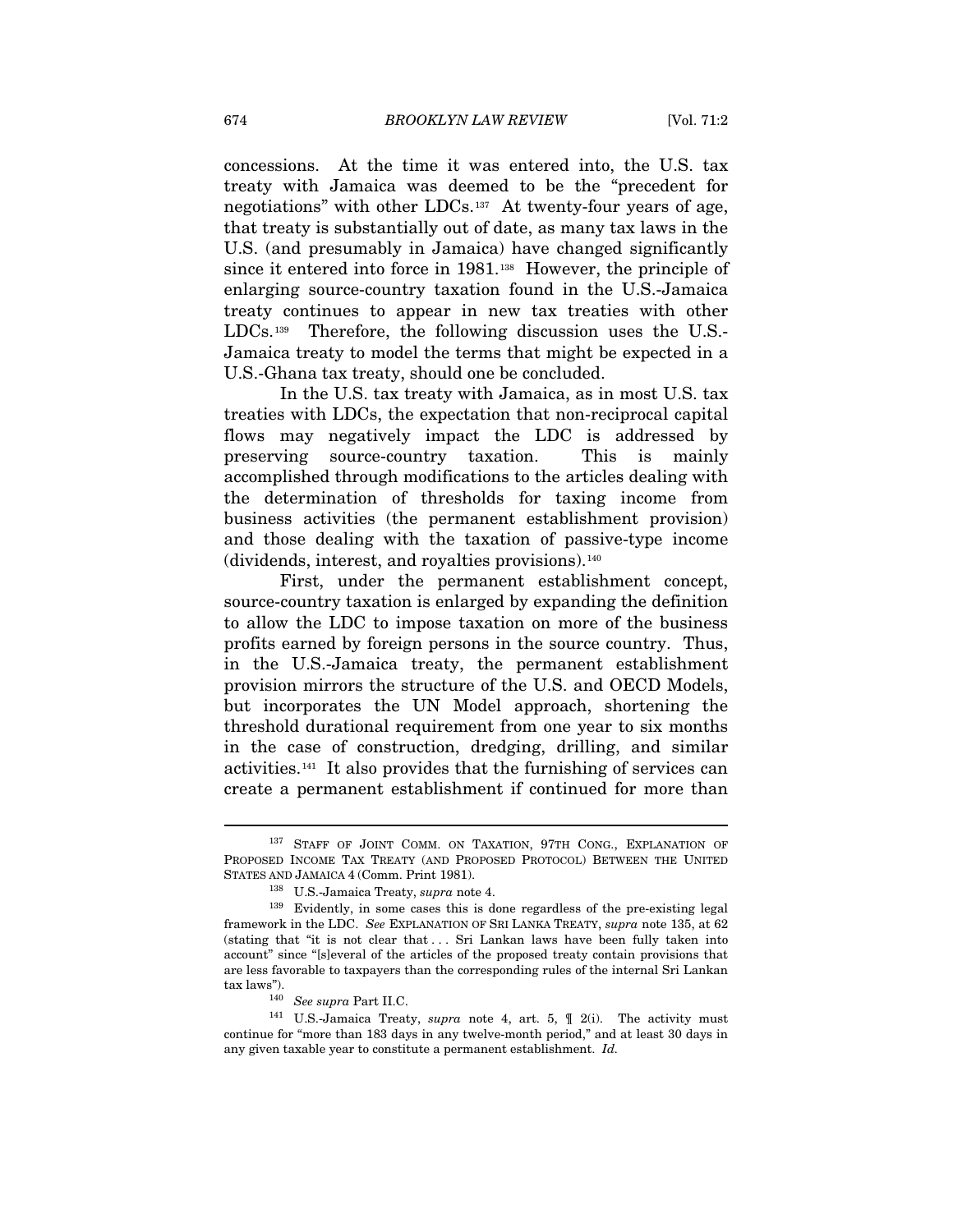concessions. At the time it was entered into, the U.S. tax treaty with Jamaica was deemed to be the "precedent for negotiations" with other LDCs.[137] At twenty-four years of age, that treaty is substantially out of date, as many tax laws in the U.S. (and presumably in Jamaica) have changed significantly since it entered into force in 1981.[138] However, the principle of enlarging source-country taxation found in the U.S.-Jamaica treaty continues to appear in new tax treaties with other LDCs.[139] Therefore, the following discussion uses the U.S.-Jamaica treaty to model the terms that might be expected in a U.S.-Ghana tax treaty, should one be concluded.

In the U.S. tax treaty with Jamaica, as in most U.S. tax treaties with LDCs, the expectation that non-reciprocal capital flows may negatively impact the LDC is addressed by preserving source-country taxation. This is mainly accomplished through modifications to the articles dealing with the determination of thresholds for taxing income from business activities (the permanent establishment provision) and those dealing with the taxation of passive-type income (dividends, interest, and royalties provisions).[140]

First, under the permanent establishment concept, source-country taxation is enlarged by expanding the definition to allow the LDC to impose taxation on more of the business profits earned by foreign persons in the source country. Thus, in the U.S.-Jamaica treaty, the permanent establishment provision mirrors the structure of the U.S. and OECD Models, but incorporates the UN Model approach, shortening the threshold durational requirement from one year to six months in the case of construction, dredging, drilling, and similar activities.[141] It also provides that the furnishing of services can create a permanent establishment if continued for more than

---

[137] STAFF OF JOINT COMM. ON TAXATION, 97TH CONG., EXPLANATION OF PROPOSED INCOME TAX TREATY (AND PROPOSED PROTOCOL) BETWEEN THE UNITED STATES AND JAMAICA 4 (Comm. Print 1981).

[138] U.S.-Jamaica Treaty, *supra* note 4.

[139] Evidently, in some cases this is done regardless of the pre-existing legal framework in the LDC. *See* EXPLANATION OF SRI LANKA TREATY, *supra* note 135, at 62 (stating that "it is not clear that . . . Sri Lankan laws have been fully taken into account" since "[s]everal of the articles of the proposed treaty contain provisions that are less favorable to taxpayers than the corresponding rules of the internal Sri Lankan tax laws").

[140] *See supra* Part II.C.

[141] U.S.-Jamaica Treaty, *supra* note 4, art. 5, ¶ 2(i). The activity must continue for "more than 183 days in any twelve-month period," and at least 30 days in any given taxable year to constitute a permanent establishment. *Id.*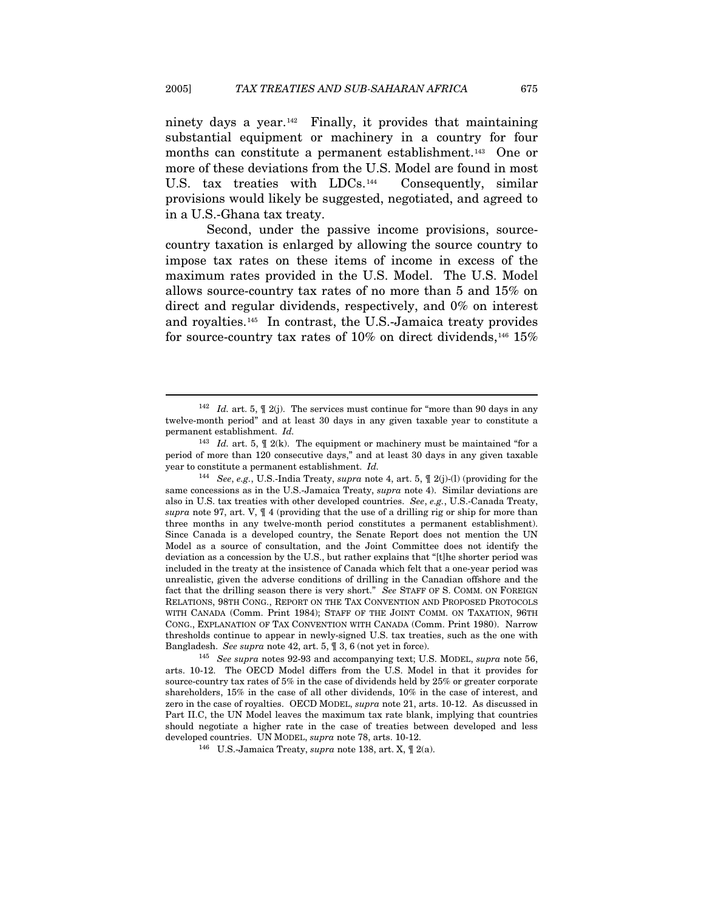ninety days a year.[142] Finally, it provides that maintaining substantial equipment or machinery in a country for four months can constitute a permanent establishment.[143] One or more of these deviations from the U.S. Model are found in most U.S. tax treaties with LDCs.[144] Consequently, similar provisions would likely be suggested, negotiated, and agreed to in a U.S.-Ghana tax treaty.

Second, under the passive income provisions, source-country taxation is enlarged by allowing the source country to impose tax rates on these items of income in excess of the maximum rates provided in the U.S. Model. The U.S. Model allows source-country tax rates of no more than 5 and 15% on direct and regular dividends, respectively, and 0% on interest and royalties.[145] In contrast, the U.S.-Jamaica treaty provides for source-country tax rates of 10% on direct dividends,[146] 15%

---

[142] *Id.* art. 5, ¶ 2(j). The services must continue for "more than 90 days in any twelve-month period" and at least 30 days in any given taxable year to constitute a permanent establishment. *Id.*

[143] *Id.* art. 5, ¶ 2(k). The equipment or machinery must be maintained "for a period of more than 120 consecutive days," and at least 30 days in any given taxable year to constitute a permanent establishment. *Id.*

[144] *See*, *e.g.*, U.S.-India Treaty, *supra* note 4, art. 5, ¶ 2(j)-(l) (providing for the same concessions as in the U.S.-Jamaica Treaty, *supra* note 4). Similar deviations are also in U.S. tax treaties with other developed countries. *See*, *e.g.*, U.S.-Canada Treaty, *supra* note 97, art. V, ¶ 4 (providing that the use of a drilling rig or ship for more than three months in any twelve-month period constitutes a permanent establishment). Since Canada is a developed country, the Senate Report does not mention the UN Model as a source of consultation, and the Joint Committee does not identify the deviation as a concession by the U.S., but rather explains that "[t]he shorter period was included in the treaty at the insistence of Canada which felt that a one-year period was unrealistic, given the adverse conditions of drilling in the Canadian offshore and the fact that the drilling season there is very short." *See* STAFF OF S. COMM. ON FOREIGN RELATIONS, 98TH CONG., REPORT ON THE TAX CONVENTION AND PROPOSED PROTOCOLS WITH CANADA (Comm. Print 1984); STAFF OF THE JOINT COMM. ON TAXATION, 96TH CONG., EXPLANATION OF TAX CONVENTION WITH CANADA (Comm. Print 1980). Narrow thresholds continue to appear in newly-signed U.S. tax treaties, such as the one with Bangladesh. *See supra* note 42, art. 5, ¶ 3, 6 (not yet in force).

[145] *See supra* notes 92-93 and accompanying text; U.S. MODEL, *supra* note 56, arts. 10-12. The OECD Model differs from the U.S. Model in that it provides for source-country tax rates of 5% in the case of dividends held by 25% or greater corporate shareholders, 15% in the case of all other dividends, 10% in the case of interest, and zero in the case of royalties. OECD MODEL, *supra* note 21, arts. 10-12. As discussed in Part II.C, the UN Model leaves the maximum tax rate blank, implying that countries should negotiate a higher rate in the case of treaties between developed and less developed countries. UN MODEL, *supra* note 78, arts. 10-12.

[146] U.S.-Jamaica Treaty, *supra* note 138, art. X, ¶ 2(a).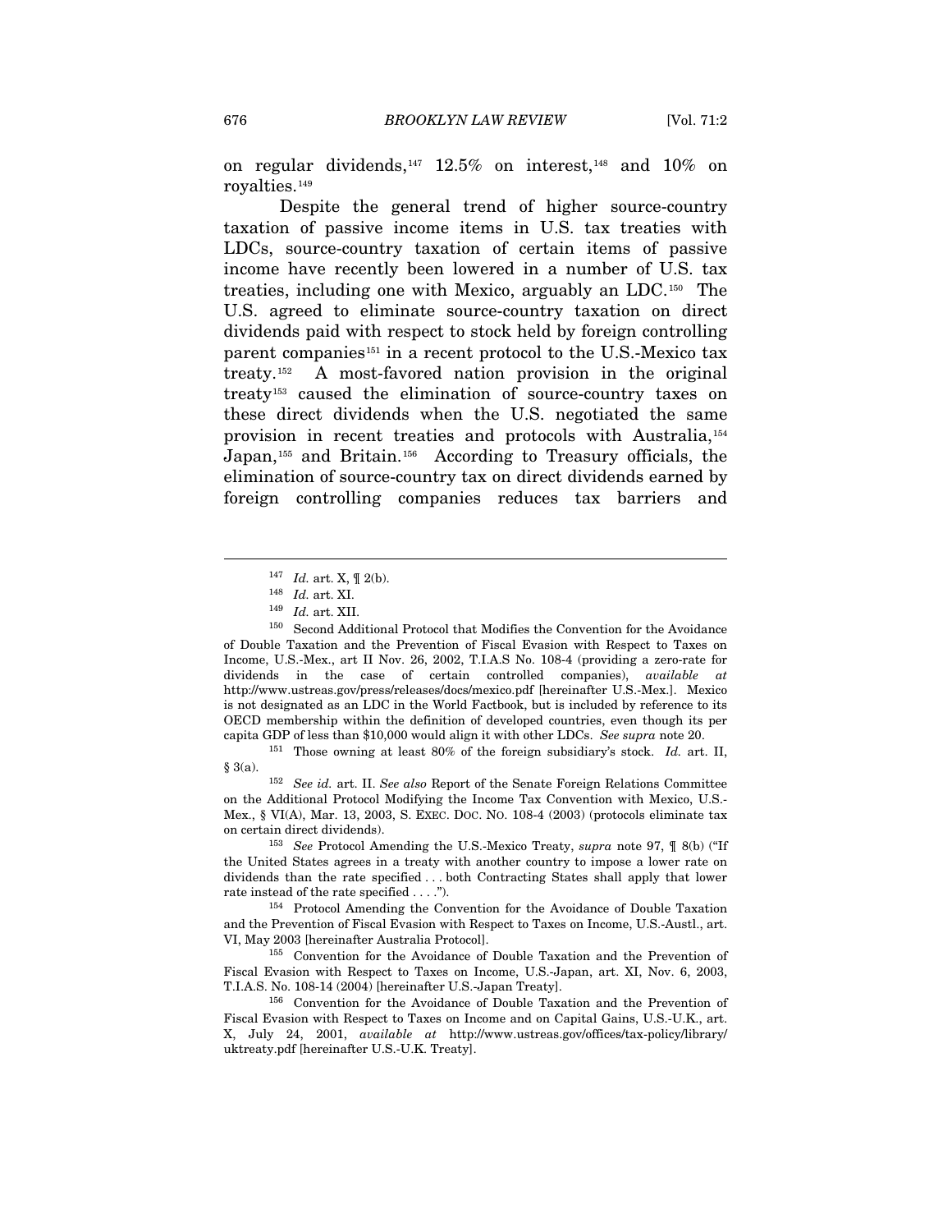on regular dividends,[147] 12.5% on interest,[148] and 10% on royalties.[149]

Despite the general trend of higher source-country taxation of passive income items in U.S. tax treaties with LDCs, source-country taxation of certain items of passive income have recently been lowered in a number of U.S. tax treaties, including one with Mexico, arguably an LDC.[150] The U.S. agreed to eliminate source-country taxation on direct dividends paid with respect to stock held by foreign controlling parent companies[151] in a recent protocol to the U.S.-Mexico tax treaty.[152] A most-favored nation provision in the original treaty[153] caused the elimination of source-country taxes on these direct dividends when the U.S. negotiated the same provision in recent treaties and protocols with Australia,[154] Japan,[155] and Britain.[156] According to Treasury officials, the elimination of source-country tax on direct dividends earned by foreign controlling companies reduces tax barriers and

---

[147] *Id.* art. X, ¶ 2(b).

[148] *Id.* art. XI.

[149] *Id.* art. XII.

[150] Second Additional Protocol that Modifies the Convention for the Avoidance of Double Taxation and the Prevention of Fiscal Evasion with Respect to Taxes on Income, U.S.-Mex., art II Nov. 26, 2002, T.I.A.S No. 108-4 (providing a zero-rate for dividends in the case of certain controlled companies), *available at* http://www.ustreas.gov/press/releases/docs/mexico.pdf [hereinafter U.S.-Mex.]. Mexico is not designated as an LDC in the World Factbook, but is included by reference to its OECD membership within the definition of developed countries, even though its per capita GDP of less than $10,000 would align it with other LDCs. *See supra* note 20.

[151] Those owning at least 80% of the foreign subsidiary's stock. *Id.* art. II, § 3(a).

[152] *See id.* art. II. *See also* Report of the Senate Foreign Relations Committee on the Additional Protocol Modifying the Income Tax Convention with Mexico, U.S.-Mex., § VI(A), Mar. 13, 2003, S. EXEC. DOC. NO. 108-4 (2003) (protocols eliminate tax on certain direct dividends).

[153] *See* Protocol Amending the U.S.-Mexico Treaty, *supra* note 97, ¶ 8(b) ("If the United States agrees in a treaty with another country to impose a lower rate on dividends than the rate specified . . . both Contracting States shall apply that lower rate instead of the rate specified . . . .").

[154] Protocol Amending the Convention for the Avoidance of Double Taxation and the Prevention of Fiscal Evasion with Respect to Taxes on Income, U.S.-Austl., art. VI, May 2003 [hereinafter Australia Protocol].

[155] Convention for the Avoidance of Double Taxation and the Prevention of Fiscal Evasion with Respect to Taxes on Income, U.S.-Japan, art. XI, Nov. 6, 2003, T.I.A.S. No. 108-14 (2004) [hereinafter U.S.-Japan Treaty].

[156] Convention for the Avoidance of Double Taxation and the Prevention of Fiscal Evasion with Respect to Taxes on Income and on Capital Gains, U.S.-U.K., art. X, July 24, 2001, *available at* http://www.ustreas.gov/offices/tax-policy/library/uktreaty.pdf [hereinafter U.S.-U.K. Treaty].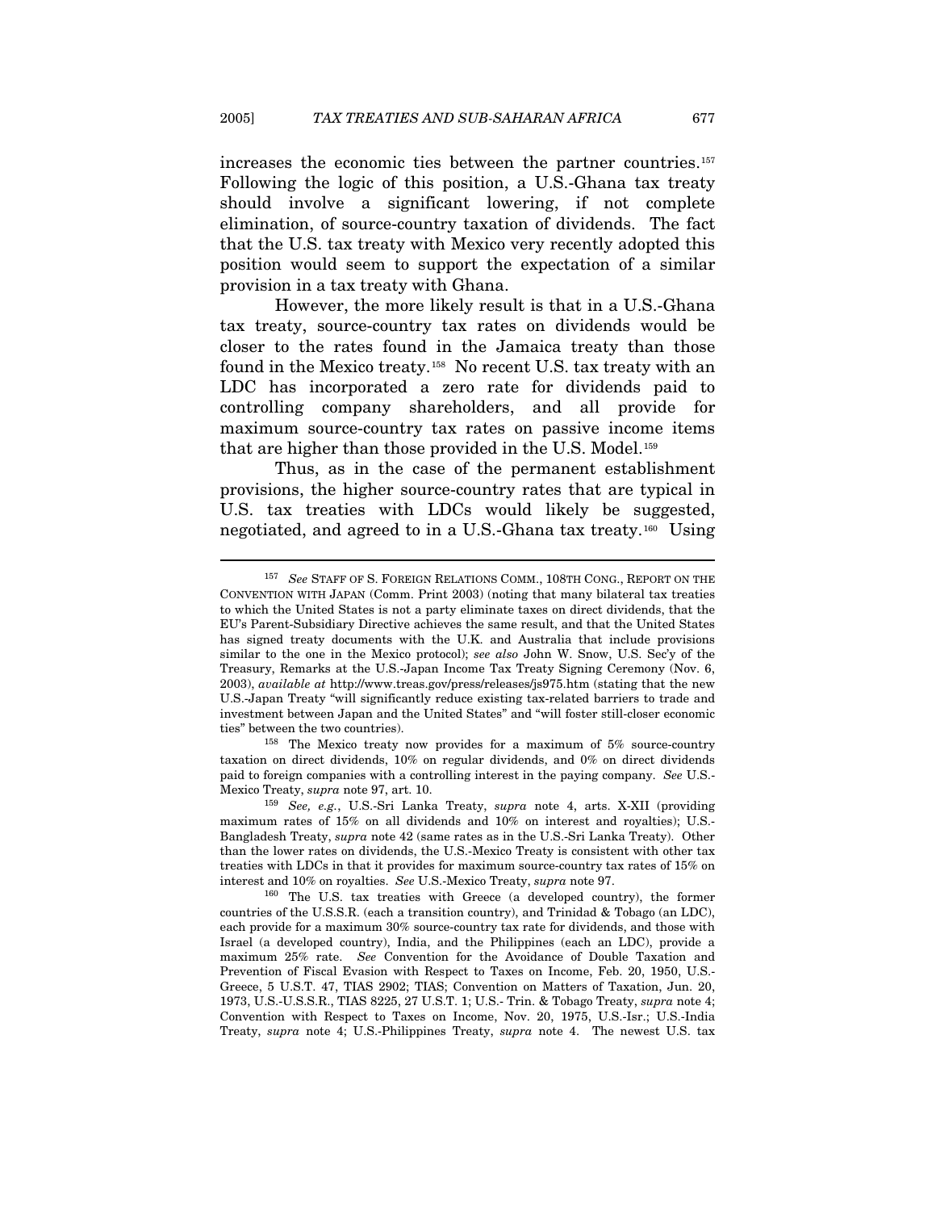increases the economic ties between the partner countries.[157] Following the logic of this position, a U.S.-Ghana tax treaty should involve a significant lowering, if not complete elimination, of source-country taxation of dividends. The fact that the U.S. tax treaty with Mexico very recently adopted this position would seem to support the expectation of a similar provision in a tax treaty with Ghana.

However, the more likely result is that in a U.S.-Ghana tax treaty, source-country tax rates on dividends would be closer to the rates found in the Jamaica treaty than those found in the Mexico treaty.[158] No recent U.S. tax treaty with an LDC has incorporated a zero rate for dividends paid to controlling company shareholders, and all provide for maximum source-country tax rates on passive income items that are higher than those provided in the U.S. Model.[159]

Thus, as in the case of the permanent establishment provisions, the higher source-country rates that are typical in U.S. tax treaties with LDCs would likely be suggested, negotiated, and agreed to in a U.S.-Ghana tax treaty.[160] Using

---

[157] *See* STAFF OF S. FOREIGN RELATIONS COMM., 108TH CONG., REPORT ON THE CONVENTION WITH JAPAN (Comm. Print 2003) (noting that many bilateral tax treaties to which the United States is not a party eliminate taxes on direct dividends, that the EU's Parent-Subsidiary Directive achieves the same result, and that the United States has signed treaty documents with the U.K. and Australia that include provisions similar to the one in the Mexico protocol); *see also* John W. Snow, U.S. Sec'y of the Treasury, Remarks at the U.S.-Japan Income Tax Treaty Signing Ceremony (Nov. 6, 2003), *available at* http://www.treas.gov/press/releases/js975.htm (stating that the new U.S.-Japan Treaty "will significantly reduce existing tax-related barriers to trade and investment between Japan and the United States" and "will foster still-closer economic ties" between the two countries).

[158] The Mexico treaty now provides for a maximum of 5% source-country taxation on direct dividends, 10% on regular dividends, and 0% on direct dividends paid to foreign companies with a controlling interest in the paying company. *See* U.S.-Mexico Treaty, *supra* note 97, art. 10.

[159] *See, e.g.*, U.S.-Sri Lanka Treaty, *supra* note 4, arts. X-XII (providing maximum rates of 15% on all dividends and 10% on interest and royalties); U.S.-Bangladesh Treaty, *supra* note 42 (same rates as in the U.S.-Sri Lanka Treaty). Other than the lower rates on dividends, the U.S.-Mexico Treaty is consistent with other tax treaties with LDCs in that it provides for maximum source-country tax rates of 15% on interest and 10% on royalties. *See* U.S.-Mexico Treaty, *supra* note 97.

[160] The U.S. tax treaties with Greece (a developed country), the former countries of the U.S.S.R. (each a transition country), and Trinidad & Tobago (an LDC), each provide for a maximum 30% source-country tax rate for dividends, and those with Israel (a developed country), India, and the Philippines (each an LDC), provide a maximum 25% rate. *See* Convention for the Avoidance of Double Taxation and Prevention of Fiscal Evasion with Respect to Taxes on Income, Feb. 20, 1950, U.S.-Greece, 5 U.S.T. 47, TIAS 2902; TIAS; Convention on Matters of Taxation, Jun. 20, 1973, U.S.-U.S.S.R., TIAS 8225, 27 U.S.T. 1; U.S.- Trin. & Tobago Treaty, *supra* note 4; Convention with Respect to Taxes on Income, Nov. 20, 1975, U.S.-Isr.; U.S.-India Treaty, *supra* note 4; U.S.-Philippines Treaty, *supra* note 4. The newest U.S. tax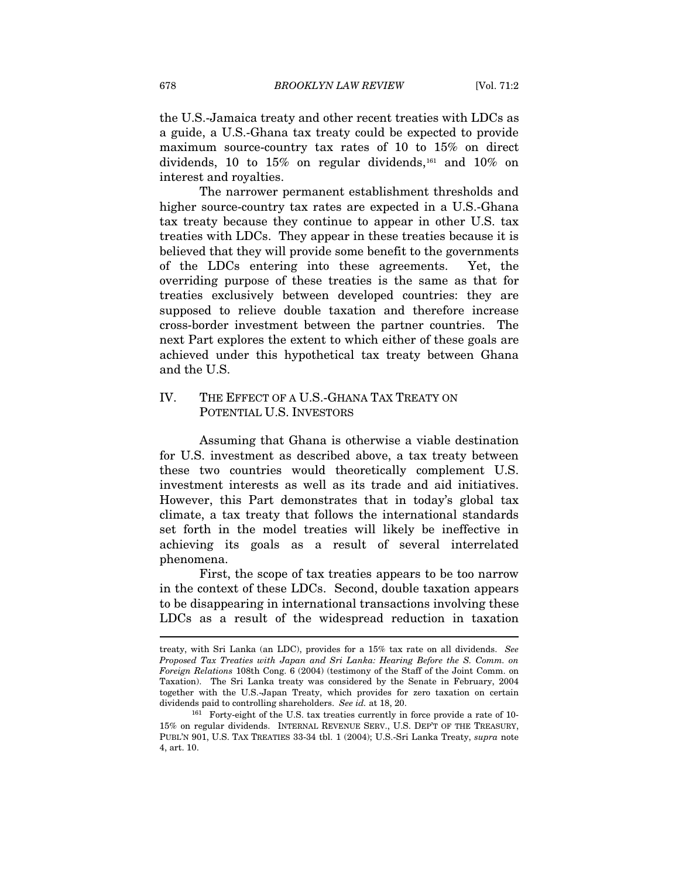the U.S.-Jamaica treaty and other recent treaties with LDCs as a guide, a U.S.-Ghana tax treaty could be expected to provide maximum source-country tax rates of 10 to 15% on direct dividends, 10 to 15% on regular dividends,[161] and 10% on interest and royalties.

The narrower permanent establishment thresholds and higher source-country tax rates are expected in a U.S.-Ghana tax treaty because they continue to appear in other U.S. tax treaties with LDCs. They appear in these treaties because it is believed that they will provide some benefit to the governments of the LDCs entering into these agreements. Yet, the overriding purpose of these treaties is the same as that for treaties exclusively between developed countries: they are supposed to relieve double taxation and therefore increase cross-border investment between the partner countries. The next Part explores the extent to which either of these goals are achieved under this hypothetical tax treaty between Ghana and the U.S.

## IV. THE EFFECT OF A U.S.-GHANA TAX TREATY ON POTENTIAL U.S. INVESTORS

Assuming that Ghana is otherwise a viable destination for U.S. investment as described above, a tax treaty between these two countries would theoretically complement U.S. investment interests as well as its trade and aid initiatives. However, this Part demonstrates that in today's global tax climate, a tax treaty that follows the international standards set forth in the model treaties will likely be ineffective in achieving its goals as a result of several interrelated phenomena.

First, the scope of tax treaties appears to be too narrow in the context of these LDCs. Second, double taxation appears to be disappearing in international transactions involving these LDCs as a result of the widespread reduction in taxation

---

treaty, with Sri Lanka (an LDC), provides for a 15% tax rate on all dividends. *See Proposed Tax Treaties with Japan and Sri Lanka: Hearing Before the S. Comm. on Foreign Relations* 108th Cong. 6 (2004) (testimony of the Staff of the Joint Comm. on Taxation). The Sri Lanka treaty was considered by the Senate in February, 2004 together with the U.S.-Japan Treaty, which provides for zero taxation on certain dividends paid to controlling shareholders. *See id.* at 18, 20.

[161] Forty-eight of the U.S. tax treaties currently in force provide a rate of 10-15% on regular dividends. INTERNAL REVENUE SERV., U.S. DEP'T OF THE TREASURY, PUBL'N 901, U.S. TAX TREATIES 33-34 tbl. 1 (2004); U.S.-Sri Lanka Treaty, *supra* note 4, art. 10.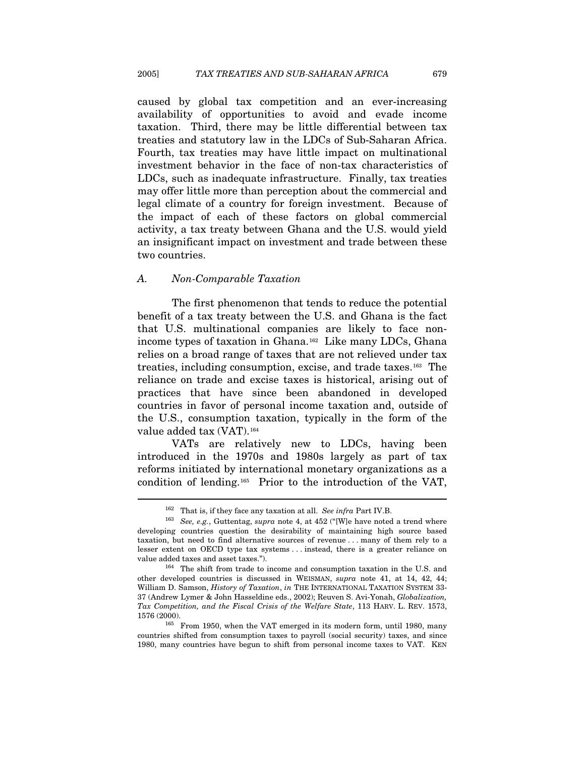caused by global tax competition and an ever-increasing availability of opportunities to avoid and evade income taxation. Third, there may be little differential between tax treaties and statutory law in the LDCs of Sub-Saharan Africa. Fourth, tax treaties may have little impact on multinational investment behavior in the face of non-tax characteristics of LDCs, such as inadequate infrastructure. Finally, tax treaties may offer little more than perception about the commercial and legal climate of a country for foreign investment. Because of the impact of each of these factors on global commercial activity, a tax treaty between Ghana and the U.S. would yield an insignificant impact on investment and trade between these two countries.

### *A. Non-Comparable Taxation*

The first phenomenon that tends to reduce the potential benefit of a tax treaty between the U.S. and Ghana is the fact that U.S. multinational companies are likely to face non-income types of taxation in Ghana.[162] Like many LDCs, Ghana relies on a broad range of taxes that are not relieved under tax treaties, including consumption, excise, and trade taxes.[163] The reliance on trade and excise taxes is historical, arising out of practices that have since been abandoned in developed countries in favor of personal income taxation and, outside of the U.S., consumption taxation, typically in the form of the value added tax (VAT).[164]

VATs are relatively new to LDCs, having been introduced in the 1970s and 1980s largely as part of tax reforms initiated by international monetary organizations as a condition of lending.[165] Prior to the introduction of the VAT,

---

[162] That is, if they face any taxation at all. *See infra* Part IV.B.

[163] *See, e.g.*, Guttentag, *supra* note 4, at 452 ("[W]e have noted a trend where developing countries question the desirability of maintaining high source based taxation, but need to find alternative sources of revenue . . . many of them rely to a lesser extent on OECD type tax systems . . . instead, there is a greater reliance on value added taxes and asset taxes.").

[164] The shift from trade to income and consumption taxation in the U.S. and other developed countries is discussed in WEISMAN, *supra* note 41, at 14, 42, 44; William D. Samson, *History of Taxation*, *in* THE INTERNATIONAL TAXATION SYSTEM 33-37 (Andrew Lymer & John Hasseldine eds., 2002); Reuven S. Avi-Yonah, *Globalization, Tax Competition, and the Fiscal Crisis of the Welfare State*, 113 HARV. L. REV. 1573, 1576 (2000).

[165] From 1950, when the VAT emerged in its modern form, until 1980, many countries shifted from consumption taxes to payroll (social security) taxes, and since 1980, many countries have begun to shift from personal income taxes to VAT. KEN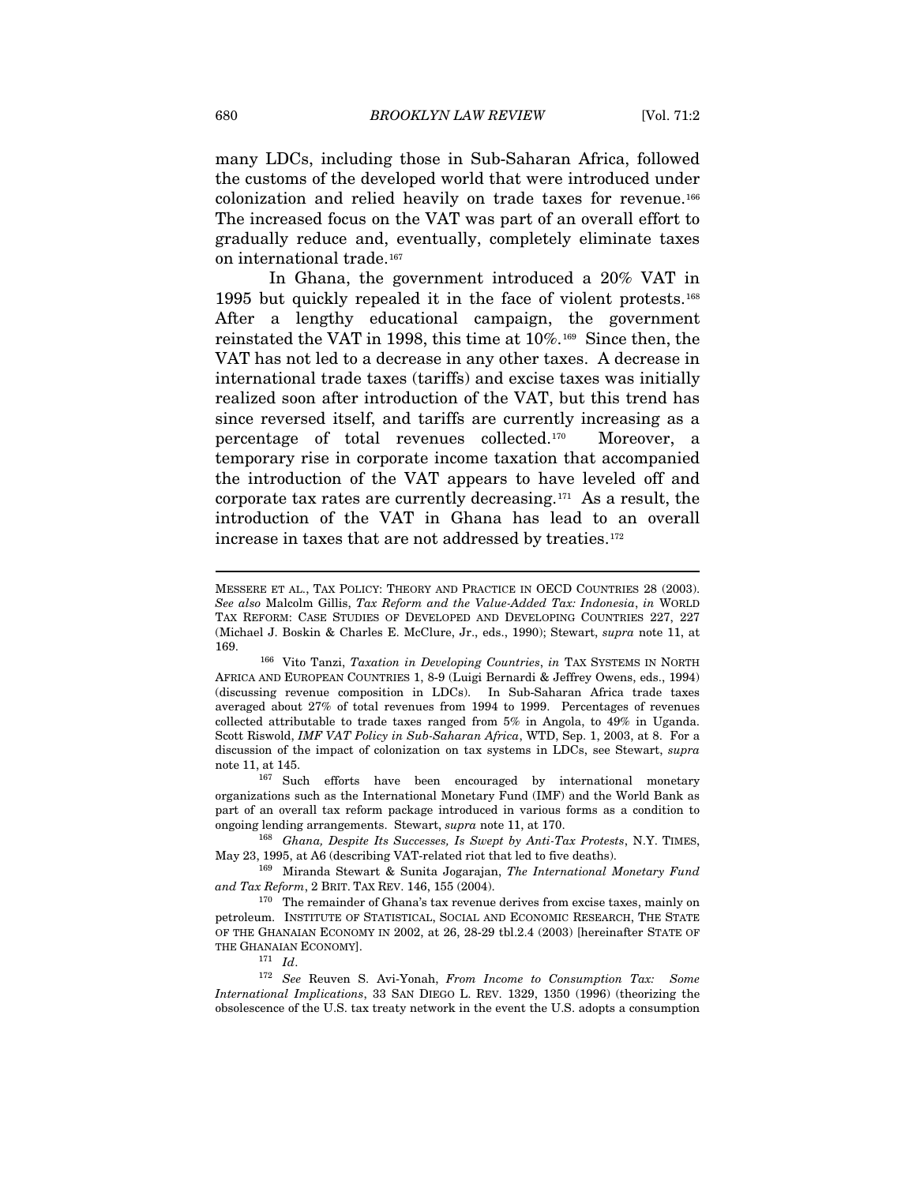many LDCs, including those in Sub-Saharan Africa, followed the customs of the developed world that were introduced under colonization and relied heavily on trade taxes for revenue.[166] The increased focus on the VAT was part of an overall effort to gradually reduce and, eventually, completely eliminate taxes on international trade.[167]

In Ghana, the government introduced a 20% VAT in 1995 but quickly repealed it in the face of violent protests.[168] After a lengthy educational campaign, the government reinstated the VAT in 1998, this time at 10%.[169] Since then, the VAT has not led to a decrease in any other taxes. A decrease in international trade taxes (tariffs) and excise taxes was initially realized soon after introduction of the VAT, but this trend has since reversed itself, and tariffs are currently increasing as a percentage of total revenues collected.[170] Moreover, a temporary rise in corporate income taxation that accompanied the introduction of the VAT appears to have leveled off and corporate tax rates are currently decreasing.[171] As a result, the introduction of the VAT in Ghana has lead to an overall increase in taxes that are not addressed by treaties.[172]

---

MESSERE ET AL., TAX POLICY: THEORY AND PRACTICE IN OECD COUNTRIES 28 (2003). *See also* Malcolm Gillis, *Tax Reform and the Value-Added Tax: Indonesia*, *in* WORLD TAX REFORM: CASE STUDIES OF DEVELOPED AND DEVELOPING COUNTRIES 227, 227 (Michael J. Boskin & Charles E. McClure, Jr., eds., 1990); Stewart, *supra* note 11, at 169.

[166] Vito Tanzi, *Taxation in Developing Countries*, *in* TAX SYSTEMS IN NORTH AFRICA AND EUROPEAN COUNTRIES 1, 8-9 (Luigi Bernardi & Jeffrey Owens, eds., 1994) (discussing revenue composition in LDCs). In Sub-Saharan Africa trade taxes averaged about 27% of total revenues from 1994 to 1999. Percentages of revenues collected attributable to trade taxes ranged from 5% in Angola, to 49% in Uganda. Scott Riswold, *IMF VAT Policy in Sub-Saharan Africa*, WTD, Sep. 1, 2003, at 8. For a discussion of the impact of colonization on tax systems in LDCs, see Stewart, *supra* note 11, at 145.

[167] Such efforts have been encouraged by international monetary organizations such as the International Monetary Fund (IMF) and the World Bank as part of an overall tax reform package introduced in various forms as a condition to ongoing lending arrangements. Stewart, *supra* note 11, at 170.

[168] *Ghana, Despite Its Successes, Is Swept by Anti-Tax Protests*, N.Y. TIMES, May 23, 1995, at A6 (describing VAT-related riot that led to five deaths).

[169] Miranda Stewart & Sunita Jogarajan, *The International Monetary Fund and Tax Reform*, 2 BRIT. TAX REV. 146, 155 (2004).

[170] The remainder of Ghana's tax revenue derives from excise taxes, mainly on petroleum. INSTITUTE OF STATISTICAL, SOCIAL AND ECONOMIC RESEARCH, THE STATE OF THE GHANAIAN ECONOMY IN 2002, at 26, 28-29 tbl.2.4 (2003) [hereinafter STATE OF THE GHANAIAN ECONOMY].

[171] *Id*.

[172] *See* Reuven S. Avi-Yonah, *From Income to Consumption Tax: Some International Implications*, 33 SAN DIEGO L. REV. 1329, 1350 (1996) (theorizing the obsolescence of the U.S. tax treaty network in the event the U.S. adopts a consumption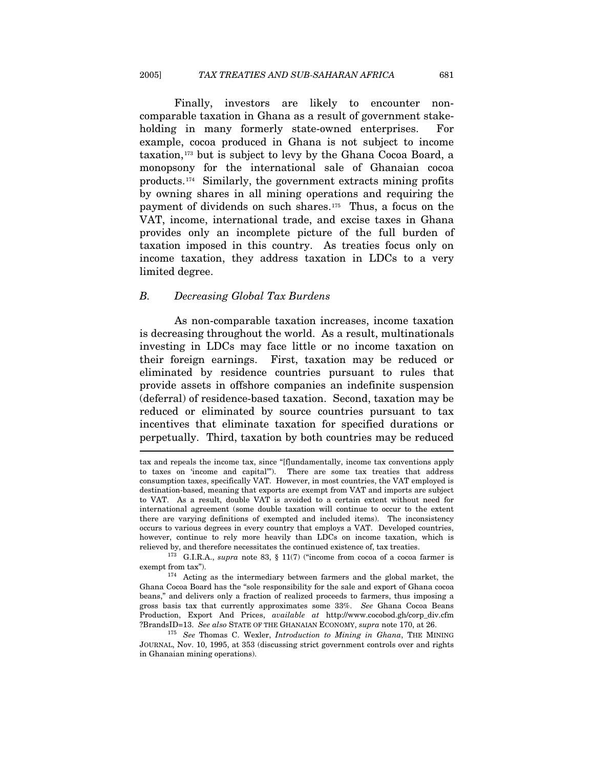Finally, investors are likely to encounter non-comparable taxation in Ghana as a result of government stake-holding in many formerly state-owned enterprises. For example, cocoa produced in Ghana is not subject to income taxation,[173] but is subject to levy by the Ghana Cocoa Board, a monopsony for the international sale of Ghanaian cocoa products.[174] Similarly, the government extracts mining profits by owning shares in all mining operations and requiring the payment of dividends on such shares.[175] Thus, a focus on the VAT, income, international trade, and excise taxes in Ghana provides only an incomplete picture of the full burden of taxation imposed in this country. As treaties focus only on income taxation, they address taxation in LDCs to a very limited degree.

### *B. Decreasing Global Tax Burdens*

As non-comparable taxation increases, income taxation is decreasing throughout the world. As a result, multinationals investing in LDCs may face little or no income taxation on their foreign earnings. First, taxation may be reduced or eliminated by residence countries pursuant to rules that provide assets in offshore companies an indefinite suspension (deferral) of residence-based taxation. Second, taxation may be reduced or eliminated by source countries pursuant to tax incentives that eliminate taxation for specified durations or perpetually. Third, taxation by both countries may be reduced

---

tax and repeals the income tax, since "[f]undamentally, income tax conventions apply to taxes on 'income and capital'"). There are some tax treaties that address consumption taxes, specifically VAT. However, in most countries, the VAT employed is destination-based, meaning that exports are exempt from VAT and imports are subject to VAT. As a result, double VAT is avoided to a certain extent without need for international agreement (some double taxation will continue to occur to the extent there are varying definitions of exempted and included items). The inconsistency occurs to various degrees in every country that employs a VAT. Developed countries, however, continue to rely more heavily than LDCs on income taxation, which is relieved by, and therefore necessitates the continued existence of, tax treaties.

[173] G.I.R.A., *supra* note 83, § 11(7) ("income from cocoa of a cocoa farmer is exempt from tax").

[174] Acting as the intermediary between farmers and the global market, the Ghana Cocoa Board has the "sole responsibility for the sale and export of Ghana cocoa beans," and delivers only a fraction of realized proceeds to farmers, thus imposing a gross basis tax that currently approximates some 33%. *See* Ghana Cocoa Beans Production, Export And Prices, *available at* http://www.cocobod.gh/corp_div.cfm?BrandsID=13. *See also* STATE OF THE GHANAIAN ECONOMY, *supra* note 170, at 26.

[175] *See* Thomas C. Wexler, *Introduction to Mining in Ghana*, THE MINING JOURNAL, Nov. 10, 1995, at 353 (discussing strict government controls over and rights in Ghanaian mining operations).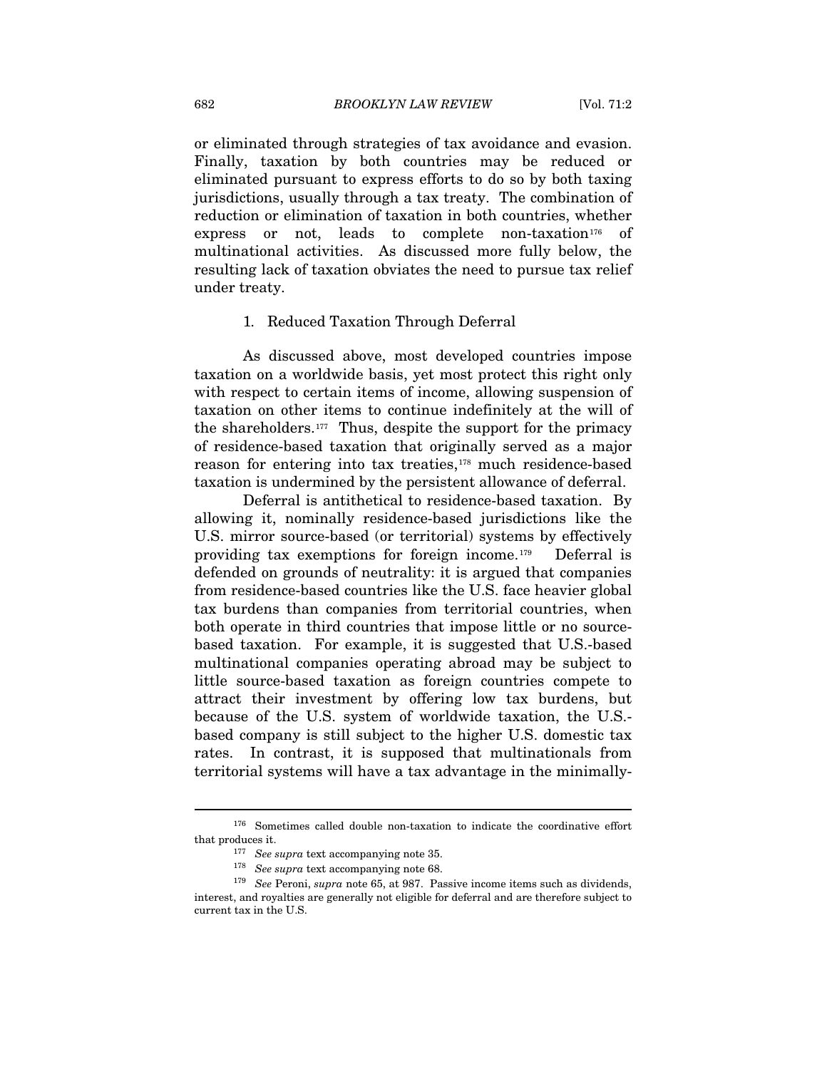or eliminated through strategies of tax avoidance and evasion. Finally, taxation by both countries may be reduced or eliminated pursuant to express efforts to do so by both taxing jurisdictions, usually through a tax treaty. The combination of reduction or elimination of taxation in both countries, whether express or not, leads to complete non-taxation[176] of multinational activities. As discussed more fully below, the resulting lack of taxation obviates the need to pursue tax relief under treaty.

### 1. Reduced Taxation Through Deferral

As discussed above, most developed countries impose taxation on a worldwide basis, yet most protect this right only with respect to certain items of income, allowing suspension of taxation on other items to continue indefinitely at the will of the shareholders.[177] Thus, despite the support for the primacy of residence-based taxation that originally served as a major reason for entering into tax treaties,[178] much residence-based taxation is undermined by the persistent allowance of deferral.

Deferral is antithetical to residence-based taxation. By allowing it, nominally residence-based jurisdictions like the U.S. mirror source-based (or territorial) systems by effectively providing tax exemptions for foreign income.[179] Deferral is defended on grounds of neutrality: it is argued that companies from residence-based countries like the U.S. face heavier global tax burdens than companies from territorial countries, when both operate in third countries that impose little or no source-based taxation. For example, it is suggested that U.S.-based multinational companies operating abroad may be subject to little source-based taxation as foreign countries compete to attract their investment by offering low tax burdens, but because of the U.S. system of worldwide taxation, the U.S.-based company is still subject to the higher U.S. domestic tax rates. In contrast, it is supposed that multinationals from territorial systems will have a tax advantage in the minimally-

---

[176] Sometimes called double non-taxation to indicate the coordinative effort that produces it.

[177] *See supra* text accompanying note 35.

[178] *See supra* text accompanying note 68.

[179] *See* Peroni, *supra* note 65, at 987. Passive income items such as dividends, interest, and royalties are generally not eligible for deferral and are therefore subject to current tax in the U.S.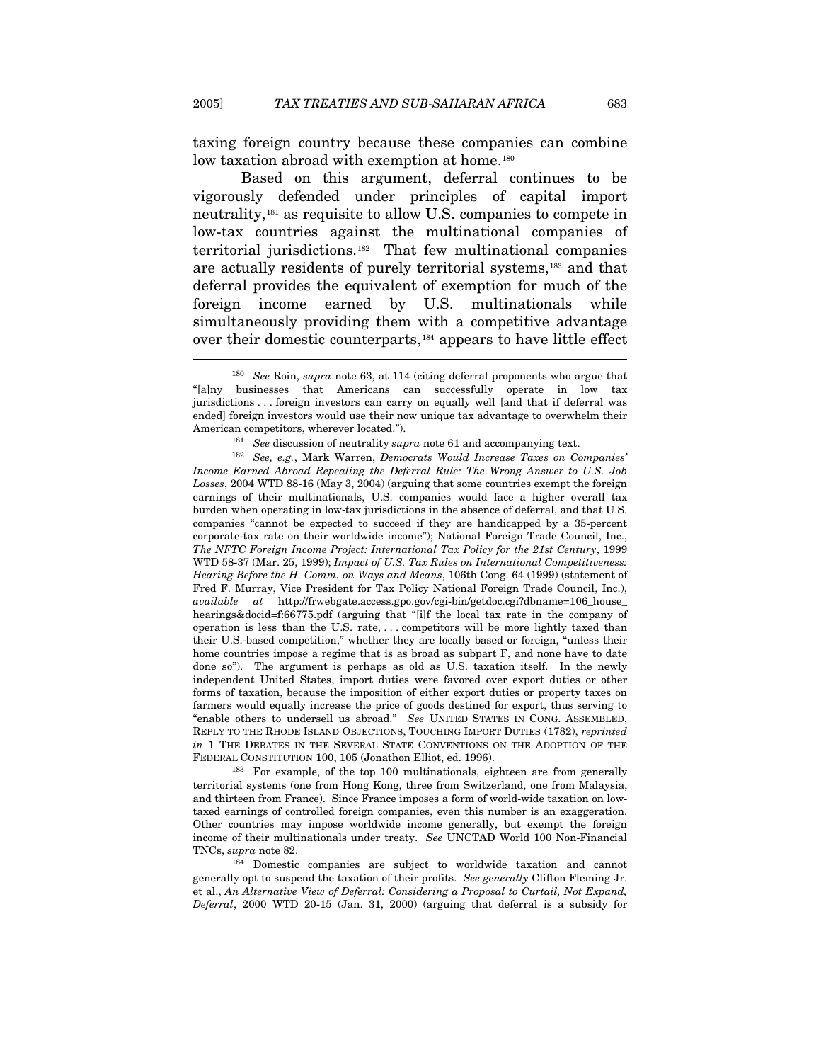taxing foreign country because these companies can combine low taxation abroad with exemption at home.[180]

Based on this argument, deferral continues to be vigorously defended under principles of capital import neutrality,[181] as requisite to allow U.S. companies to compete in low-tax countries against the multinational companies of territorial jurisdictions.[182] That few multinational companies are actually residents of purely territorial systems,[183] and that deferral provides the equivalent of exemption for much of the foreign income earned by U.S. multinationals while simultaneously providing them with a competitive advantage over their domestic counterparts,[184] appears to have little effect

---

[180] *See* Roin, *supra* note 63, at 114 (citing deferral proponents who argue that "[a]ny businesses that Americans can successfully operate in low tax jurisdictions . . . foreign investors can carry on equally well [and that if deferral was ended] foreign investors would use their now unique tax advantage to overwhelm their American competitors, wherever located.").

[181] *See* discussion of neutrality *supra* note 61 and accompanying text.

[182] *See, e.g.*, Mark Warren, *Democrats Would Increase Taxes on Companies' Income Earned Abroad Repealing the Deferral Rule: The Wrong Answer to U.S. Job Losses*, 2004 WTD 88-16 (May 3, 2004) (arguing that some countries exempt the foreign earnings of their multinationals, U.S. companies would face a higher overall tax burden when operating in low-tax jurisdictions in the absence of deferral, and that U.S. companies "cannot be expected to succeed if they are handicapped by a 35-percent corporate-tax rate on their worldwide income"); National Foreign Trade Council, Inc., *The NFTC Foreign Income Project: International Tax Policy for the 21st Century*, 1999 WTD 58-37 (Mar. 25, 1999); *Impact of U.S. Tax Rules on International Competitiveness: Hearing Before the H. Comm. on Ways and Means*, 106th Cong. 64 (1999) (statement of Fred F. Murray, Vice President for Tax Policy National Foreign Trade Council, Inc.), *available at* http://frwebgate.access.gpo.gov/cgi-bin/getdoc.cgi?dbname=106_house_hearings&docid=f:66775.pdf (arguing that "[i]f the local tax rate in the company of operation is less than the U.S. rate, . . . competitors will be more lightly taxed than their U.S.-based competition," whether they are locally based or foreign, "unless their home countries impose a regime that is as broad as subpart F, and none have to date done so"). The argument is perhaps as old as U.S. taxation itself. In the newly independent United States, import duties were favored over export duties or other forms of taxation, because the imposition of either export duties or property taxes on farmers would equally increase the price of goods destined for export, thus serving to "enable others to undersell us abroad." *See* UNITED STATES IN CONG. ASSEMBLED, REPLY TO THE RHODE ISLAND OBJECTIONS, TOUCHING IMPORT DUTIES (1782), *reprinted in* 1 THE DEBATES IN THE SEVERAL STATE CONVENTIONS ON THE ADOPTION OF THE FEDERAL CONSTITUTION 100, 105 (Jonathon Elliot, ed. 1996).

[183] For example, of the top 100 multinationals, eighteen are from generally territorial systems (one from Hong Kong, three from Switzerland, one from Malaysia, and thirteen from France). Since France imposes a form of world-wide taxation on low-taxed earnings of controlled foreign companies, even this number is an exaggeration. Other countries may impose worldwide income generally, but exempt the foreign income of their multinationals under treaty. *See* UNCTAD World 100 Non-Financial TNCs, *supra* note 82.

[184] Domestic companies are subject to worldwide taxation and cannot generally opt to suspend the taxation of their profits. *See generally* Clifton Fleming Jr. et al., *An Alternative View of Deferral: Considering a Proposal to Curtail, Not Expand, Deferral*, 2000 WTD 20-15 (Jan. 31, 2000) (arguing that deferral is a subsidy for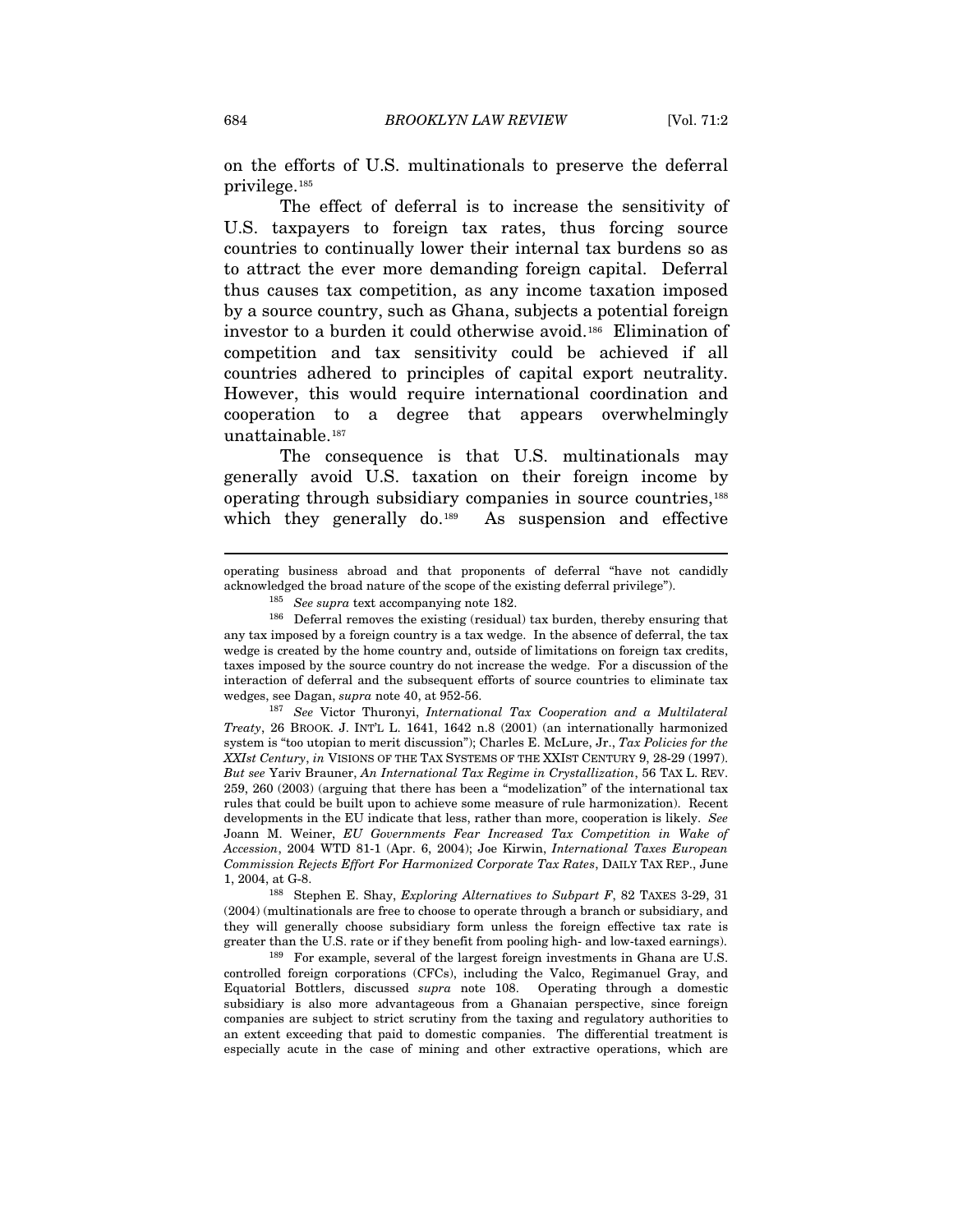on the efforts of U.S. multinationals to preserve the deferral privilege.[185]

The effect of deferral is to increase the sensitivity of U.S. taxpayers to foreign tax rates, thus forcing source countries to continually lower their internal tax burdens so as to attract the ever more demanding foreign capital. Deferral thus causes tax competition, as any income taxation imposed by a source country, such as Ghana, subjects a potential foreign investor to a burden it could otherwise avoid.[186] Elimination of competition and tax sensitivity could be achieved if all countries adhered to principles of capital export neutrality. However, this would require international coordination and cooperation to a degree that appears overwhelmingly unattainable.[187]

The consequence is that U.S. multinationals may generally avoid U.S. taxation on their foreign income by operating through subsidiary companies in source countries,[188] which they generally do.[189] As suspension and effective

---

operating business abroad and that proponents of deferral "have not candidly acknowledged the broad nature of the scope of the existing deferral privilege").

[185] *See supra* text accompanying note 182.

[186] Deferral removes the existing (residual) tax burden, thereby ensuring that any tax imposed by a foreign country is a tax wedge. In the absence of deferral, the tax wedge is created by the home country and, outside of limitations on foreign tax credits, taxes imposed by the source country do not increase the wedge. For a discussion of the interaction of deferral and the subsequent efforts of source countries to eliminate tax wedges, see Dagan, *supra* note 40, at 952-56.

[187] *See* Victor Thuronyi, *International Tax Cooperation and a Multilateral Treaty*, 26 BROOK. J. INT'L L. 1641, 1642 n.8 (2001) (an internationally harmonized system is "too utopian to merit discussion"); Charles E. McLure, Jr., *Tax Policies for the XXIst Century*, *in* VISIONS OF THE TAX SYSTEMS OF THE XXIST CENTURY 9, 28-29 (1997). *But see* Yariv Brauner, *An International Tax Regime in Crystallization*, 56 TAX L. REV. 259, 260 (2003) (arguing that there has been a "modelization" of the international tax rules that could be built upon to achieve some measure of rule harmonization). Recent developments in the EU indicate that less, rather than more, cooperation is likely. *See* Joann M. Weiner, *EU Governments Fear Increased Tax Competition in Wake of Accession*, 2004 WTD 81-1 (Apr. 6, 2004); Joe Kirwin, *International Taxes European Commission Rejects Effort For Harmonized Corporate Tax Rates*, DAILY TAX REP., June 1, 2004, at G-8.

[188] Stephen E. Shay, *Exploring Alternatives to Subpart F*, 82 TAXES 3-29, 31 (2004) (multinationals are free to choose to operate through a branch or subsidiary, and they will generally choose subsidiary form unless the foreign effective tax rate is greater than the U.S. rate or if they benefit from pooling high- and low-taxed earnings).

[189] For example, several of the largest foreign investments in Ghana are U.S. controlled foreign corporations (CFCs), including the Valco, Regimanuel Gray, and Equatorial Bottlers, discussed *supra* note 108. Operating through a domestic subsidiary is also more advantageous from a Ghanaian perspective, since foreign companies are subject to strict scrutiny from the taxing and regulatory authorities to an extent exceeding that paid to domestic companies. The differential treatment is especially acute in the case of mining and other extractive operations, which are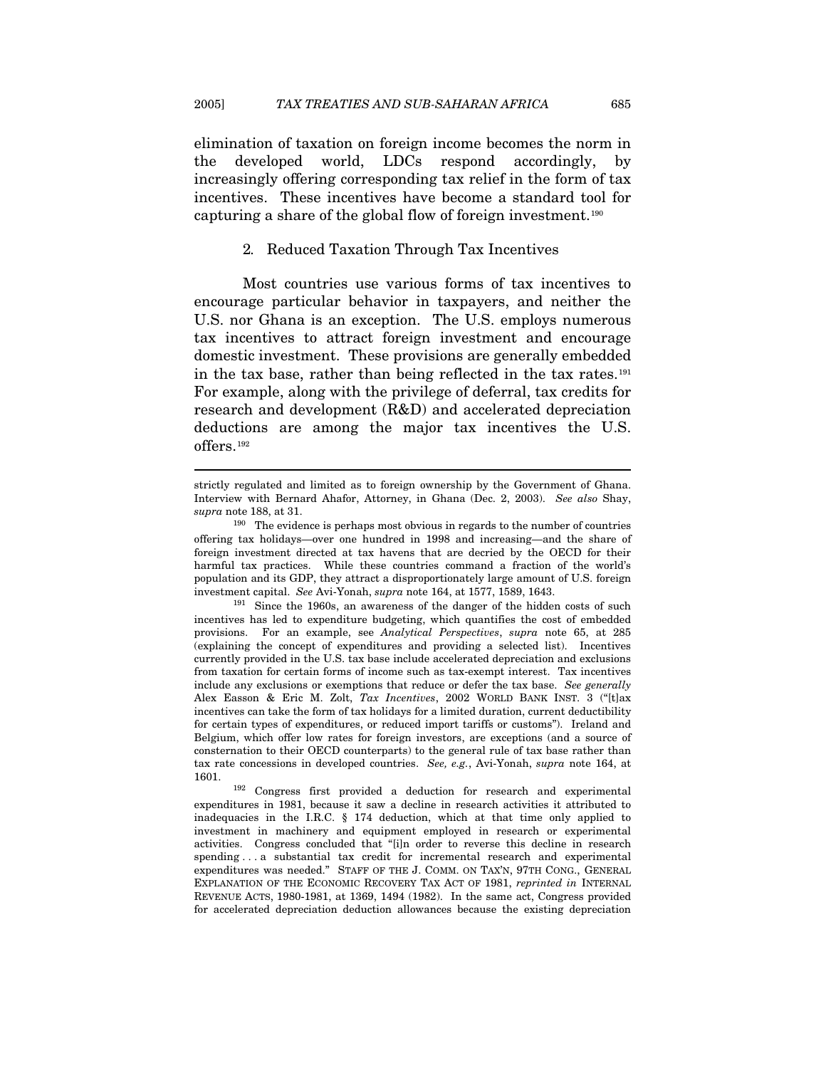elimination of taxation on foreign income becomes the norm in the developed world, LDCs respond accordingly, by increasingly offering corresponding tax relief in the form of tax incentives. These incentives have become a standard tool for capturing a share of the global flow of foreign investment.[190]

### 2. Reduced Taxation Through Tax Incentives

Most countries use various forms of tax incentives to encourage particular behavior in taxpayers, and neither the U.S. nor Ghana is an exception. The U.S. employs numerous tax incentives to attract foreign investment and encourage domestic investment. These provisions are generally embedded in the tax base, rather than being reflected in the tax rates.[191] For example, along with the privilege of deferral, tax credits for research and development (R&D) and accelerated depreciation deductions are among the major tax incentives the U.S. offers.[192]

---

strictly regulated and limited as to foreign ownership by the Government of Ghana. Interview with Bernard Ahafor, Attorney, in Ghana (Dec. 2, 2003). *See also* Shay, *supra* note 188, at 31.

[190] The evidence is perhaps most obvious in regards to the number of countries offering tax holidays—over one hundred in 1998 and increasing—and the share of foreign investment directed at tax havens that are decried by the OECD for their harmful tax practices. While these countries command a fraction of the world's population and its GDP, they attract a disproportionately large amount of U.S. foreign investment capital. *See* Avi-Yonah, *supra* note 164, at 1577, 1589, 1643.

[191] Since the 1960s, an awareness of the danger of the hidden costs of such incentives has led to expenditure budgeting, which quantifies the cost of embedded provisions. For an example, see *Analytical Perspectives*, *supra* note 65, at 285 (explaining the concept of expenditures and providing a selected list). Incentives currently provided in the U.S. tax base include accelerated depreciation and exclusions from taxation for certain forms of income such as tax-exempt interest. Tax incentives include any exclusions or exemptions that reduce or defer the tax base. *See generally* Alex Easson & Eric M. Zolt, *Tax Incentives*, 2002 WORLD BANK INST. 3 ("[t]ax incentives can take the form of tax holidays for a limited duration, current deductibility for certain types of expenditures, or reduced import tariffs or customs"). Ireland and Belgium, which offer low rates for foreign investors, are exceptions (and a source of consternation to their OECD counterparts) to the general rule of tax base rather than tax rate concessions in developed countries. *See, e.g.*, Avi-Yonah, *supra* note 164, at 1601.

[192] Congress first provided a deduction for research and experimental expenditures in 1981, because it saw a decline in research activities it attributed to inadequacies in the I.R.C. § 174 deduction, which at that time only applied to investment in machinery and equipment employed in research or experimental activities. Congress concluded that "[i]n order to reverse this decline in research spending . . . a substantial tax credit for incremental research and experimental expenditures was needed." STAFF OF THE J. COMM. ON TAX'N, 97TH CONG., GENERAL EXPLANATION OF THE ECONOMIC RECOVERY TAX ACT OF 1981, *reprinted in* INTERNAL REVENUE ACTS, 1980-1981, at 1369, 1494 (1982). In the same act, Congress provided for accelerated depreciation deduction allowances because the existing depreciation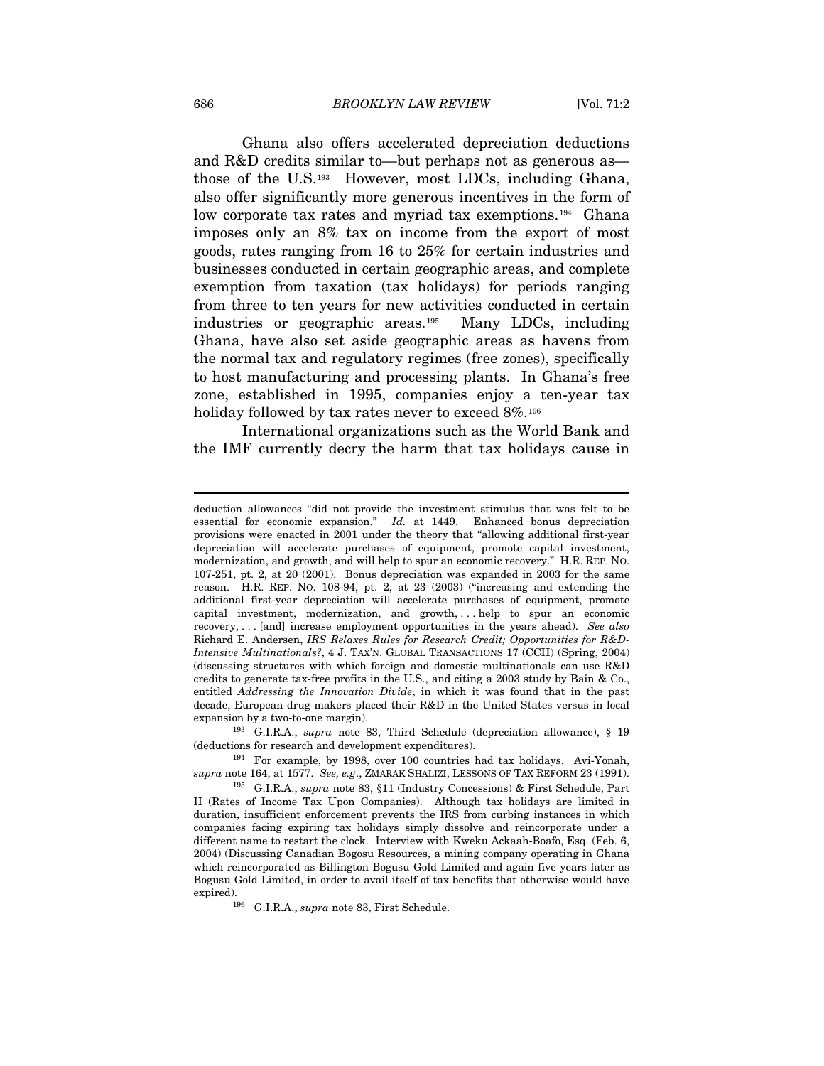Ghana also offers accelerated depreciation deductions and R&D credits similar to—but perhaps not as generous as—those of the U.S.[193] However, most LDCs, including Ghana, also offer significantly more generous incentives in the form of low corporate tax rates and myriad tax exemptions.[194] Ghana imposes only an 8% tax on income from the export of most goods, rates ranging from 16 to 25% for certain industries and businesses conducted in certain geographic areas, and complete exemption from taxation (tax holidays) for periods ranging from three to ten years for new activities conducted in certain industries or geographic areas.[195] Many LDCs, including Ghana, have also set aside geographic areas as havens from the normal tax and regulatory regimes (free zones), specifically to host manufacturing and processing plants. In Ghana's free zone, established in 1995, companies enjoy a ten-year tax holiday followed by tax rates never to exceed 8%.[196]

International organizations such as the World Bank and the IMF currently decry the harm that tax holidays cause in

---

deduction allowances "did not provide the investment stimulus that was felt to be essential for economic expansion." *Id.* at 1449. Enhanced bonus depreciation provisions were enacted in 2001 under the theory that "allowing additional first-year depreciation will accelerate purchases of equipment, promote capital investment, modernization, and growth, and will help to spur an economic recovery." H.R. REP. NO. 107-251, pt. 2, at 20 (2001). Bonus depreciation was expanded in 2003 for the same reason. H.R. REP. NO. 108-94, pt. 2, at 23 (2003) ("increasing and extending the additional first-year depreciation will accelerate purchases of equipment, promote capital investment, modernization, and growth, . . . help to spur an economic recovery, . . . [and] increase employment opportunities in the years ahead). *See also* Richard E. Andersen, *IRS Relaxes Rules for Research Credit; Opportunities for R&D-Intensive Multinationals?*, 4 J. TAX'N. GLOBAL TRANSACTIONS 17 (CCH) (Spring, 2004) (discussing structures with which foreign and domestic multinationals can use R&D credits to generate tax-free profits in the U.S., and citing a 2003 study by Bain & Co., entitled *Addressing the Innovation Divide*, in which it was found that in the past decade, European drug makers placed their R&D in the United States versus in local expansion by a two-to-one margin).

[193] G.I.R.A., *supra* note 83, Third Schedule (depreciation allowance), § 19 (deductions for research and development expenditures).

[194] For example, by 1998, over 100 countries had tax holidays. Avi-Yonah, *supra* note 164, at 1577. *See, e.g.*, ZMARAK SHALIZI, LESSONS OF TAX REFORM 23 (1991).

[195] G.I.R.A., *supra* note 83, §11 (Industry Concessions) & First Schedule, Part II (Rates of Income Tax Upon Companies). Although tax holidays are limited in duration, insufficient enforcement prevents the IRS from curbing instances in which companies facing expiring tax holidays simply dissolve and reincorporate under a different name to restart the clock. Interview with Kweku Ackaah-Boafo, Esq. (Feb. 6, 2004) (Discussing Canadian Bogosu Resources, a mining company operating in Ghana which reincorporated as Billington Bogusu Gold Limited and again five years later as Bogusu Gold Limited, in order to avail itself of tax benefits that otherwise would have expired).

[196] G.I.R.A., *supra* note 83, First Schedule.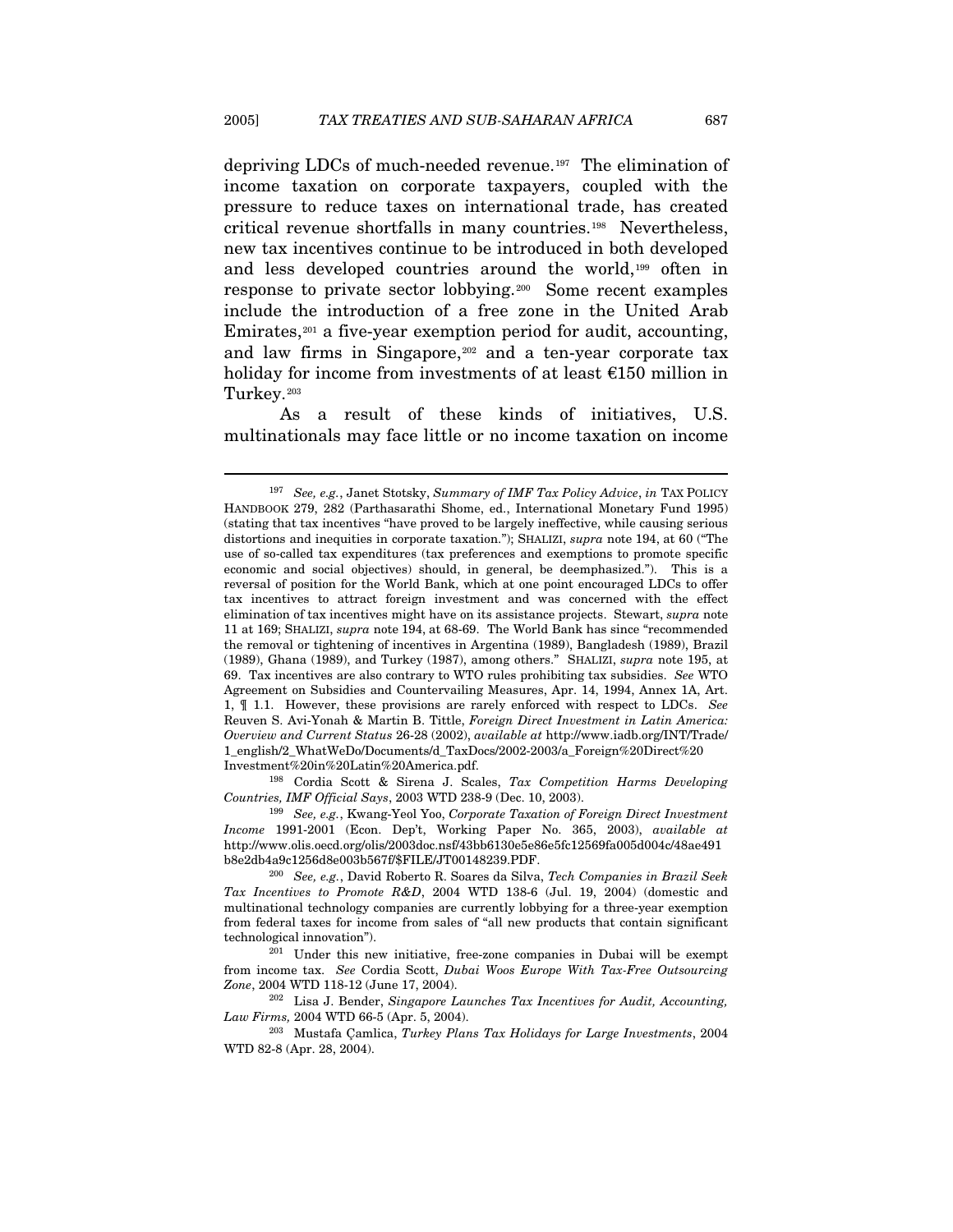depriving LDCs of much-needed revenue.[197] The elimination of income taxation on corporate taxpayers, coupled with the pressure to reduce taxes on international trade, has created critical revenue shortfalls in many countries.[198] Nevertheless, new tax incentives continue to be introduced in both developed and less developed countries around the world,[199] often in response to private sector lobbying.[200] Some recent examples include the introduction of a free zone in the United Arab Emirates,[201] a five-year exemption period for audit, accounting, and law firms in Singapore,[202] and a ten-year corporate tax holiday for income from investments of at least €150 million in Turkey.[203]

As a result of these kinds of initiatives, U.S. multinationals may face little or no income taxation on income

---

[197] *See, e.g.*, Janet Stotsky, *Summary of IMF Tax Policy Advice*, *in* TAX POLICY HANDBOOK 279, 282 (Parthasarathi Shome, ed., International Monetary Fund 1995) (stating that tax incentives "have proved to be largely ineffective, while causing serious distortions and inequities in corporate taxation."); SHALIZI, *supra* note 194, at 60 ("The use of so-called tax expenditures (tax preferences and exemptions to promote specific economic and social objectives) should, in general, be deemphasized."). This is a reversal of position for the World Bank, which at one point encouraged LDCs to offer tax incentives to attract foreign investment and was concerned with the effect elimination of tax incentives might have on its assistance projects. Stewart, *supra* note 11 at 169; SHALIZI, *supra* note 194, at 68-69. The World Bank has since "recommended the removal or tightening of incentives in Argentina (1989), Bangladesh (1989), Brazil (1989), Ghana (1989), and Turkey (1987), among others." SHALIZI, *supra* note 195, at 69. Tax incentives are also contrary to WTO rules prohibiting tax subsidies. *See* WTO Agreement on Subsidies and Countervailing Measures, Apr. 14, 1994, Annex 1A, Art. 1, ¶ 1.1. However, these provisions are rarely enforced with respect to LDCs. *See* Reuven S. Avi-Yonah & Martin B. Tittle, *Foreign Direct Investment in Latin America: Overview and Current Status* 26-28 (2002), *available at* http://www.iadb.org/INT/Trade/1_english/2_WhatWeDo/Documents/d_TaxDocs/2002-2003/a_Foreign%20Direct%20Investment%20in%20Latin%20America.pdf.

[198] Cordia Scott & Sirena J. Scales, *Tax Competition Harms Developing Countries, IMF Official Says*, 2003 WTD 238-9 (Dec. 10, 2003).

[199] *See, e.g.*, Kwang-Yeol Yoo, *Corporate Taxation of Foreign Direct Investment Income* 1991-2001 (Econ. Dep't, Working Paper No. 365, 2003), *available at* http://www.olis.oecd.org/olis/2003doc.nsf/43bb6130e5e86e5fc12569fa005d004c/48ae491b8e2db4a9c1256d8e003b567f/$FILE/JT00148239.PDF.

[200] *See, e.g.*, David Roberto R. Soares da Silva, *Tech Companies in Brazil Seek Tax Incentives to Promote R&D*, 2004 WTD 138-6 (Jul. 19, 2004) (domestic and multinational technology companies are currently lobbying for a three-year exemption from federal taxes for income from sales of "all new products that contain significant technological innovation").

[201] Under this new initiative, free-zone companies in Dubai will be exempt from income tax. *See* Cordia Scott, *Dubai Woos Europe With Tax-Free Outsourcing Zone*, 2004 WTD 118-12 (June 17, 2004).

[202] Lisa J. Bender, *Singapore Launches Tax Incentives for Audit, Accounting, Law Firms,* 2004 WTD 66-5 (Apr. 5, 2004).

[203] Mustafa Çamlica, *Turkey Plans Tax Holidays for Large Investments*, 2004 WTD 82-8 (Apr. 28, 2004).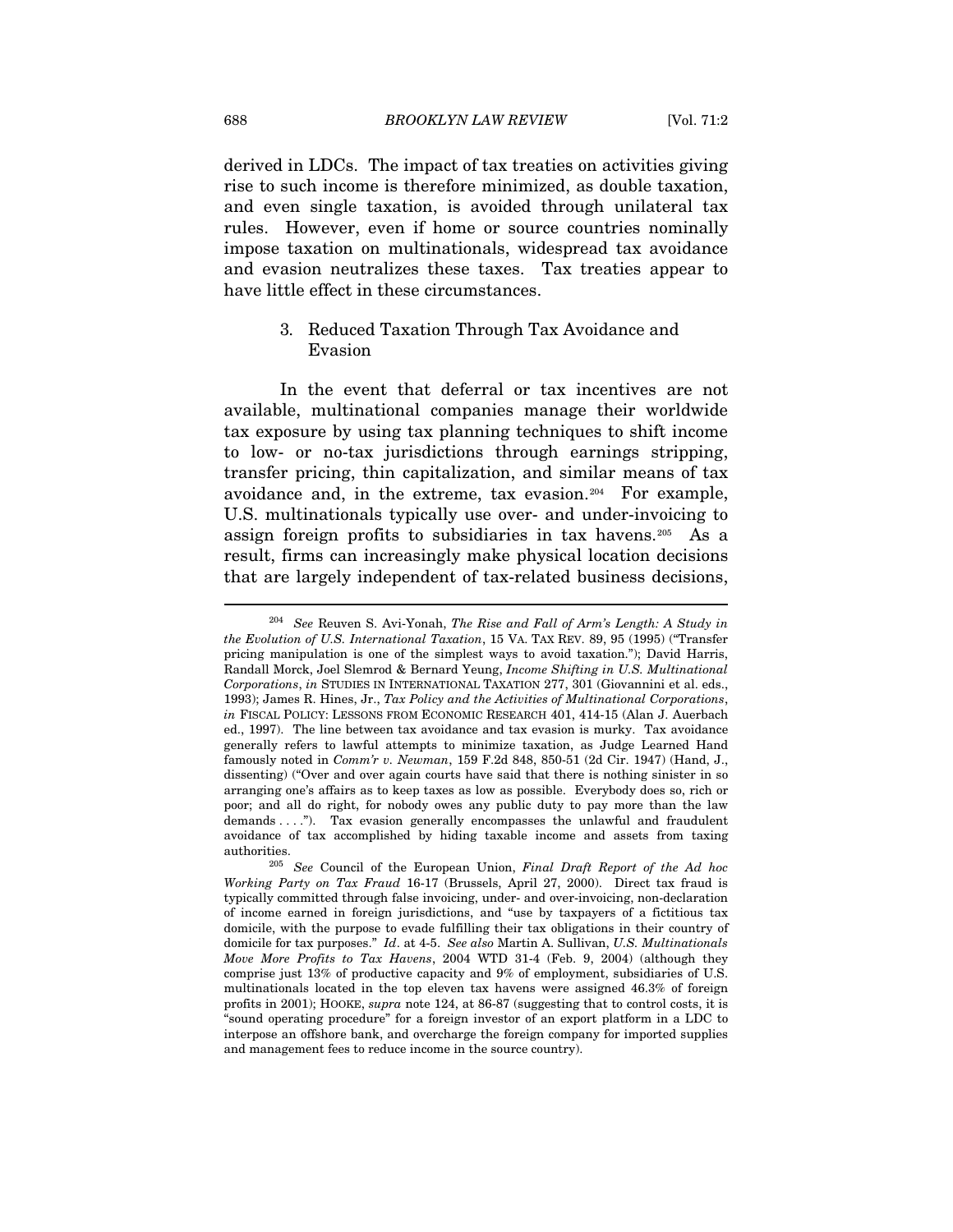derived in LDCs. The impact of tax treaties on activities giving rise to such income is therefore minimized, as double taxation, and even single taxation, is avoided through unilateral tax rules. However, even if home or source countries nominally impose taxation on multinationals, widespread tax avoidance and evasion neutralizes these taxes. Tax treaties appear to have little effect in these circumstances.

### 3. Reduced Taxation Through Tax Avoidance and Evasion

In the event that deferral or tax incentives are not available, multinational companies manage their worldwide tax exposure by using tax planning techniques to shift income to low- or no-tax jurisdictions through earnings stripping, transfer pricing, thin capitalization, and similar means of tax avoidance and, in the extreme, tax evasion.[204] For example, U.S. multinationals typically use over- and under-invoicing to assign foreign profits to subsidiaries in tax havens.[205] As a result, firms can increasingly make physical location decisions that are largely independent of tax-related business decisions,

---

[204] *See* Reuven S. Avi-Yonah, *The Rise and Fall of Arm's Length: A Study in the Evolution of U.S. International Taxation*, 15 VA. TAX REV. 89, 95 (1995) ("Transfer pricing manipulation is one of the simplest ways to avoid taxation."); David Harris, Randall Morck, Joel Slemrod & Bernard Yeung, *Income Shifting in U.S. Multinational Corporations*, *in* STUDIES IN INTERNATIONAL TAXATION 277, 301 (Giovannini et al. eds., 1993); James R. Hines, Jr., *Tax Policy and the Activities of Multinational Corporations*, *in* FISCAL POLICY: LESSONS FROM ECONOMIC RESEARCH 401, 414-15 (Alan J. Auerbach ed., 1997). The line between tax avoidance and tax evasion is murky. Tax avoidance generally refers to lawful attempts to minimize taxation, as Judge Learned Hand famously noted in *Comm'r v. Newman*, 159 F.2d 848, 850-51 (2d Cir. 1947) (Hand, J., dissenting) ("Over and over again courts have said that there is nothing sinister in so arranging one's affairs as to keep taxes as low as possible. Everybody does so, rich or poor; and all do right, for nobody owes any public duty to pay more than the law demands . . . ."). Tax evasion generally encompasses the unlawful and fraudulent avoidance of tax accomplished by hiding taxable income and assets from taxing authorities.

[205] *See* Council of the European Union, *Final Draft Report of the Ad hoc Working Party on Tax Fraud* 16-17 (Brussels, April 27, 2000). Direct tax fraud is typically committed through false invoicing, under- and over-invoicing, non-declaration of income earned in foreign jurisdictions, and "use by taxpayers of a fictitious tax domicile, with the purpose to evade fulfilling their tax obligations in their country of domicile for tax purposes." *Id*. at 4-5. *See also* Martin A. Sullivan, *U.S. Multinationals Move More Profits to Tax Havens*, 2004 WTD 31-4 (Feb. 9, 2004) (although they comprise just 13% of productive capacity and 9% of employment, subsidiaries of U.S. multinationals located in the top eleven tax havens were assigned 46.3% of foreign profits in 2001); HOOKE, *supra* note 124, at 86-87 (suggesting that to control costs, it is "sound operating procedure" for a foreign investor of an export platform in a LDC to interpose an offshore bank, and overcharge the foreign company for imported supplies and management fees to reduce income in the source country).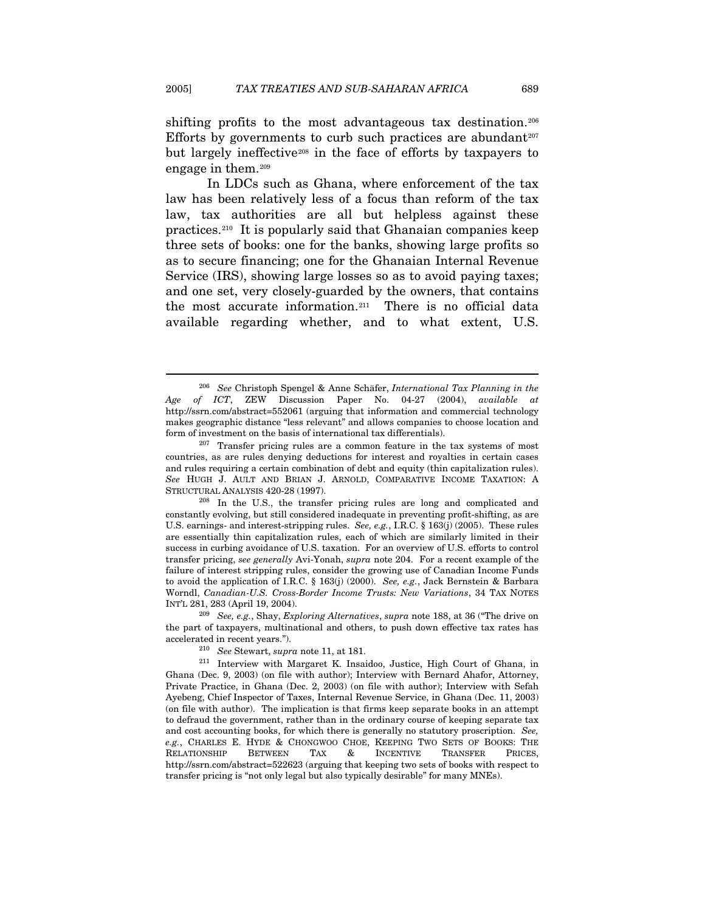shifting profits to the most advantageous tax destination.[206] Efforts by governments to curb such practices are abundant[207] but largely ineffective[208] in the face of efforts by taxpayers to engage in them.[209]

In LDCs such as Ghana, where enforcement of the tax law has been relatively less of a focus than reform of the tax law, tax authorities are all but helpless against these practices.[210] It is popularly said that Ghanaian companies keep three sets of books: one for the banks, showing large profits so as to secure financing; one for the Ghanaian Internal Revenue Service (IRS), showing large losses so as to avoid paying taxes; and one set, very closely-guarded by the owners, that contains the most accurate information.[211] There is no official data available regarding whether, and to what extent, U.S.

---

[206] *See* Christoph Spengel & Anne Schäfer, *International Tax Planning in the Age of ICT*, ZEW Discussion Paper No. 04-27 (2004), *available at* http://ssrn.com/abstract=552061 (arguing that information and commercial technology makes geographic distance "less relevant" and allows companies to choose location and form of investment on the basis of international tax differentials).

[207] Transfer pricing rules are a common feature in the tax systems of most countries, as are rules denying deductions for interest and royalties in certain cases and rules requiring a certain combination of debt and equity (thin capitalization rules). *See* HUGH J. AULT AND BRIAN J. ARNOLD, COMPARATIVE INCOME TAXATION: A STRUCTURAL ANALYSIS 420-28 (1997).

[208] In the U.S., the transfer pricing rules are long and complicated and constantly evolving, but still considered inadequate in preventing profit-shifting, as are U.S. earnings- and interest-stripping rules. *See, e.g.*, I.R.C. § 163(j) (2005). These rules are essentially thin capitalization rules, each of which are similarly limited in their success in curbing avoidance of U.S. taxation. For an overview of U.S. efforts to control transfer pricing, *see generally* Avi-Yonah, *supra* note 204. For a recent example of the failure of interest stripping rules, consider the growing use of Canadian Income Funds to avoid the application of I.R.C. § 163(j) (2000). *See, e.g.*, Jack Bernstein & Barbara Worndl, *Canadian-U.S. Cross-Border Income Trusts: New Variations*, 34 TAX NOTES INT'L 281, 283 (April 19, 2004).

[209] *See, e.g.*, Shay, *Exploring Alternatives*, *supra* note 188, at 36 ("The drive on the part of taxpayers, multinational and others, to push down effective tax rates has accelerated in recent years.").

[210] *See* Stewart, *supra* note 11, at 181.

[211] Interview with Margaret K. Insaidoo, Justice, High Court of Ghana, in Ghana (Dec. 9, 2003) (on file with author); Interview with Bernard Ahafor, Attorney, Private Practice, in Ghana (Dec. 2, 2003) (on file with author); Interview with Sefah Ayebeng, Chief Inspector of Taxes, Internal Revenue Service, in Ghana (Dec. 11, 2003) (on file with author). The implication is that firms keep separate books in an attempt to defraud the government, rather than in the ordinary course of keeping separate tax and cost accounting books, for which there is generally no statutory proscription. *See, e.g.*, CHARLES E. HYDE & CHONGWOO CHOE, KEEPING TWO SETS OF BOOKS: THE RELATIONSHIP BETWEEN TAX & INCENTIVE TRANSFER PRICES, http://ssrn.com/abstract=522623 (arguing that keeping two sets of books with respect to transfer pricing is "not only legal but also typically desirable" for many MNEs).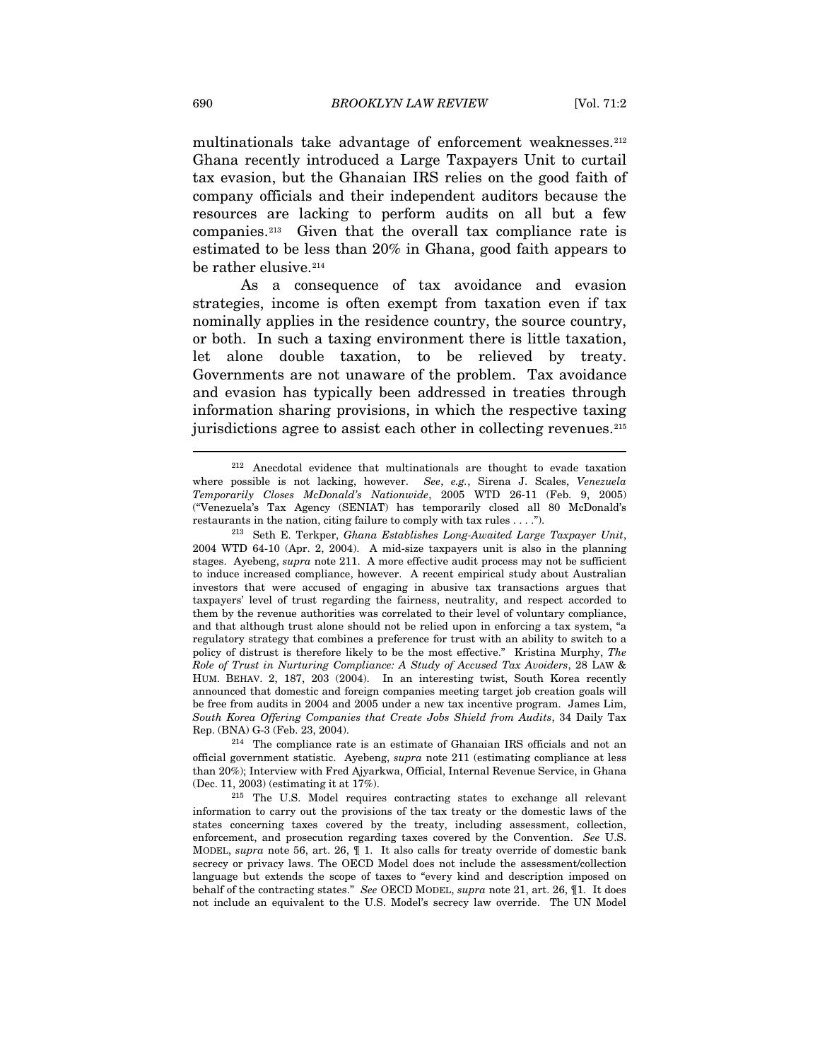multinationals take advantage of enforcement weaknesses.[212] Ghana recently introduced a Large Taxpayers Unit to curtail tax evasion, but the Ghanaian IRS relies on the good faith of company officials and their independent auditors because the resources are lacking to perform audits on all but a few companies.[213] Given that the overall tax compliance rate is estimated to be less than 20% in Ghana, good faith appears to be rather elusive.[214]

As a consequence of tax avoidance and evasion strategies, income is often exempt from taxation even if tax nominally applies in the residence country, the source country, or both. In such a taxing environment there is little taxation, let alone double taxation, to be relieved by treaty. Governments are not unaware of the problem. Tax avoidance and evasion has typically been addressed in treaties through information sharing provisions, in which the respective taxing jurisdictions agree to assist each other in collecting revenues.[215]

---

[212] Anecdotal evidence that multinationals are thought to evade taxation where possible is not lacking, however. *See, e.g.*, Sirena J. Scales, *Venezuela Temporarily Closes McDonald's Nationwide*, 2005 WTD 26-11 (Feb. 9, 2005) ("Venezuela's Tax Agency (SENIAT) has temporarily closed all 80 McDonald's restaurants in the nation, citing failure to comply with tax rules . . . .").

[213] Seth E. Terkper, *Ghana Establishes Long-Awaited Large Taxpayer Unit*, 2004 WTD 64-10 (Apr. 2, 2004). A mid-size taxpayers unit is also in the planning stages. Ayebeng, *supra* note 211. A more effective audit process may not be sufficient to induce increased compliance, however. A recent empirical study about Australian investors that were accused of engaging in abusive tax transactions argues that taxpayers' level of trust regarding the fairness, neutrality, and respect accorded to them by the revenue authorities was correlated to their level of voluntary compliance, and that although trust alone should not be relied upon in enforcing a tax system, "a regulatory strategy that combines a preference for trust with an ability to switch to a policy of distrust is therefore likely to be the most effective." Kristina Murphy, *The Role of Trust in Nurturing Compliance: A Study of Accused Tax Avoiders*, 28 LAW & HUM. BEHAV. 2, 187, 203 (2004). In an interesting twist, South Korea recently announced that domestic and foreign companies meeting target job creation goals will be free from audits in 2004 and 2005 under a new tax incentive program. James Lim, *South Korea Offering Companies that Create Jobs Shield from Audits*, 34 Daily Tax Rep. (BNA) G-3 (Feb. 23, 2004).

[214] The compliance rate is an estimate of Ghanaian IRS officials and not an official government statistic. Ayebeng, *supra* note 211 (estimating compliance at less than 20%); Interview with Fred Ajyarkwa, Official, Internal Revenue Service, in Ghana (Dec. 11, 2003) (estimating it at 17%).

[215] The U.S. Model requires contracting states to exchange all relevant information to carry out the provisions of the tax treaty or the domestic laws of the states concerning taxes covered by the treaty, including assessment, collection, enforcement, and prosecution regarding taxes covered by the Convention. *See* U.S. MODEL, *supra* note 56, art. 26, ¶ 1. It also calls for treaty override of domestic bank secrecy or privacy laws. The OECD Model does not include the assessment/collection language but extends the scope of taxes to "every kind and description imposed on behalf of the contracting states." *See* OECD MODEL, *supra* note 21, art. 26, ¶1. It does not include an equivalent to the U.S. Model's secrecy law override. The UN Model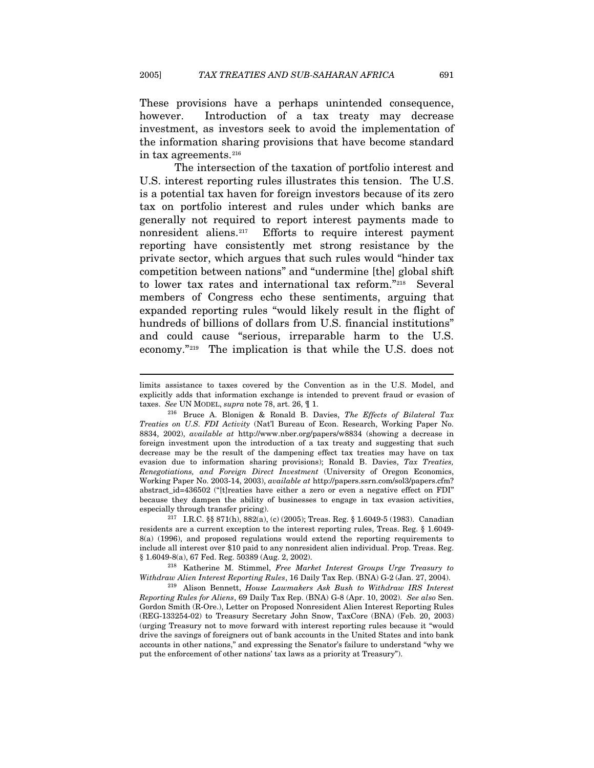These provisions have a perhaps unintended consequence, however. Introduction of a tax treaty may decrease investment, as investors seek to avoid the implementation of the information sharing provisions that have become standard in tax agreements.[216]

The intersection of the taxation of portfolio interest and U.S. interest reporting rules illustrates this tension. The U.S. is a potential tax haven for foreign investors because of its zero tax on portfolio interest and rules under which banks are generally not required to report interest payments made to nonresident aliens.[217] Efforts to require interest payment reporting have consistently met strong resistance by the private sector, which argues that such rules would "hinder tax competition between nations" and "undermine [the] global shift to lower tax rates and international tax reform."[218] Several members of Congress echo these sentiments, arguing that expanded reporting rules "would likely result in the flight of hundreds of billions of dollars from U.S. financial institutions" and could cause "serious, irreparable harm to the U.S. economy."[219] The implication is that while the U.S. does not

---

limits assistance to taxes covered by the Convention as in the U.S. Model, and explicitly adds that information exchange is intended to prevent fraud or evasion of taxes. *See* UN MODEL, *supra* note 78, art. 26, ¶ 1.

[216] Bruce A. Blonigen & Ronald B. Davies, *The Effects of Bilateral Tax Treaties on U.S. FDI Activity* (Nat'l Bureau of Econ. Research, Working Paper No. 8834, 2002), *available at* http://www.nber.org/papers/w8834 (showing a decrease in foreign investment upon the introduction of a tax treaty and suggesting that such decrease may be the result of the dampening effect tax treaties may have on tax evasion due to information sharing provisions); Ronald B. Davies, *Tax Treaties, Renegotiations, and Foreign Direct Investment* (University of Oregon Economics, Working Paper No. 2003-14, 2003), *available at* http://papers.ssrn.com/sol3/papers.cfm?abstract_id=436502 ("[t]reaties have either a zero or even a negative effect on FDI" because they dampen the ability of businesses to engage in tax evasion activities, especially through transfer pricing).

[217] I.R.C. §§ 871(h), 882(a), (c) (2005); Treas. Reg. § 1.6049-5 (1983). Canadian residents are a current exception to the interest reporting rules, Treas. Reg. § 1.6049-8(a) (1996), and proposed regulations would extend the reporting requirements to include all interest over $10 paid to any nonresident alien individual. Prop. Treas. Reg. § 1.6049-8(a), 67 Fed. Reg. 50389 (Aug. 2, 2002).

[218] Katherine M. Stimmel, *Free Market Interest Groups Urge Treasury to Withdraw Alien Interest Reporting Rules*, 16 Daily Tax Rep. (BNA) G-2 (Jan. 27, 2004).

[219] Alison Bennett, *House Lawmakers Ask Bush to Withdraw IRS Interest Reporting Rules for Aliens*, 69 Daily Tax Rep. (BNA) G-8 (Apr. 10, 2002). *See also* Sen. Gordon Smith (R-Ore.), Letter on Proposed Nonresident Alien Interest Reporting Rules (REG-133254-02) to Treasury Secretary John Snow, TaxCore (BNA) (Feb. 20, 2003) (urging Treasury not to move forward with interest reporting rules because it "would drive the savings of foreigners out of bank accounts in the United States and into bank accounts in other nations," and expressing the Senator's failure to understand "why we put the enforcement of other nations' tax laws as a priority at Treasury").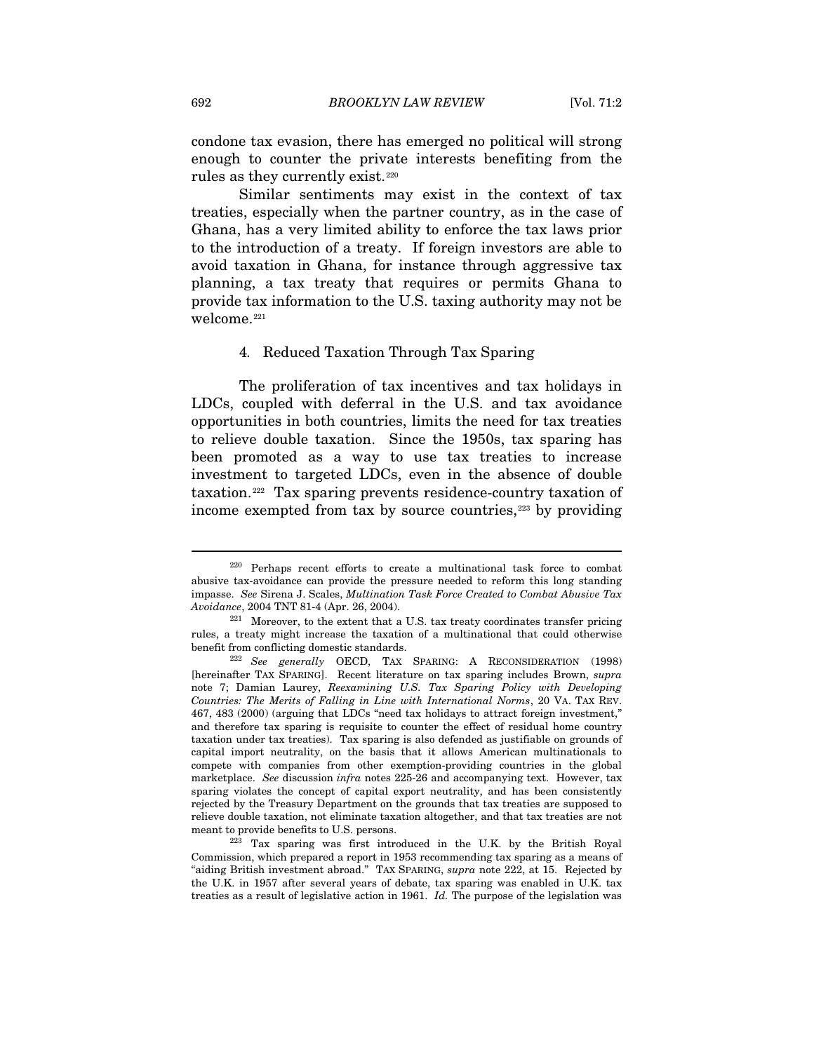condone tax evasion, there has emerged no political will strong enough to counter the private interests benefiting from the rules as they currently exist.[220]

Similar sentiments may exist in the context of tax treaties, especially when the partner country, as in the case of Ghana, has a very limited ability to enforce the tax laws prior to the introduction of a treaty. If foreign investors are able to avoid taxation in Ghana, for instance through aggressive tax planning, a tax treaty that requires or permits Ghana to provide tax information to the U.S. taxing authority may not be welcome.[221]

#### 4. Reduced Taxation Through Tax Sparing

The proliferation of tax incentives and tax holidays in LDCs, coupled with deferral in the U.S. and tax avoidance opportunities in both countries, limits the need for tax treaties to relieve double taxation. Since the 1950s, tax sparing has been promoted as a way to use tax treaties to increase investment to targeted LDCs, even in the absence of double taxation.[222] Tax sparing prevents residence-country taxation of income exempted from tax by source countries,[223] by providing

---

[220] Perhaps recent efforts to create a multinational task force to combat abusive tax-avoidance can provide the pressure needed to reform this long standing impasse. *See* Sirena J. Scales, *Multination Task Force Created to Combat Abusive Tax Avoidance*, 2004 TNT 81-4 (Apr. 26, 2004).

[221] Moreover, to the extent that a U.S. tax treaty coordinates transfer pricing rules, a treaty might increase the taxation of a multinational that could otherwise benefit from conflicting domestic standards.

[222] *See generally* OECD, TAX SPARING: A RECONSIDERATION (1998) [hereinafter TAX SPARING]. Recent literature on tax sparing includes Brown, *supra* note 7; Damian Laurey, *Reexamining U.S. Tax Sparing Policy with Developing Countries: The Merits of Falling in Line with International Norms*, 20 VA. TAX REV. 467, 483 (2000) (arguing that LDCs "need tax holidays to attract foreign investment," and therefore tax sparing is requisite to counter the effect of residual home country taxation under tax treaties). Tax sparing is also defended as justifiable on grounds of capital import neutrality, on the basis that it allows American multinationals to compete with companies from other exemption-providing countries in the global marketplace. *See* discussion *infra* notes 225-26 and accompanying text. However, tax sparing violates the concept of capital export neutrality, and has been consistently rejected by the Treasury Department on the grounds that tax treaties are supposed to relieve double taxation, not eliminate taxation altogether, and that tax treaties are not meant to provide benefits to U.S. persons.

[223] Tax sparing was first introduced in the U.K. by the British Royal Commission, which prepared a report in 1953 recommending tax sparing as a means of "aiding British investment abroad." TAX SPARING, *supra* note 222, at 15. Rejected by the U.K. in 1957 after several years of debate, tax sparing was enabled in U.K. tax treaties as a result of legislative action in 1961. *Id.* The purpose of the legislation was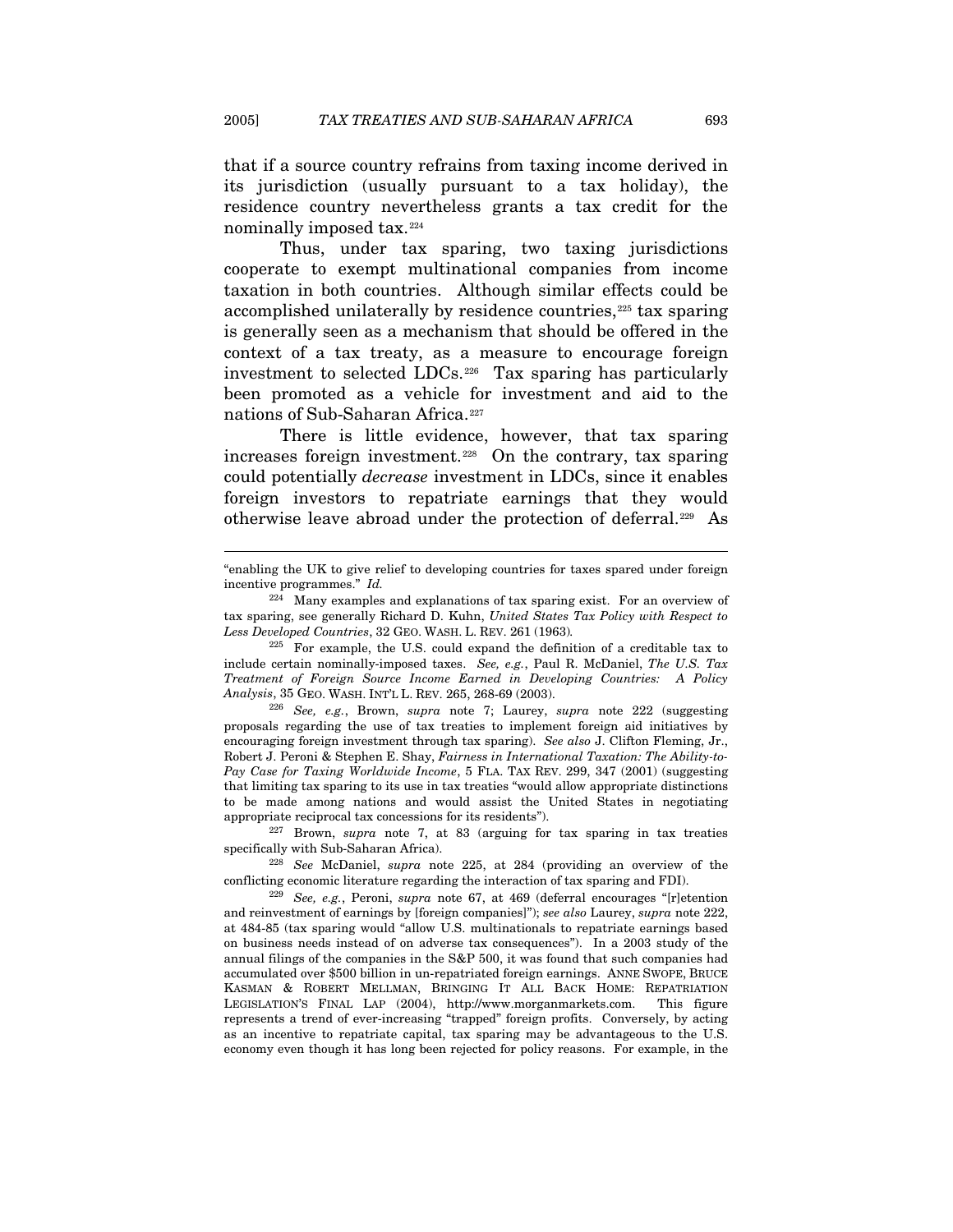that if a source country refrains from taxing income derived in its jurisdiction (usually pursuant to a tax holiday), the residence country nevertheless grants a tax credit for the nominally imposed tax.[224]

Thus, under tax sparing, two taxing jurisdictions cooperate to exempt multinational companies from income taxation in both countries. Although similar effects could be accomplished unilaterally by residence countries,[225] tax sparing is generally seen as a mechanism that should be offered in the context of a tax treaty, as a measure to encourage foreign investment to selected LDCs.[226] Tax sparing has particularly been promoted as a vehicle for investment and aid to the nations of Sub-Saharan Africa.[227]

There is little evidence, however, that tax sparing increases foreign investment.[228] On the contrary, tax sparing could potentially *decrease* investment in LDCs, since it enables foreign investors to repatriate earnings that they would otherwise leave abroad under the protection of deferral.[229] As

---

"enabling the UK to give relief to developing countries for taxes spared under foreign incentive programmes." *Id.*

[224] Many examples and explanations of tax sparing exist. For an overview of tax sparing, see generally Richard D. Kuhn, *United States Tax Policy with Respect to Less Developed Countries*, 32 GEO. WASH. L. REV. 261 (1963).

[225] For example, the U.S. could expand the definition of a creditable tax to include certain nominally-imposed taxes. *See, e.g.*, Paul R. McDaniel, *The U.S. Tax Treatment of Foreign Source Income Earned in Developing Countries: A Policy Analysis*, 35 GEO. WASH. INT'L L. REV. 265, 268-69 (2003).

[226] *See, e.g.*, Brown, *supra* note 7; Laurey, *supra* note 222 (suggesting proposals regarding the use of tax treaties to implement foreign aid initiatives by encouraging foreign investment through tax sparing). *See also* J. Clifton Fleming, Jr., Robert J. Peroni & Stephen E. Shay, *Fairness in International Taxation: The Ability-to-Pay Case for Taxing Worldwide Income*, 5 FLA. TAX REV. 299, 347 (2001) (suggesting that limiting tax sparing to its use in tax treaties "would allow appropriate distinctions to be made among nations and would assist the United States in negotiating appropriate reciprocal tax concessions for its residents").

[227] Brown, *supra* note 7, at 83 (arguing for tax sparing in tax treaties specifically with Sub-Saharan Africa).

[228] *See* McDaniel, *supra* note 225, at 284 (providing an overview of the conflicting economic literature regarding the interaction of tax sparing and FDI).

[229] *See, e.g.*, Peroni, *supra* note 67, at 469 (deferral encourages "[r]etention and reinvestment of earnings by [foreign companies]"); *see also* Laurey, *supra* note 222, at 484-85 (tax sparing would "allow U.S. multinationals to repatriate earnings based on business needs instead of on adverse tax consequences"). In a 2003 study of the annual filings of the companies in the S&P 500, it was found that such companies had accumulated over $500 billion in un-repatriated foreign earnings. ANNE SWOPE, BRUCE KASMAN & ROBERT MELLMAN, BRINGING IT ALL BACK HOME: REPATRIATION LEGISLATION'S FINAL LAP (2004), http://www.morganmarkets.com. This figure represents a trend of ever-increasing "trapped" foreign profits. Conversely, by acting as an incentive to repatriate capital, tax sparing may be advantageous to the U.S. economy even though it has long been rejected for policy reasons. For example, in the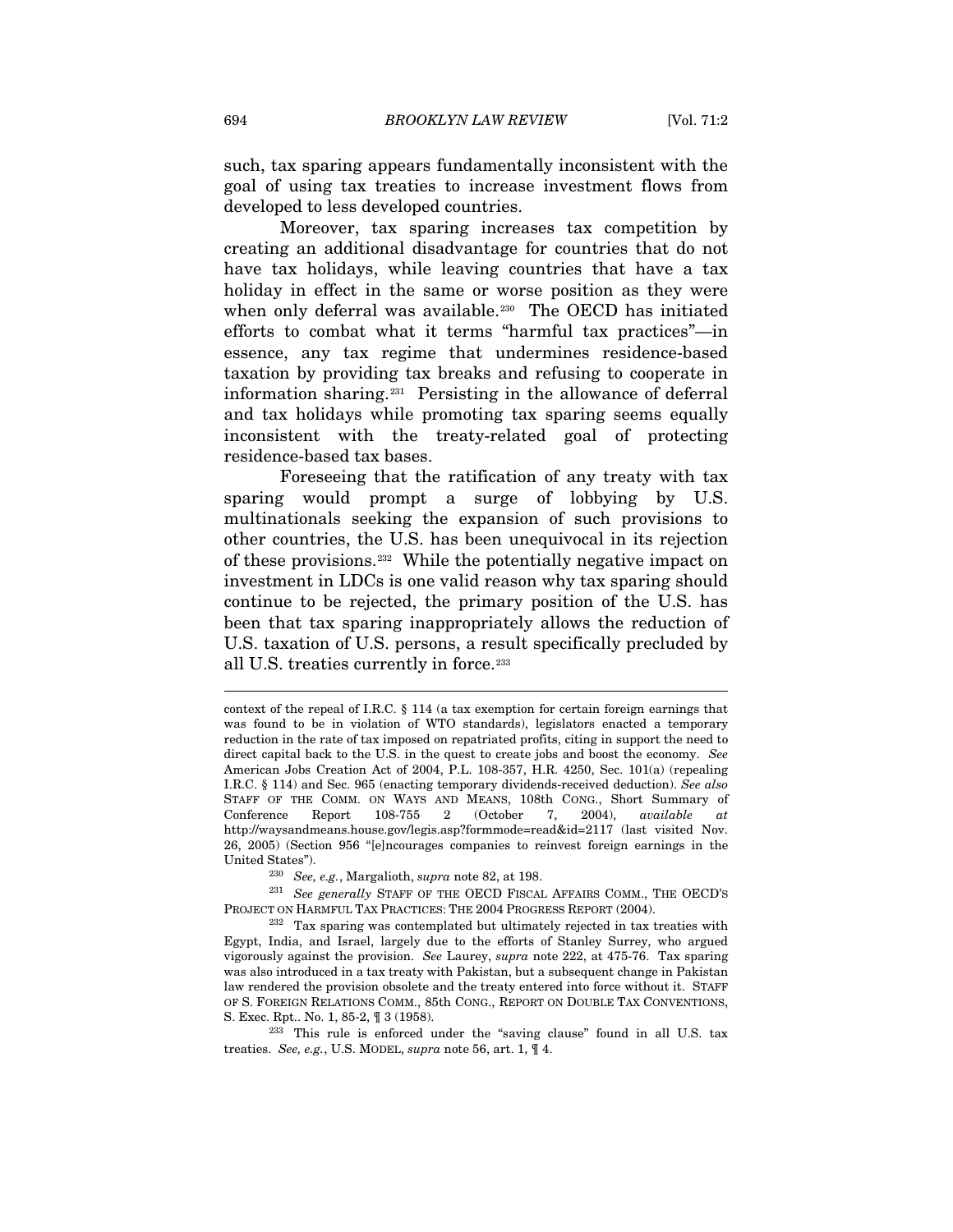such, tax sparing appears fundamentally inconsistent with the goal of using tax treaties to increase investment flows from developed to less developed countries.

Moreover, tax sparing increases tax competition by creating an additional disadvantage for countries that do not have tax holidays, while leaving countries that have a tax holiday in effect in the same or worse position as they were when only deferral was available.[230] The OECD has initiated efforts to combat what it terms "harmful tax practices"—in essence, any tax regime that undermines residence-based taxation by providing tax breaks and refusing to cooperate in information sharing.[231] Persisting in the allowance of deferral and tax holidays while promoting tax sparing seems equally inconsistent with the treaty-related goal of protecting residence-based tax bases.

Foreseeing that the ratification of any treaty with tax sparing would prompt a surge of lobbying by U.S. multinationals seeking the expansion of such provisions to other countries, the U.S. has been unequivocal in its rejection of these provisions.[232] While the potentially negative impact on investment in LDCs is one valid reason why tax sparing should continue to be rejected, the primary position of the U.S. has been that tax sparing inappropriately allows the reduction of U.S. taxation of U.S. persons, a result specifically precluded by all U.S. treaties currently in force.[233]

---

context of the repeal of I.R.C. § 114 (a tax exemption for certain foreign earnings that was found to be in violation of WTO standards), legislators enacted a temporary reduction in the rate of tax imposed on repatriated profits, citing in support the need to direct capital back to the U.S. in the quest to create jobs and boost the economy. *See* American Jobs Creation Act of 2004, P.L. 108-357, H.R. 4250, Sec. 101(a) (repealing I.R.C. § 114) and Sec. 965 (enacting temporary dividends-received deduction). *See also* STAFF OF THE COMM. ON WAYS AND MEANS, 108th CONG., Short Summary of Conference Report 108-755 2 (October 7, 2004), *available at* http://waysandmeans.house.gov/legis.asp?formmode=read&id=2117 (last visited Nov. 26, 2005) (Section 956 "[e]ncourages companies to reinvest foreign earnings in the United States").

[230] *See, e.g.*, Margalioth, *supra* note 82, at 198.

[231] *See generally* STAFF OF THE OECD FISCAL AFFAIRS COMM., THE OECD'S PROJECT ON HARMFUL TAX PRACTICES: THE 2004 PROGRESS REPORT (2004).

[232] Tax sparing was contemplated but ultimately rejected in tax treaties with Egypt, India, and Israel, largely due to the efforts of Stanley Surrey, who argued vigorously against the provision. *See* Laurey, *supra* note 222, at 475-76. Tax sparing was also introduced in a tax treaty with Pakistan, but a subsequent change in Pakistan law rendered the provision obsolete and the treaty entered into force without it. STAFF OF S. FOREIGN RELATIONS COMM., 85th CONG., REPORT ON DOUBLE TAX CONVENTIONS, S. Exec. Rpt.. No. 1, 85-2, ¶ 3 (1958).

[233] This rule is enforced under the "saving clause" found in all U.S. tax treaties. *See, e.g.*, U.S. MODEL, *supra* note 56, art. 1, ¶ 4.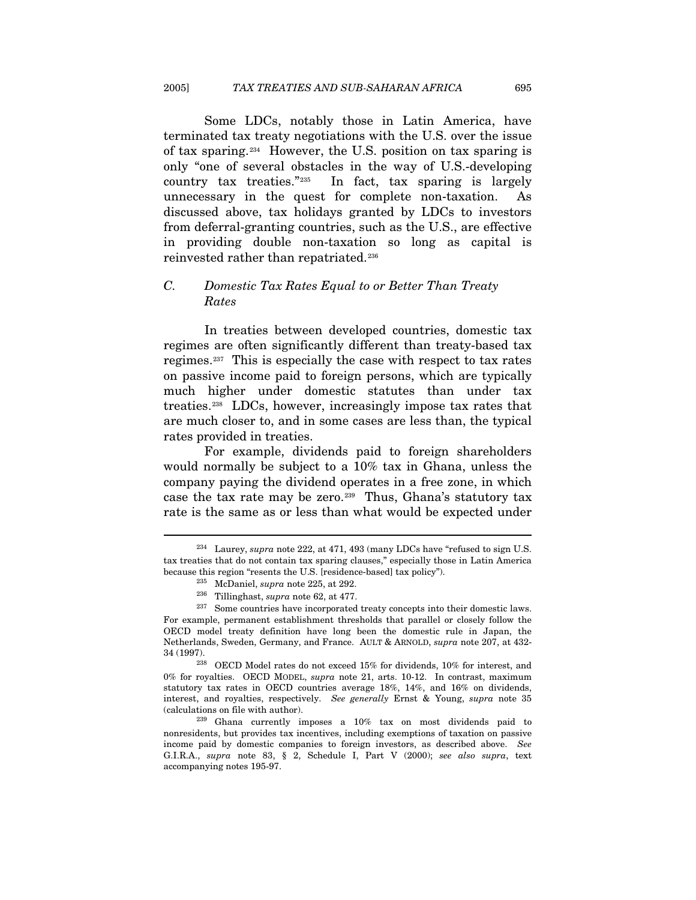Some LDCs, notably those in Latin America, have terminated tax treaty negotiations with the U.S. over the issue of tax sparing.[234] However, the U.S. position on tax sparing is only "one of several obstacles in the way of U.S.-developing country tax treaties."[235] In fact, tax sparing is largely unnecessary in the quest for complete non-taxation. As discussed above, tax holidays granted by LDCs to investors from deferral-granting countries, such as the U.S., are effective in providing double non-taxation so long as capital is reinvested rather than repatriated.[236]

### *C. Domestic Tax Rates Equal to or Better Than Treaty Rates*

In treaties between developed countries, domestic tax regimes are often significantly different than treaty-based tax regimes.[237] This is especially the case with respect to tax rates on passive income paid to foreign persons, which are typically much higher under domestic statutes than under tax treaties.[238] LDCs, however, increasingly impose tax rates that are much closer to, and in some cases are less than, the typical rates provided in treaties.

For example, dividends paid to foreign shareholders would normally be subject to a 10% tax in Ghana, unless the company paying the dividend operates in a free zone, in which case the tax rate may be zero.[239] Thus, Ghana's statutory tax rate is the same as or less than what would be expected under

---

[234] Laurey, *supra* note 222, at 471, 493 (many LDCs have "refused to sign U.S. tax treaties that do not contain tax sparing clauses," especially those in Latin America because this region "resents the U.S. [residence-based] tax policy").

[235] McDaniel, *supra* note 225, at 292.

[236] Tillinghast, *supra* note 62, at 477.

[237] Some countries have incorporated treaty concepts into their domestic laws. For example, permanent establishment thresholds that parallel or closely follow the OECD model treaty definition have long been the domestic rule in Japan, the Netherlands, Sweden, Germany, and France. AULT & ARNOLD, *supra* note 207, at 432-34 (1997).

[238] OECD Model rates do not exceed 15% for dividends, 10% for interest, and 0% for royalties. OECD MODEL, *supra* note 21, arts. 10-12. In contrast, maximum statutory tax rates in OECD countries average 18%, 14%, and 16% on dividends, interest, and royalties, respectively. *See generally* Ernst & Young, *supra* note 35 (calculations on file with author).

[239] Ghana currently imposes a 10% tax on most dividends paid to nonresidents, but provides tax incentives, including exemptions of taxation on passive income paid by domestic companies to foreign investors, as described above. *See* G.I.R.A., *supra* note 83, § 2, Schedule I, Part V (2000); *see also supra*, text accompanying notes 195-97.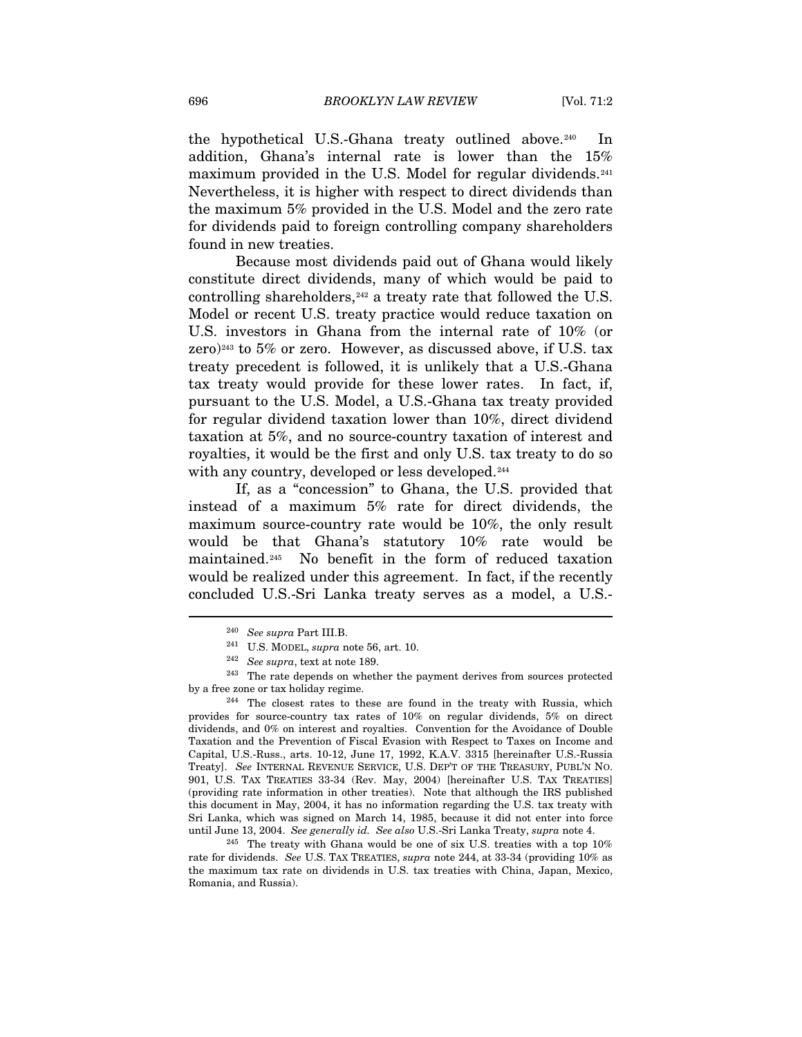the hypothetical U.S.-Ghana treaty outlined above.[240] In addition, Ghana's internal rate is lower than the 15% maximum provided in the U.S. Model for regular dividends.[241] Nevertheless, it is higher with respect to direct dividends than the maximum 5% provided in the U.S. Model and the zero rate for dividends paid to foreign controlling company shareholders found in new treaties.

Because most dividends paid out of Ghana would likely constitute direct dividends, many of which would be paid to controlling shareholders,[242] a treaty rate that followed the U.S. Model or recent U.S. treaty practice would reduce taxation on U.S. investors in Ghana from the internal rate of 10% (or zero)[243] to 5% or zero. However, as discussed above, if U.S. tax treaty precedent is followed, it is unlikely that a U.S.-Ghana tax treaty would provide for these lower rates. In fact, if, pursuant to the U.S. Model, a U.S.-Ghana tax treaty provided for regular dividend taxation lower than 10%, direct dividend taxation at 5%, and no source-country taxation of interest and royalties, it would be the first and only U.S. tax treaty to do so with any country, developed or less developed.[244]

If, as a "concession" to Ghana, the U.S. provided that instead of a maximum 5% rate for direct dividends, the maximum source-country rate would be 10%, the only result would be that Ghana's statutory 10% rate would be maintained.[245] No benefit in the form of reduced taxation would be realized under this agreement. In fact, if the recently concluded U.S.-Sri Lanka treaty serves as a model, a U.S.-

---

[240] *See supra* Part III.B.

[241] U.S. MODEL, *supra* note 56, art. 10.

[242] *See supra*, text at note 189.

[243] The rate depends on whether the payment derives from sources protected by a free zone or tax holiday regime.

[244] The closest rates to these are found in the treaty with Russia, which provides for source-country tax rates of 10% on regular dividends, 5% on direct dividends, and 0% on interest and royalties. Convention for the Avoidance of Double Taxation and the Prevention of Fiscal Evasion with Respect to Taxes on Income and Capital, U.S.-Russ., arts. 10-12, June 17, 1992, K.A.V. 3315 [hereinafter U.S.-Russia Treaty]. *See* INTERNAL REVENUE SERVICE, U.S. DEP'T OF THE TREASURY, PUBL'N NO. 901, U.S. TAX TREATIES 33-34 (Rev. May, 2004) [hereinafter U.S. TAX TREATIES] (providing rate information in other treaties). Note that although the IRS published this document in May, 2004, it has no information regarding the U.S. tax treaty with Sri Lanka, which was signed on March 14, 1985, because it did not enter into force until June 13, 2004. *See generally id. See also* U.S.-Sri Lanka Treaty, *supra* note 4.

[245] The treaty with Ghana would be one of six U.S. treaties with a top 10% rate for dividends. *See* U.S. TAX TREATIES, *supra* note 244, at 33-34 (providing 10% as the maximum tax rate on dividends in U.S. tax treaties with China, Japan, Mexico, Romania, and Russia).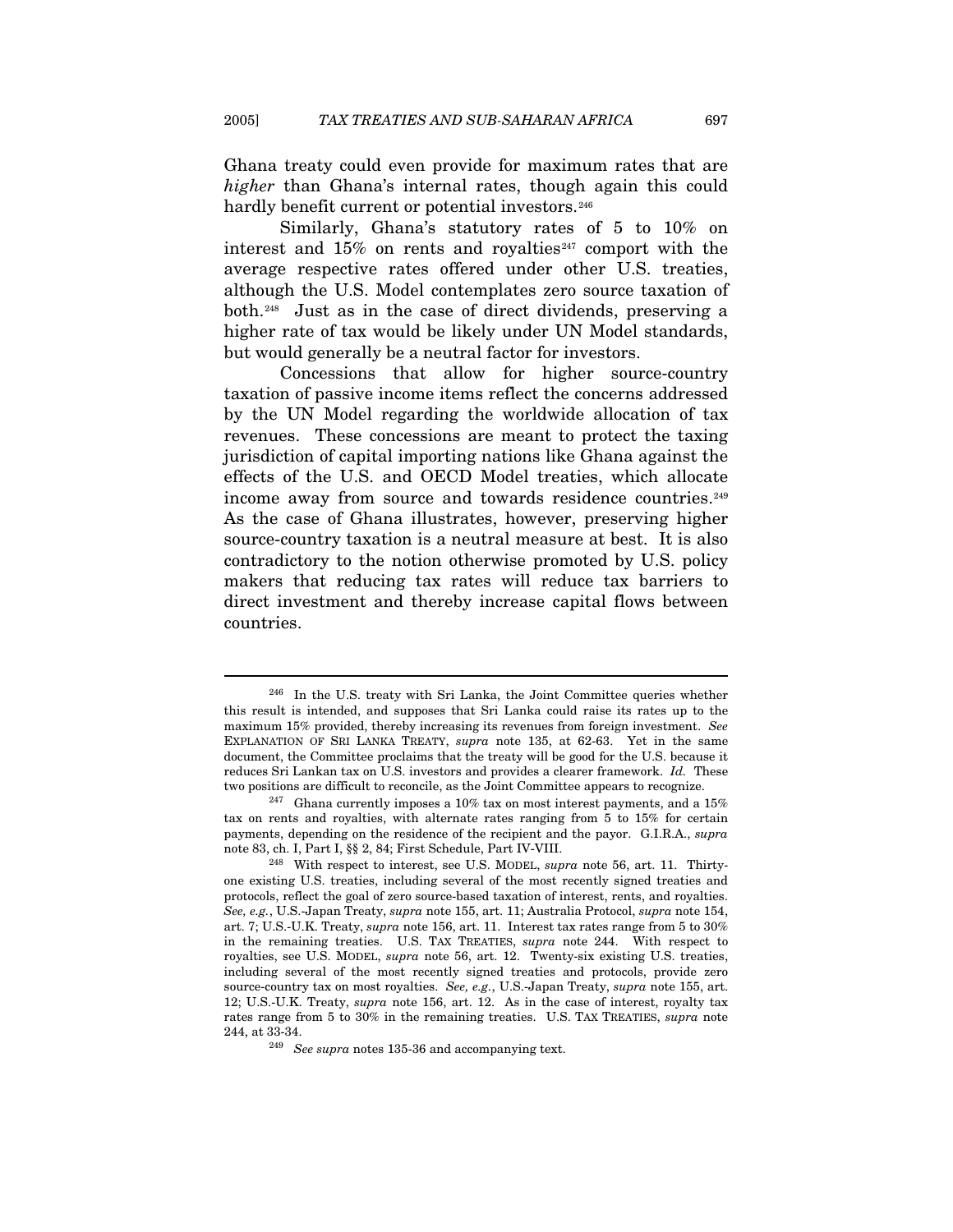Ghana treaty could even provide for maximum rates that are *higher* than Ghana's internal rates, though again this could hardly benefit current or potential investors.[246]

Similarly, Ghana's statutory rates of 5 to 10% on interest and 15% on rents and royalties[247] comport with the average respective rates offered under other U.S. treaties, although the U.S. Model contemplates zero source taxation of both.[248] Just as in the case of direct dividends, preserving a higher rate of tax would be likely under UN Model standards, but would generally be a neutral factor for investors.

Concessions that allow for higher source-country taxation of passive income items reflect the concerns addressed by the UN Model regarding the worldwide allocation of tax revenues. These concessions are meant to protect the taxing jurisdiction of capital importing nations like Ghana against the effects of the U.S. and OECD Model treaties, which allocate income away from source and towards residence countries.[249] As the case of Ghana illustrates, however, preserving higher source-country taxation is a neutral measure at best. It is also contradictory to the notion otherwise promoted by U.S. policy makers that reducing tax rates will reduce tax barriers to direct investment and thereby increase capital flows between countries.

---

[246] In the U.S. treaty with Sri Lanka, the Joint Committee queries whether this result is intended, and supposes that Sri Lanka could raise its rates up to the maximum 15% provided, thereby increasing its revenues from foreign investment. *See* EXPLANATION OF SRI LANKA TREATY, *supra* note 135, at 62-63. Yet in the same document, the Committee proclaims that the treaty will be good for the U.S. because it reduces Sri Lankan tax on U.S. investors and provides a clearer framework. *Id.* These two positions are difficult to reconcile, as the Joint Committee appears to recognize.

[247] Ghana currently imposes a 10% tax on most interest payments, and a 15% tax on rents and royalties, with alternate rates ranging from 5 to 15% for certain payments, depending on the residence of the recipient and the payor. G.I.R.A., *supra* note 83, ch. I, Part I, §§ 2, 84; First Schedule, Part IV-VIII.

[248] With respect to interest, see U.S. MODEL, *supra* note 56, art. 11. Thirty-one existing U.S. treaties, including several of the most recently signed treaties and protocols, reflect the goal of zero source-based taxation of interest, rents, and royalties. *See, e.g.*, U.S.-Japan Treaty, *supra* note 155, art. 11; Australia Protocol, *supra* note 154, art. 7; U.S.-U.K. Treaty, *supra* note 156, art. 11. Interest tax rates range from 5 to 30% in the remaining treaties. U.S. TAX TREATIES, *supra* note 244. With respect to royalties, see U.S. MODEL, *supra* note 56, art. 12. Twenty-six existing U.S. treaties, including several of the most recently signed treaties and protocols, provide zero source-country tax on most royalties. *See, e.g.*, U.S.-Japan Treaty, *supra* note 155, art. 12; U.S.-U.K. Treaty, *supra* note 156, art. 12. As in the case of interest, royalty tax rates range from 5 to 30% in the remaining treaties. U.S. TAX TREATIES, *supra* note 244, at 33-34.

[249] *See supra* notes 135-36 and accompanying text.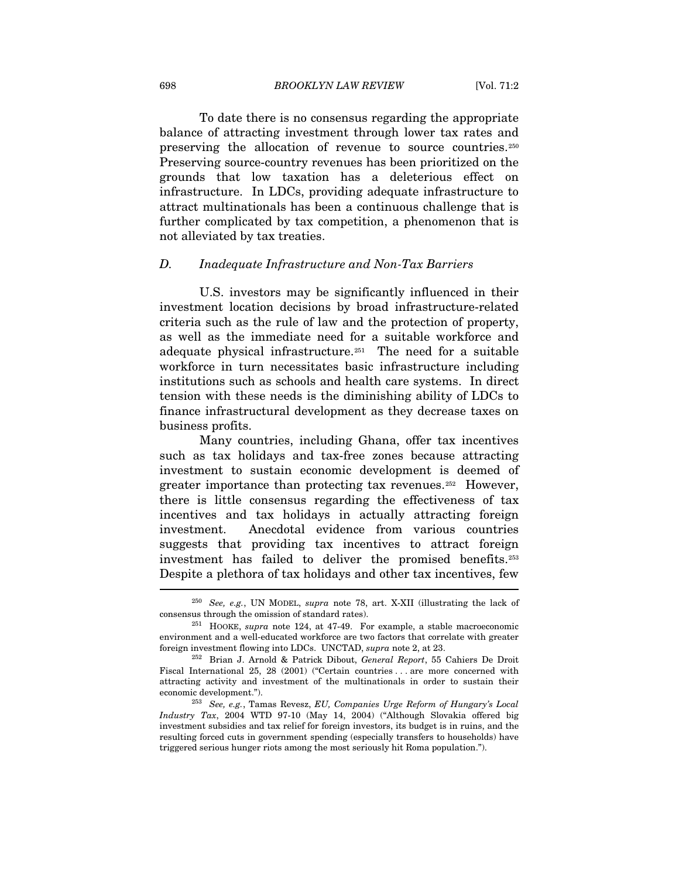To date there is no consensus regarding the appropriate balance of attracting investment through lower tax rates and preserving the allocation of revenue to source countries.[250] Preserving source-country revenues has been prioritized on the grounds that low taxation has a deleterious effect on infrastructure. In LDCs, providing adequate infrastructure to attract multinationals has been a continuous challenge that is further complicated by tax competition, a phenomenon that is not alleviated by tax treaties.

### D. *Inadequate Infrastructure and Non-Tax Barriers*

U.S. investors may be significantly influenced in their investment location decisions by broad infrastructure-related criteria such as the rule of law and the protection of property, as well as the immediate need for a suitable workforce and adequate physical infrastructure.[251] The need for a suitable workforce in turn necessitates basic infrastructure including institutions such as schools and health care systems. In direct tension with these needs is the diminishing ability of LDCs to finance infrastructural development as they decrease taxes on business profits.

Many countries, including Ghana, offer tax incentives such as tax holidays and tax-free zones because attracting investment to sustain economic development is deemed of greater importance than protecting tax revenues.[252] However, there is little consensus regarding the effectiveness of tax incentives and tax holidays in actually attracting foreign investment. Anecdotal evidence from various countries suggests that providing tax incentives to attract foreign investment has failed to deliver the promised benefits.[253] Despite a plethora of tax holidays and other tax incentives, few

---

[250] *See, e.g.*, UN MODEL, *supra* note 78, art. X-XII (illustrating the lack of consensus through the omission of standard rates).

[251] HOOKE, *supra* note 124, at 47-49. For example, a stable macroeconomic environment and a well-educated workforce are two factors that correlate with greater foreign investment flowing into LDCs. UNCTAD, *supra* note 2, at 23.

[252] Brian J. Arnold & Patrick Dibout, *General Report*, 55 Cahiers De Droit Fiscal International 25, 28 (2001) ("Certain countries . . . are more concerned with attracting activity and investment of the multinationals in order to sustain their economic development.").

[253] *See, e.g.*, Tamas Revesz, *EU, Companies Urge Reform of Hungary's Local Industry Tax*, 2004 WTD 97-10 (May 14, 2004) ("Although Slovakia offered big investment subsidies and tax relief for foreign investors, its budget is in ruins, and the resulting forced cuts in government spending (especially transfers to households) have triggered serious hunger riots among the most seriously hit Roma population.").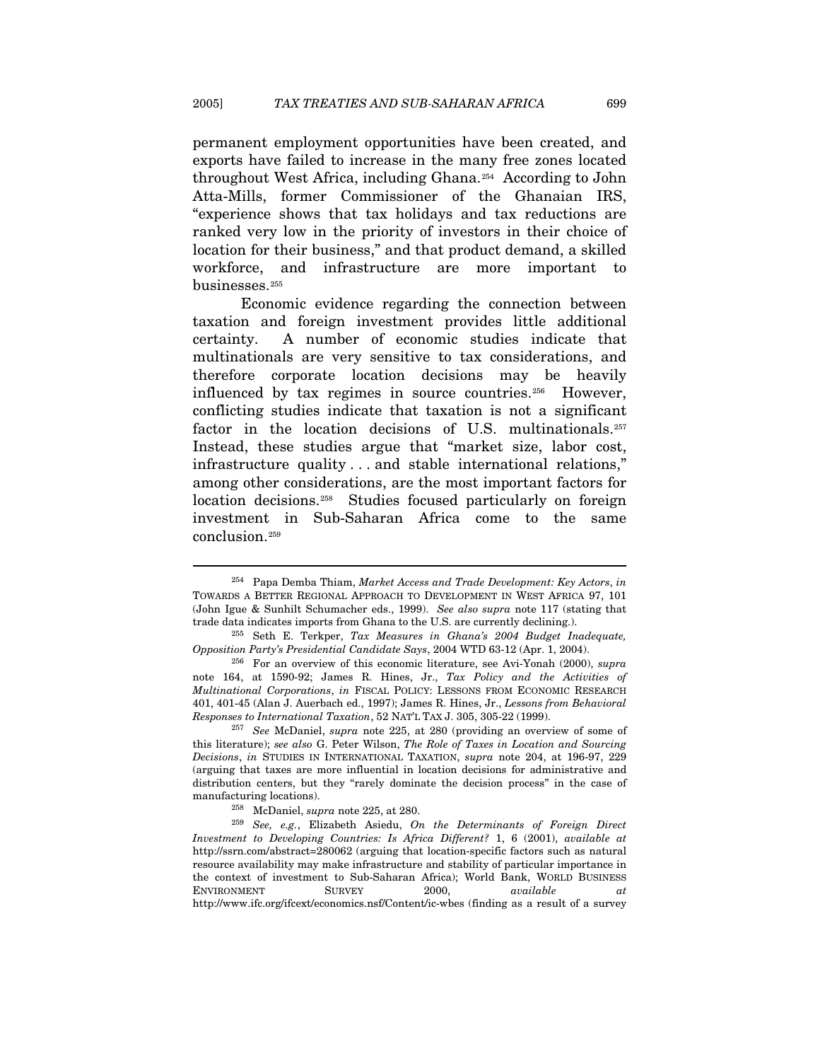permanent employment opportunities have been created, and exports have failed to increase in the many free zones located throughout West Africa, including Ghana.[254] According to John Atta-Mills, former Commissioner of the Ghanaian IRS, "experience shows that tax holidays and tax reductions are ranked very low in the priority of investors in their choice of location for their business," and that product demand, a skilled workforce, and infrastructure are more important to businesses.[255]

Economic evidence regarding the connection between taxation and foreign investment provides little additional certainty. A number of economic studies indicate that multinationals are very sensitive to tax considerations, and therefore corporate location decisions may be heavily influenced by tax regimes in source countries.[256] However, conflicting studies indicate that taxation is not a significant factor in the location decisions of U.S. multinationals.[257] Instead, these studies argue that "market size, labor cost, infrastructure quality . . . and stable international relations," among other considerations, are the most important factors for location decisions.[258] Studies focused particularly on foreign investment in Sub-Saharan Africa come to the same conclusion.[259]

---

[254] Papa Demba Thiam, *Market Access and Trade Development: Key Actors*, *in* TOWARDS A BETTER REGIONAL APPROACH TO DEVELOPMENT IN WEST AFRICA 97, 101 (John Igue & Sunhilt Schumacher eds., 1999). *See also supra* note 117 (stating that trade data indicates imports from Ghana to the U.S. are currently declining.).

[255] Seth E. Terkper, *Tax Measures in Ghana's 2004 Budget Inadequate, Opposition Party's Presidential Candidate Says*, 2004 WTD 63-12 (Apr. 1, 2004).

[256] For an overview of this economic literature, see Avi-Yonah (2000), *supra* note 164, at 1590-92; James R. Hines, Jr., *Tax Policy and the Activities of Multinational Corporations*, *in* FISCAL POLICY: LESSONS FROM ECONOMIC RESEARCH 401, 401-45 (Alan J. Auerbach ed., 1997); James R. Hines, Jr., *Lessons from Behavioral Responses to International Taxation*, 52 NAT'L TAX J. 305, 305-22 (1999).

[257] *See* McDaniel, *supra* note 225, at 280 (providing an overview of some of this literature); *see also* G. Peter Wilson, *The Role of Taxes in Location and Sourcing Decisions*, *in* STUDIES IN INTERNATIONAL TAXATION, *supra* note 204, at 196-97, 229 (arguing that taxes are more influential in location decisions for administrative and distribution centers, but they "rarely dominate the decision process" in the case of manufacturing locations).

[258] McDaniel, *supra* note 225, at 280.

[259] *See, e.g.*, Elizabeth Asiedu, *On the Determinants of Foreign Direct Investment to Developing Countries: Is Africa Different?* 1, 6 (2001), *available at* http://ssrn.com/abstract=280062 (arguing that location-specific factors such as natural resource availability may make infrastructure and stability of particular importance in the context of investment to Sub-Saharan Africa); World Bank, WORLD BUSINESS ENVIRONMENT SURVEY 2000, *available at* http://www.ifc.org/ifcext/economics.nsf/Content/ic-wbes (finding as a result of a survey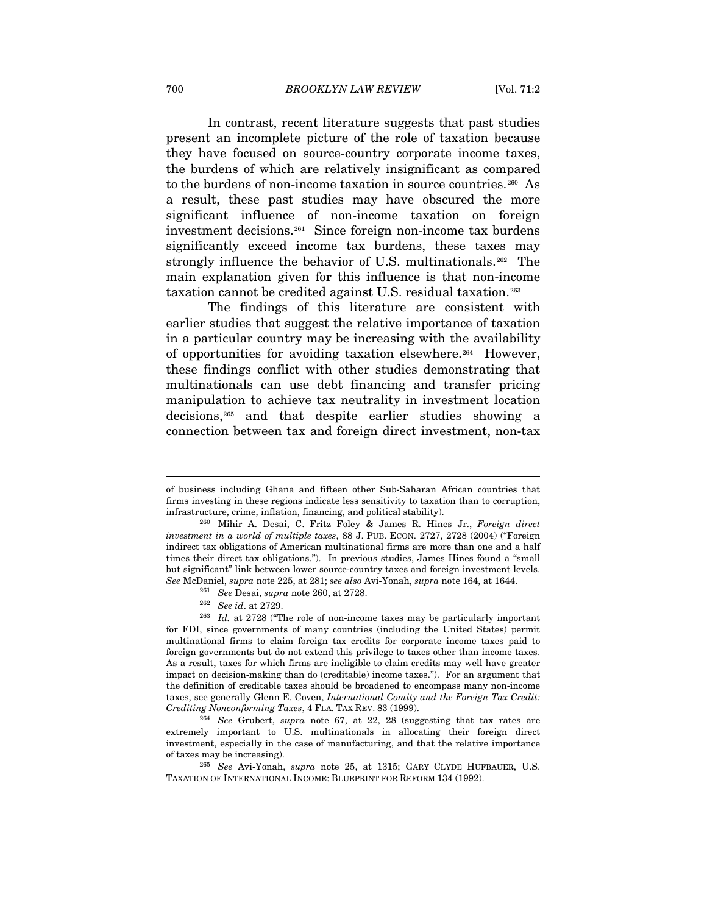In contrast, recent literature suggests that past studies present an incomplete picture of the role of taxation because they have focused on source-country corporate income taxes, the burdens of which are relatively insignificant as compared to the burdens of non-income taxation in source countries.[260] As a result, these past studies may have obscured the more significant influence of non-income taxation on foreign investment decisions.[261] Since foreign non-income tax burdens significantly exceed income tax burdens, these taxes may strongly influence the behavior of U.S. multinationals.[262] The main explanation given for this influence is that non-income taxation cannot be credited against U.S. residual taxation.[263]

The findings of this literature are consistent with earlier studies that suggest the relative importance of taxation in a particular country may be increasing with the availability of opportunities for avoiding taxation elsewhere.[264] However, these findings conflict with other studies demonstrating that multinationals can use debt financing and transfer pricing manipulation to achieve tax neutrality in investment location decisions,[265] and that despite earlier studies showing a connection between tax and foreign direct investment, non-tax

---

of business including Ghana and fifteen other Sub-Saharan African countries that firms investing in these regions indicate less sensitivity to taxation than to corruption, infrastructure, crime, inflation, financing, and political stability).

[260] Mihir A. Desai, C. Fritz Foley & James R. Hines Jr., *Foreign direct investment in a world of multiple taxes*, 88 J. PUB. ECON. 2727, 2728 (2004) ("Foreign indirect tax obligations of American multinational firms are more than one and a half times their direct tax obligations."). In previous studies, James Hines found a "small but significant" link between lower source-country taxes and foreign investment levels. *See* McDaniel, *supra* note 225, at 281; *see also* Avi-Yonah, *supra* note 164, at 1644.

[261] *See* Desai, *supra* note 260, at 2728.

[262] *See id*. at 2729.

[263] *Id.* at 2728 ("The role of non-income taxes may be particularly important for FDI, since governments of many countries (including the United States) permit multinational firms to claim foreign tax credits for corporate income taxes paid to foreign governments but do not extend this privilege to taxes other than income taxes. As a result, taxes for which firms are ineligible to claim credits may well have greater impact on decision-making than do (creditable) income taxes."). For an argument that the definition of creditable taxes should be broadened to encompass many non-income taxes, see generally Glenn E. Coven, *International Comity and the Foreign Tax Credit: Crediting Nonconforming Taxes*, 4 FLA. TAX REV. 83 (1999).

[264] *See* Grubert, *supra* note 67, at 22, 28 (suggesting that tax rates are extremely important to U.S. multinationals in allocating their foreign direct investment, especially in the case of manufacturing, and that the relative importance of taxes may be increasing).

[265] *See* Avi-Yonah, *supra* note 25, at 1315; GARY CLYDE HUFBAUER, U.S. TAXATION OF INTERNATIONAL INCOME: BLUEPRINT FOR REFORM 134 (1992).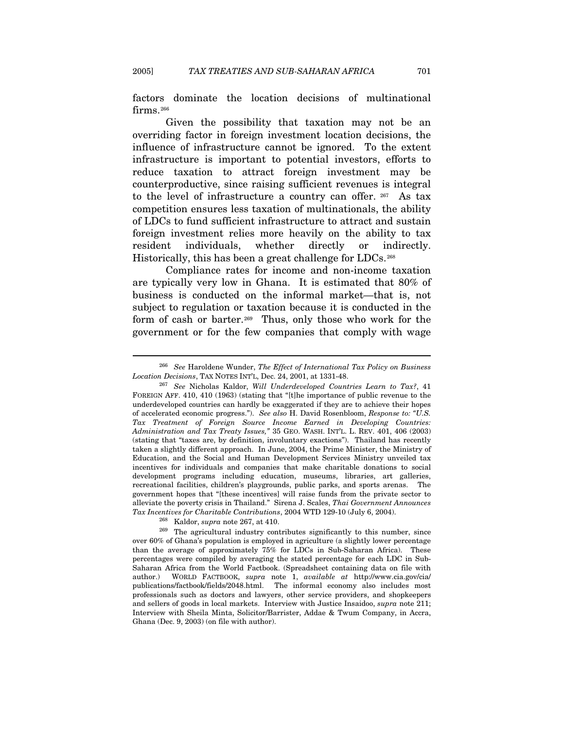factors dominate the location decisions of multinational firms.[266]

Given the possibility that taxation may not be an overriding factor in foreign investment location decisions, the influence of infrastructure cannot be ignored. To the extent infrastructure is important to potential investors, efforts to reduce taxation to attract foreign investment may be counterproductive, since raising sufficient revenues is integral to the level of infrastructure a country can offer.[267] As tax competition ensures less taxation of multinationals, the ability of LDCs to fund sufficient infrastructure to attract and sustain foreign investment relies more heavily on the ability to tax resident individuals, whether directly or indirectly. Historically, this has been a great challenge for LDCs.[268]

Compliance rates for income and non-income taxation are typically very low in Ghana. It is estimated that 80% of business is conducted on the informal market—that is, not subject to regulation or taxation because it is conducted in the form of cash or barter.[269] Thus, only those who work for the government or for the few companies that comply with wage

---

[266] *See* Haroldene Wunder, *The Effect of International Tax Policy on Business Location Decisions*, TAX NOTES INT'L, Dec. 24, 2001, at 1331-48.

[267] *See* Nicholas Kaldor, *Will Underdeveloped Countries Learn to Tax?*, 41 FOREIGN AFF. 410, 410 (1963) (stating that "[t]he importance of public revenue to the underdeveloped countries can hardly be exaggerated if they are to achieve their hopes of accelerated economic progress."). *See also* H. David Rosenbloom, *Response to: "U.S. Tax Treatment of Foreign Source Income Earned in Developing Countries: Administration and Tax Treaty Issues,"* 35 GEO. WASH. INT'L. L. REV. 401, 406 (2003) (stating that "taxes are, by definition, involuntary exactions"). Thailand has recently taken a slightly different approach. In June, 2004, the Prime Minister, the Ministry of Education, and the Social and Human Development Services Ministry unveiled tax incentives for individuals and companies that make charitable donations to social development programs including education, museums, libraries, art galleries, recreational facilities, children's playgrounds, public parks, and sports arenas. The government hopes that "[these incentives] will raise funds from the private sector to alleviate the poverty crisis in Thailand." Sirena J. Scales, *Thai Government Announces Tax Incentives for Charitable Contributions*, 2004 WTD 129-10 (July 6, 2004).

[268] Kaldor, *supra* note 267, at 410.

[269] The agricultural industry contributes significantly to this number, since over 60% of Ghana's population is employed in agriculture (a slightly lower percentage than the average of approximately 75% for LDCs in Sub-Saharan Africa). These percentages were compiled by averaging the stated percentage for each LDC in Sub-Saharan Africa from the World Factbook. (Spreadsheet containing data on file with author.) WORLD FACTBOOK, *supra* note 1, *available at* http://www.cia.gov/cia/publications/factbook/fields/2048.html. The informal economy also includes most professionals such as doctors and lawyers, other service providers, and shopkeepers and sellers of goods in local markets. Interview with Justice Insaidoo, *supra* note 211; Interview with Sheila Minta, Solicitor/Barrister, Addae & Twum Company, in Accra, Ghana (Dec. 9, 2003) (on file with author).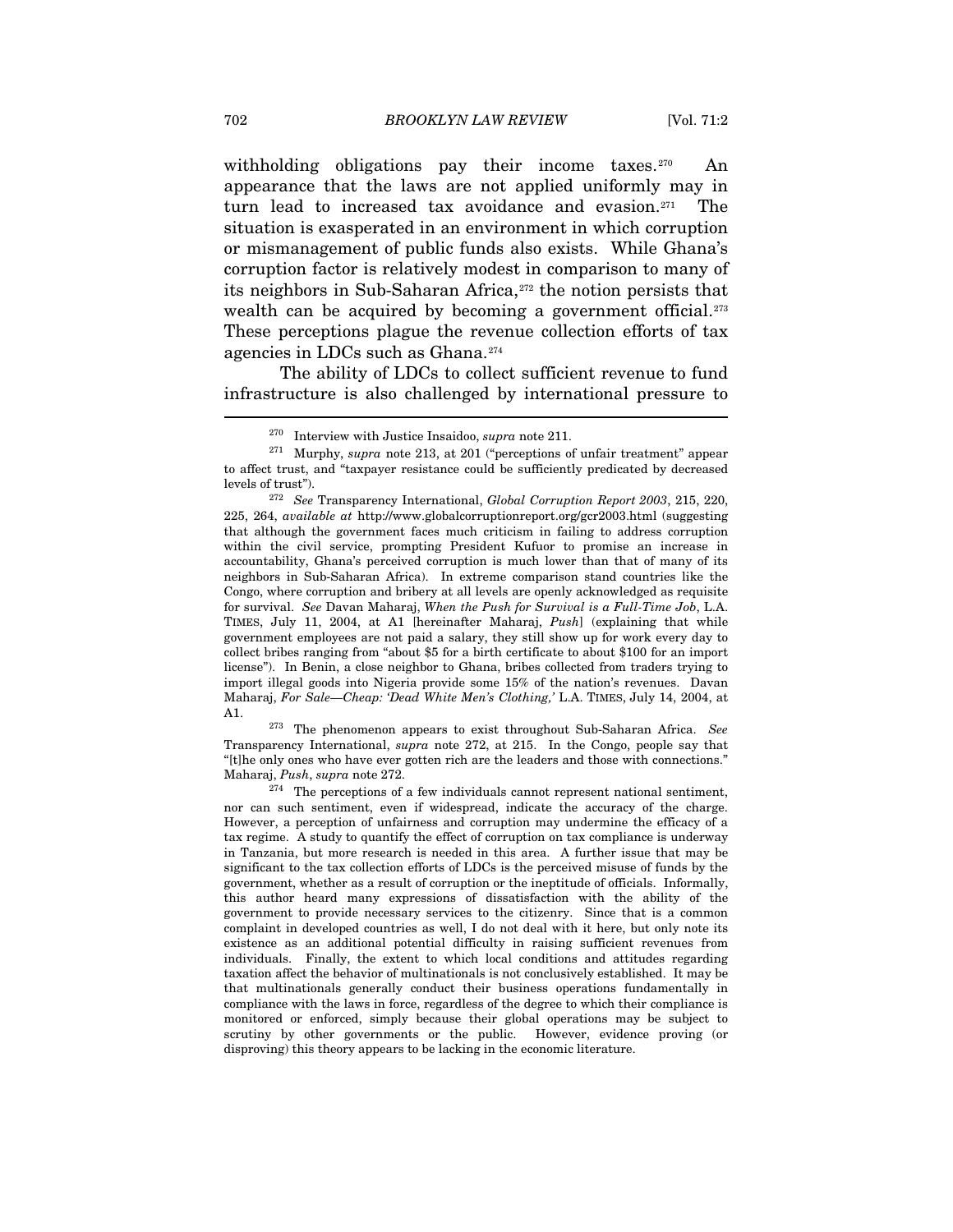withholding obligations pay their income taxes.[270] An appearance that the laws are not applied uniformly may in turn lead to increased tax avoidance and evasion.[271] The situation is exasperated in an environment in which corruption or mismanagement of public funds also exists. While Ghana's corruption factor is relatively modest in comparison to many of its neighbors in Sub-Saharan Africa,[272] the notion persists that wealth can be acquired by becoming a government official.[273] These perceptions plague the revenue collection efforts of tax agencies in LDCs such as Ghana.[274]

The ability of LDCs to collect sufficient revenue to fund infrastructure is also challenged by international pressure to

---

[270] Interview with Justice Insaidoo, *supra* note 211.

[271] Murphy, *supra* note 213, at 201 ("perceptions of unfair treatment" appear to affect trust, and "taxpayer resistance could be sufficiently predicated by decreased levels of trust").

[272] *See* Transparency International, *Global Corruption Report 2003*, 215, 220, 225, 264, *available at* http://www.globalcorruptionreport.org/gcr2003.html (suggesting that although the government faces much criticism in failing to address corruption within the civil service, prompting President Kufuor to promise an increase in accountability, Ghana's perceived corruption is much lower than that of many of its neighbors in Sub-Saharan Africa). In extreme comparison stand countries like the Congo, where corruption and bribery at all levels are openly acknowledged as requisite for survival. *See* Davan Maharaj, *When the Push for Survival is a Full-Time Job*, L.A. TIMES, July 11, 2004, at A1 [hereinafter Maharaj, *Push*] (explaining that while government employees are not paid a salary, they still show up for work every day to collect bribes ranging from "about $5 for a birth certificate to about $100 for an import license"). In Benin, a close neighbor to Ghana, bribes collected from traders trying to import illegal goods into Nigeria provide some 15% of the nation's revenues. Davan Maharaj, *For Sale—Cheap: 'Dead White Men's Clothing,'* L.A. TIMES, July 14, 2004, at A1.

[273] The phenomenon appears to exist throughout Sub-Saharan Africa. *See* Transparency International, *supra* note 272, at 215. In the Congo, people say that "[t]he only ones who have ever gotten rich are the leaders and those with connections." Maharaj, *Push*, *supra* note 272.

[274] The perceptions of a few individuals cannot represent national sentiment, nor can such sentiment, even if widespread, indicate the accuracy of the charge. However, a perception of unfairness and corruption may undermine the efficacy of a tax regime. A study to quantify the effect of corruption on tax compliance is underway in Tanzania, but more research is needed in this area. A further issue that may be significant to the tax collection efforts of LDCs is the perceived misuse of funds by the government, whether as a result of corruption or the ineptitude of officials. Informally, this author heard many expressions of dissatisfaction with the ability of the government to provide necessary services to the citizenry. Since that is a common complaint in developed countries as well, I do not deal with it here, but only note its existence as an additional potential difficulty in raising sufficient revenues from individuals. Finally, the extent to which local conditions and attitudes regarding taxation affect the behavior of multinationals is not conclusively established. It may be that multinationals generally conduct their business operations fundamentally in compliance with the laws in force, regardless of the degree to which their compliance is monitored or enforced, simply because their global operations may be subject to scrutiny by other governments or the public. However, evidence proving (or disproving) this theory appears to be lacking in the economic literature.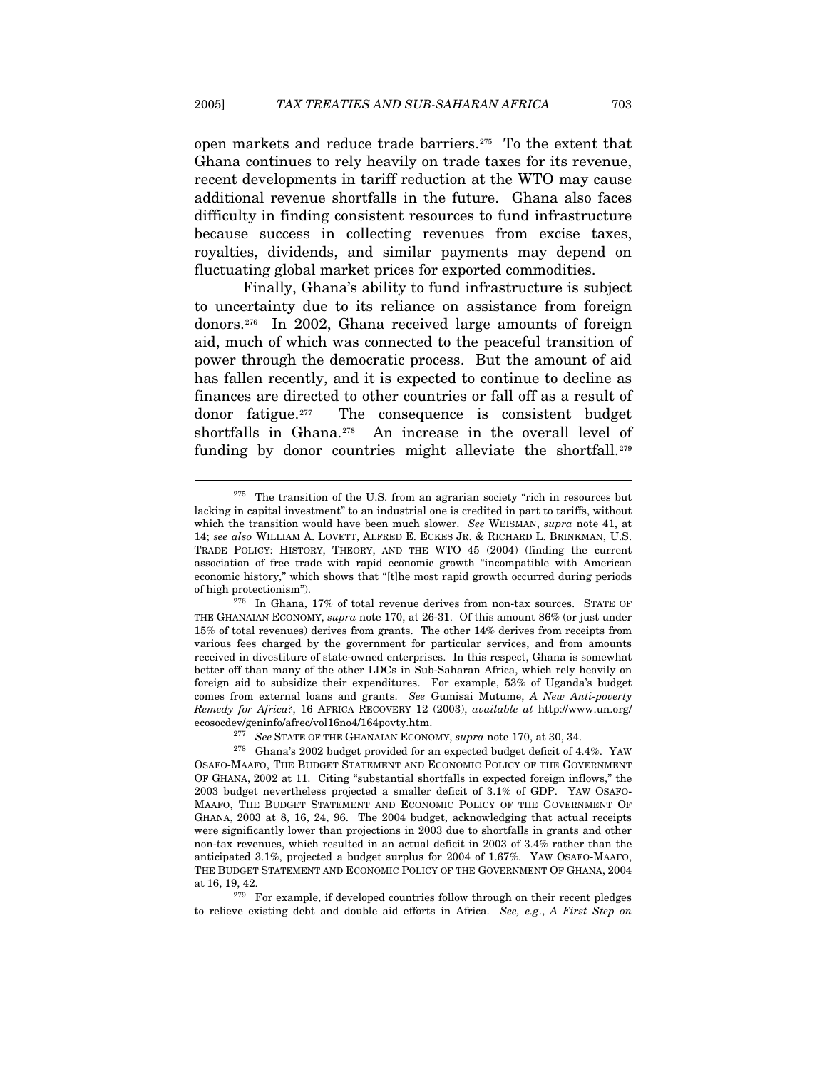open markets and reduce trade barriers.[275] To the extent that Ghana continues to rely heavily on trade taxes for its revenue, recent developments in tariff reduction at the WTO may cause additional revenue shortfalls in the future. Ghana also faces difficulty in finding consistent resources to fund infrastructure because success in collecting revenues from excise taxes, royalties, dividends, and similar payments may depend on fluctuating global market prices for exported commodities.

Finally, Ghana's ability to fund infrastructure is subject to uncertainty due to its reliance on assistance from foreign donors.[276] In 2002, Ghana received large amounts of foreign aid, much of which was connected to the peaceful transition of power through the democratic process. But the amount of aid has fallen recently, and it is expected to continue to decline as finances are directed to other countries or fall off as a result of donor fatigue.[277] The consequence is consistent budget shortfalls in Ghana.[278] An increase in the overall level of funding by donor countries might alleviate the shortfall.[279]

---

[275] The transition of the U.S. from an agrarian society "rich in resources but lacking in capital investment" to an industrial one is credited in part to tariffs, without which the transition would have been much slower. *See* WEISMAN, *supra* note 41, at 14; *see also* WILLIAM A. LOVETT, ALFRED E. ECKES JR. & RICHARD L. BRINKMAN, U.S. TRADE POLICY: HISTORY, THEORY, AND THE WTO 45 (2004) (finding the current association of free trade with rapid economic growth "incompatible with American economic history," which shows that "[t]he most rapid growth occurred during periods of high protectionism").

[276] In Ghana, 17% of total revenue derives from non-tax sources. STATE OF THE GHANAIAN ECONOMY, *supra* note 170, at 26-31. Of this amount 86% (or just under 15% of total revenues) derives from grants. The other 14% derives from receipts from various fees charged by the government for particular services, and from amounts received in divestiture of state-owned enterprises. In this respect, Ghana is somewhat better off than many of the other LDCs in Sub-Saharan Africa, which rely heavily on foreign aid to subsidize their expenditures. For example, 53% of Uganda's budget comes from external loans and grants. *See* Gumisai Mutume, *A New Anti-poverty Remedy for Africa?*, 16 AFRICA RECOVERY 12 (2003), *available at* http://www.un.org/ecosocdev/geninfo/afrec/vol16no4/164povty.htm.

[277] *See* STATE OF THE GHANAIAN ECONOMY, *supra* note 170, at 30, 34.

[278] Ghana's 2002 budget provided for an expected budget deficit of 4.4%. YAW OSAFO-MAAFO, THE BUDGET STATEMENT AND ECONOMIC POLICY OF THE GOVERNMENT OF GHANA, 2002 at 11. Citing "substantial shortfalls in expected foreign inflows," the 2003 budget nevertheless projected a smaller deficit of 3.1% of GDP. YAW OSAFO-MAAFO, THE BUDGET STATEMENT AND ECONOMIC POLICY OF THE GOVERNMENT OF GHANA, 2003 at 8, 16, 24, 96. The 2004 budget, acknowledging that actual receipts were significantly lower than projections in 2003 due to shortfalls in grants and other non-tax revenues, which resulted in an actual deficit in 2003 of 3.4% rather than the anticipated 3.1%, projected a budget surplus for 2004 of 1.67%. YAW OSAFO-MAAFO, THE BUDGET STATEMENT AND ECONOMIC POLICY OF THE GOVERNMENT OF GHANA, 2004 at 16, 19, 42.

[279] For example, if developed countries follow through on their recent pledges to relieve existing debt and double aid efforts in Africa. *See, e.g.*, *A First Step on*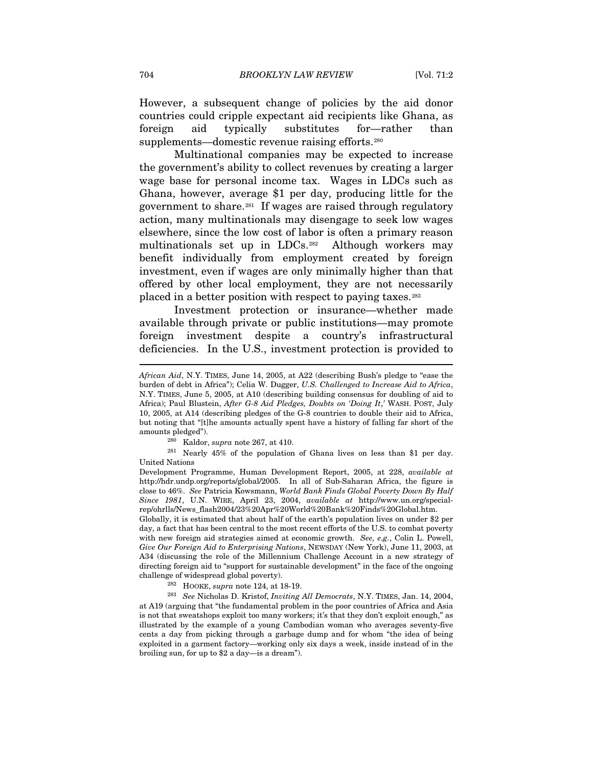However, a subsequent change of policies by the aid donor countries could cripple expectant aid recipients like Ghana, as foreign aid typically substitutes for—rather than supplements—domestic revenue raising efforts.[280]

Multinational companies may be expected to increase the government's ability to collect revenues by creating a larger wage base for personal income tax. Wages in LDCs such as Ghana, however, average $1 per day, producing little for the government to share.[281] If wages are raised through regulatory action, many multinationals may disengage to seek low wages elsewhere, since the low cost of labor is often a primary reason multinationals set up in LDCs.[282] Although workers may benefit individually from employment created by foreign investment, even if wages are only minimally higher than that offered by other local employment, they are not necessarily placed in a better position with respect to paying taxes.[283]

Investment protection or insurance—whether made available through private or public institutions—may promote foreign investment despite a country's infrastructural deficiencies. In the U.S., investment protection is provided to

---

*African Aid*, N.Y. TIMES, June 14, 2005, at A22 (describing Bush's pledge to "ease the burden of debt in Africa"); Celia W. Dugger, *U.S. Challenged to Increase Aid to Africa*, N.Y. TIMES, June 5, 2005, at A10 (describing building consensus for doubling of aid to Africa); Paul Blustein, *After G-8 Aid Pledges, Doubts on 'Doing It,'* WASH. POST, July 10, 2005, at A14 (describing pledges of the G-8 countries to double their aid to Africa, but noting that "[t]he amounts actually spent have a history of falling far short of the amounts pledged").

[280] Kaldor, *supra* note 267, at 410.

[281] Nearly 45% of the population of Ghana lives on less than $1 per day. United Nations Development Programme, Human Development Report, 2005, at 228, *available at* http://hdr.undp.org/reports/global/2005. In all of Sub-Saharan Africa, the figure is close to 46%. *See* Patricia Kowsmann, *World Bank Finds Global Poverty Down By Half Since 1981*, U.N. WIRE, April 23, 2004, *available at* http://www.un.org/special-rep/ohrlls/News_flash2004/23%20Apr%20World%20Bank%20Finds%20Global.htm. Globally, it is estimated that about half of the earth's population lives on under $2 per day, a fact that has been central to the most recent efforts of the U.S. to combat poverty with new foreign aid strategies aimed at economic growth. *See, e.g.*, Colin L. Powell, *Give Our Foreign Aid to Enterprising Nations*, NEWSDAY (New York), June 11, 2003, at A34 (discussing the role of the Millennium Challenge Account in a new strategy of directing foreign aid to "support for sustainable development" in the face of the ongoing challenge of widespread global poverty).

[282] HOOKE, *supra* note 124, at 18-19.

[283] *See* Nicholas D. Kristof, *Inviting All Democrats*, N.Y. TIMES, Jan. 14, 2004, at A19 (arguing that "the fundamental problem in the poor countries of Africa and Asia is not that sweatshops exploit too many workers; it's that they don't exploit enough," as illustrated by the example of a young Cambodian woman who averages seventy-five cents a day from picking through a garbage dump and for whom "the idea of being exploited in a garment factory—working only six days a week, inside instead of in the broiling sun, for up to $2 a day—is a dream").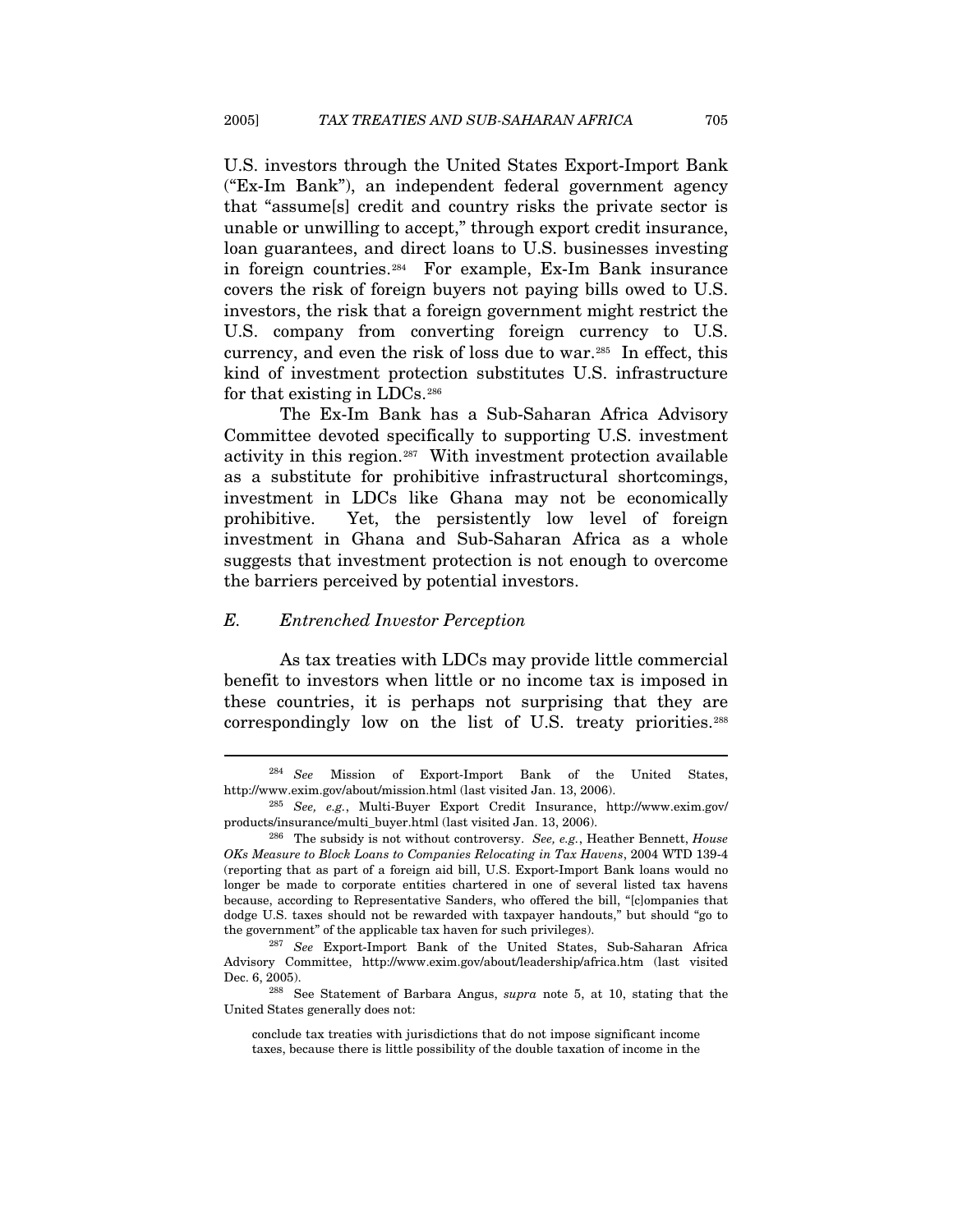U.S. investors through the United States Export-Import Bank ("Ex-Im Bank"), an independent federal government agency that "assume[s] credit and country risks the private sector is unable or unwilling to accept," through export credit insurance, loan guarantees, and direct loans to U.S. businesses investing in foreign countries.[284] For example, Ex-Im Bank insurance covers the risk of foreign buyers not paying bills owed to U.S. investors, the risk that a foreign government might restrict the U.S. company from converting foreign currency to U.S. currency, and even the risk of loss due to war.[285] In effect, this kind of investment protection substitutes U.S. infrastructure for that existing in LDCs.[286]

The Ex-Im Bank has a Sub-Saharan Africa Advisory Committee devoted specifically to supporting U.S. investment activity in this region.[287] With investment protection available as a substitute for prohibitive infrastructural shortcomings, investment in LDCs like Ghana may not be economically prohibitive. Yet, the persistently low level of foreign investment in Ghana and Sub-Saharan Africa as a whole suggests that investment protection is not enough to overcome the barriers perceived by potential investors.

### *E. Entrenched Investor Perception*

As tax treaties with LDCs may provide little commercial benefit to investors when little or no income tax is imposed in these countries, it is perhaps not surprising that they are correspondingly low on the list of U.S. treaty priorities.[288]

---

[284] *See* Mission of Export-Import Bank of the United States, http://www.exim.gov/about/mission.html (last visited Jan. 13, 2006).

[285] *See, e.g.*, Multi-Buyer Export Credit Insurance, http://www.exim.gov/products/insurance/multi_buyer.html (last visited Jan. 13, 2006).

[286] The subsidy is not without controversy. *See, e.g.*, Heather Bennett, *House OKs Measure to Block Loans to Companies Relocating in Tax Havens*, 2004 WTD 139-4 (reporting that as part of a foreign aid bill, U.S. Export-Import Bank loans would no longer be made to corporate entities chartered in one of several listed tax havens because, according to Representative Sanders, who offered the bill, "[c]ompanies that dodge U.S. taxes should not be rewarded with taxpayer handouts," but should "go to the government" of the applicable tax haven for such privileges).

[287] *See* Export-Import Bank of the United States, Sub-Saharan Africa Advisory Committee, http://www.exim.gov/about/leadership/africa.htm (last visited Dec. 6, 2005).

[288] See Statement of Barbara Angus, *supra* note 5, at 10, stating that the United States generally does not:

> conclude tax treaties with jurisdictions that do not impose significant income taxes, because there is little possibility of the double taxation of income in the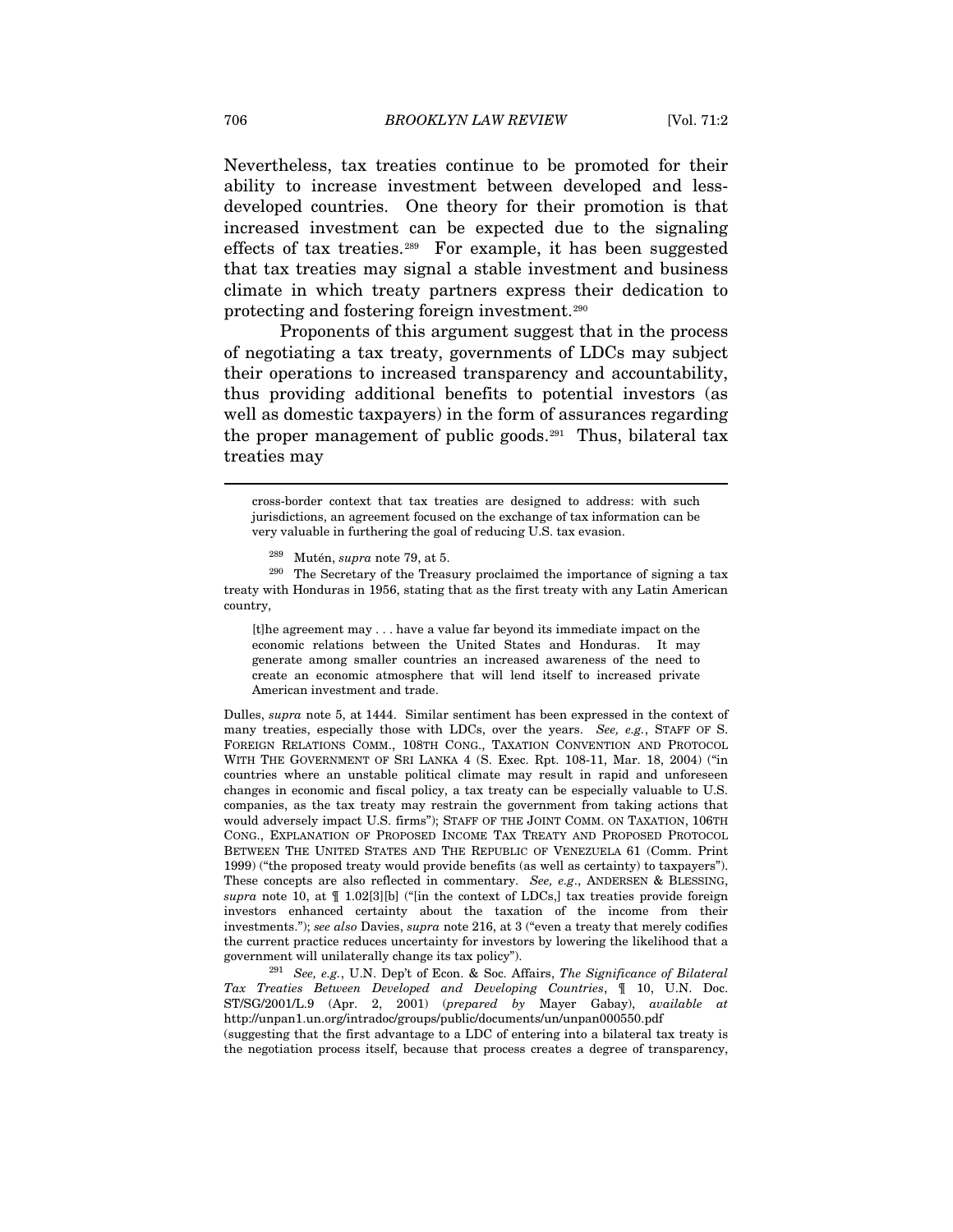Nevertheless, tax treaties continue to be promoted for their ability to increase investment between developed and less-developed countries. One theory for their promotion is that increased investment can be expected due to the signaling effects of tax treaties.[289] For example, it has been suggested that tax treaties may signal a stable investment and business climate in which treaty partners express their dedication to protecting and fostering foreign investment.[290]

Proponents of this argument suggest that in the process of negotiating a tax treaty, governments of LDCs may subject their operations to increased transparency and accountability, thus providing additional benefits to potential investors (as well as domestic taxpayers) in the form of assurances regarding the proper management of public goods.[291] Thus, bilateral tax treaties may

---

cross-border context that tax treaties are designed to address: with such jurisdictions, an agreement focused on the exchange of tax information can be very valuable in furthering the goal of reducing U.S. tax evasion.

[289] Mutén, *supra* note 79, at 5.

[290] The Secretary of the Treasury proclaimed the importance of signing a tax treaty with Honduras in 1956, stating that as the first treaty with any Latin American country,

> [t]he agreement may . . . have a value far beyond its immediate impact on the economic relations between the United States and Honduras. It may generate among smaller countries an increased awareness of the need to create an economic atmosphere that will lend itself to increased private American investment and trade.

Dulles, *supra* note 5, at 1444. Similar sentiment has been expressed in the context of many treaties, especially those with LDCs, over the years. *See, e.g.*, STAFF OF S. FOREIGN RELATIONS COMM., 108TH CONG., TAXATION CONVENTION AND PROTOCOL WITH THE GOVERNMENT OF SRI LANKA 4 (S. Exec. Rpt. 108-11, Mar. 18, 2004) ("in countries where an unstable political climate may result in rapid and unforeseen changes in economic and fiscal policy, a tax treaty can be especially valuable to U.S. companies, as the tax treaty may restrain the government from taking actions that would adversely impact U.S. firms"); STAFF OF THE JOINT COMM. ON TAXATION, 106TH CONG., EXPLANATION OF PROPOSED INCOME TAX TREATY AND PROPOSED PROTOCOL BETWEEN THE UNITED STATES AND THE REPUBLIC OF VENEZUELA 61 (Comm. Print 1999) ("the proposed treaty would provide benefits (as well as certainty) to taxpayers"). These concepts are also reflected in commentary. *See, e.g.*, ANDERSEN & BLESSING, *supra* note 10, at ¶ 1.02[3][b] ("[in the context of LDCs,] tax treaties provide foreign investors enhanced certainty about the taxation of the income from their investments."); *see also* Davies, *supra* note 216, at 3 ("even a treaty that merely codifies the current practice reduces uncertainty for investors by lowering the likelihood that a government will unilaterally change its tax policy").

[291] *See, e.g.*, U.N. Dep't of Econ. & Soc. Affairs, *The Significance of Bilateral Tax Treaties Between Developed and Developing Countries*, ¶ 10, U.N. Doc. ST/SG/2001/L.9 (Apr. 2, 2001) (*prepared by* Mayer Gabay), *available at* http://unpan1.un.org/intradoc/groups/public/documents/un/unpan000550.pdf (suggesting that the first advantage to a LDC of entering into a bilateral tax treaty is the negotiation process itself, because that process creates a degree of transparency,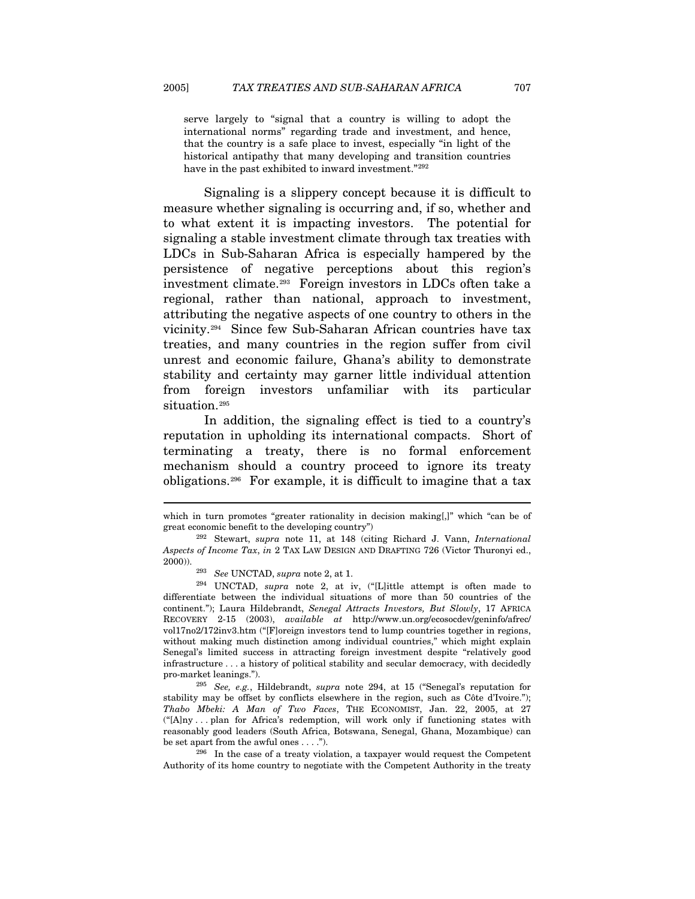serve largely to "signal that a country is willing to adopt the international norms" regarding trade and investment, and hence, that the country is a safe place to invest, especially "in light of the historical antipathy that many developing and transition countries have in the past exhibited to inward investment."[292]

Signaling is a slippery concept because it is difficult to measure whether signaling is occurring and, if so, whether and to what extent it is impacting investors. The potential for signaling a stable investment climate through tax treaties with LDCs in Sub-Saharan Africa is especially hampered by the persistence of negative perceptions about this region's investment climate.[293] Foreign investors in LDCs often take a regional, rather than national, approach to investment, attributing the negative aspects of one country to others in the vicinity.[294] Since few Sub-Saharan African countries have tax treaties, and many countries in the region suffer from civil unrest and economic failure, Ghana's ability to demonstrate stability and certainty may garner little individual attention from foreign investors unfamiliar with its particular situation.[295]

In addition, the signaling effect is tied to a country's reputation in upholding its international compacts. Short of terminating a treaty, there is no formal enforcement mechanism should a country proceed to ignore its treaty obligations.[296] For example, it is difficult to imagine that a tax

---

which in turn promotes "greater rationality in decision making[,]" which "can be of great economic benefit to the developing country")

[292] Stewart, *supra* note 11, at 148 (citing Richard J. Vann, *International Aspects of Income Tax*, *in* 2 TAX LAW DESIGN AND DRAFTING 726 (Victor Thuronyi ed., 2000)).

[293] *See* UNCTAD, *supra* note 2, at 1.

[294] UNCTAD, *supra* note 2, at iv, ("[L]ittle attempt is often made to differentiate between the individual situations of more than 50 countries of the continent."); Laura Hildebrandt, *Senegal Attracts Investors, But Slowly*, 17 AFRICA RECOVERY 2-15 (2003), *available at* http://www.un.org/ecosocdev/geninfo/afrec/vol17no2/172inv3.htm ("[F]oreign investors tend to lump countries together in regions, without making much distinction among individual countries," which might explain Senegal's limited success in attracting foreign investment despite "relatively good infrastructure . . . a history of political stability and secular democracy, with decidedly pro-market leanings.").

[295] *See, e.g.*, Hildebrandt, *supra* note 294, at 15 ("Senegal's reputation for stability may be offset by conflicts elsewhere in the region, such as Côte d'Ivoire."); *Thabo Mbeki: A Man of Two Faces*, THE ECONOMIST, Jan. 22, 2005, at 27 ("[A]ny . . . plan for Africa's redemption, will work only if functioning states with reasonably good leaders (South Africa, Botswana, Senegal, Ghana, Mozambique) can be set apart from the awful ones . . . .").

[296] In the case of a treaty violation, a taxpayer would request the Competent Authority of its home country to negotiate with the Competent Authority in the treaty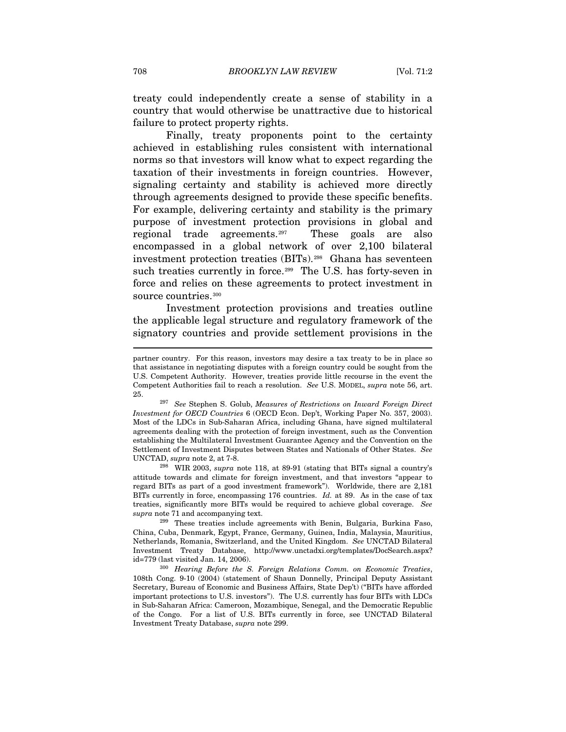treaty could independently create a sense of stability in a country that would otherwise be unattractive due to historical failure to protect property rights.

Finally, treaty proponents point to the certainty achieved in establishing rules consistent with international norms so that investors will know what to expect regarding the taxation of their investments in foreign countries. However, signaling certainty and stability is achieved more directly through agreements designed to provide these specific benefits. For example, delivering certainty and stability is the primary purpose of investment protection provisions in global and regional trade agreements.[297] These goals are also encompassed in a global network of over 2,100 bilateral investment protection treaties (BITs).[298] Ghana has seventeen such treaties currently in force.[299] The U.S. has forty-seven in force and relies on these agreements to protect investment in source countries.[300]

Investment protection provisions and treaties outline the applicable legal structure and regulatory framework of the signatory countries and provide settlement provisions in the

---

partner country. For this reason, investors may desire a tax treaty to be in place so that assistance in negotiating disputes with a foreign country could be sought from the U.S. Competent Authority. However, treaties provide little recourse in the event the Competent Authorities fail to reach a resolution. *See* U.S. MODEL, *supra* note 56, art. 25.

[297] *See* Stephen S. Golub, *Measures of Restrictions on Inward Foreign Direct Investment for OECD Countries* 6 (OECD Econ. Dep't, Working Paper No. 357, 2003). Most of the LDCs in Sub-Saharan Africa, including Ghana, have signed multilateral agreements dealing with the protection of foreign investment, such as the Convention establishing the Multilateral Investment Guarantee Agency and the Convention on the Settlement of Investment Disputes between States and Nationals of Other States. *See* UNCTAD, *supra* note 2, at 7-8.

[298] WIR 2003, *supra* note 118, at 89-91 (stating that BITs signal a country's attitude towards and climate for foreign investment, and that investors "appear to regard BITs as part of a good investment framework"). Worldwide, there are 2,181 BITs currently in force, encompassing 176 countries. *Id.* at 89. As in the case of tax treaties, significantly more BITs would be required to achieve global coverage. *See supra* note 71 and accompanying text.

[299] These treaties include agreements with Benin, Bulgaria, Burkina Faso, China, Cuba, Denmark, Egypt, France, Germany, Guinea, India, Malaysia, Mauritius, Netherlands, Romania, Switzerland, and the United Kingdom. *See* UNCTAD Bilateral Investment Treaty Database, http://www.unctadxi.org/templates/DocSearch.aspx?id=779 (last visited Jan. 14, 2006).

[300] *Hearing Before the S. Foreign Relations Comm. on Economic Treaties*, 108th Cong. 9-10 (2004) (statement of Shaun Donnelly, Principal Deputy Assistant Secretary, Bureau of Economic and Business Affairs, State Dep't) ("BITs have afforded important protections to U.S. investors"). The U.S. currently has four BITs with LDCs in Sub-Saharan Africa: Cameroon, Mozambique, Senegal, and the Democratic Republic of the Congo. For a list of U.S. BITs currently in force, see UNCTAD Bilateral Investment Treaty Database, *supra* note 299.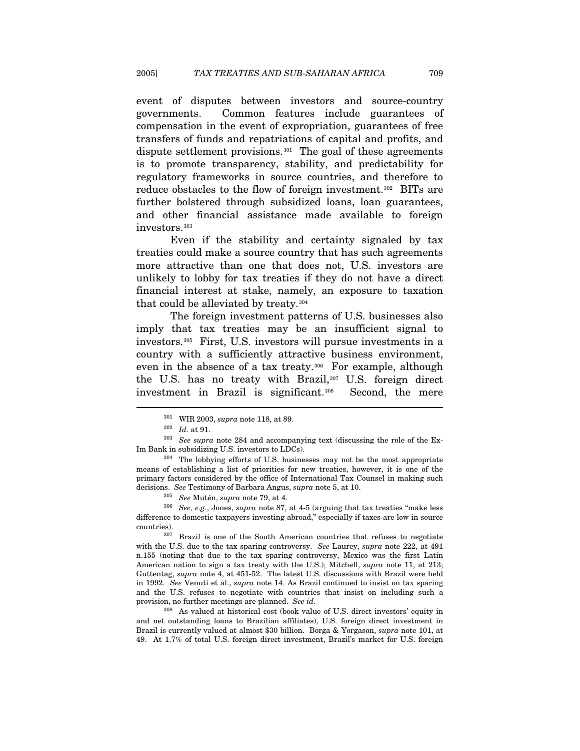event of disputes between investors and source-country governments. Common features include guarantees of compensation in the event of expropriation, guarantees of free transfers of funds and repatriations of capital and profits, and dispute settlement provisions.[301] The goal of these agreements is to promote transparency, stability, and predictability for regulatory frameworks in source countries, and therefore to reduce obstacles to the flow of foreign investment.[302] BITs are further bolstered through subsidized loans, loan guarantees, and other financial assistance made available to foreign investors.[303]

Even if the stability and certainty signaled by tax treaties could make a source country that has such agreements more attractive than one that does not, U.S. investors are unlikely to lobby for tax treaties if they do not have a direct financial interest at stake, namely, an exposure to taxation that could be alleviated by treaty.[304]

The foreign investment patterns of U.S. businesses also imply that tax treaties may be an insufficient signal to investors.[305] First, U.S. investors will pursue investments in a country with a sufficiently attractive business environment, even in the absence of a tax treaty.[306] For example, although the U.S. has no treaty with Brazil,[307] U.S. foreign direct investment in Brazil is significant.[308] Second, the mere

---

[301] WIR 2003, *supra* note 118, at 89.

[302] *Id.* at 91.

[303] *See supra* note 284 and accompanying text (discussing the role of the Ex-Im Bank in subsidizing U.S. investors to LDCs).

[304] The lobbying efforts of U.S. businesses may not be the most appropriate means of establishing a list of priorities for new treaties, however, it is one of the primary factors considered by the office of International Tax Counsel in making such decisions. *See* Testimony of Barbara Angus, *supra* note 5, at 10.

[305] *See* Mutén, *supra* note 79, at 4.

[306] *See, e.g.*, Jones, *supra* note 87, at 4-5 (arguing that tax treaties "make less difference to domestic taxpayers investing abroad," especially if taxes are low in source countries).

[307] Brazil is one of the South American countries that refuses to negotiate with the U.S. due to the tax sparing controversy. *See* Laurey, *supra* note 222, at 491 n.155 (noting that due to the tax sparing controversy, Mexico was the first Latin American nation to sign a tax treaty with the U.S.); Mitchell, *supra* note 11, at 213; Guttentag, *supra* note 4, at 451-52. The latest U.S. discussions with Brazil were held in 1992. *See* Venuti et al., *supra* note 14. As Brazil continued to insist on tax sparing and the U.S. refuses to negotiate with countries that insist on including such a provision, no further meetings are planned. *See id.*

[308] As valued at historical cost (book value of U.S. direct investors' equity in and net outstanding loans to Brazilian affiliates), U.S. foreign direct investment in Brazil is currently valued at almost $30 billion. Borga & Yorgason, *supra* note 101, at 49. At 1.7% of total U.S. foreign direct investment, Brazil's market for U.S. foreign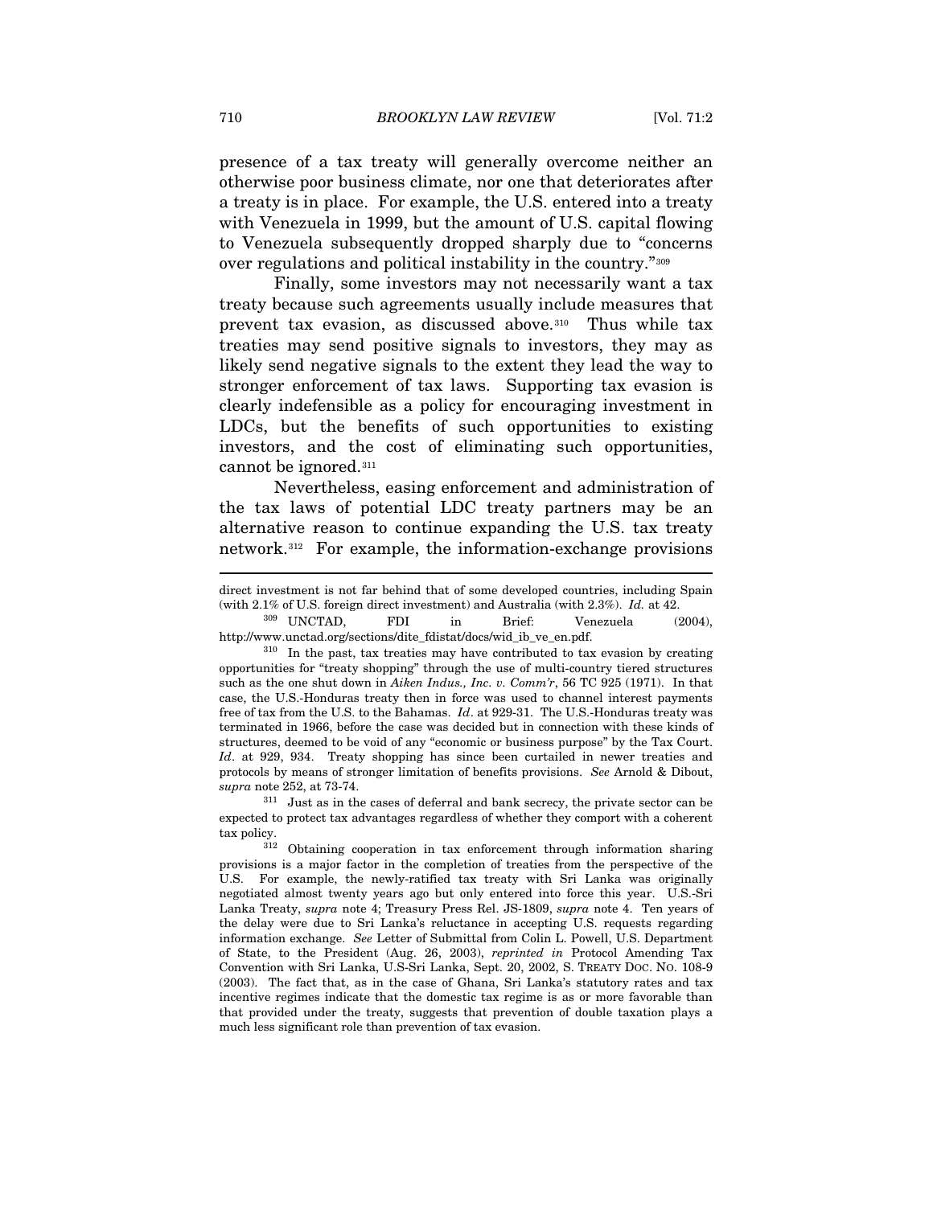presence of a tax treaty will generally overcome neither an otherwise poor business climate, nor one that deteriorates after a treaty is in place. For example, the U.S. entered into a treaty with Venezuela in 1999, but the amount of U.S. capital flowing to Venezuela subsequently dropped sharply due to "concerns over regulations and political instability in the country."[309]

Finally, some investors may not necessarily want a tax treaty because such agreements usually include measures that prevent tax evasion, as discussed above.[310] Thus while tax treaties may send positive signals to investors, they may as likely send negative signals to the extent they lead the way to stronger enforcement of tax laws. Supporting tax evasion is clearly indefensible as a policy for encouraging investment in LDCs, but the benefits of such opportunities to existing investors, and the cost of eliminating such opportunities, cannot be ignored.[311]

Nevertheless, easing enforcement and administration of the tax laws of potential LDC treaty partners may be an alternative reason to continue expanding the U.S. tax treaty network.[312] For example, the information-exchange provisions

---

direct investment is not far behind that of some developed countries, including Spain (with 2.1% of U.S. foreign direct investment) and Australia (with 2.3%). *Id.* at 42.

[309] UNCTAD, FDI in Brief: Venezuela (2004), http://www.unctad.org/sections/dite_fdistat/docs/wid_ib_ve_en.pdf.

[310] In the past, tax treaties may have contributed to tax evasion by creating opportunities for "treaty shopping" through the use of multi-country tiered structures such as the one shut down in *Aiken Indus., Inc. v. Comm'r*, 56 TC 925 (1971). In that case, the U.S.-Honduras treaty then in force was used to channel interest payments free of tax from the U.S. to the Bahamas. *Id*. at 929-31. The U.S.-Honduras treaty was terminated in 1966, before the case was decided but in connection with these kinds of structures, deemed to be void of any "economic or business purpose" by the Tax Court. *Id*. at 929, 934. Treaty shopping has since been curtailed in newer treaties and protocols by means of stronger limitation of benefits provisions. *See* Arnold & Dibout, *supra* note 252, at 73-74.

[311] Just as in the cases of deferral and bank secrecy, the private sector can be expected to protect tax advantages regardless of whether they comport with a coherent tax policy.

[312] Obtaining cooperation in tax enforcement through information sharing provisions is a major factor in the completion of treaties from the perspective of the U.S. For example, the newly-ratified tax treaty with Sri Lanka was originally negotiated almost twenty years ago but only entered into force this year. U.S.-Sri Lanka Treaty, *supra* note 4; Treasury Press Rel. JS-1809, *supra* note 4. Ten years of the delay were due to Sri Lanka's reluctance in accepting U.S. requests regarding information exchange. *See* Letter of Submittal from Colin L. Powell, U.S. Department of State, to the President (Aug. 26, 2003), *reprinted in* Protocol Amending Tax Convention with Sri Lanka, U.S-Sri Lanka, Sept. 20, 2002, S. TREATY DOC. NO. 108-9 (2003). The fact that, as in the case of Ghana, Sri Lanka's statutory rates and tax incentive regimes indicate that the domestic tax regime is as or more favorable than that provided under the treaty, suggests that prevention of double taxation plays a much less significant role than prevention of tax evasion.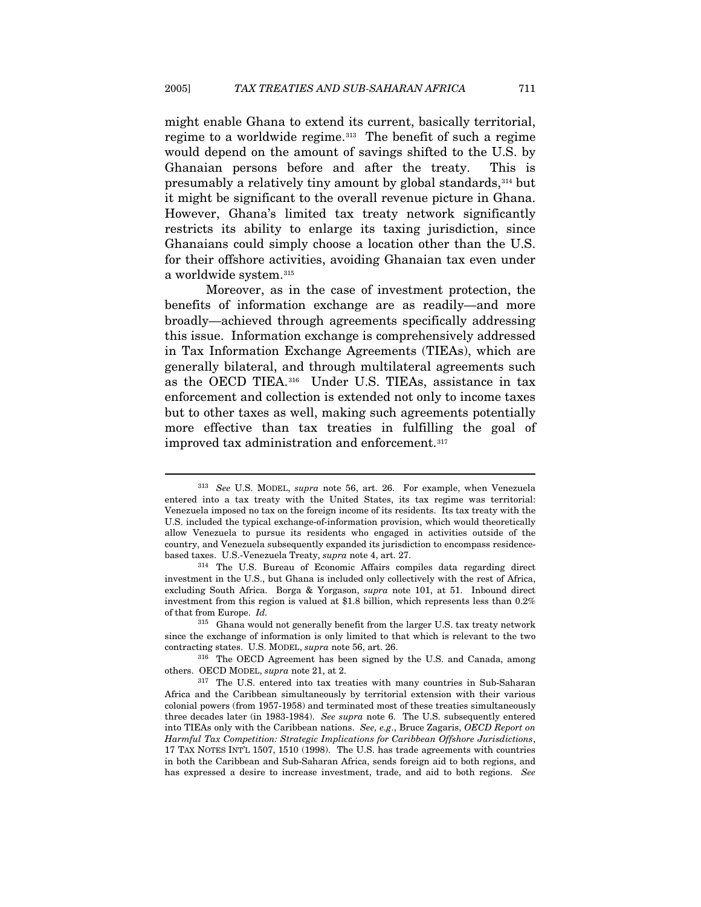might enable Ghana to extend its current, basically territorial, regime to a worldwide regime.[313] The benefit of such a regime would depend on the amount of savings shifted to the U.S. by Ghanaian persons before and after the treaty. This is presumably a relatively tiny amount by global standards,[314] but it might be significant to the overall revenue picture in Ghana. However, Ghana's limited tax treaty network significantly restricts its ability to enlarge its taxing jurisdiction, since Ghanaians could simply choose a location other than the U.S. for their offshore activities, avoiding Ghanaian tax even under a worldwide system.[315]

Moreover, as in the case of investment protection, the benefits of information exchange are as readily—and more broadly—achieved through agreements specifically addressing this issue. Information exchange is comprehensively addressed in Tax Information Exchange Agreements (TIEAs), which are generally bilateral, and through multilateral agreements such as the OECD TIEA.[316] Under U.S. TIEAs, assistance in tax enforcement and collection is extended not only to income taxes but to other taxes as well, making such agreements potentially more effective than tax treaties in fulfilling the goal of improved tax administration and enforcement.[317]

---

[313] *See* U.S. MODEL, *supra* note 56, art. 26. For example, when Venezuela entered into a tax treaty with the United States, its tax regime was territorial: Venezuela imposed no tax on the foreign income of its residents. Its tax treaty with the U.S. included the typical exchange-of-information provision, which would theoretically allow Venezuela to pursue its residents who engaged in activities outside of the country, and Venezuela subsequently expanded its jurisdiction to encompass residence-based taxes. U.S.-Venezuela Treaty, *supra* note 4, art. 27.

[314] The U.S. Bureau of Economic Affairs compiles data regarding direct investment in the U.S., but Ghana is included only collectively with the rest of Africa, excluding South Africa. Borga & Yorgason, *supra* note 101, at 51. Inbound direct investment from this region is valued at $1.8 billion, which represents less than 0.2% of that from Europe. *Id.*

[315] Ghana would not generally benefit from the larger U.S. tax treaty network since the exchange of information is only limited to that which is relevant to the two contracting states. U.S. MODEL, *supra* note 56, art. 26.

[316] The OECD Agreement has been signed by the U.S. and Canada, among others. OECD MODEL, *supra* note 21, at 2.

[317] The U.S. entered into tax treaties with many countries in Sub-Saharan Africa and the Caribbean simultaneously by territorial extension with their various colonial powers (from 1957-1958) and terminated most of these treaties simultaneously three decades later (in 1983-1984). *See supra* note 6. The U.S. subsequently entered into TIEAs only with the Caribbean nations. *See, e.g.*, Bruce Zagaris, *OECD Report on Harmful Tax Competition: Strategic Implications for Caribbean Offshore Jurisdictions*, 17 TAX NOTES INT'L 1507, 1510 (1998). The U.S. has trade agreements with countries in both the Caribbean and Sub-Saharan Africa, sends foreign aid to both regions, and has expressed a desire to increase investment, trade, and aid to both regions. *See*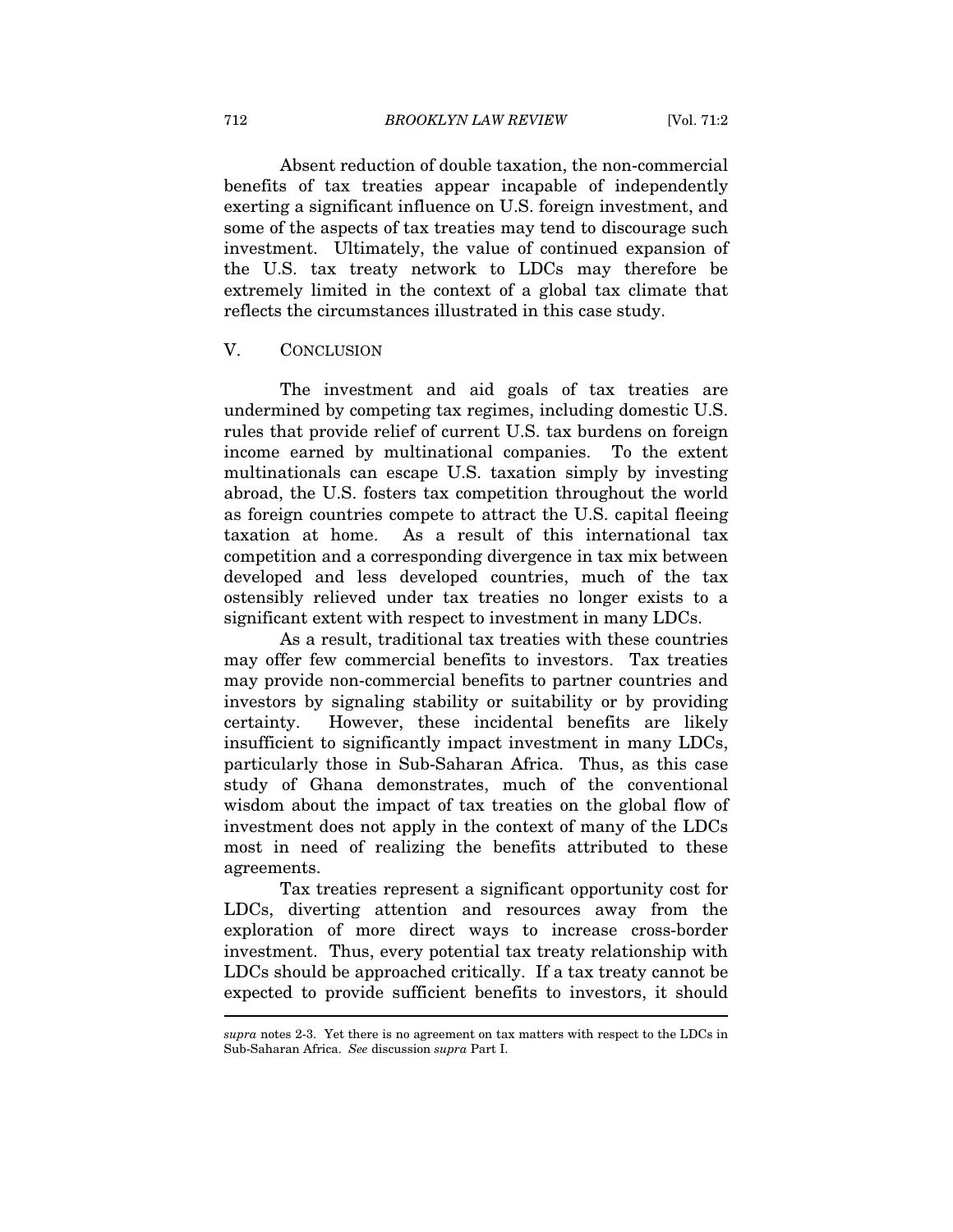Absent reduction of double taxation, the non-commercial benefits of tax treaties appear incapable of independently exerting a significant influence on U.S. foreign investment, and some of the aspects of tax treaties may tend to discourage such investment. Ultimately, the value of continued expansion of the U.S. tax treaty network to LDCs may therefore be extremely limited in the context of a global tax climate that reflects the circumstances illustrated in this case study.

## V. CONCLUSION

The investment and aid goals of tax treaties are undermined by competing tax regimes, including domestic U.S. rules that provide relief of current U.S. tax burdens on foreign income earned by multinational companies. To the extent multinationals can escape U.S. taxation simply by investing abroad, the U.S. fosters tax competition throughout the world as foreign countries compete to attract the U.S. capital fleeing taxation at home. As a result of this international tax competition and a corresponding divergence in tax mix between developed and less developed countries, much of the tax ostensibly relieved under tax treaties no longer exists to a significant extent with respect to investment in many LDCs.

As a result, traditional tax treaties with these countries may offer few commercial benefits to investors. Tax treaties may provide non-commercial benefits to partner countries and investors by signaling stability or suitability or by providing certainty. However, these incidental benefits are likely insufficient to significantly impact investment in many LDCs, particularly those in Sub-Saharan Africa. Thus, as this case study of Ghana demonstrates, much of the conventional wisdom about the impact of tax treaties on the global flow of investment does not apply in the context of many of the LDCs most in need of realizing the benefits attributed to these agreements.

Tax treaties represent a significant opportunity cost for LDCs, diverting attention and resources away from the exploration of more direct ways to increase cross-border investment. Thus, every potential tax treaty relationship with LDCs should be approached critically. If a tax treaty cannot be expected to provide sufficient benefits to investors, it should

---

*supra* notes 2-3. Yet there is no agreement on tax matters with respect to the LDCs in Sub-Saharan Africa. *See* discussion *supra* Part I.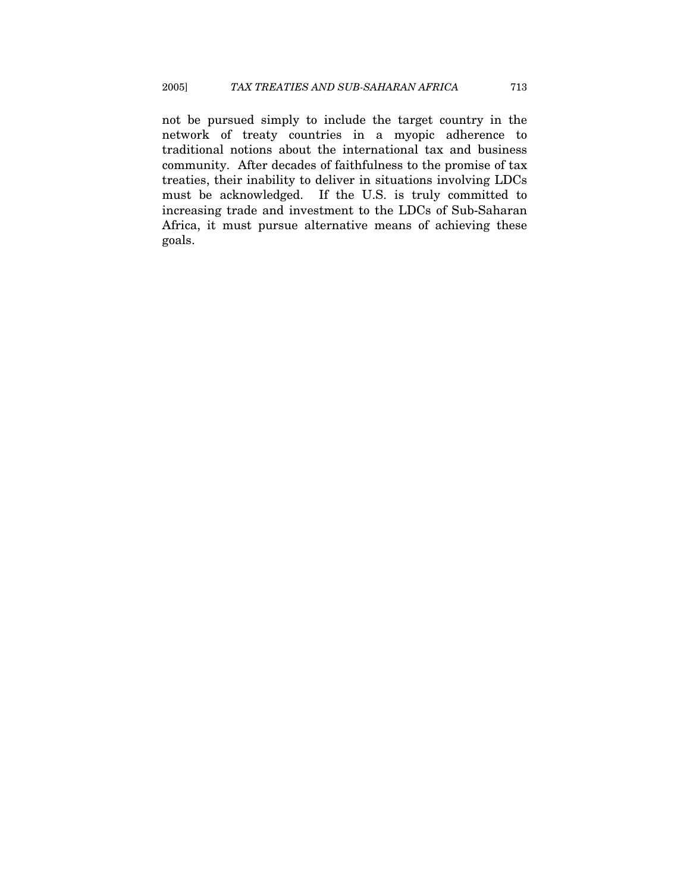not be pursued simply to include the target country in the network of treaty countries in a myopic adherence to traditional notions about the international tax and business community. After decades of faithfulness to the promise of tax treaties, their inability to deliver in situations involving LDCs must be acknowledged. If the U.S. is truly committed to increasing trade and investment to the LDCs of Sub-Saharan Africa, it must pursue alternative means of achieving these goals.